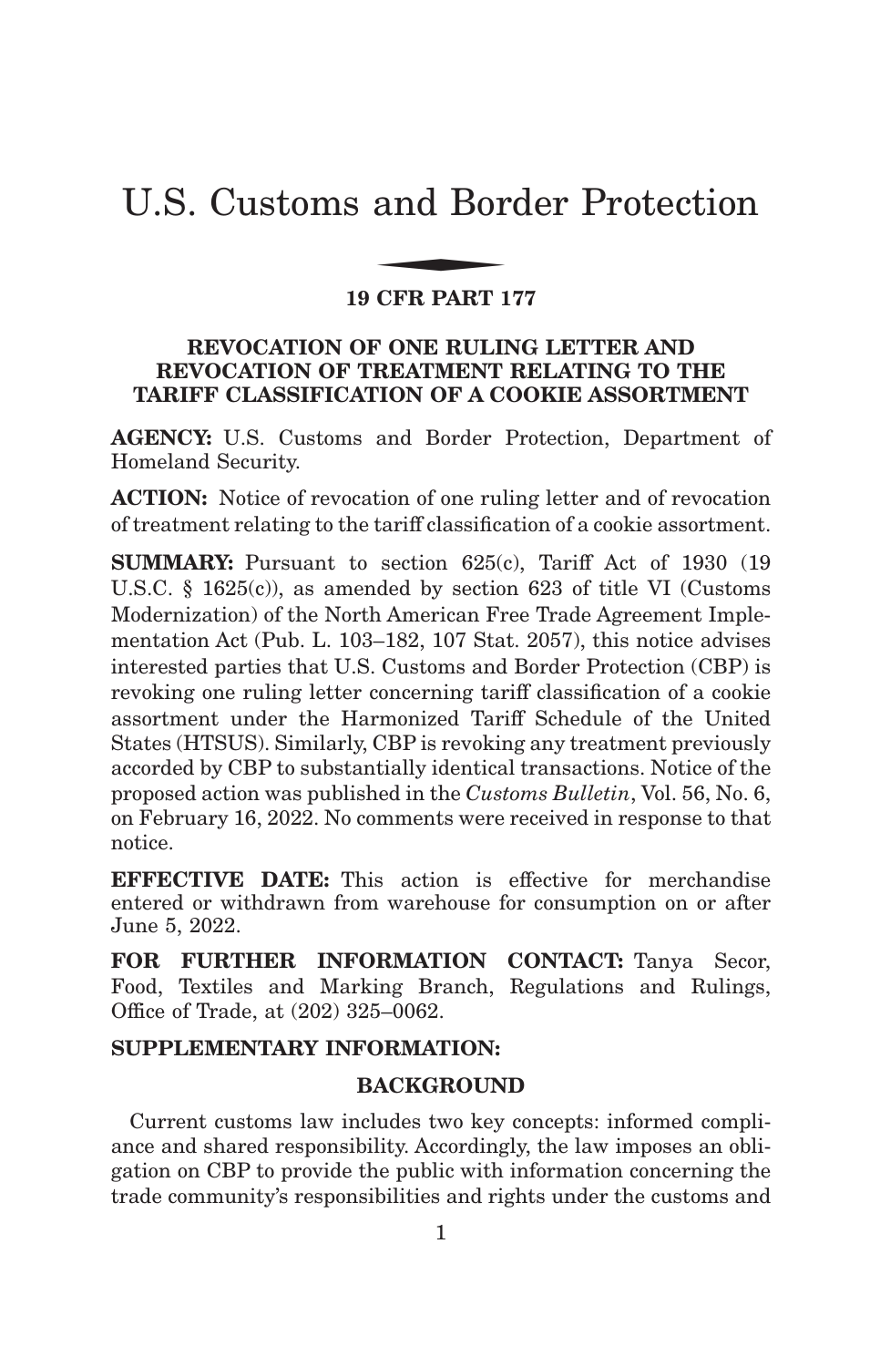# U.S. Customs and Border Protection

## 19 CFR PART 177

### REVOCATION OF ONE RULING LETTER AND REVOCATION OF TREATMENT RELATING TO THE TARIFF CLASSIFICATION OF A COOKIE ASSORTMENT

**AGENCY:** U.S. Customs and Border Protection, Department of Homeland Security.

**ACTION:** Notice of revocation of one ruling letter and of revocation of treatment relating to the tariff classification of a cookie assortment.

**SUMMARY:** Pursuant to section 625(c), Tariff Act of 1930 (19 U.S.C. § 1625(c)), as amended by section 623 of title VI (Customs Modernization) of the North American Free Trade Agreement Implementation Act (Pub. L. 103–182, 107 Stat. 2057), this notice advises interested parties that U.S. Customs and Border Protection (CBP) is revoking one ruling letter concerning tariff classification of a cookie assortment under the Harmonized Tariff Schedule of the United States (HTSUS). Similarly, CBP is revoking any treatment previously accorded by CBP to substantially identical transactions. Notice of the proposed action was published in the *Customs Bulletin*, Vol. 56, No. 6, on February 16, 2022. No comments were received in response to that notice.

**EFFECTIVE DATE:** This action is effective for merchandise entered or withdrawn from warehouse for consumption on or after June 5, 2022.

**FOR FURTHER INFORMATION CONTACT:** Tanya Secor, Food, Textiles and Marking Branch, Regulations and Rulings, Office of Trade, at (202) 325–0062.

**SUPPLEMENTARY INFORMATION:**

**BACKGROUND**

Current customs law includes two key concepts: informed compliance and shared responsibility. Accordingly, the law imposes an obligation on CBP to provide the public with information concerning the trade community's responsibilities and rights under the customs and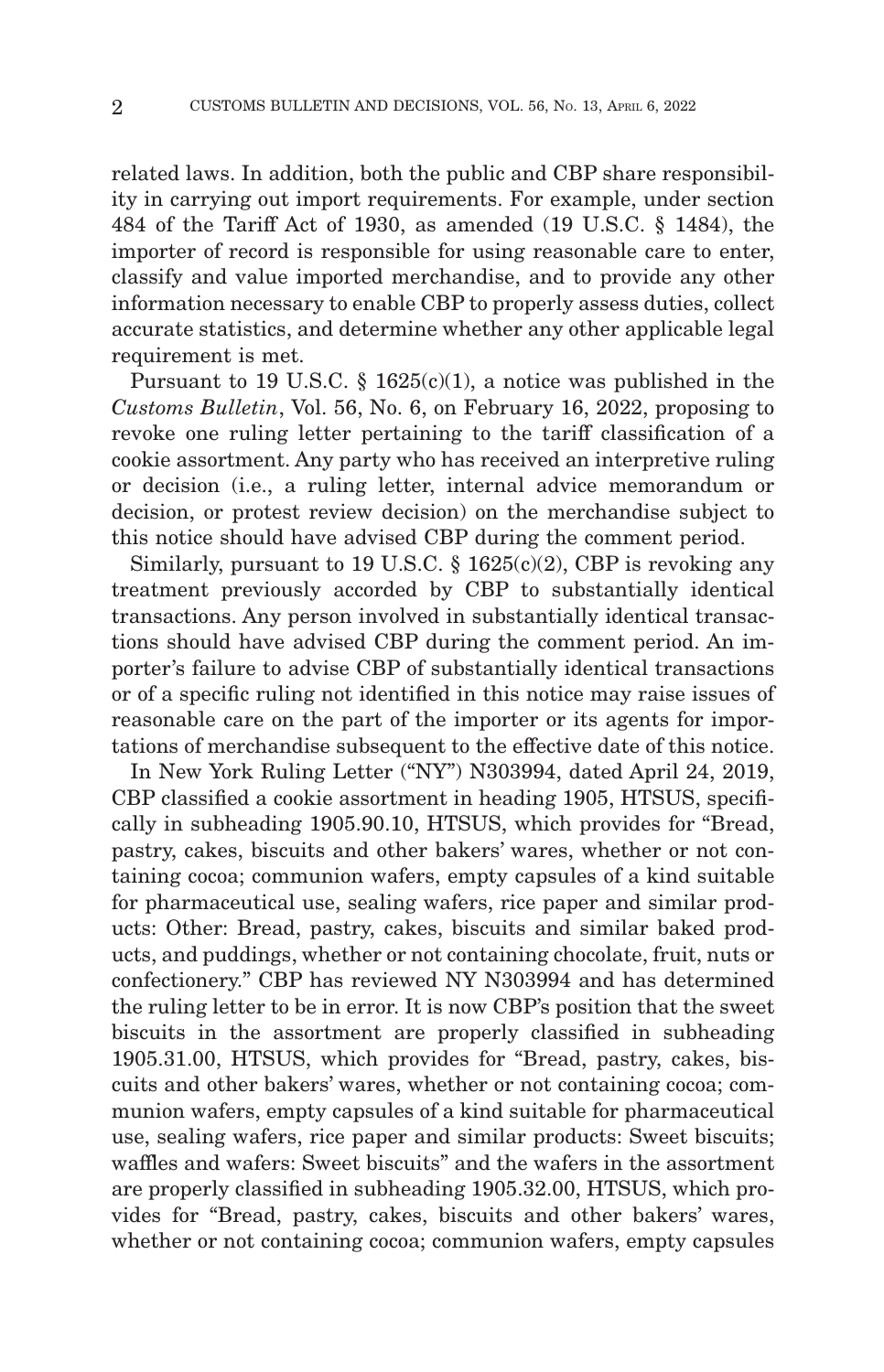related laws. In addition, both the public and CBP share responsibility in carrying out import requirements. For example, under section 484 of the Tariff Act of 1930, as amended (19 U.S.C. § 1484), the importer of record is responsible for using reasonable care to enter, classify and value imported merchandise, and to provide any other information necessary to enable CBP to properly assess duties, collect accurate statistics, and determine whether any other applicable legal requirement is met.

Pursuant to 19 U.S.C. § 1625(c)(1), a notice was published in the *Customs Bulletin*, Vol. 56, No. 6, on February 16, 2022, proposing to revoke one ruling letter pertaining to the tariff classification of a cookie assortment. Any party who has received an interpretive ruling or decision (i.e., a ruling letter, internal advice memorandum or decision, or protest review decision) on the merchandise subject to this notice should have advised CBP during the comment period.

Similarly, pursuant to 19 U.S.C. § 1625(c)(2), CBP is revoking any treatment previously accorded by CBP to substantially identical transactions. Any person involved in substantially identical transactions should have advised CBP during the comment period. An importer's failure to advise CBP of substantially identical transactions or of a specific ruling not identified in this notice may raise issues of reasonable care on the part of the importer or its agents for importations of merchandise subsequent to the effective date of this notice.

In New York Ruling Letter ("NY") N303994, dated April 24, 2019, CBP classified a cookie assortment in heading 1905, HTSUS, specifically in subheading 1905.90.10, HTSUS, which provides for "Bread, pastry, cakes, biscuits and other bakers' wares, whether or not containing cocoa; communion wafers, empty capsules of a kind suitable for pharmaceutical use, sealing wafers, rice paper and similar products: Other: Bread, pastry, cakes, biscuits and similar baked products, and puddings, whether or not containing chocolate, fruit, nuts or confectionery." CBP has reviewed NY N303994 and has determined the ruling letter to be in error. It is now CBP's position that the sweet biscuits in the assortment are properly classified in subheading 1905.31.00, HTSUS, which provides for "Bread, pastry, cakes, biscuits and other bakers' wares, whether or not containing cocoa; communion wafers, empty capsules of a kind suitable for pharmaceutical use, sealing wafers, rice paper and similar products: Sweet biscuits; waffles and wafers: Sweet biscuits" and the wafers in the assortment are properly classified in subheading 1905.32.00, HTSUS, which provides for "Bread, pastry, cakes, biscuits and other bakers' wares, whether or not containing cocoa; communion wafers, empty capsules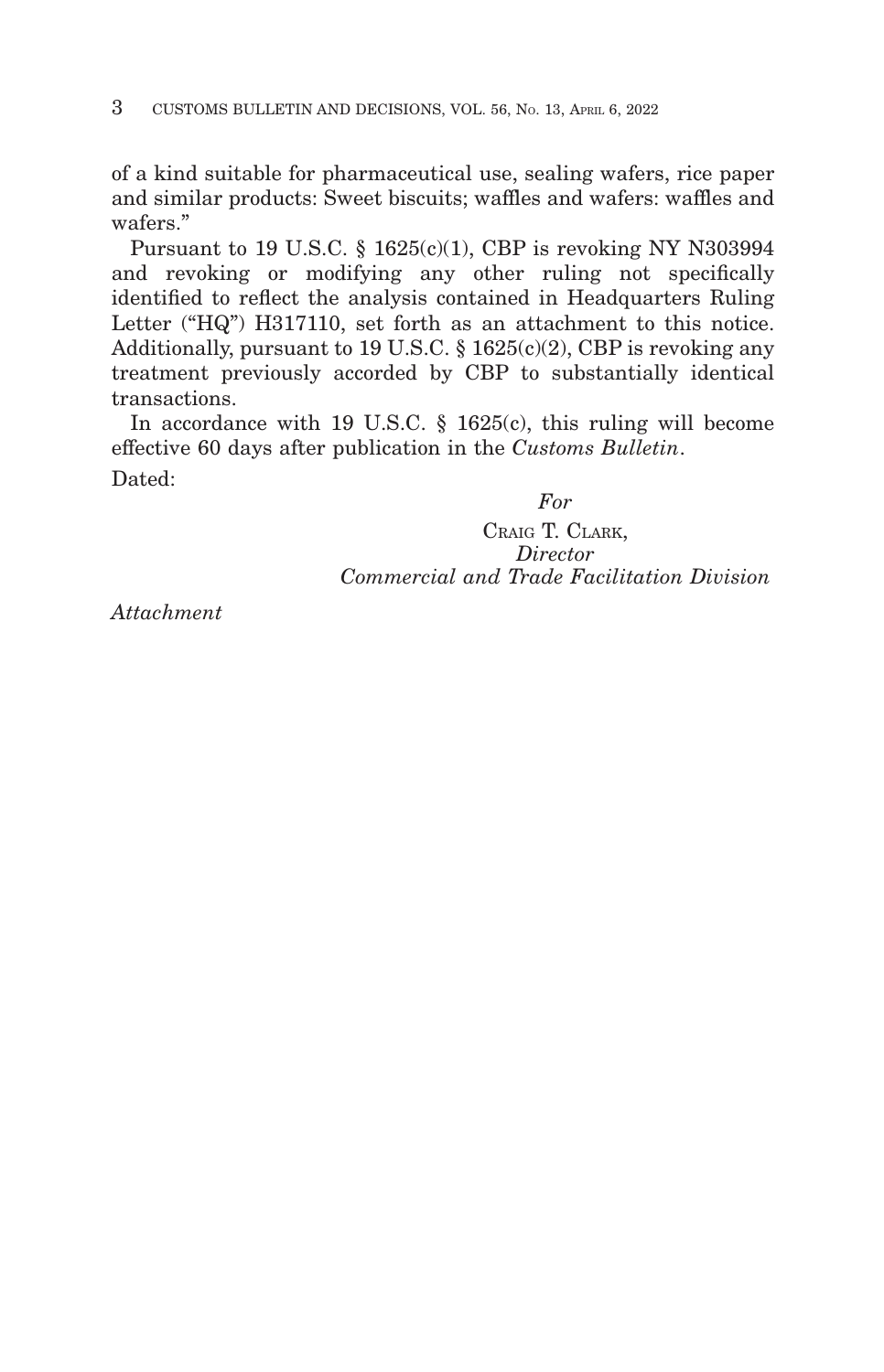of a kind suitable for pharmaceutical use, sealing wafers, rice paper and similar products: Sweet biscuits; waffles and wafers: waffles and wafers."

Pursuant to 19 U.S.C. § 1625(c)(1), CBP is revoking NY N303994 and revoking or modifying any other ruling not specifically identified to reflect the analysis contained in Headquarters Ruling Letter ("HQ") H317110, set forth as an attachment to this notice. Additionally, pursuant to 19 U.S.C. § 1625(c)(2), CBP is revoking any treatment previously accorded by CBP to substantially identical transactions.

In accordance with 19 U.S.C. § 1625(c), this ruling will become effective 60 days after publication in the *Customs Bulletin*.

Dated:

*For*

CRAIG T. CLARK,
*Director*
*Commercial and Trade Facilitation Division*

*Attachment*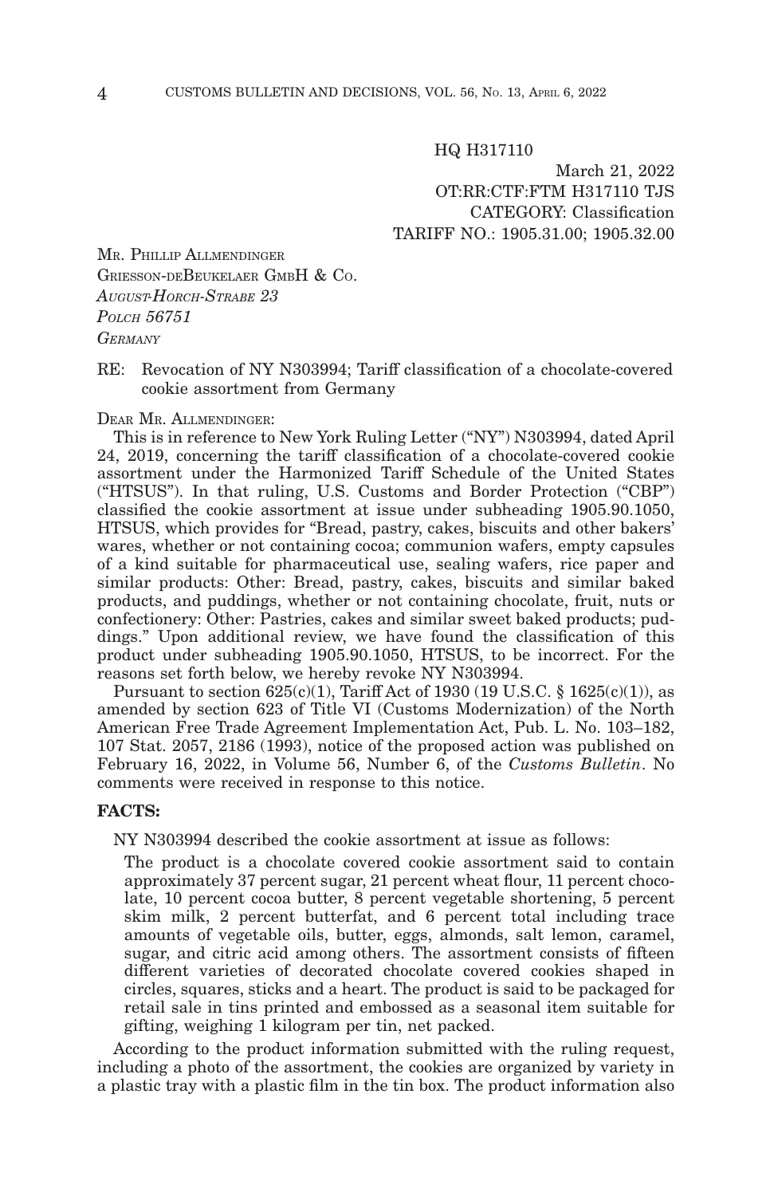HQ H317110

March 21, 2022

OT:RR:CTF:FTM H317110 TJS

CATEGORY: Classification

TARIFF NO.: 1905.31.00; 1905.32.00

MR. PHILLIP ALLMENDINGER
GRIESSON-DEBEUKELAER GMBH & CO.
*AUGUST-HORCH-STRABE 23*
*POLCH 56751*
*GERMANY*

RE: Revocation of NY N303994; Tariff classification of a chocolate-covered cookie assortment from Germany

DEAR MR. ALLMENDINGER:

This is in reference to New York Ruling Letter ("NY") N303994, dated April 24, 2019, concerning the tariff classification of a chocolate-covered cookie assortment under the Harmonized Tariff Schedule of the United States ("HTSUS"). In that ruling, U.S. Customs and Border Protection ("CBP") classified the cookie assortment at issue under subheading 1905.90.1050, HTSUS, which provides for "Bread, pastry, cakes, biscuits and other bakers' wares, whether or not containing cocoa; communion wafers, empty capsules of a kind suitable for pharmaceutical use, sealing wafers, rice paper and similar products: Other: Bread, pastry, cakes, biscuits and similar baked products, and puddings, whether or not containing chocolate, fruit, nuts or confectionery: Other: Pastries, cakes and similar sweet baked products; puddings." Upon additional review, we have found the classification of this product under subheading 1905.90.1050, HTSUS, to be incorrect. For the reasons set forth below, we hereby revoke NY N303994.

Pursuant to section 625(c)(1), Tariff Act of 1930 (19 U.S.C. § 1625(c)(1)), as amended by section 623 of Title VI (Customs Modernization) of the North American Free Trade Agreement Implementation Act, Pub. L. No. 103–182, 107 Stat. 2057, 2186 (1993), notice of the proposed action was published on February 16, 2022, in Volume 56, Number 6, of the *Customs Bulletin*. No comments were received in response to this notice.

**FACTS:**

NY N303994 described the cookie assortment at issue as follows:

> The product is a chocolate covered cookie assortment said to contain approximately 37 percent sugar, 21 percent wheat flour, 11 percent chocolate, 10 percent cocoa butter, 8 percent vegetable shortening, 5 percent skim milk, 2 percent butterfat, and 6 percent total including trace amounts of vegetable oils, butter, eggs, almonds, salt lemon, caramel, sugar, and citric acid among others. The assortment consists of fifteen different varieties of decorated chocolate covered cookies shaped in circles, squares, sticks and a heart. The product is said to be packaged for retail sale in tins printed and embossed as a seasonal item suitable for gifting, weighing 1 kilogram per tin, net packed.

According to the product information submitted with the ruling request, including a photo of the assortment, the cookies are organized by variety in a plastic tray with a plastic film in the tin box. The product information also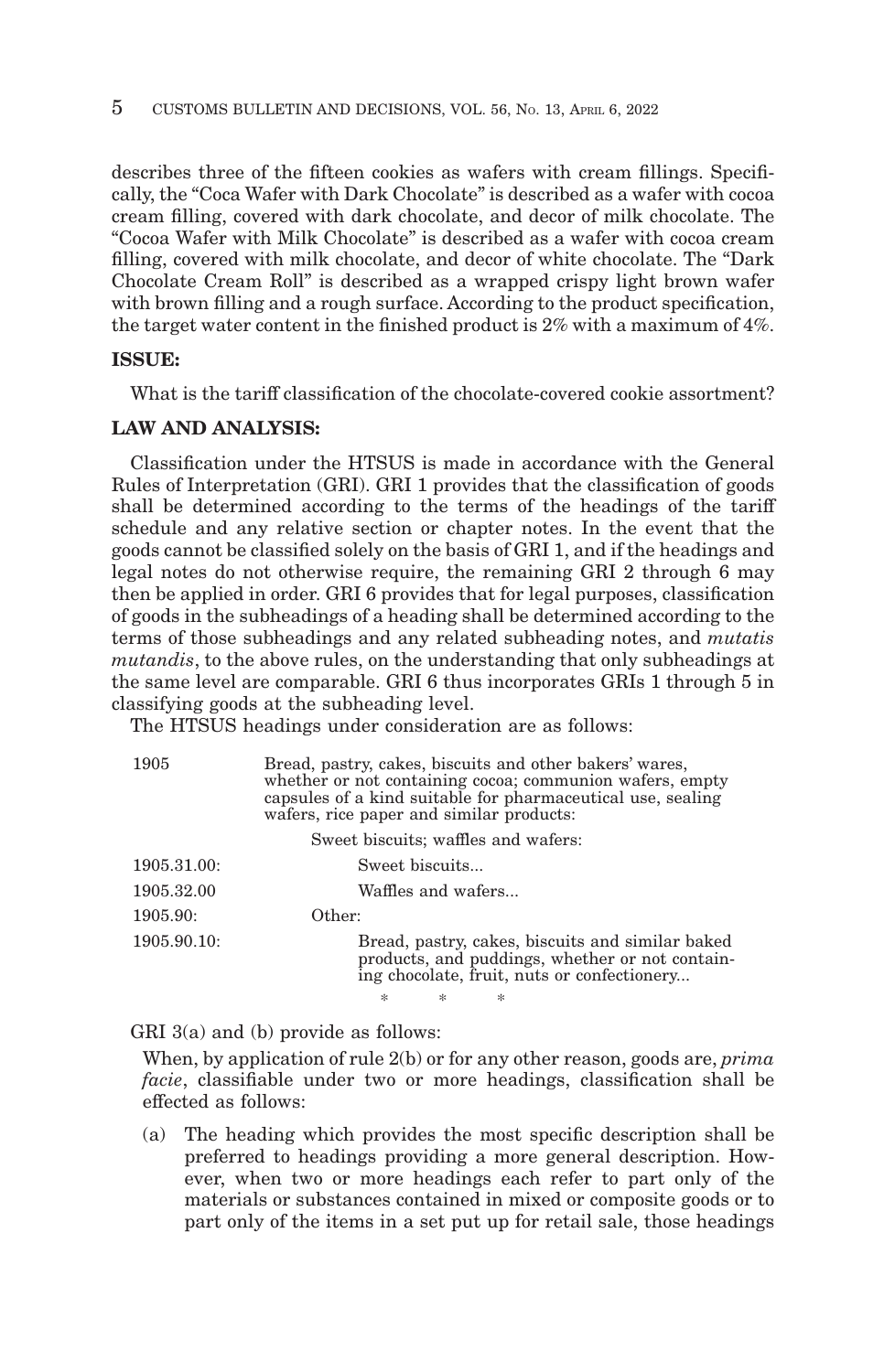describes three of the fifteen cookies as wafers with cream fillings. Specifically, the "Coca Wafer with Dark Chocolate" is described as a wafer with cocoa cream filling, covered with dark chocolate, and decor of milk chocolate. The "Cocoa Wafer with Milk Chocolate" is described as a wafer with cocoa cream filling, covered with milk chocolate, and decor of white chocolate. The "Dark Chocolate Cream Roll" is described as a wrapped crispy light brown wafer with brown filling and a rough surface. According to the product specification, the target water content in the finished product is 2% with a maximum of 4%.

**ISSUE:**

What is the tariff classification of the chocolate-covered cookie assortment?

**LAW AND ANALYSIS:**

Classification under the HTSUS is made in accordance with the General Rules of Interpretation (GRI). GRI 1 provides that the classification of goods shall be determined according to the terms of the headings of the tariff schedule and any relative section or chapter notes. In the event that the goods cannot be classified solely on the basis of GRI 1, and if the headings and legal notes do not otherwise require, the remaining GRI 2 through 6 may then be applied in order. GRI 6 provides that for legal purposes, classification of goods in the subheadings of a heading shall be determined according to the terms of those subheadings and any related subheading notes, and *mutatis mutandis*, to the above rules, on the understanding that only subheadings at the same level are comparable. GRI 6 thus incorporates GRIs 1 through 5 in classifying goods at the subheading level.

The HTSUS headings under consideration are as follows:

| | |
|---|---|
| 1905 | Bread, pastry, cakes, biscuits and other bakers' wares, whether or not containing cocoa; communion wafers, empty capsules of a kind suitable for pharmaceutical use, sealing wafers, rice paper and similar products: |
| | Sweet biscuits; waffles and wafers: |
| 1905.31.00: | Sweet biscuits... |
| 1905.32.00 | Waffles and wafers... |
| 1905.90: | Other: |
| 1905.90.10: | Bread, pastry, cakes, biscuits and similar baked products, and puddings, whether or not containing chocolate, fruit, nuts or confectionery... |

\* \* \*

GRI 3(a) and (b) provide as follows:

> When, by application of rule 2(b) or for any other reason, goods are, *prima facie*, classifiable under two or more headings, classification shall be effected as follows:
>
> (a) The heading which provides the most specific description shall be preferred to headings providing a more general description. However, when two or more headings each refer to part only of the materials or substances contained in mixed or composite goods or to part only of the items in a set put up for retail sale, those headings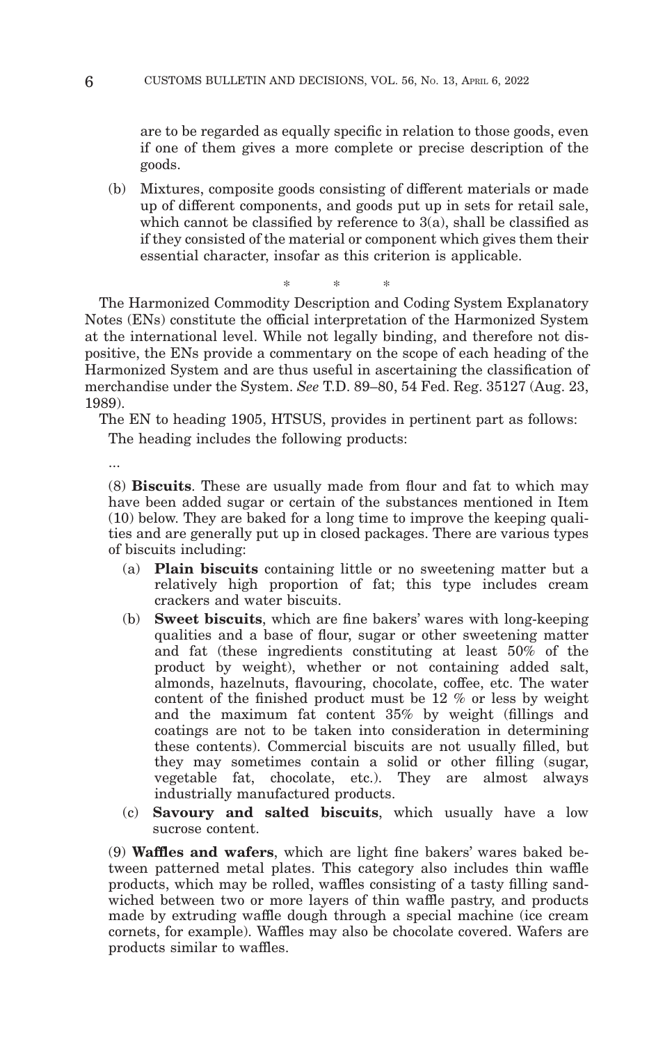are to be regarded as equally specific in relation to those goods, even if one of them gives a more complete or precise description of the goods.

(b) Mixtures, composite goods consisting of different materials or made up of different components, and goods put up in sets for retail sale, which cannot be classified by reference to 3(a), shall be classified as if they consisted of the material or component which gives them their essential character, insofar as this criterion is applicable.

\* \* \*

The Harmonized Commodity Description and Coding System Explanatory Notes (ENs) constitute the official interpretation of the Harmonized System at the international level. While not legally binding, and therefore not dispositive, the ENs provide a commentary on the scope of each heading of the Harmonized System and are thus useful in ascertaining the classification of merchandise under the System. *See* T.D. 89–80, 54 Fed. Reg. 35127 (Aug. 23, 1989).

The EN to heading 1905, HTSUS, provides in pertinent part as follows:

The heading includes the following products:

...

(8) **Biscuits**. These are usually made from flour and fat to which may have been added sugar or certain of the substances mentioned in Item (10) below. They are baked for a long time to improve the keeping qualities and are generally put up in closed packages. There are various types of biscuits including:

(a) **Plain biscuits** containing little or no sweetening matter but a relatively high proportion of fat; this type includes cream crackers and water biscuits.

(b) **Sweet biscuits**, which are fine bakers' wares with long-keeping qualities and a base of flour, sugar or other sweetening matter and fat (these ingredients constituting at least 50% of the product by weight), whether or not containing added salt, almonds, hazelnuts, flavouring, chocolate, coffee, etc. The water content of the finished product must be 12 % or less by weight and the maximum fat content 35% by weight (fillings and coatings are not to be taken into consideration in determining these contents). Commercial biscuits are not usually filled, but they may sometimes contain a solid or other filling (sugar, vegetable fat, chocolate, etc.). They are almost always industrially manufactured products.

(c) **Savoury and salted biscuits**, which usually have a low sucrose content.

(9) **Waffles and wafers**, which are light fine bakers' wares baked between patterned metal plates. This category also includes thin waffle products, which may be rolled, waffles consisting of a tasty filling sandwiched between two or more layers of thin waffle pastry, and products made by extruding waffle dough through a special machine (ice cream cornets, for example). Waffles may also be chocolate covered. Wafers are products similar to waffles.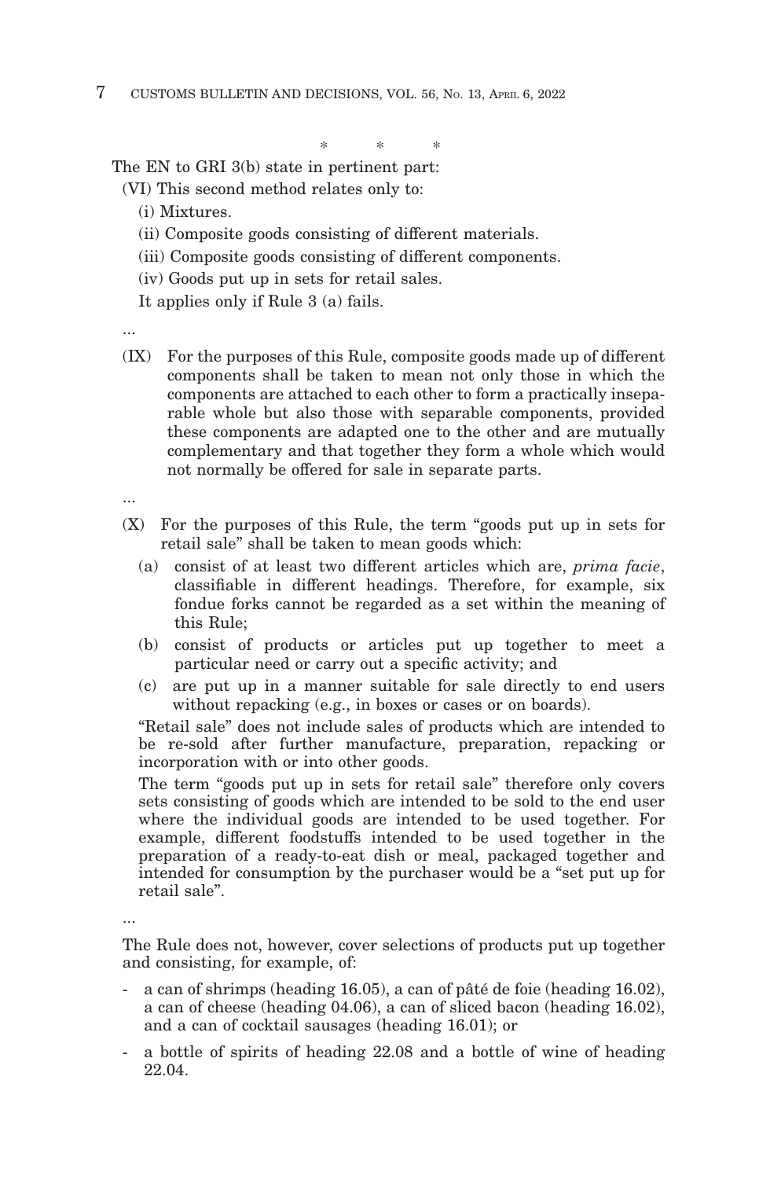\* \* \*

The EN to GRI 3(b) state in pertinent part:

(VI) This second method relates only to:

(i) Mixtures.

(ii) Composite goods consisting of different materials.

(iii) Composite goods consisting of different components.

(iv) Goods put up in sets for retail sales.

It applies only if Rule 3 (a) fails.

...

(IX) For the purposes of this Rule, composite goods made up of different components shall be taken to mean not only those in which the components are attached to each other to form a practically inseparable whole but also those with separable components, provided these components are adapted one to the other and are mutually complementary and that together they form a whole which would not normally be offered for sale in separate parts.

...

(X) For the purposes of this Rule, the term "goods put up in sets for retail sale" shall be taken to mean goods which:

(a) consist of at least two different articles which are, *prima facie*, classifiable in different headings. Therefore, for example, six fondue forks cannot be regarded as a set within the meaning of this Rule;

(b) consist of products or articles put up together to meet a particular need or carry out a specific activity; and

(c) are put up in a manner suitable for sale directly to end users without repacking (e.g., in boxes or cases or on boards).

"Retail sale" does not include sales of products which are intended to be re-sold after further manufacture, preparation, repacking or incorporation with or into other goods.

The term "goods put up in sets for retail sale" therefore only covers sets consisting of goods which are intended to be sold to the end user where the individual goods are intended to be used together. For example, different foodstuffs intended to be used together in the preparation of a ready-to-eat dish or meal, packaged together and intended for consumption by the purchaser would be a "set put up for retail sale".

...

The Rule does not, however, cover selections of products put up together and consisting, for example, of:

- a can of shrimps (heading 16.05), a can of pâté de foie (heading 16.02), a can of cheese (heading 04.06), a can of sliced bacon (heading 16.02), and a can of cocktail sausages (heading 16.01); or
- a bottle of spirits of heading 22.08 and a bottle of wine of heading 22.04.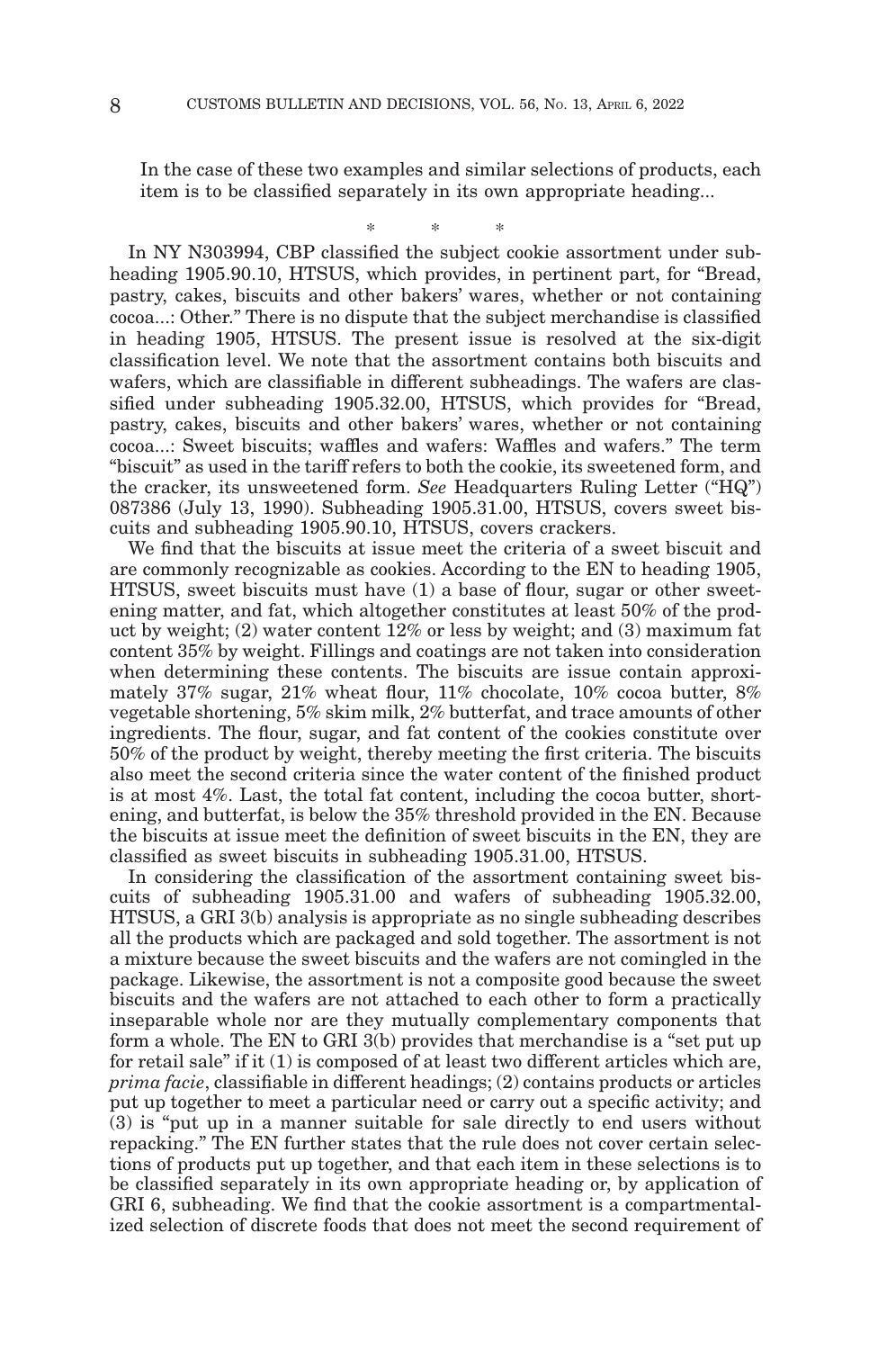In the case of these two examples and similar selections of products, each item is to be classified separately in its own appropriate heading...

\* \* \*

In NY N303994, CBP classified the subject cookie assortment under subheading 1905.90.10, HTSUS, which provides, in pertinent part, for "Bread, pastry, cakes, biscuits and other bakers' wares, whether or not containing cocoa...: Other." There is no dispute that the subject merchandise is classified in heading 1905, HTSUS. The present issue is resolved at the six-digit classification level. We note that the assortment contains both biscuits and wafers, which are classifiable in different subheadings. The wafers are classified under subheading 1905.32.00, HTSUS, which provides for "Bread, pastry, cakes, biscuits and other bakers' wares, whether or not containing cocoa...: Sweet biscuits; waffles and wafers: Waffles and wafers." The term "biscuit" as used in the tariff refers to both the cookie, its sweetened form, and the cracker, its unsweetened form. *See* Headquarters Ruling Letter ("HQ") 087386 (July 13, 1990). Subheading 1905.31.00, HTSUS, covers sweet biscuits and subheading 1905.90.10, HTSUS, covers crackers.

We find that the biscuits at issue meet the criteria of a sweet biscuit and are commonly recognizable as cookies. According to the EN to heading 1905, HTSUS, sweet biscuits must have (1) a base of flour, sugar or other sweetening matter, and fat, which altogether constitutes at least 50% of the product by weight; (2) water content 12% or less by weight; and (3) maximum fat content 35% by weight. Fillings and coatings are not taken into consideration when determining these contents. The biscuits are issue contain approximately 37% sugar, 21% wheat flour, 11% chocolate, 10% cocoa butter, 8% vegetable shortening, 5% skim milk, 2% butterfat, and trace amounts of other ingredients. The flour, sugar, and fat content of the cookies constitute over 50% of the product by weight, thereby meeting the first criteria. The biscuits also meet the second criteria since the water content of the finished product is at most 4%. Last, the total fat content, including the cocoa butter, shortening, and butterfat, is below the 35% threshold provided in the EN. Because the biscuits at issue meet the definition of sweet biscuits in the EN, they are classified as sweet biscuits in subheading 1905.31.00, HTSUS.

In considering the classification of the assortment containing sweet biscuits of subheading 1905.31.00 and wafers of subheading 1905.32.00, HTSUS, a GRI 3(b) analysis is appropriate as no single subheading describes all the products which are packaged and sold together. The assortment is not a mixture because the sweet biscuits and the wafers are not comingled in the package. Likewise, the assortment is not a composite good because the sweet biscuits and the wafers are not attached to each other to form a practically inseparable whole nor are they mutually complementary components that form a whole. The EN to GRI 3(b) provides that merchandise is a "set put up for retail sale" if it (1) is composed of at least two different articles which are, *prima facie*, classifiable in different headings; (2) contains products or articles put up together to meet a particular need or carry out a specific activity; and (3) is "put up in a manner suitable for sale directly to end users without repacking." The EN further states that the rule does not cover certain selections of products put up together, and that each item in these selections is to be classified separately in its own appropriate heading or, by application of GRI 6, subheading. We find that the cookie assortment is a compartmentalized selection of discrete foods that does not meet the second requirement of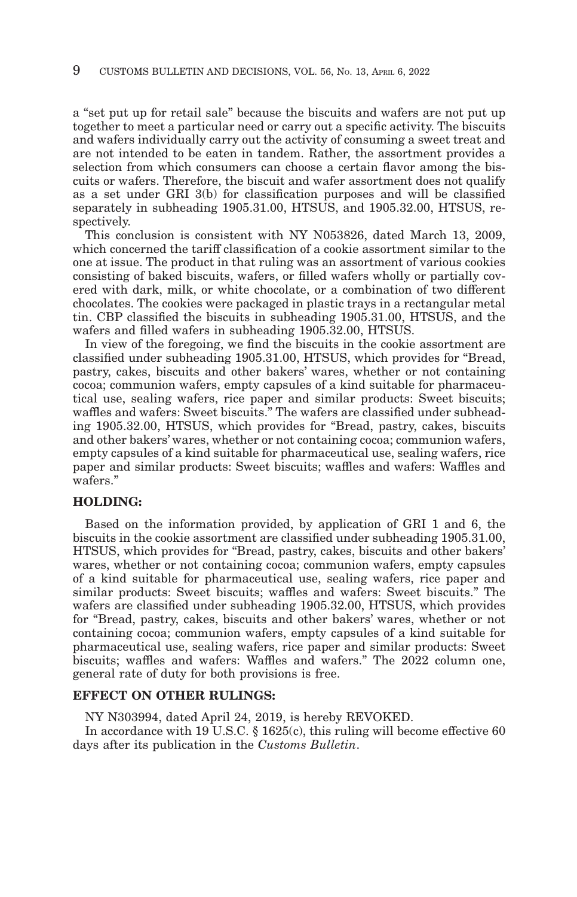a "set put up for retail sale" because the biscuits and wafers are not put up together to meet a particular need or carry out a specific activity. The biscuits and wafers individually carry out the activity of consuming a sweet treat and are not intended to be eaten in tandem. Rather, the assortment provides a selection from which consumers can choose a certain flavor among the biscuits or wafers. Therefore, the biscuit and wafer assortment does not qualify as a set under GRI 3(b) for classification purposes and will be classified separately in subheading 1905.31.00, HTSUS, and 1905.32.00, HTSUS, respectively.

This conclusion is consistent with NY N053826, dated March 13, 2009, which concerned the tariff classification of a cookie assortment similar to the one at issue. The product in that ruling was an assortment of various cookies consisting of baked biscuits, wafers, or filled wafers wholly or partially covered with dark, milk, or white chocolate, or a combination of two different chocolates. The cookies were packaged in plastic trays in a rectangular metal tin. CBP classified the biscuits in subheading 1905.31.00, HTSUS, and the wafers and filled wafers in subheading 1905.32.00, HTSUS.

In view of the foregoing, we find the biscuits in the cookie assortment are classified under subheading 1905.31.00, HTSUS, which provides for "Bread, pastry, cakes, biscuits and other bakers' wares, whether or not containing cocoa; communion wafers, empty capsules of a kind suitable for pharmaceutical use, sealing wafers, rice paper and similar products: Sweet biscuits; waffles and wafers: Sweet biscuits." The wafers are classified under subheading 1905.32.00, HTSUS, which provides for "Bread, pastry, cakes, biscuits and other bakers' wares, whether or not containing cocoa; communion wafers, empty capsules of a kind suitable for pharmaceutical use, sealing wafers, rice paper and similar products: Sweet biscuits; waffles and wafers: Waffles and wafers."

**HOLDING:**

Based on the information provided, by application of GRI 1 and 6, the biscuits in the cookie assortment are classified under subheading 1905.31.00, HTSUS, which provides for "Bread, pastry, cakes, biscuits and other bakers' wares, whether or not containing cocoa; communion wafers, empty capsules of a kind suitable for pharmaceutical use, sealing wafers, rice paper and similar products: Sweet biscuits; waffles and wafers: Sweet biscuits." The wafers are classified under subheading 1905.32.00, HTSUS, which provides for "Bread, pastry, cakes, biscuits and other bakers' wares, whether or not containing cocoa; communion wafers, empty capsules of a kind suitable for pharmaceutical use, sealing wafers, rice paper and similar products: Sweet biscuits; waffles and wafers: Waffles and wafers." The 2022 column one, general rate of duty for both provisions is free.

**EFFECT ON OTHER RULINGS:**

NY N303994, dated April 24, 2019, is hereby REVOKED.

In accordance with 19 U.S.C. § 1625(c), this ruling will become effective 60 days after its publication in the *Customs Bulletin*.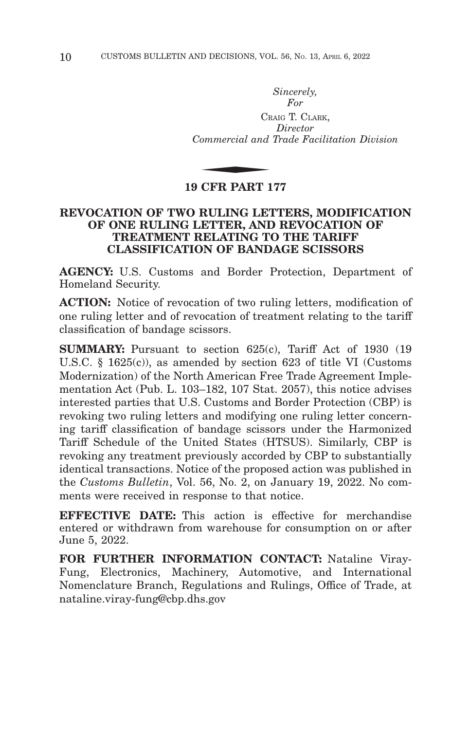*Sincerely,*
*For*
CRAIG T. CLARK,
*Director*
*Commercial and Trade Facilitation Division*

## 19 CFR PART 177

## REVOCATION OF TWO RULING LETTERS, MODIFICATION OF ONE RULING LETTER, AND REVOCATION OF TREATMENT RELATING TO THE TARIFF CLASSIFICATION OF BANDAGE SCISSORS

**AGENCY:** U.S. Customs and Border Protection, Department of Homeland Security.

**ACTION:** Notice of revocation of two ruling letters, modification of one ruling letter and of revocation of treatment relating to the tariff classification of bandage scissors.

**SUMMARY:** Pursuant to section 625(c), Tariff Act of 1930 (19 U.S.C. § 1625(c)), as amended by section 623 of title VI (Customs Modernization) of the North American Free Trade Agreement Implementation Act (Pub. L. 103–182, 107 Stat. 2057), this notice advises interested parties that U.S. Customs and Border Protection (CBP) is revoking two ruling letters and modifying one ruling letter concerning tariff classification of bandage scissors under the Harmonized Tariff Schedule of the United States (HTSUS). Similarly, CBP is revoking any treatment previously accorded by CBP to substantially identical transactions. Notice of the proposed action was published in the *Customs Bulletin*, Vol. 56, No. 2, on January 19, 2022. No comments were received in response to that notice.

**EFFECTIVE DATE:** This action is effective for merchandise entered or withdrawn from warehouse for consumption on or after June 5, 2022.

**FOR FURTHER INFORMATION CONTACT:** Nataline Viray-Fung, Electronics, Machinery, Automotive, and International Nomenclature Branch, Regulations and Rulings, Office of Trade, at nataline.viray-fung@cbp.dhs.gov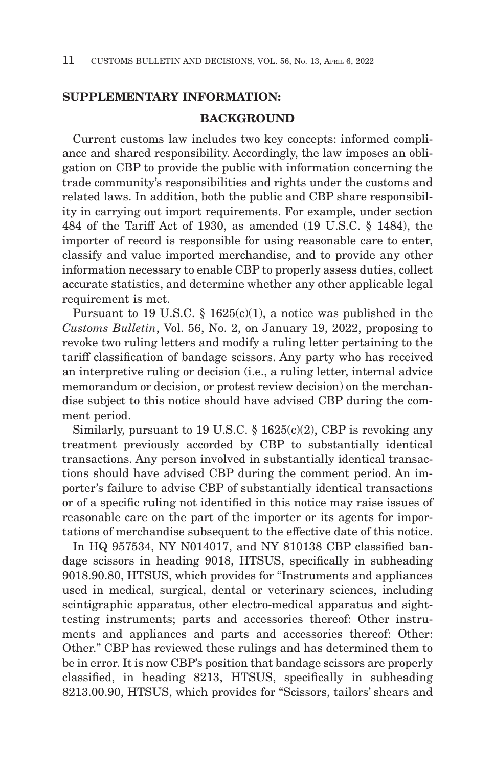## SUPPLEMENTARY INFORMATION:

### BACKGROUND

Current customs law includes two key concepts: informed compliance and shared responsibility. Accordingly, the law imposes an obligation on CBP to provide the public with information concerning the trade community's responsibilities and rights under the customs and related laws. In addition, both the public and CBP share responsibility in carrying out import requirements. For example, under section 484 of the Tariff Act of 1930, as amended (19 U.S.C. § 1484), the importer of record is responsible for using reasonable care to enter, classify and value imported merchandise, and to provide any other information necessary to enable CBP to properly assess duties, collect accurate statistics, and determine whether any other applicable legal requirement is met.

Pursuant to 19 U.S.C. § 1625(c)(1), a notice was published in the *Customs Bulletin*, Vol. 56, No. 2, on January 19, 2022, proposing to revoke two ruling letters and modify a ruling letter pertaining to the tariff classification of bandage scissors. Any party who has received an interpretive ruling or decision (i.e., a ruling letter, internal advice memorandum or decision, or protest review decision) on the merchandise subject to this notice should have advised CBP during the comment period.

Similarly, pursuant to 19 U.S.C. § 1625(c)(2), CBP is revoking any treatment previously accorded by CBP to substantially identical transactions. Any person involved in substantially identical transactions should have advised CBP during the comment period. An importer's failure to advise CBP of substantially identical transactions or of a specific ruling not identified in this notice may raise issues of reasonable care on the part of the importer or its agents for importations of merchandise subsequent to the effective date of this notice.

In HQ 957534, NY N014017, and NY 810138 CBP classified bandage scissors in heading 9018, HTSUS, specifically in subheading 9018.90.80, HTSUS, which provides for "Instruments and appliances used in medical, surgical, dental or veterinary sciences, including scintigraphic apparatus, other electro-medical apparatus and sight-testing instruments; parts and accessories thereof: Other instruments and appliances and parts and accessories thereof: Other: Other." CBP has reviewed these rulings and has determined them to be in error. It is now CBP's position that bandage scissors are properly classified, in heading 8213, HTSUS, specifically in subheading 8213.00.90, HTSUS, which provides for "Scissors, tailors' shears and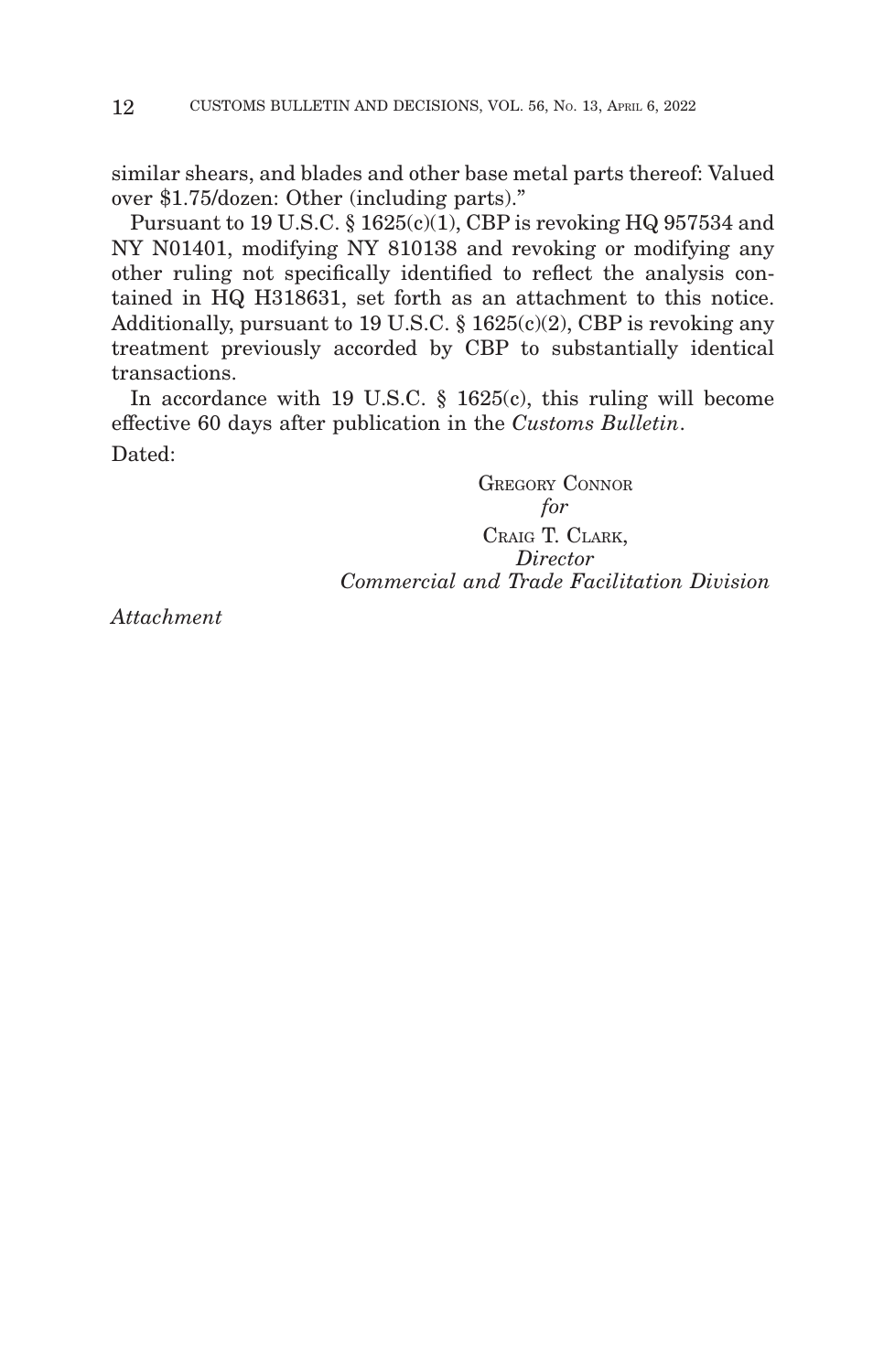similar shears, and blades and other base metal parts thereof: Valued over $1.75/dozen: Other (including parts)."

Pursuant to 19 U.S.C. § 1625(c)(1), CBP is revoking HQ 957534 and NY N01401, modifying NY 810138 and revoking or modifying any other ruling not specifically identified to reflect the analysis contained in HQ H318631, set forth as an attachment to this notice. Additionally, pursuant to 19 U.S.C. § 1625(c)(2), CBP is revoking any treatment previously accorded by CBP to substantially identical transactions.

In accordance with 19 U.S.C. § 1625(c), this ruling will become effective 60 days after publication in the *Customs Bulletin*.

Dated:

GREGORY CONNOR
*for*
CRAIG T. CLARK,
*Director*
*Commercial and Trade Facilitation Division*

*Attachment*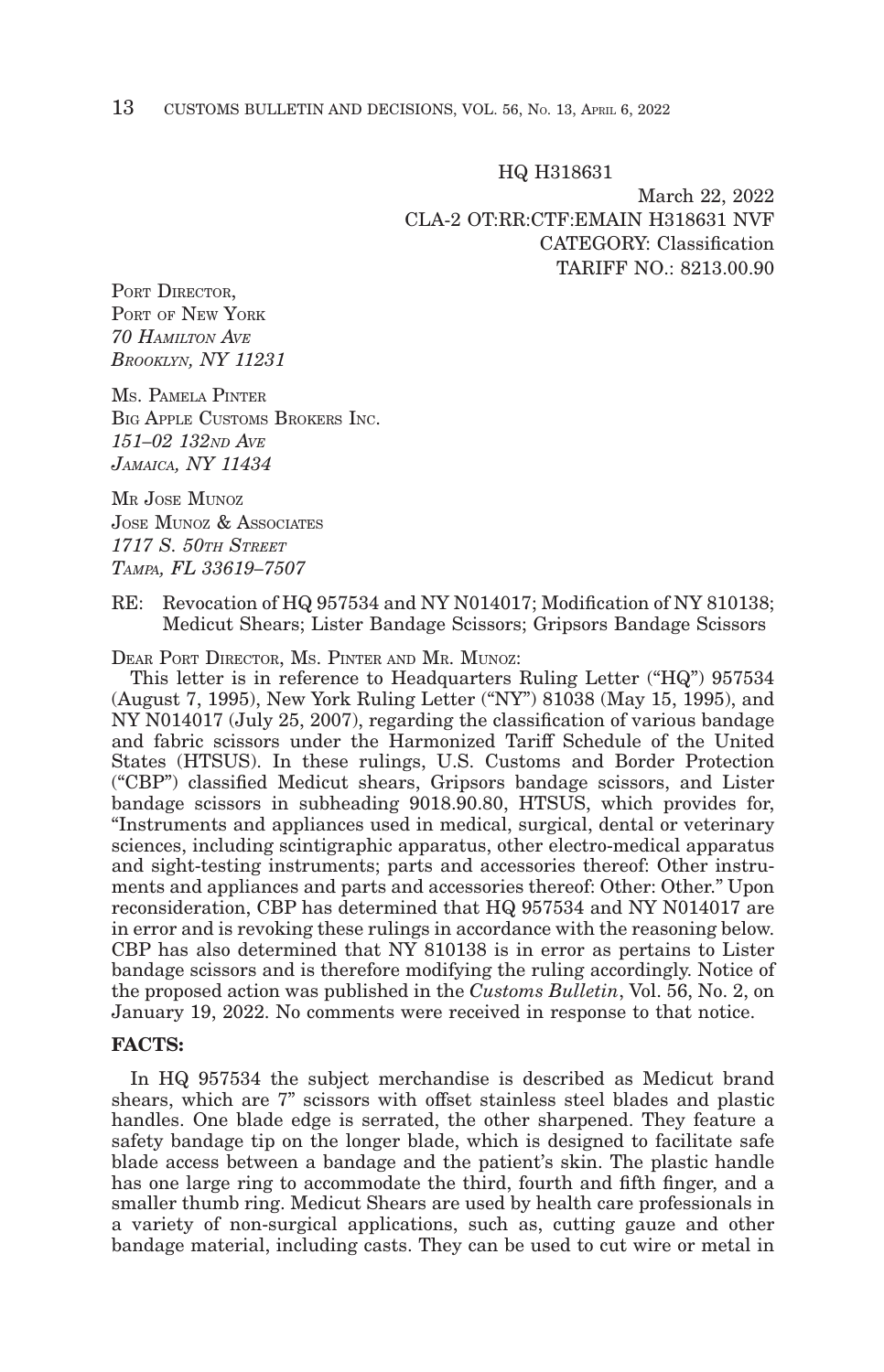HQ H318631

March 22, 2022
CLA-2 OT:RR:CTF:EMAIN H318631 NVF
CATEGORY: Classification
TARIFF NO.: 8213.00.90

PORT DIRECTOR,
PORT OF NEW YORK
*70 HAMILTON AVE*
*BROOKLYN, NY 11231*

MS. PAMELA PINTER
BIG APPLE CUSTOMS BROKERS INC.
*151–02 132ND AVE*
*JAMAICA, NY 11434*

MR JOSE MUNOZ
JOSE MUNOZ & ASSOCIATES
*1717 S. 50TH STREET*
*TAMPA, FL 33619–7507*

RE: Revocation of HQ 957534 and NY N014017; Modification of NY 810138; Medicut Shears; Lister Bandage Scissors; Gripsors Bandage Scissors

DEAR PORT DIRECTOR, MS. PINTER AND MR. MUNOZ:

This letter is in reference to Headquarters Ruling Letter ("HQ") 957534 (August 7, 1995), New York Ruling Letter ("NY") 81038 (May 15, 1995), and NY N014017 (July 25, 2007), regarding the classification of various bandage and fabric scissors under the Harmonized Tariff Schedule of the United States (HTSUS). In these rulings, U.S. Customs and Border Protection ("CBP") classified Medicut shears, Gripsors bandage scissors, and Lister bandage scissors in subheading 9018.90.80, HTSUS, which provides for, "Instruments and appliances used in medical, surgical, dental or veterinary sciences, including scintigraphic apparatus, other electro-medical apparatus and sight-testing instruments; parts and accessories thereof: Other instruments and appliances and parts and accessories thereof: Other: Other." Upon reconsideration, CBP has determined that HQ 957534 and NY N014017 are in error and is revoking these rulings in accordance with the reasoning below. CBP has also determined that NY 810138 is in error as pertains to Lister bandage scissors and is therefore modifying the ruling accordingly. Notice of the proposed action was published in the *Customs Bulletin*, Vol. 56, No. 2, on January 19, 2022. No comments were received in response to that notice.

**FACTS:**

In HQ 957534 the subject merchandise is described as Medicut brand shears, which are 7" scissors with offset stainless steel blades and plastic handles. One blade edge is serrated, the other sharpened. They feature a safety bandage tip on the longer blade, which is designed to facilitate safe blade access between a bandage and the patient's skin. The plastic handle has one large ring to accommodate the third, fourth and fifth finger, and a smaller thumb ring. Medicut Shears are used by health care professionals in a variety of non-surgical applications, such as, cutting gauze and other bandage material, including casts. They can be used to cut wire or metal in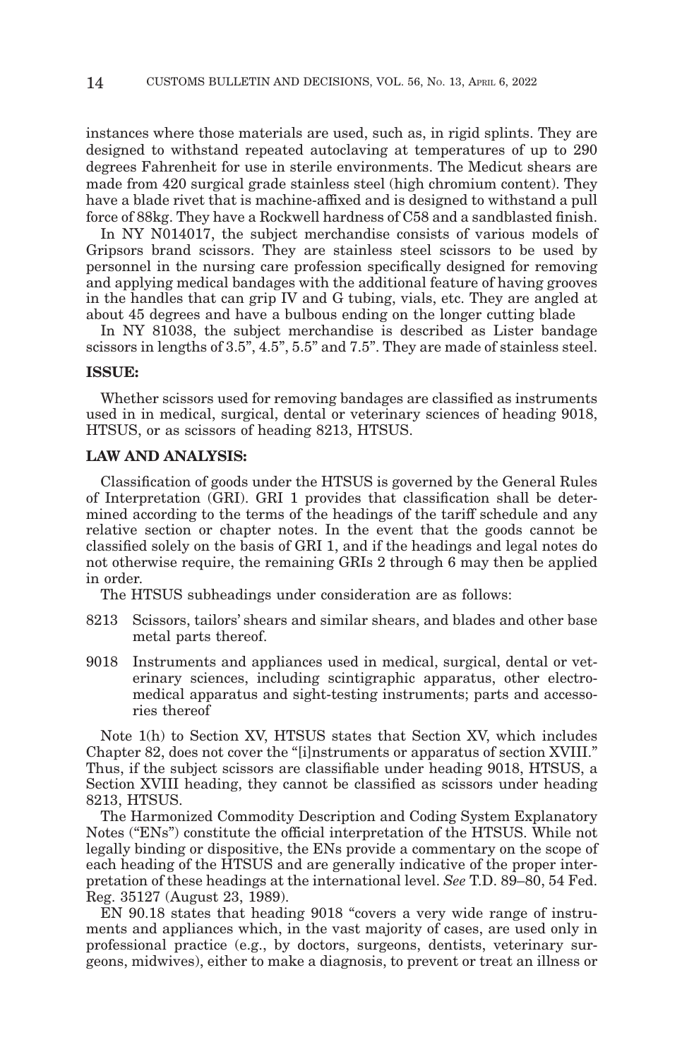instances where those materials are used, such as, in rigid splints. They are designed to withstand repeated autoclaving at temperatures of up to 290 degrees Fahrenheit for use in sterile environments. The Medicut shears are made from 420 surgical grade stainless steel (high chromium content). They have a blade rivet that is machine-affixed and is designed to withstand a pull force of 88kg. They have a Rockwell hardness of C58 and a sandblasted finish.

In NY N014017, the subject merchandise consists of various models of Gripsors brand scissors. They are stainless steel scissors to be used by personnel in the nursing care profession specifically designed for removing and applying medical bandages with the additional feature of having grooves in the handles that can grip IV and G tubing, vials, etc. They are angled at about 45 degrees and have a bulbous ending on the longer cutting blade

In NY 81038, the subject merchandise is described as Lister bandage scissors in lengths of 3.5", 4.5", 5.5" and 7.5". They are made of stainless steel.

**ISSUE:**

Whether scissors used for removing bandages are classified as instruments used in in medical, surgical, dental or veterinary sciences of heading 9018, HTSUS, or as scissors of heading 8213, HTSUS.

**LAW AND ANALYSIS:**

Classification of goods under the HTSUS is governed by the General Rules of Interpretation (GRI). GRI 1 provides that classification shall be determined according to the terms of the headings of the tariff schedule and any relative section or chapter notes. In the event that the goods cannot be classified solely on the basis of GRI 1, and if the headings and legal notes do not otherwise require, the remaining GRIs 2 through 6 may then be applied in order.

The HTSUS subheadings under consideration are as follows:

8213 Scissors, tailors' shears and similar shears, and blades and other base metal parts thereof.

9018 Instruments and appliances used in medical, surgical, dental or veterinary sciences, including scintigraphic apparatus, other electro-medical apparatus and sight-testing instruments; parts and accessories thereof

Note 1(h) to Section XV, HTSUS states that Section XV, which includes Chapter 82, does not cover the "[i]nstruments or apparatus of section XVIII." Thus, if the subject scissors are classifiable under heading 9018, HTSUS, a Section XVIII heading, they cannot be classified as scissors under heading 8213, HTSUS.

The Harmonized Commodity Description and Coding System Explanatory Notes ("ENs") constitute the official interpretation of the HTSUS. While not legally binding or dispositive, the ENs provide a commentary on the scope of each heading of the HTSUS and are generally indicative of the proper interpretation of these headings at the international level. *See* T.D. 89–80, 54 Fed. Reg. 35127 (August 23, 1989).

EN 90.18 states that heading 9018 "covers a very wide range of instruments and appliances which, in the vast majority of cases, are used only in professional practice (e.g., by doctors, surgeons, dentists, veterinary surgeons, midwives), either to make a diagnosis, to prevent or treat an illness or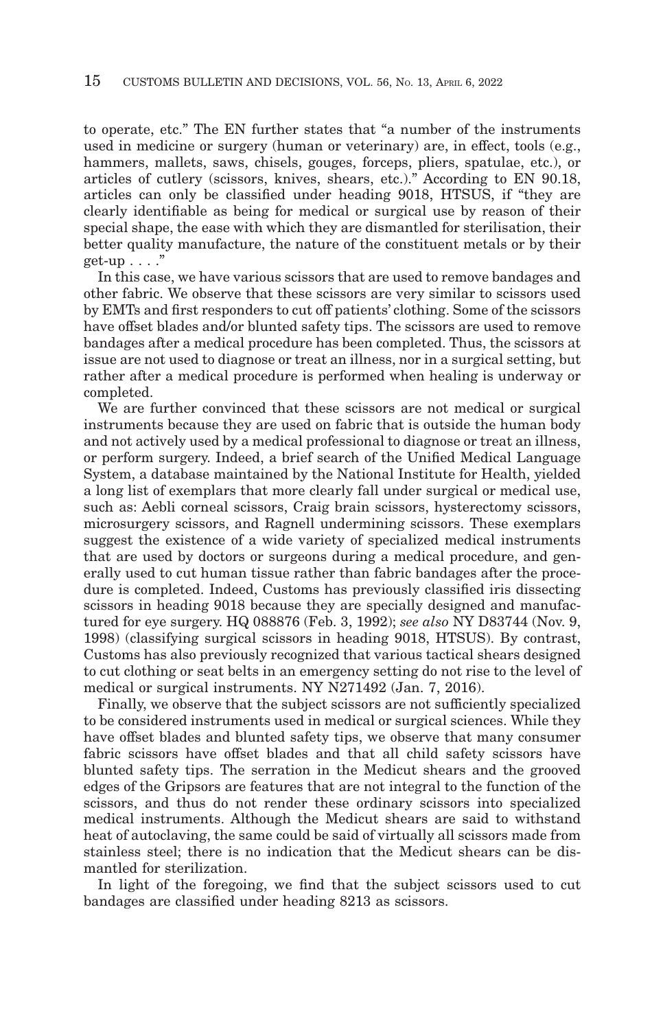to operate, etc." The EN further states that "a number of the instruments used in medicine or surgery (human or veterinary) are, in effect, tools (e.g., hammers, mallets, saws, chisels, gouges, forceps, pliers, spatulae, etc.), or articles of cutlery (scissors, knives, shears, etc.)." According to EN 90.18, articles can only be classified under heading 9018, HTSUS, if "they are clearly identifiable as being for medical or surgical use by reason of their special shape, the ease with which they are dismantled for sterilisation, their better quality manufacture, the nature of the constituent metals or by their get-up . . . ."

In this case, we have various scissors that are used to remove bandages and other fabric. We observe that these scissors are very similar to scissors used by EMTs and first responders to cut off patients' clothing. Some of the scissors have offset blades and/or blunted safety tips. The scissors are used to remove bandages after a medical procedure has been completed. Thus, the scissors at issue are not used to diagnose or treat an illness, nor in a surgical setting, but rather after a medical procedure is performed when healing is underway or completed.

We are further convinced that these scissors are not medical or surgical instruments because they are used on fabric that is outside the human body and not actively used by a medical professional to diagnose or treat an illness, or perform surgery. Indeed, a brief search of the Unified Medical Language System, a database maintained by the National Institute for Health, yielded a long list of exemplars that more clearly fall under surgical or medical use, such as: Aebli corneal scissors, Craig brain scissors, hysterectomy scissors, microsurgery scissors, and Ragnell undermining scissors. These exemplars suggest the existence of a wide variety of specialized medical instruments that are used by doctors or surgeons during a medical procedure, and generally used to cut human tissue rather than fabric bandages after the procedure is completed. Indeed, Customs has previously classified iris dissecting scissors in heading 9018 because they are specially designed and manufactured for eye surgery. HQ 088876 (Feb. 3, 1992); *see also* NY D83744 (Nov. 9, 1998) (classifying surgical scissors in heading 9018, HTSUS). By contrast, Customs has also previously recognized that various tactical shears designed to cut clothing or seat belts in an emergency setting do not rise to the level of medical or surgical instruments. NY N271492 (Jan. 7, 2016).

Finally, we observe that the subject scissors are not sufficiently specialized to be considered instruments used in medical or surgical sciences. While they have offset blades and blunted safety tips, we observe that many consumer fabric scissors have offset blades and that all child safety scissors have blunted safety tips. The serration in the Medicut shears and the grooved edges of the Gripsors are features that are not integral to the function of the scissors, and thus do not render these ordinary scissors into specialized medical instruments. Although the Medicut shears are said to withstand heat of autoclaving, the same could be said of virtually all scissors made from stainless steel; there is no indication that the Medicut shears can be dismantled for sterilization.

In light of the foregoing, we find that the subject scissors used to cut bandages are classified under heading 8213 as scissors.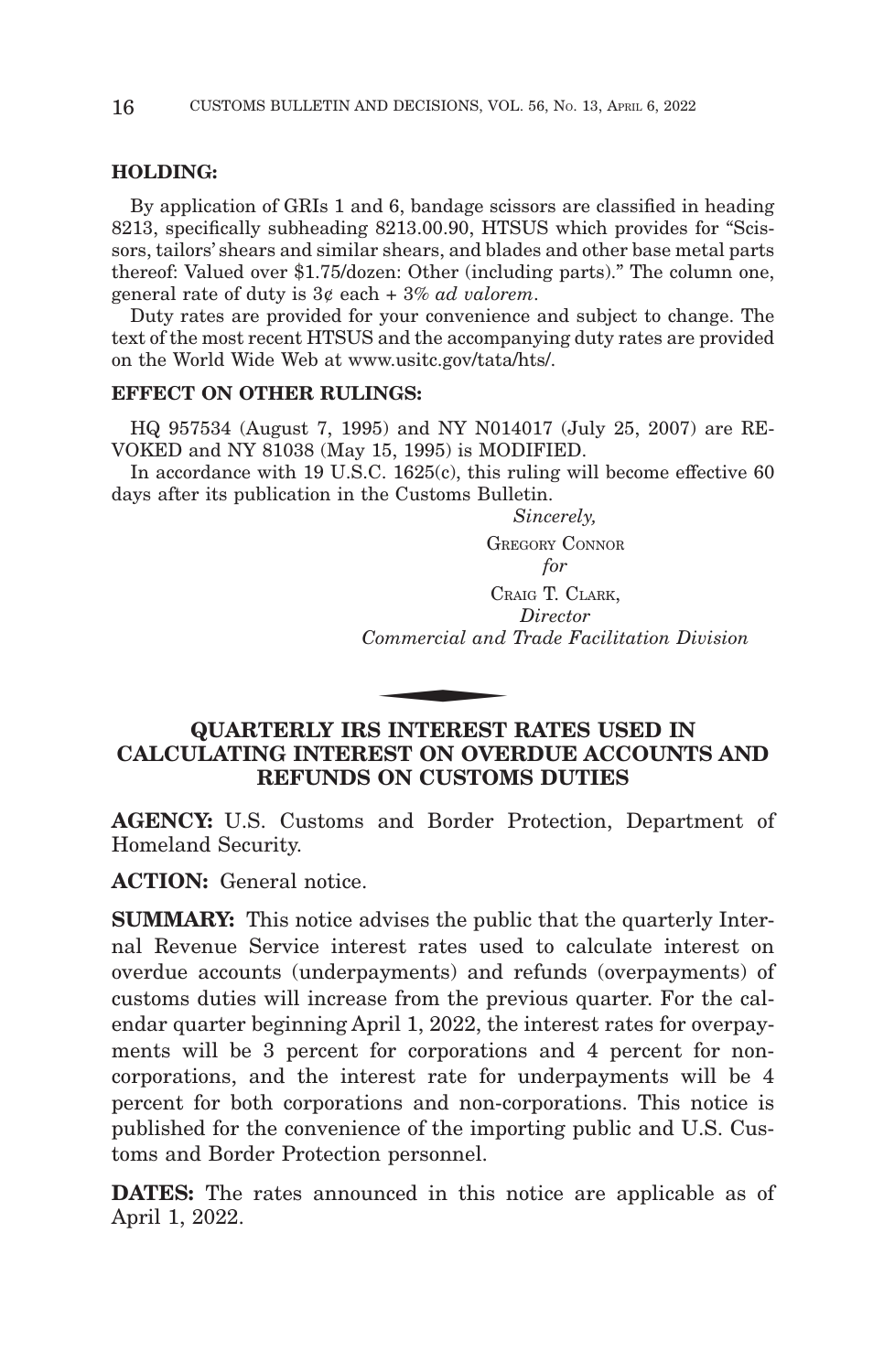**HOLDING:**

By application of GRIs 1 and 6, bandage scissors are classified in heading 8213, specifically subheading 8213.00.90, HTSUS which provides for "Scissors, tailors' shears and similar shears, and blades and other base metal parts thereof: Valued over $1.75/dozen: Other (including parts)." The column one, general rate of duty is 3¢ each + 3% *ad valorem*.

Duty rates are provided for your convenience and subject to change. The text of the most recent HTSUS and the accompanying duty rates are provided on the World Wide Web at www.usitc.gov/tata/hts/.

**EFFECT ON OTHER RULINGS:**

HQ 957534 (August 7, 1995) and NY N014017 (July 25, 2007) are REVOKED and NY 81038 (May 15, 1995) is MODIFIED.

In accordance with 19 U.S.C. 1625(c), this ruling will become effective 60 days after its publication in the Customs Bulletin.

*Sincerely,*

GREGORY CONNOR
*for*
CRAIG T. CLARK,
*Director*
*Commercial and Trade Facilitation Division*

## QUARTERLY IRS INTEREST RATES USED IN CALCULATING INTEREST ON OVERDUE ACCOUNTS AND REFUNDS ON CUSTOMS DUTIES

**AGENCY:** U.S. Customs and Border Protection, Department of Homeland Security.

**ACTION:** General notice.

**SUMMARY:** This notice advises the public that the quarterly Internal Revenue Service interest rates used to calculate interest on overdue accounts (underpayments) and refunds (overpayments) of customs duties will increase from the previous quarter. For the calendar quarter beginning April 1, 2022, the interest rates for overpayments will be 3 percent for corporations and 4 percent for non-corporations, and the interest rate for underpayments will be 4 percent for both corporations and non-corporations. This notice is published for the convenience of the importing public and U.S. Customs and Border Protection personnel.

**DATES:** The rates announced in this notice are applicable as of April 1, 2022.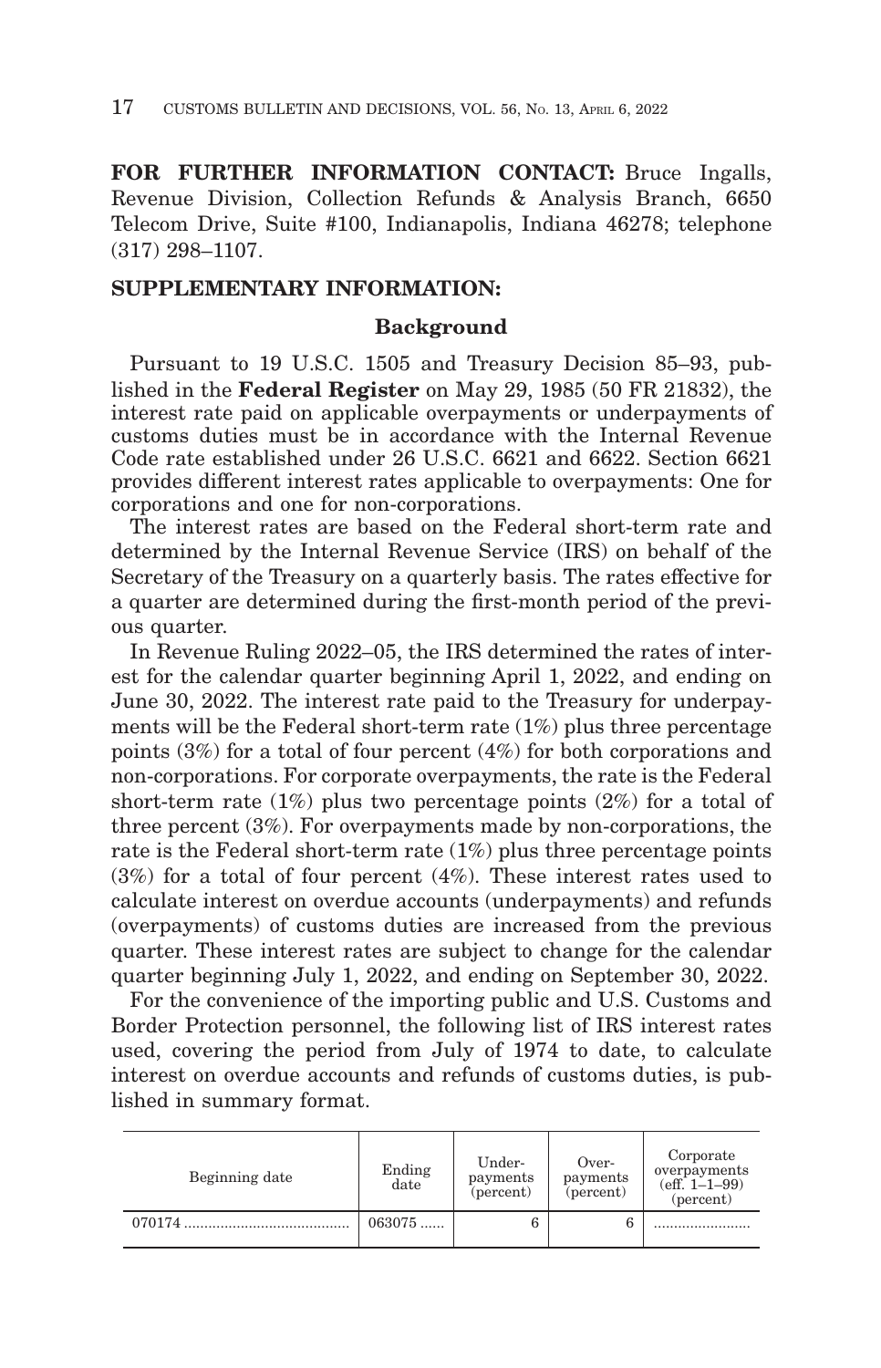**FOR FURTHER INFORMATION CONTACT:** Bruce Ingalls, Revenue Division, Collection Refunds & Analysis Branch, 6650 Telecom Drive, Suite #100, Indianapolis, Indiana 46278; telephone (317) 298–1107.

**SUPPLEMENTARY INFORMATION:**

**Background**

Pursuant to 19 U.S.C. 1505 and Treasury Decision 85–93, published in the **Federal Register** on May 29, 1985 (50 FR 21832), the interest rate paid on applicable overpayments or underpayments of customs duties must be in accordance with the Internal Revenue Code rate established under 26 U.S.C. 6621 and 6622. Section 6621 provides different interest rates applicable to overpayments: One for corporations and one for non-corporations.

The interest rates are based on the Federal short-term rate and determined by the Internal Revenue Service (IRS) on behalf of the Secretary of the Treasury on a quarterly basis. The rates effective for a quarter are determined during the first-month period of the previous quarter.

In Revenue Ruling 2022–05, the IRS determined the rates of interest for the calendar quarter beginning April 1, 2022, and ending on June 30, 2022. The interest rate paid to the Treasury for underpayments will be the Federal short-term rate (1%) plus three percentage points (3%) for a total of four percent (4%) for both corporations and non-corporations. For corporate overpayments, the rate is the Federal short-term rate (1%) plus two percentage points (2%) for a total of three percent (3%). For overpayments made by non-corporations, the rate is the Federal short-term rate (1%) plus three percentage points (3%) for a total of four percent (4%). These interest rates used to calculate interest on overdue accounts (underpayments) and refunds (overpayments) of customs duties are increased from the previous quarter. These interest rates are subject to change for the calendar quarter beginning July 1, 2022, and ending on September 30, 2022.

For the convenience of the importing public and U.S. Customs and Border Protection personnel, the following list of IRS interest rates used, covering the period from July of 1974 to date, to calculate interest on overdue accounts and refunds of customs duties, is published in summary format.

| Beginning date | Ending date | Under-payments (percent) | Over-payments (percent) | Corporate overpayments (eff. 1–1–99) (percent) |
|---|---|---|---|---|
| 070174 | 063075 | 6 | 6 | |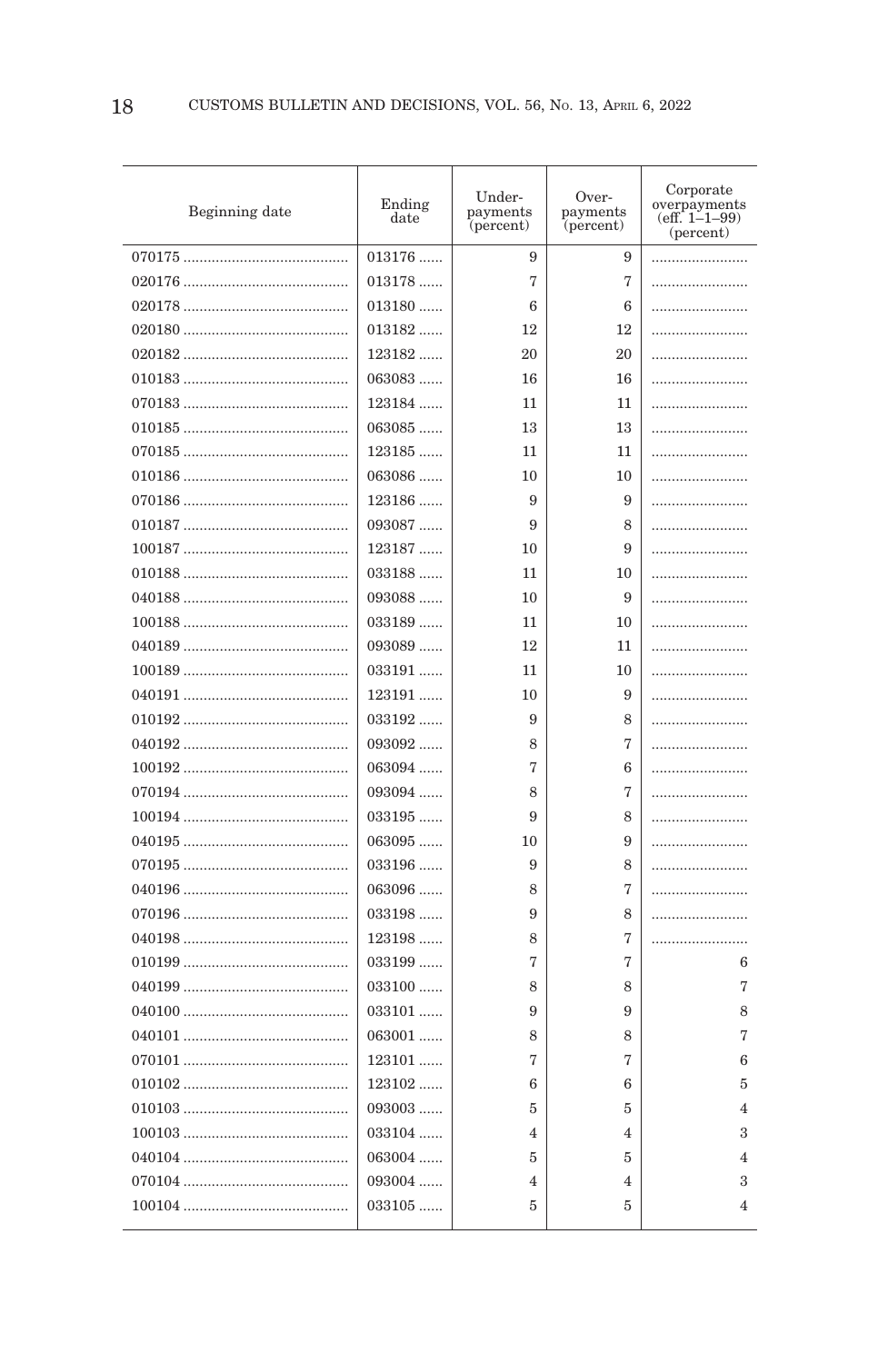| Beginning date | Ending date | Under-payments (percent) | Over-payments (percent) | Corporate overpayments (eff. 1–1–99) (percent) |
|---|---|---|---|---|
| 070175 | 013176 | 9 | 9 | |
| 020176 | 013178 | 7 | 7 | |
| 020178 | 013180 | 6 | 6 | |
| 020180 | 013182 | 12 | 12 | |
| 020182 | 123182 | 20 | 20 | |
| 010183 | 063083 | 16 | 16 | |
| 070183 | 123184 | 11 | 11 | |
| 010185 | 063085 | 13 | 13 | |
| 070185 | 123185 | 11 | 11 | |
| 010186 | 063086 | 10 | 10 | |
| 070186 | 123186 | 9 | 9 | |
| 010187 | 093087 | 9 | 8 | |
| 100187 | 123187 | 10 | 9 | |
| 010188 | 033188 | 11 | 10 | |
| 040188 | 093088 | 10 | 9 | |
| 100188 | 033189 | 11 | 10 | |
| 040189 | 093089 | 12 | 11 | |
| 100189 | 033191 | 11 | 10 | |
| 040191 | 123191 | 10 | 9 | |
| 010192 | 033192 | 9 | 8 | |
| 040192 | 093092 | 8 | 7 | |
| 100192 | 063094 | 7 | 6 | |
| 070194 | 093094 | 8 | 7 | |
| 100194 | 033195 | 9 | 8 | |
| 040195 | 063095 | 10 | 9 | |
| 070195 | 033196 | 9 | 8 | |
| 040196 | 063096 | 8 | 7 | |
| 070196 | 033198 | 9 | 8 | |
| 040198 | 123198 | 8 | 7 | |
| 010199 | 033199 | 7 | 7 | 6 |
| 040199 | 033100 | 8 | 8 | 7 |
| 040100 | 033101 | 9 | 9 | 8 |
| 040101 | 063001 | 8 | 8 | 7 |
| 070101 | 123101 | 7 | 7 | 6 |
| 010102 | 123102 | 6 | 6 | 5 |
| 010103 | 093003 | 5 | 5 | 4 |
| 100103 | 033104 | 4 | 4 | 3 |
| 040104 | 063004 | 5 | 5 | 4 |
| 070104 | 093004 | 4 | 4 | 3 |
| 100104 | 033105 | 5 | 5 | 4 |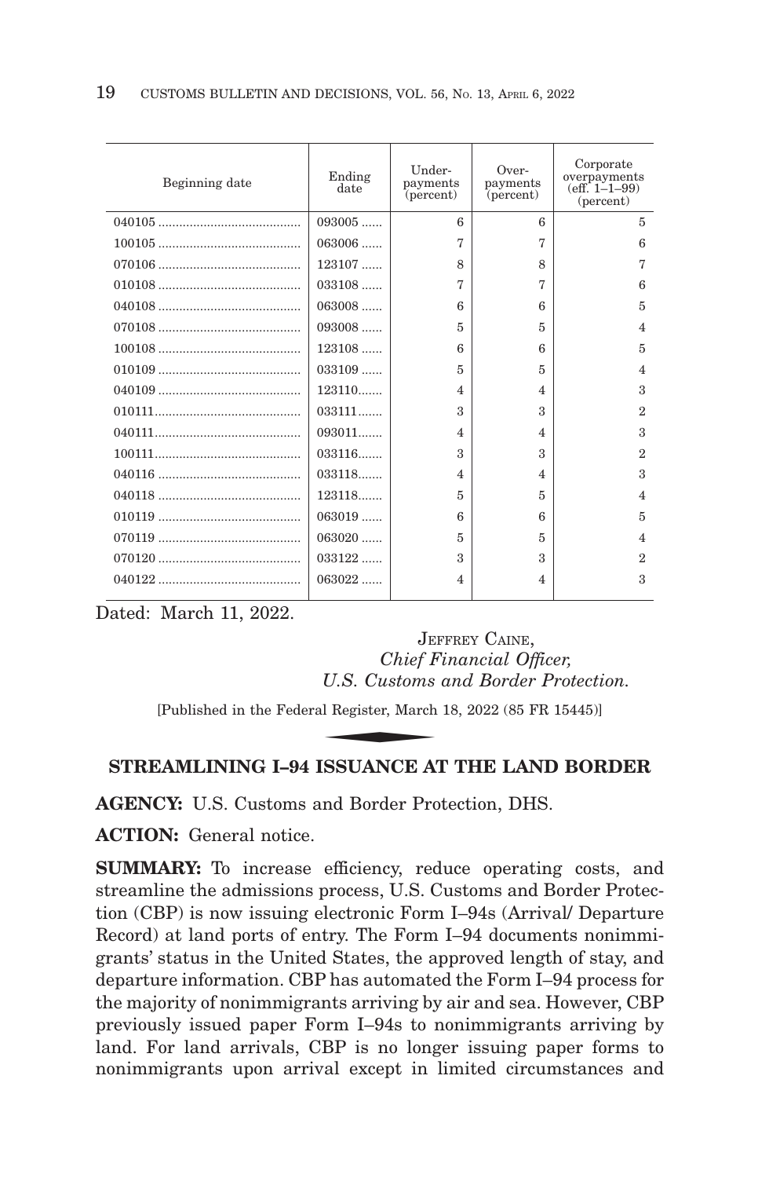| Beginning date | Ending date | Under-payments (percent) | Over-payments (percent) | Corporate overpayments (eff. 1–1–99) (percent) |
|---|---|---|---|---|
| 040105 | 093005 | 6 | 6 | 5 |
| 100105 | 063006 | 7 | 7 | 6 |
| 070106 | 123107 | 8 | 8 | 7 |
| 010108 | 033108 | 7 | 7 | 6 |
| 040108 | 063008 | 6 | 6 | 5 |
| 070108 | 093008 | 5 | 5 | 4 |
| 100108 | 123108 | 6 | 6 | 5 |
| 010109 | 033109 | 5 | 5 | 4 |
| 040109 | 123110 | 4 | 4 | 3 |
| 010111 | 033111 | 3 | 3 | 2 |
| 040111 | 093011 | 4 | 4 | 3 |
| 100111 | 033116 | 3 | 3 | 2 |
| 040116 | 033118 | 4 | 4 | 3 |
| 040118 | 123118 | 5 | 5 | 4 |
| 010119 | 063019 | 6 | 6 | 5 |
| 070119 | 063020 | 5 | 5 | 4 |
| 070120 | 033122 | 3 | 3 | 2 |
| 040122 | 063022 | 4 | 4 | 3 |

Dated: March 11, 2022.

JEFFREY CAINE,
*Chief Financial Officer,*
*U.S. Customs and Border Protection.*

[Published in the Federal Register, March 18, 2022 (85 FR 15445)]

## STREAMLINING I–94 ISSUANCE AT THE LAND BORDER

**AGENCY:** U.S. Customs and Border Protection, DHS.

**ACTION:** General notice.

**SUMMARY:** To increase efficiency, reduce operating costs, and streamline the admissions process, U.S. Customs and Border Protection (CBP) is now issuing electronic Form I–94s (Arrival/ Departure Record) at land ports of entry. The Form I–94 documents nonimmigrants' status in the United States, the approved length of stay, and departure information. CBP has automated the Form I–94 process for the majority of nonimmigrants arriving by air and sea. However, CBP previously issued paper Form I–94s to nonimmigrants arriving by land. For land arrivals, CBP is no longer issuing paper forms to nonimmigrants upon arrival except in limited circumstances and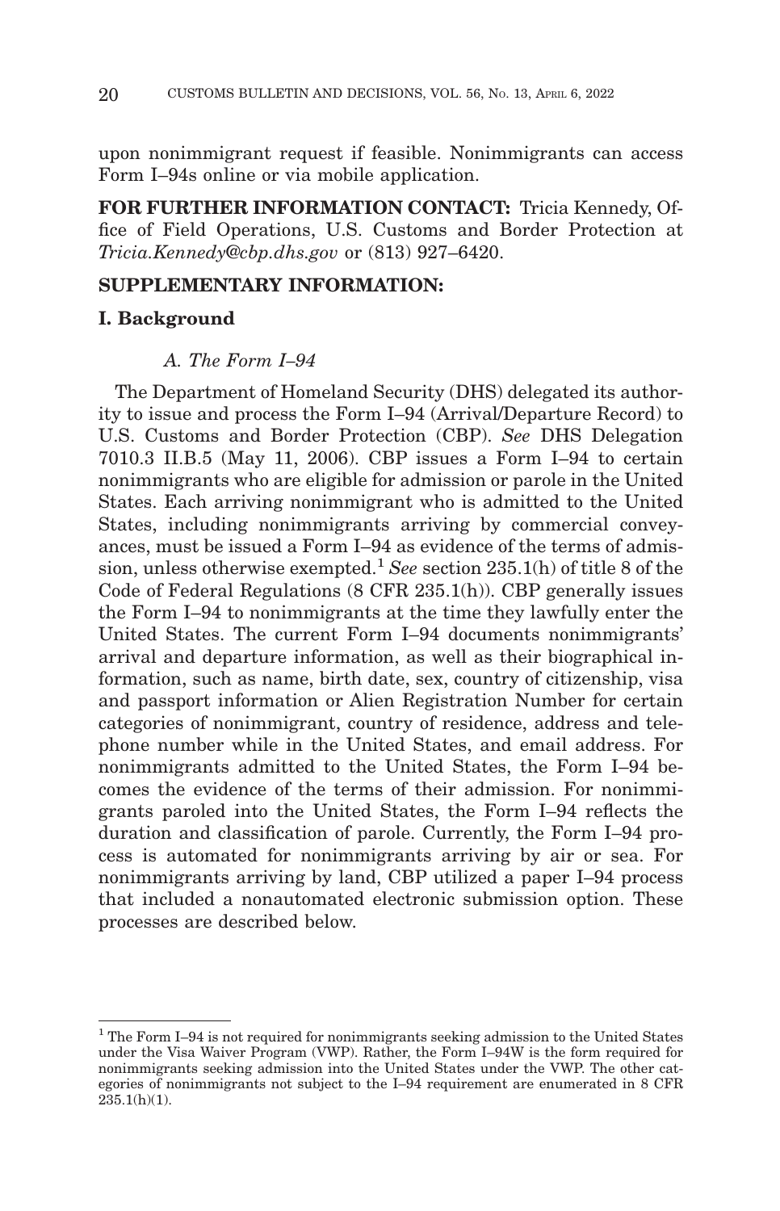upon nonimmigrant request if feasible. Nonimmigrants can access Form I–94s online or via mobile application.

**FOR FURTHER INFORMATION CONTACT:** Tricia Kennedy, Office of Field Operations, U.S. Customs and Border Protection at *Tricia.Kennedy@cbp.dhs.gov* or (813) 927–6420.

**SUPPLEMENTARY INFORMATION:**

## I. Background

### *A. The Form I–94*

The Department of Homeland Security (DHS) delegated its authority to issue and process the Form I–94 (Arrival/Departure Record) to U.S. Customs and Border Protection (CBP). *See* DHS Delegation 7010.3 II.B.5 (May 11, 2006). CBP issues a Form I–94 to certain nonimmigrants who are eligible for admission or parole in the United States. Each arriving nonimmigrant who is admitted to the United States, including nonimmigrants arriving by commercial conveyances, must be issued a Form I–94 as evidence of the terms of admission, unless otherwise exempted.[1] *See* section 235.1(h) of title 8 of the Code of Federal Regulations (8 CFR 235.1(h)). CBP generally issues the Form I–94 to nonimmigrants at the time they lawfully enter the United States. The current Form I–94 documents nonimmigrants' arrival and departure information, as well as their biographical information, such as name, birth date, sex, country of citizenship, visa and passport information or Alien Registration Number for certain categories of nonimmigrant, country of residence, address and telephone number while in the United States, and email address. For nonimmigrants admitted to the United States, the Form I–94 becomes the evidence of the terms of their admission. For nonimmigrants paroled into the United States, the Form I–94 reflects the duration and classification of parole. Currently, the Form I–94 process is automated for nonimmigrants arriving by air or sea. For nonimmigrants arriving by land, CBP utilized a paper I–94 process that included a nonautomated electronic submission option. These processes are described below.

[1] The Form I–94 is not required for nonimmigrants seeking admission to the United States under the Visa Waiver Program (VWP). Rather, the Form I–94W is the form required for nonimmigrants seeking admission into the United States under the VWP. The other categories of nonimmigrants not subject to the I–94 requirement are enumerated in 8 CFR 235.1(h)(1).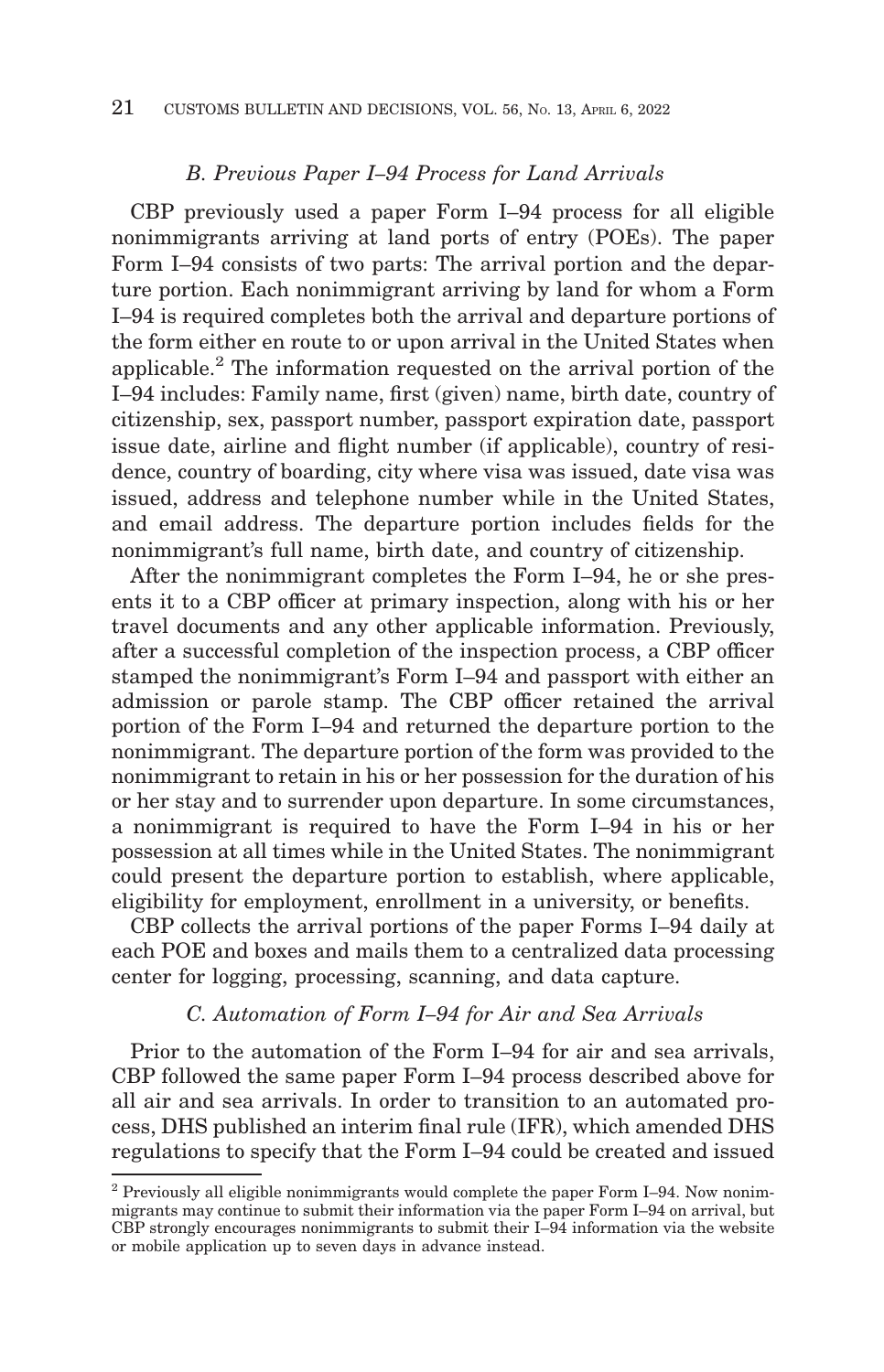### *B. Previous Paper I–94 Process for Land Arrivals*

CBP previously used a paper Form I–94 process for all eligible nonimmigrants arriving at land ports of entry (POEs). The paper Form I–94 consists of two parts: The arrival portion and the departure portion. Each nonimmigrant arriving by land for whom a Form I–94 is required completes both the arrival and departure portions of the form either en route to or upon arrival in the United States when applicable.[2] The information requested on the arrival portion of the I–94 includes: Family name, first (given) name, birth date, country of citizenship, sex, passport number, passport expiration date, passport issue date, airline and flight number (if applicable), country of residence, country of boarding, city where visa was issued, date visa was issued, address and telephone number while in the United States, and email address. The departure portion includes fields for the nonimmigrant's full name, birth date, and country of citizenship.

After the nonimmigrant completes the Form I–94, he or she presents it to a CBP officer at primary inspection, along with his or her travel documents and any other applicable information. Previously, after a successful completion of the inspection process, a CBP officer stamped the nonimmigrant's Form I–94 and passport with either an admission or parole stamp. The CBP officer retained the arrival portion of the Form I–94 and returned the departure portion to the nonimmigrant. The departure portion of the form was provided to the nonimmigrant to retain in his or her possession for the duration of his or her stay and to surrender upon departure. In some circumstances, a nonimmigrant is required to have the Form I–94 in his or her possession at all times while in the United States. The nonimmigrant could present the departure portion to establish, where applicable, eligibility for employment, enrollment in a university, or benefits.

CBP collects the arrival portions of the paper Forms I–94 daily at each POE and boxes and mails them to a centralized data processing center for logging, processing, scanning, and data capture.

### *C. Automation of Form I–94 for Air and Sea Arrivals*

Prior to the automation of the Form I–94 for air and sea arrivals, CBP followed the same paper Form I–94 process described above for all air and sea arrivals. In order to transition to an automated process, DHS published an interim final rule (IFR), which amended DHS regulations to specify that the Form I–94 could be created and issued

---

[2] Previously all eligible nonimmigrants would complete the paper Form I–94. Now nonimmigrants may continue to submit their information via the paper Form I–94 on arrival, but CBP strongly encourages nonimmigrants to submit I–94 information via the website or mobile application up to seven days in advance instead.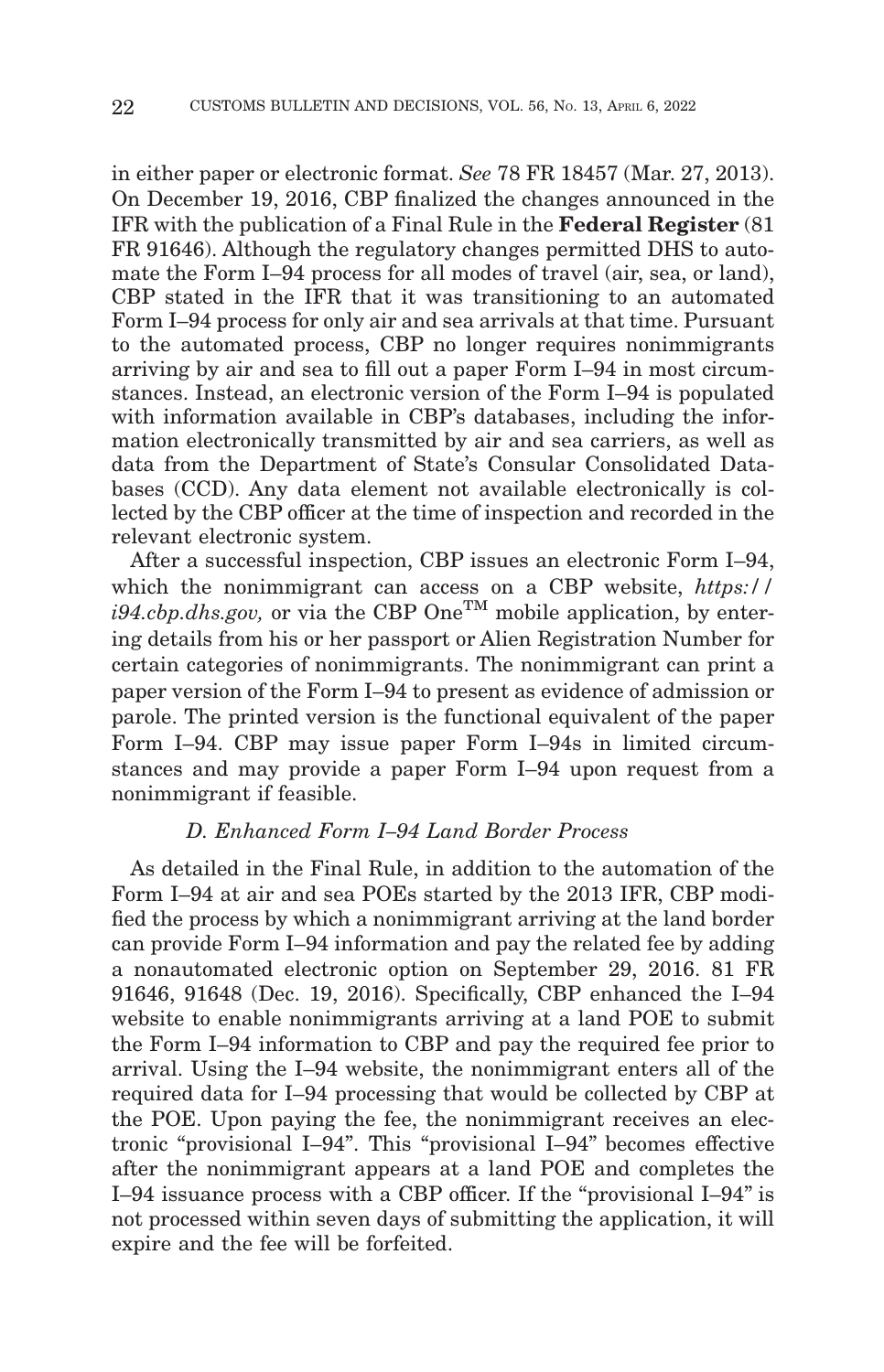in either paper or electronic format. *See* 78 FR 18457 (Mar. 27, 2013). On December 19, 2016, CBP finalized the changes announced in the IFR with the publication of a Final Rule in the **Federal Register** (81 FR 91646). Although the regulatory changes permitted DHS to automate the Form I–94 process for all modes of travel (air, sea, or land), CBP stated in the IFR that it was transitioning to an automated Form I–94 process for only air and sea arrivals at that time. Pursuant to the automated process, CBP no longer requires nonimmigrants arriving by air and sea to fill out a paper Form I–94 in most circumstances. Instead, an electronic version of the Form I–94 is populated with information available in CBP's databases, including the information electronically transmitted by air and sea carriers, as well as data from the Department of State's Consular Consolidated Databases (CCD). Any data element not available electronically is collected by the CBP officer at the time of inspection and recorded in the relevant electronic system.

After a successful inspection, CBP issues an electronic Form I–94, which the nonimmigrant can access on a CBP website, *https://i94.cbp.dhs.gov,* or via the CBP One™ mobile application, by entering details from his or her passport or Alien Registration Number for certain categories of nonimmigrants. The nonimmigrant can print a paper version of the Form I–94 to present as evidence of admission or parole. The printed version is the functional equivalent of the paper Form I–94. CBP may issue paper Form I–94s in limited circumstances and may provide a paper Form I–94 upon request from a nonimmigrant if feasible.

### *D. Enhanced Form I–94 Land Border Process*

As detailed in the Final Rule, in addition to the automation of the Form I–94 at air and sea POEs started by the 2013 IFR, CBP modified the process by which a nonimmigrant arriving at the land border can provide Form I–94 information and pay the related fee by adding a nonautomated electronic option on September 29, 2016. 81 FR 91646, 91648 (Dec. 19, 2016). Specifically, CBP enhanced the I–94 website to enable nonimmigrants arriving at a land POE to submit the Form I–94 information to CBP and pay the required fee prior to arrival. Using the I–94 website, the nonimmigrant enters all of the required data for I–94 processing that would be collected by CBP at the POE. Upon paying the fee, the nonimmigrant receives an electronic "provisional I–94". This "provisional I–94" becomes effective after the nonimmigrant appears at a land POE and completes the I–94 issuance process with a CBP officer. If the "provisional I–94" is not processed within seven days of submitting the application, it will expire and the fee will be forfeited.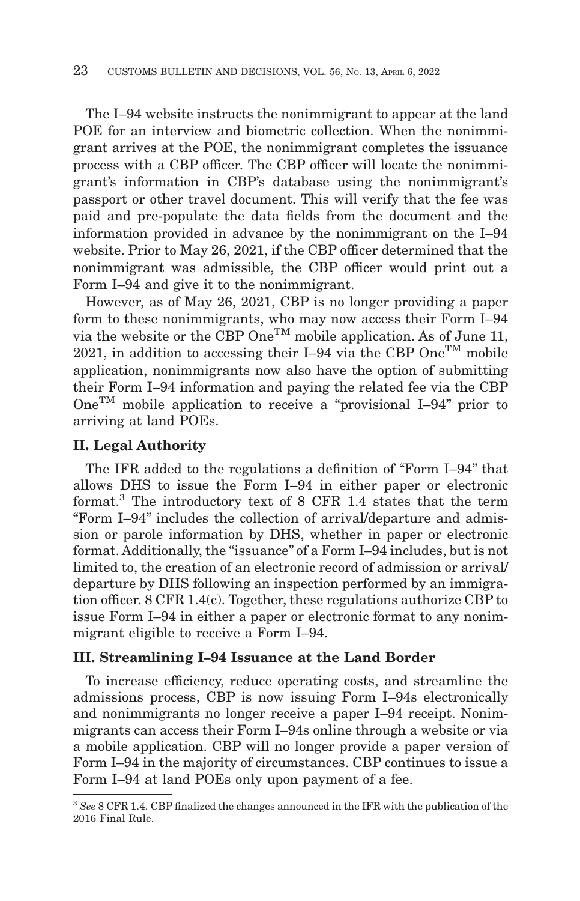The I–94 website instructs the nonimmigrant to appear at the land POE for an interview and biometric collection. When the nonimmigrant arrives at the POE, the nonimmigrant completes the issuance process with a CBP officer. The CBP officer will locate the nonimmigrant's information in CBP's database using the nonimmigrant's passport or other travel document. This will verify that the fee was paid and pre-populate the data fields from the document and the information provided in advance by the nonimmigrant on the I–94 website. Prior to May 26, 2021, if the CBP officer determined that the nonimmigrant was admissible, the CBP officer would print out a Form I–94 and give it to the nonimmigrant.

However, as of May 26, 2021, CBP is no longer providing a paper form to these nonimmigrants, who may now access their Form I–94 via the website or the CBP One™ mobile application. As of June 11, 2021, in addition to accessing their I–94 via the CBP One™ mobile application, nonimmigrants now also have the option of submitting their Form I–94 information and paying the related fee via the CBP One™ mobile application to receive a "provisional I–94" prior to arriving at land POEs.

## II. Legal Authority

The IFR added to the regulations a definition of "Form I–94" that allows DHS to issue the Form I–94 in either paper or electronic format.[3] The introductory text of 8 CFR 1.4 states that the term "Form I–94" includes the collection of arrival/departure and admission or parole information by DHS, whether in paper or electronic format. Additionally, the "issuance" of a Form I–94 includes, but is not limited to, the creation of an electronic record of admission or arrival/departure by DHS following an inspection performed by an immigration officer. 8 CFR 1.4(c). Together, these regulations authorize CBP to issue Form I–94 in either a paper or electronic format to any nonimmigrant eligible to receive a Form I–94.

## III. Streamlining I–94 Issuance at the Land Border

To increase efficiency, reduce operating costs, and streamline the admissions process, CBP is now issuing Form I–94s electronically and nonimmigrants no longer receive a paper I–94 receipt. Nonimmigrants can access their Form I–94s online through a website or via a mobile application. CBP will no longer provide a paper version of Form I–94 in the majority of circumstances. CBP continues to issue a Form I–94 at land POEs only upon payment of a fee.

---

[3] *See* 8 CFR 1.4. CBP finalized the changes announced in the IFR with the publication of the 2016 Final Rule.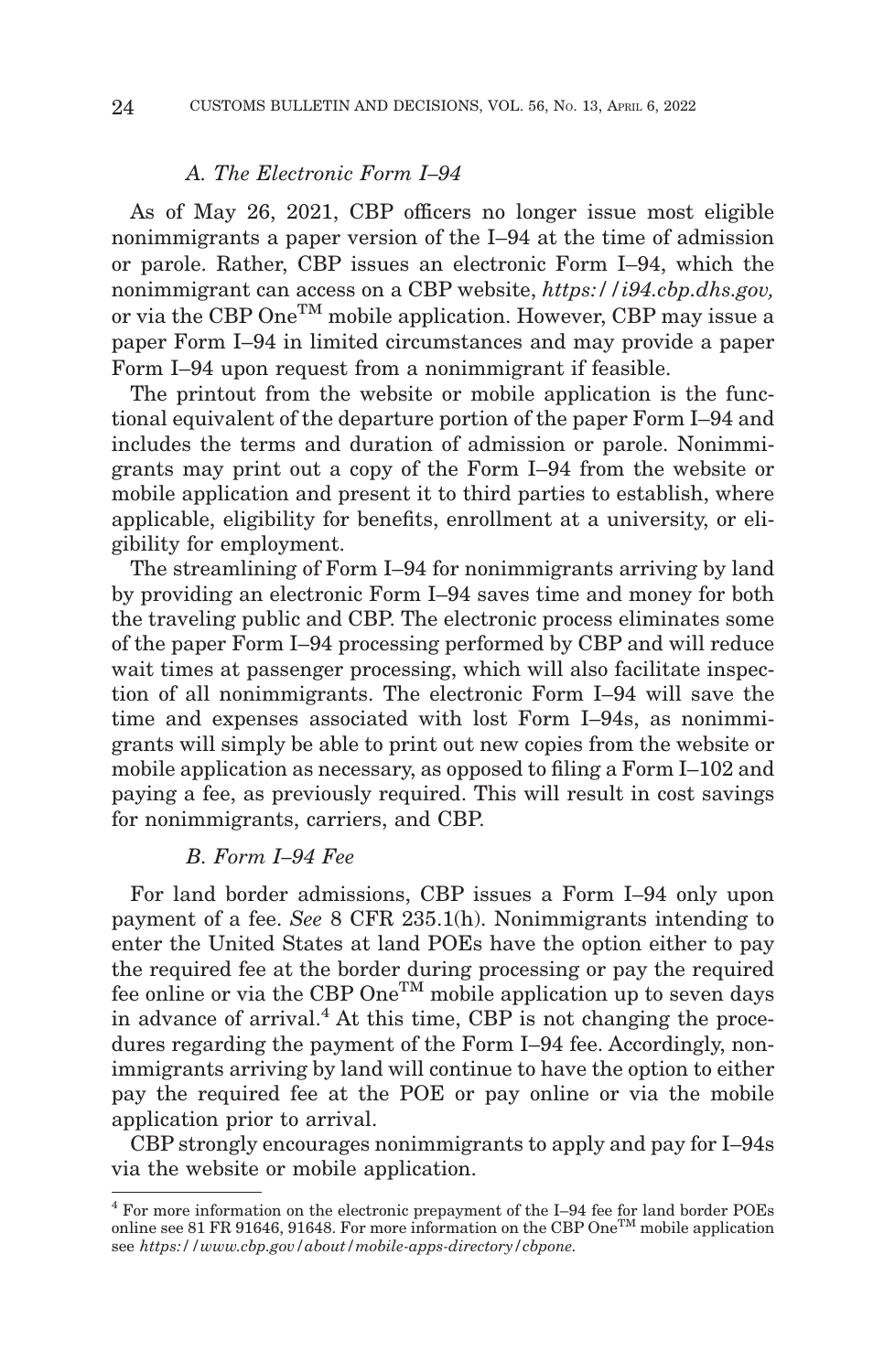### *A. The Electronic Form I–94*

As of May 26, 2021, CBP officers no longer issue most eligible nonimmigrants a paper version of the I–94 at the time of admission or parole. Rather, CBP issues an electronic Form I–94, which the nonimmigrant can access on a CBP website, *https://i94.cbp.dhs.gov,* or via the CBP One™ mobile application. However, CBP may issue a paper Form I–94 in limited circumstances and may provide a paper Form I–94 upon request from a nonimmigrant if feasible.

The printout from the website or mobile application is the functional equivalent of the departure portion of the paper Form I–94 and includes the terms and duration of admission or parole. Nonimmigrants may print out a copy of the Form I–94 from the website or mobile application and present it to third parties to establish, where applicable, eligibility for benefits, enrollment at a university, or eligibility for employment.

The streamlining of Form I–94 for nonimmigrants arriving by land by providing an electronic Form I–94 saves time and money for both the traveling public and CBP. The electronic process eliminates some of the paper Form I–94 processing performed by CBP and will reduce wait times at passenger processing, which will also facilitate inspection of all nonimmigrants. The electronic Form I–94 will save the time and expenses associated with lost Form I–94s, as nonimmigrants will simply be able to print out new copies from the website or mobile application as necessary, as opposed to filing a Form I–102 and paying a fee, as previously required. This will result in cost savings for nonimmigrants, carriers, and CBP.

### *B. Form I–94 Fee*

For land border admissions, CBP issues a Form I–94 only upon payment of a fee. *See* 8 CFR 235.1(h). Nonimmigrants intending to enter the United States at land POEs have the option either to pay the required fee at the border during processing or pay the required fee online or via the CBP One™ mobile application up to seven days in advance of arrival.[4] At this time, CBP is not changing the procedures regarding the payment of the Form I–94 fee. Accordingly, nonimmigrants arriving by land will continue to have the option to either pay the required fee at the POE or pay online or via the mobile application prior to arrival.

CBP strongly encourages nonimmigrants to apply and pay for I–94s via the website or mobile application.

---

[4] For more information on the electronic prepayment of the I–94 fee for land border POEs online see 81 FR 91646, 91648. For more information on the CBP One™ mobile application see *https://www.cbp.gov/about/mobile-apps-directory/cbpone.*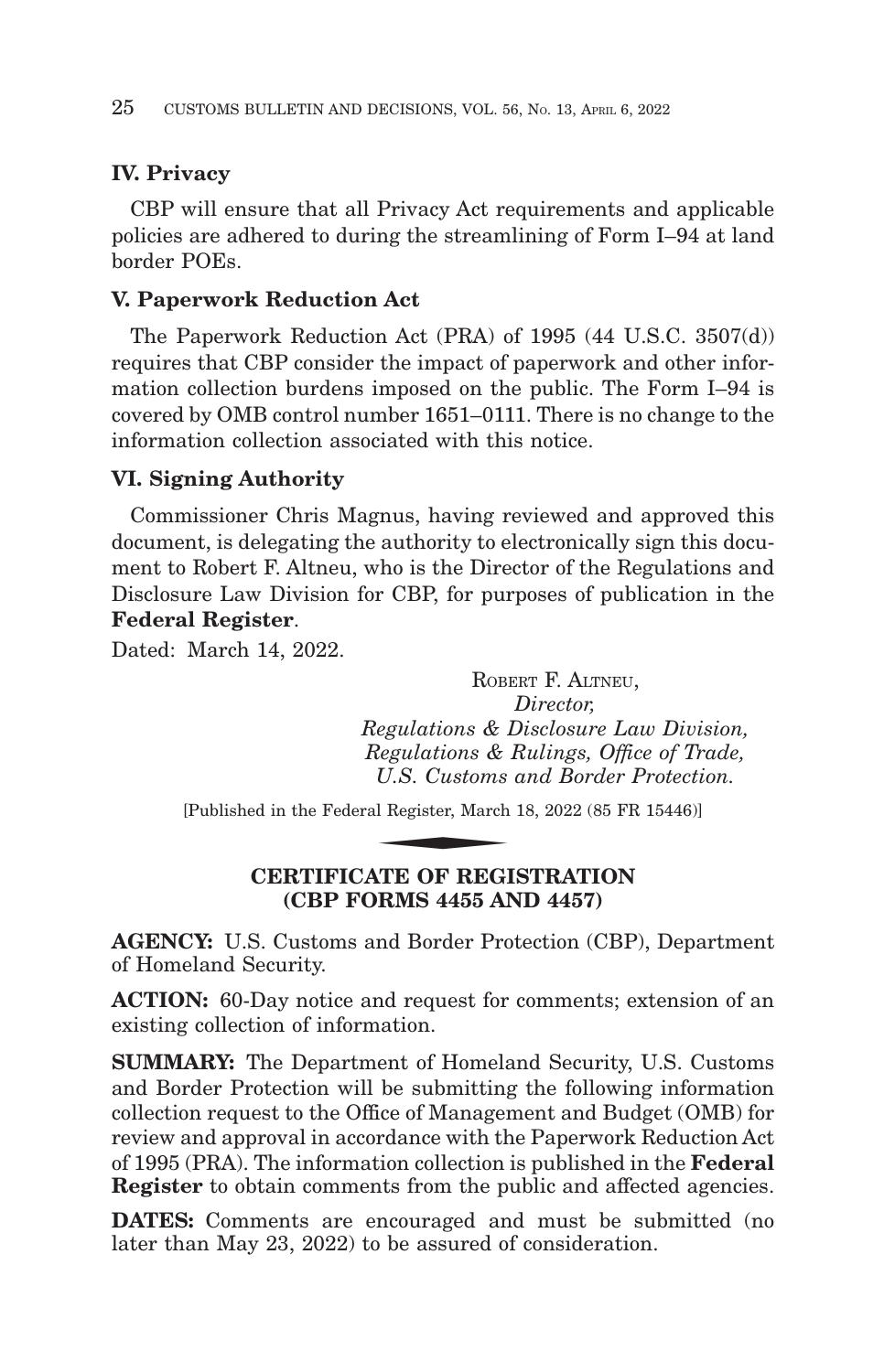## IV. Privacy

CBP will ensure that all Privacy Act requirements and applicable policies are adhered to during the streamlining of Form I–94 at land border POEs.

## V. Paperwork Reduction Act

The Paperwork Reduction Act (PRA) of 1995 (44 U.S.C. 3507(d)) requires that CBP consider the impact of paperwork and other information collection burdens imposed on the public. The Form I–94 is covered by OMB control number 1651–0111. There is no change to the information collection associated with this notice.

## VI. Signing Authority

Commissioner Chris Magnus, having reviewed and approved this document, is delegating the authority to electronically sign this document to Robert F. Altneu, who is the Director of the Regulations and Disclosure Law Division for CBP, for purposes of publication in the **Federal Register**.

Dated: March 14, 2022.

ROBERT F. ALTNEU,
*Director,*
*Regulations & Disclosure Law Division,*
*Regulations & Rulings, Office of Trade,*
*U.S. Customs and Border Protection.*

[Published in the Federal Register, March 18, 2022 (85 FR 15446)]

---

# CERTIFICATE OF REGISTRATION (CBP FORMS 4455 AND 4457)

**AGENCY:** U.S. Customs and Border Protection (CBP), Department of Homeland Security.

**ACTION:** 60-Day notice and request for comments; extension of an existing collection of information.

**SUMMARY:** The Department of Homeland Security, U.S. Customs and Border Protection will be submitting the following information collection request to the Office of Management and Budget (OMB) for review and approval in accordance with the Paperwork Reduction Act of 1995 (PRA). The information collection is published in the **Federal Register** to obtain comments from the public and affected agencies.

**DATES:** Comments are encouraged and must be submitted (no later than May 23, 2022) to be assured of consideration.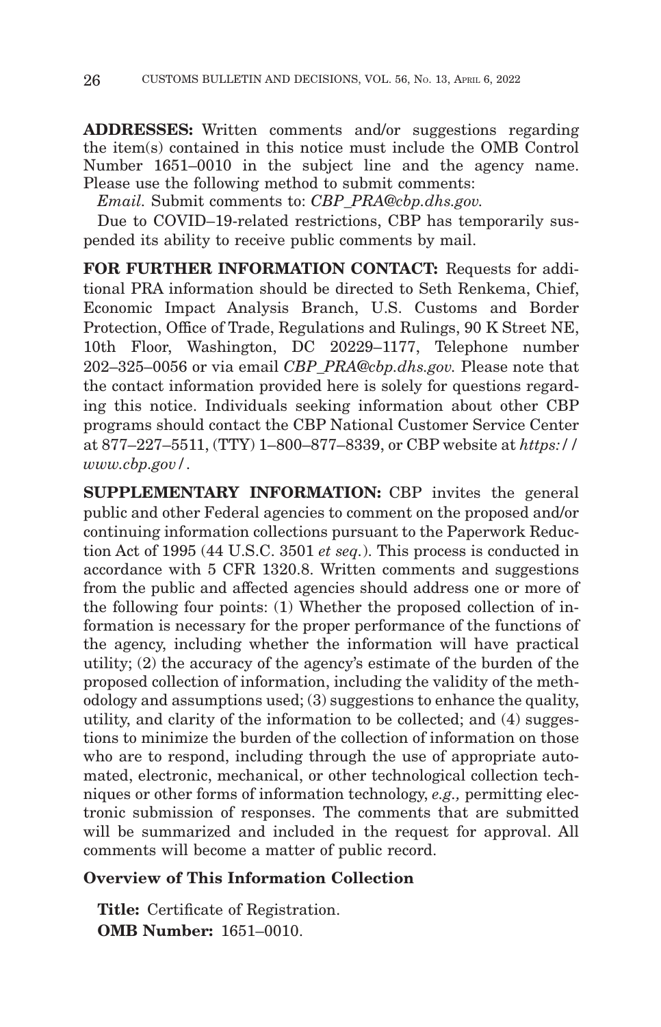**ADDRESSES:** Written comments and/or suggestions regarding the item(s) contained in this notice must include the OMB Control Number 1651–0010 in the subject line and the agency name. Please use the following method to submit comments:

*Email.* Submit comments to: *CBP_PRA@cbp.dhs.gov.*

Due to COVID–19-related restrictions, CBP has temporarily suspended its ability to receive public comments by mail.

**FOR FURTHER INFORMATION CONTACT:** Requests for additional PRA information should be directed to Seth Renkema, Chief, Economic Impact Analysis Branch, U.S. Customs and Border Protection, Office of Trade, Regulations and Rulings, 90 K Street NE, 10th Floor, Washington, DC 20229–1177, Telephone number 202–325–0056 or via email *CBP_PRA@cbp.dhs.gov.* Please note that the contact information provided here is solely for questions regarding this notice. Individuals seeking information about other CBP programs should contact the CBP National Customer Service Center at 877–227–5511, (TTY) 1–800–877–8339, or CBP website at *https://www.cbp.gov/.*

**SUPPLEMENTARY INFORMATION:** CBP invites the general public and other Federal agencies to comment on the proposed and/or continuing information collections pursuant to the Paperwork Reduction Act of 1995 (44 U.S.C. 3501 *et seq.*). This process is conducted in accordance with 5 CFR 1320.8. Written comments and suggestions from the public and affected agencies should address one or more of the following four points: (1) Whether the proposed collection of information is necessary for the proper performance of the functions of the agency, including whether the information will have practical utility; (2) the accuracy of the agency's estimate of the burden of the proposed collection of information, including the validity of the methodology and assumptions used; (3) suggestions to enhance the quality, utility, and clarity of the information to be collected; and (4) suggestions to minimize the burden of the collection of information on those who are to respond, including through the use of appropriate automated, electronic, mechanical, or other technological collection techniques or other forms of information technology, *e.g.,* permitting electronic submission of responses. The comments that are submitted will be summarized and included in the request for approval. All comments will become a matter of public record.

**Overview of This Information Collection**

**Title:** Certificate of Registration.
**OMB Number:** 1651–0010.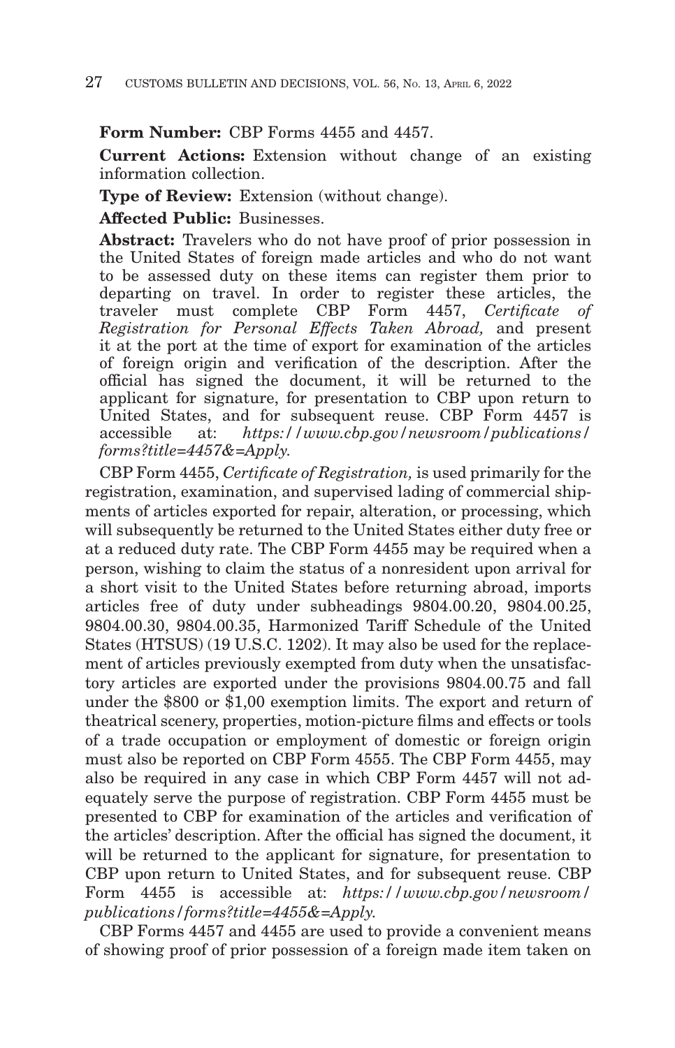**Form Number:** CBP Forms 4455 and 4457.

**Current Actions:** Extension without change of an existing information collection.

**Type of Review:** Extension (without change).

**Affected Public:** Businesses.

**Abstract:** Travelers who do not have proof of prior possession in the United States of foreign made articles and who do not want to be assessed duty on these items can register them prior to departing on travel. In order to register these articles, the traveler must complete CBP Form 4457, *Certificate of Registration for Personal Effects Taken Abroad,* and present it at the port at the time of export for examination of the articles of foreign origin and verification of the description. After the official has signed the document, it will be returned to the applicant for signature, for presentation to CBP upon return to United States, and for subsequent reuse. CBP Form 4457 is accessible at: *https://www.cbp.gov/newsroom/publications/forms?title=4457&=Apply.*

CBP Form 4455, *Certificate of Registration,* is used primarily for the registration, examination, and supervised lading of commercial shipments of articles exported for repair, alteration, or processing, which will subsequently be returned to the United States either duty free or at a reduced duty rate. The CBP Form 4455 may be required when a person, wishing to claim the status of a nonresident upon arrival for a short visit to the United States before returning abroad, imports articles free of duty under subheadings 9804.00.20, 9804.00.25, 9804.00.30, 9804.00.35, Harmonized Tariff Schedule of the United States (HTSUS) (19 U.S.C. 1202). It may also be used for the replacement of articles previously exempted from duty when the unsatisfactory articles are exported under the provisions 9804.00.75 and fall under the $800 or $1,00 exemption limits. The export and return of theatrical scenery, properties, motion-picture films and effects or tools of a trade occupation or employment of domestic or foreign origin must also be reported on CBP Form 4555. The CBP Form 4455, may also be required in any case in which CBP Form 4457 will not adequately serve the purpose of registration. CBP Form 4455 must be presented to CBP for examination of the articles and verification of the articles' description. After the official has signed the document, it will be returned to the applicant for signature, for presentation to CBP upon return to United States, and for subsequent reuse. CBP Form 4455 is accessible at: *https://www.cbp.gov/newsroom/publications/forms?title=4455&=Apply.*

CBP Forms 4457 and 4455 are used to provide a convenient means of showing proof of prior possession of a foreign made item taken on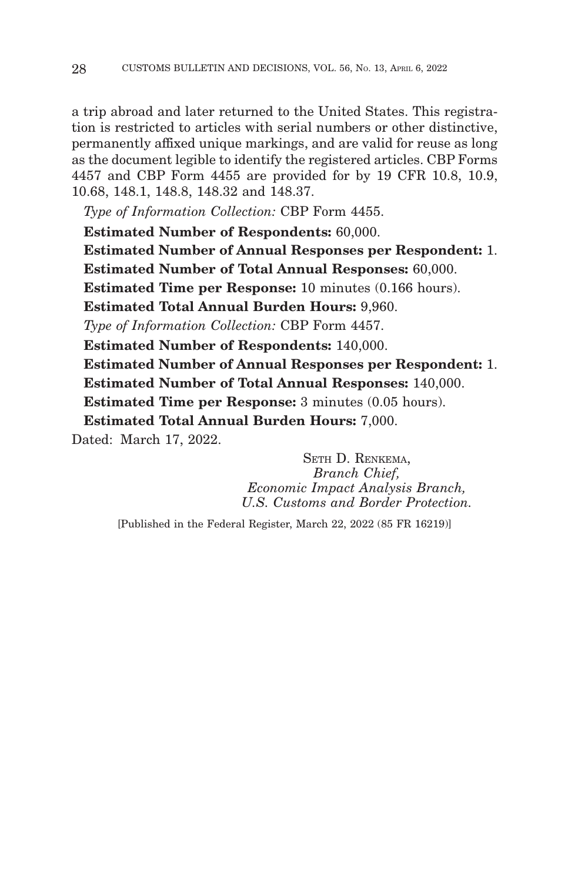a trip abroad and later returned to the United States. This registration is restricted to articles with serial numbers or other distinctive, permanently affixed unique markings, and are valid for reuse as long as the document legible to identify the registered articles. CBP Forms 4457 and CBP Form 4455 are provided for by 19 CFR 10.8, 10.9, 10.68, 148.1, 148.8, 148.32 and 148.37.

*Type of Information Collection:* CBP Form 4455.

**Estimated Number of Respondents:** 60,000.

**Estimated Number of Annual Responses per Respondent:** 1.

**Estimated Number of Total Annual Responses:** 60,000.

**Estimated Time per Response:** 10 minutes (0.166 hours).

**Estimated Total Annual Burden Hours:** 9,960.

*Type of Information Collection:* CBP Form 4457.

**Estimated Number of Respondents:** 140,000.

**Estimated Number of Annual Responses per Respondent:** 1.

**Estimated Number of Total Annual Responses:** 140,000.

**Estimated Time per Response:** 3 minutes (0.05 hours).

**Estimated Total Annual Burden Hours:** 7,000.

Dated: March 17, 2022.

SETH D. RENKEMA,
*Branch Chief,*
*Economic Impact Analysis Branch,*
*U.S. Customs and Border Protection.*

[Published in the Federal Register, March 22, 2022 (85 FR 16219)]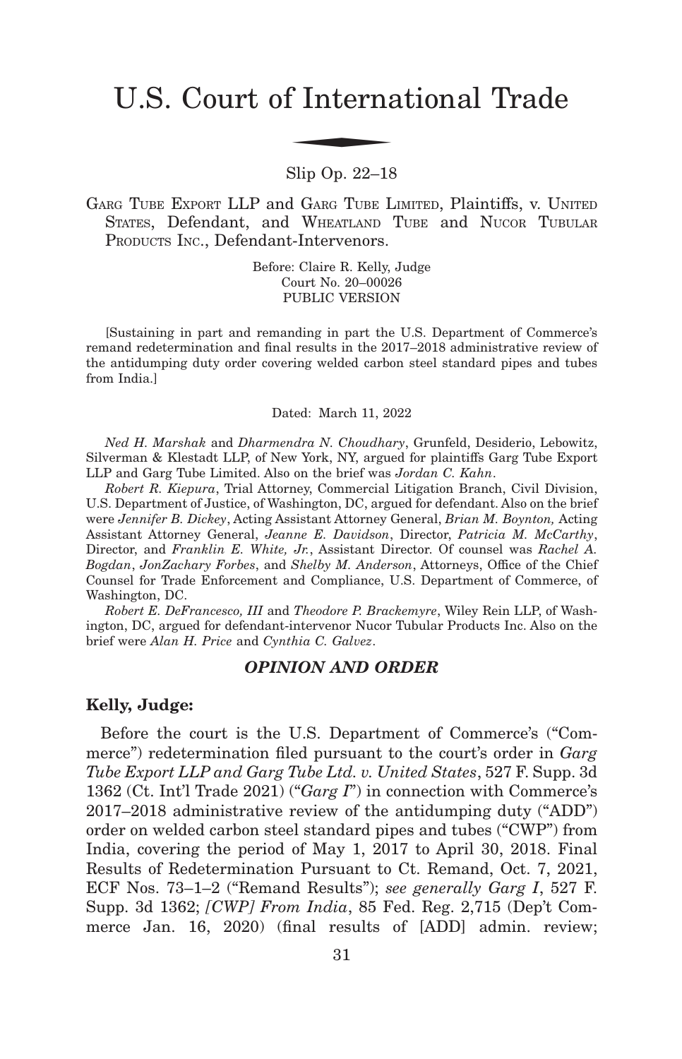# U.S. Court of International Trade

Slip Op. 22–18

GARG TUBE EXPORT LLP and GARG TUBE LIMITED, Plaintiffs, v. UNITED STATES, Defendant, and WHEATLAND TUBE and NUCOR TUBULAR PRODUCTS INC., Defendant-Intervenors.

Before: Claire R. Kelly, Judge
Court No. 20–00026
PUBLIC VERSION

[Sustaining in part and remanding in part the U.S. Department of Commerce's remand redetermination and final results in the 2017–2018 administrative review of the antidumping duty order covering welded carbon steel standard pipes and tubes from India.]

Dated: March 11, 2022

*Ned H. Marshak* and *Dharmendra N. Choudhary*, Grunfeld, Desiderio, Lebowitz, Silverman & Klestadt LLP, of New York, NY, argued for plaintiffs Garg Tube Export LLP and Garg Tube Limited. Also on the brief was *Jordan C. Kahn*.

*Robert R. Kiepura*, Trial Attorney, Commercial Litigation Branch, Civil Division, U.S. Department of Justice, of Washington, DC, argued for defendant. Also on the brief were *Jennifer B. Dickey*, Acting Assistant Attorney General, *Brian M. Boynton,* Acting Assistant Attorney General, *Jeanne E. Davidson*, Director, *Patricia M. McCarthy*, Director, and *Franklin E. White, Jr.*, Assistant Director. Of counsel was *Rachel A. Bogdan*, *JonZachary Forbes*, and *Shelby M. Anderson*, Attorneys, Office of the Chief Counsel for Trade Enforcement and Compliance, U.S. Department of Commerce, of Washington, DC.

*Robert E. DeFrancesco, III* and *Theodore P. Brackemyre*, Wiley Rein LLP, of Washington, DC, argued for defendant-intervenor Nucor Tubular Products Inc. Also on the brief were *Alan H. Price* and *Cynthia C. Galvez*.

## *OPINION AND ORDER*

**Kelly, Judge:**

Before the court is the U.S. Department of Commerce's ("Commerce") redetermination filed pursuant to the court's order in *Garg Tube Export LLP and Garg Tube Ltd. v. United States*, 527 F. Supp. 3d 1362 (Ct. Int'l Trade 2021) ("*Garg I*") in connection with Commerce's 2017–2018 administrative review of the antidumping duty ("ADD") order on welded carbon steel standard pipes and tubes ("CWP") from India, covering the period of May 1, 2017 to April 30, 2018. Final Results of Redetermination Pursuant to Ct. Remand, Oct. 7, 2021, ECF Nos. 73–1–2 ("Remand Results"); *see generally Garg I*, 527 F. Supp. 3d 1362; *[CWP] From India*, 85 Fed. Reg. 2,715 (Dep't Commerce Jan. 16, 2020) (final results of [ADD] admin. review;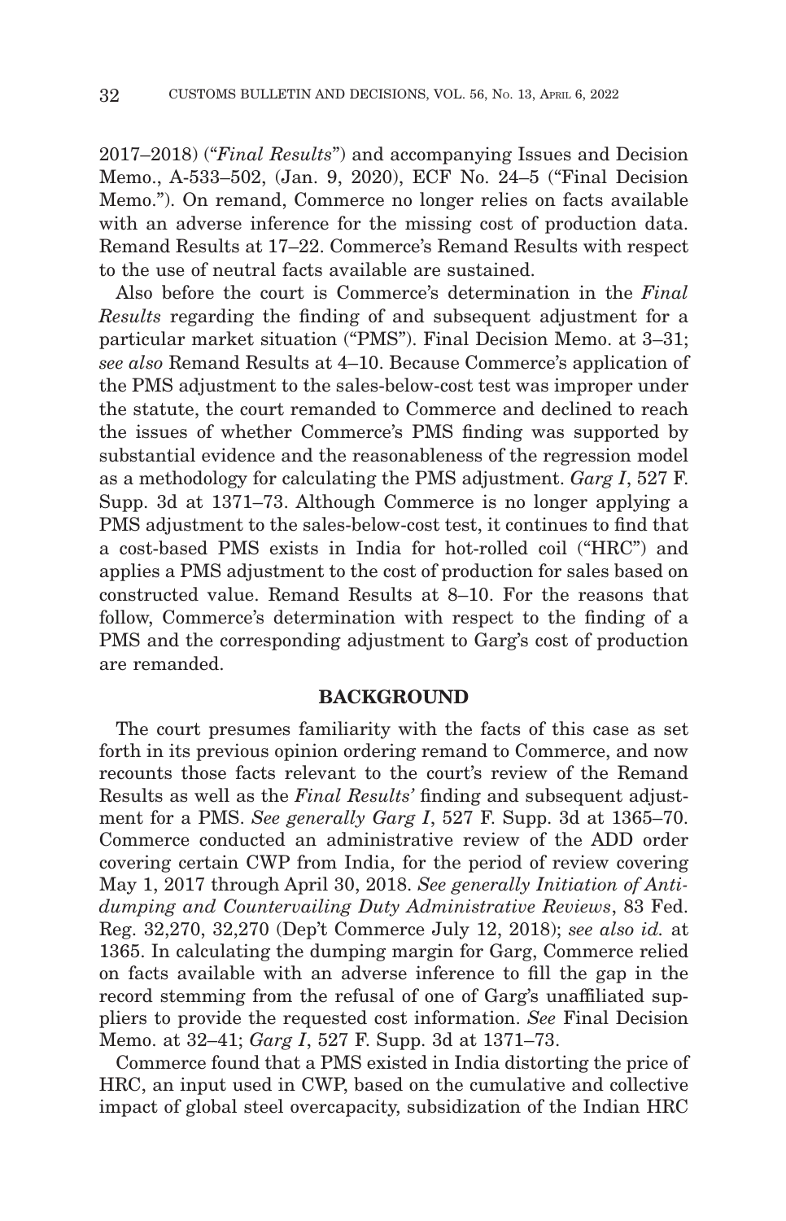2017–2018) ("*Final Results*") and accompanying Issues and Decision Memo., A-533–502, (Jan. 9, 2020), ECF No. 24–5 ("Final Decision Memo."). On remand, Commerce no longer relies on facts available with an adverse inference for the missing cost of production data. Remand Results at 17–22. Commerce's Remand Results with respect to the use of neutral facts available are sustained.

Also before the court is Commerce's determination in the *Final Results* regarding the finding of and subsequent adjustment for a particular market situation ("PMS"). Final Decision Memo. at 3–31; *see also* Remand Results at 4–10. Because Commerce's application of the PMS adjustment to the sales-below-cost test was improper under the statute, the court remanded to Commerce and declined to reach the issues of whether Commerce's PMS finding was supported by substantial evidence and the reasonableness of the regression model as a methodology for calculating the PMS adjustment. *Garg I*, 527 F. Supp. 3d at 1371–73. Although Commerce is no longer applying a PMS adjustment to the sales-below-cost test, it continues to find that a cost-based PMS exists in India for hot-rolled coil ("HRC") and applies a PMS adjustment to the cost of production for sales based on constructed value. Remand Results at 8–10. For the reasons that follow, Commerce's determination with respect to the finding of a PMS and the corresponding adjustment to Garg's cost of production are remanded.

## BACKGROUND

The court presumes familiarity with the facts of this case as set forth in its previous opinion ordering remand to Commerce, and now recounts those facts relevant to the court's review of the Remand Results as well as the *Final Results'* finding and subsequent adjustment for a PMS. *See generally Garg I*, 527 F. Supp. 3d at 1365–70. Commerce conducted an administrative review of the ADD order covering certain CWP from India, for the period of review covering May 1, 2017 through April 30, 2018. *See generally Initiation of Antidumping and Countervailing Duty Administrative Reviews*, 83 Fed. Reg. 32,270, 32,270 (Dep't Commerce July 12, 2018); *see also id.* at 1365. In calculating the dumping margin for Garg, Commerce relied on facts available with an adverse inference to fill the gap in the record stemming from the refusal of one of Garg's unaffiliated suppliers to provide the requested cost information. *See* Final Decision Memo. at 32–41; *Garg I*, 527 F. Supp. 3d at 1371–73.

Commerce found that a PMS existed in India distorting the price of HRC, an input used in CWP, based on the cumulative and collective impact of global steel overcapacity, subsidization of the Indian HRC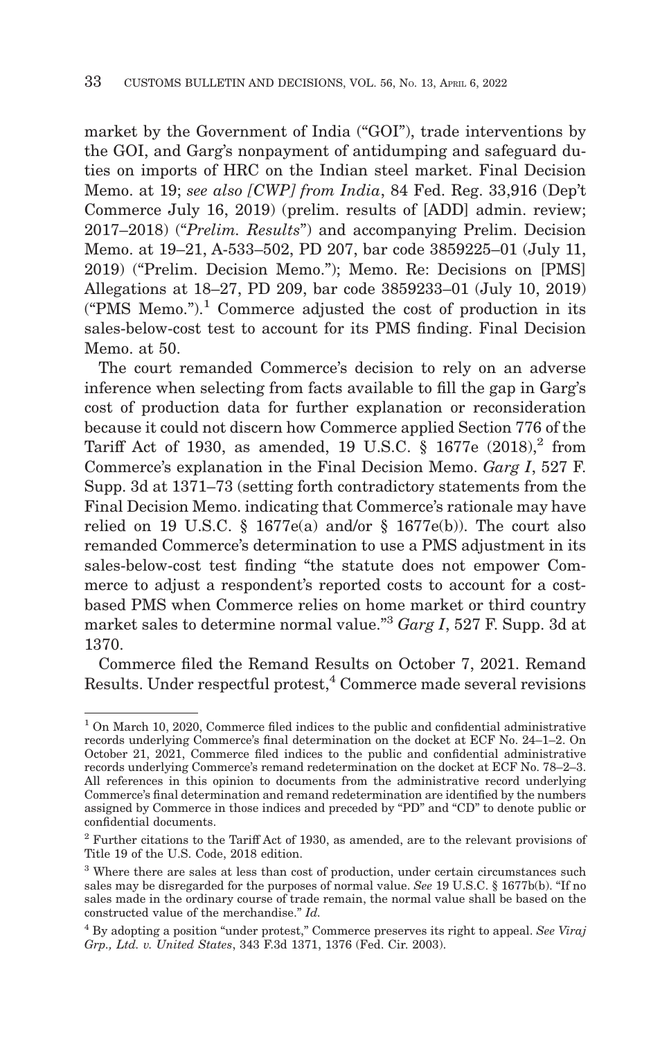market by the Government of India ("GOI"), trade interventions by the GOI, and Garg's nonpayment of antidumping and safeguard duties on imports of HRC on the Indian steel market. Final Decision Memo. at 19; *see also [CWP] from India*, 84 Fed. Reg. 33,916 (Dep't Commerce July 16, 2019) (prelim. results of [ADD] admin. review; 2017–2018) ("*Prelim. Results*") and accompanying Prelim. Decision Memo. at 19–21, A-533–502, PD 207, bar code 3859225–01 (July 11, 2019) ("Prelim. Decision Memo."); Memo. Re: Decisions on [PMS] Allegations at 18–27, PD 209, bar code 3859233–01 (July 10, 2019) ("PMS Memo.").[1] Commerce adjusted the cost of production in its sales-below-cost test to account for its PMS finding. Final Decision Memo. at 50.

The court remanded Commerce's decision to rely on an adverse inference when selecting from facts available to fill the gap in Garg's cost of production data for further explanation or reconsideration because it could not discern how Commerce applied Section 776 of the Tariff Act of 1930, as amended, 19 U.S.C. § 1677e (2018),[2] from Commerce's explanation in the Final Decision Memo. *Garg I*, 527 F. Supp. 3d at 1371–73 (setting forth contradictory statements from the Final Decision Memo. indicating that Commerce's rationale may have relied on 19 U.S.C. § 1677e(a) and/or § 1677e(b)). The court also remanded Commerce's determination to use a PMS adjustment in its sales-below-cost test finding "the statute does not empower Commerce to adjust a respondent's reported costs to account for a cost-based PMS when Commerce relies on home market or third country market sales to determine normal value."[3] *Garg I*, 527 F. Supp. 3d at 1370.

Commerce filed the Remand Results on October 7, 2021. Remand Results. Under respectful protest,[4] Commerce made several revisions

---

[1] On March 10, 2020, Commerce filed indices to the public and confidential administrative records underlying Commerce's final determination on the docket at ECF No. 24–1–2. On October 21, 2021, Commerce filed indices to the public and confidential administrative records underlying Commerce's remand redetermination on the docket at ECF No. 78–2–3. All references in this opinion to documents from the administrative record underlying Commerce's final determination and remand redetermination are identified by the numbers assigned by Commerce in those indices and preceded by "PD" and "CD" to denote public or confidential documents.

[2] Further citations to the Tariff Act of 1930, as amended, are to the relevant provisions of Title 19 of the U.S. Code, 2018 edition.

[3] Where there are sales at less than cost of production, under certain circumstances such sales may be disregarded for the purposes of normal value. *See* 19 U.S.C. § 1677b(b). "If no sales made in the ordinary course of trade remain, the normal value shall be based on the constructed value of the merchandise." *Id.*

[4] By adopting a position "under protest," Commerce preserves its right to appeal. *See Viraj Grp., Ltd. v. United States*, 343 F.3d 1371, 1376 (Fed. Cir. 2003).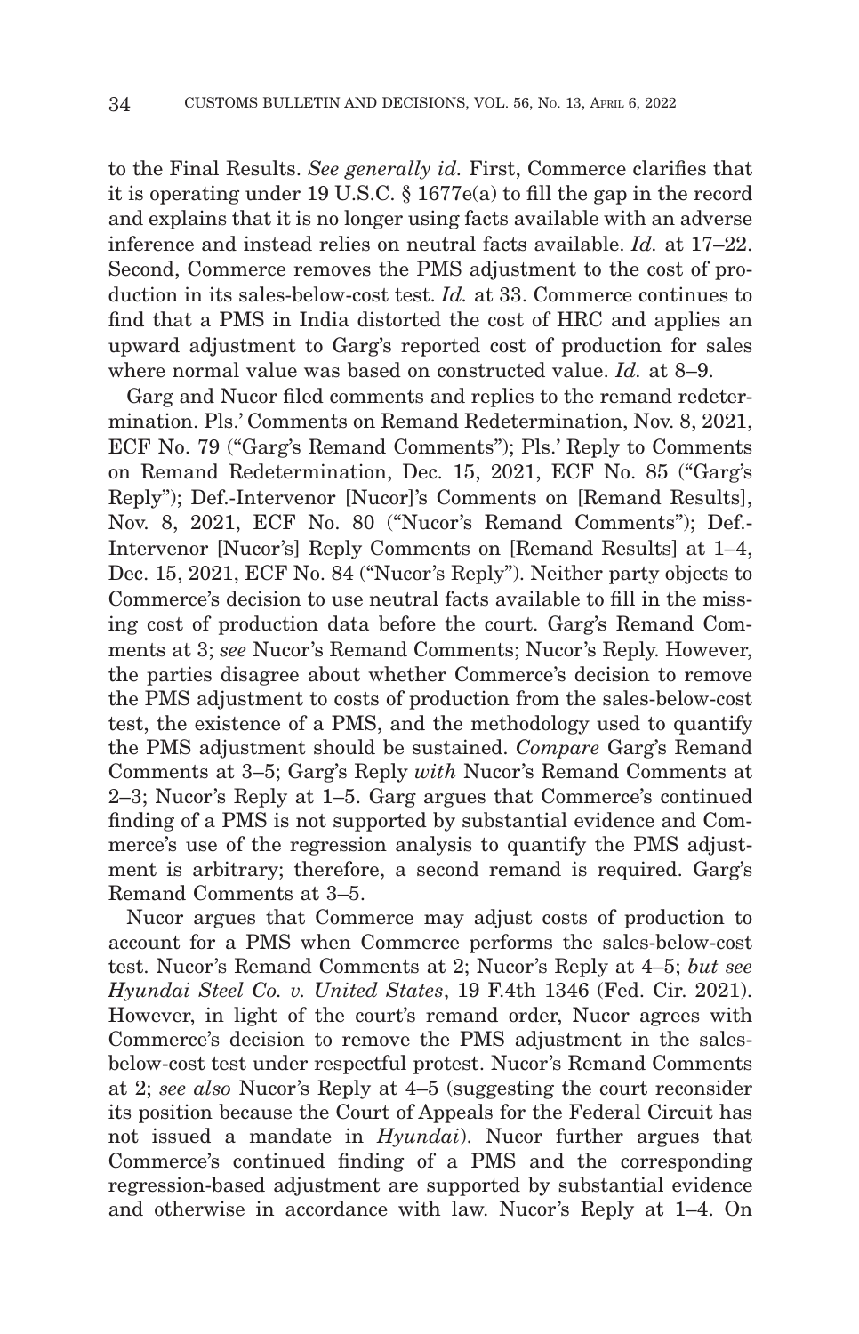to the Final Results. *See generally id.* First, Commerce clarifies that it is operating under 19 U.S.C. § 1677e(a) to fill the gap in the record and explains that it is no longer using facts available with an adverse inference and instead relies on neutral facts available. *Id.* at 17–22. Second, Commerce removes the PMS adjustment to the cost of production in its sales-below-cost test. *Id.* at 33. Commerce continues to find that a PMS in India distorted the cost of HRC and applies an upward adjustment to Garg's reported cost of production for sales where normal value was based on constructed value. *Id.* at 8–9.

Garg and Nucor filed comments and replies to the remand redetermination. Pls.' Comments on Remand Redetermination, Nov. 8, 2021, ECF No. 79 ("Garg's Remand Comments"); Pls.' Reply to Comments on Remand Redetermination, Dec. 15, 2021, ECF No. 85 ("Garg's Reply"); Def.-Intervenor [Nucor]'s Comments on [Remand Results], Nov. 8, 2021, ECF No. 80 ("Nucor's Remand Comments"); Def.-Intervenor [Nucor's] Reply Comments on [Remand Results] at 1–4, Dec. 15, 2021, ECF No. 84 ("Nucor's Reply"). Neither party objects to Commerce's decision to use neutral facts available to fill in the missing cost of production data before the court. Garg's Remand Comments at 3; *see* Nucor's Remand Comments; Nucor's Reply. However, the parties disagree about whether Commerce's decision to remove the PMS adjustment to costs of production from the sales-below-cost test, the existence of a PMS, and the methodology used to quantify the PMS adjustment should be sustained. *Compare* Garg's Remand Comments at 3–5; Garg's Reply *with* Nucor's Remand Comments at 2–3; Nucor's Reply at 1–5. Garg argues that Commerce's continued finding of a PMS is not supported by substantial evidence and Commerce's use of the regression analysis to quantify the PMS adjustment is arbitrary; therefore, a second remand is required. Garg's Remand Comments at 3–5.

Nucor argues that Commerce may adjust costs of production to account for a PMS when Commerce performs the sales-below-cost test. Nucor's Remand Comments at 2; Nucor's Reply at 4–5; *but see Hyundai Steel Co. v. United States*, 19 F.4th 1346 (Fed. Cir. 2021). However, in light of the court's remand order, Nucor agrees with Commerce's decision to remove the PMS adjustment in the sales-below-cost test under respectful protest. Nucor's Remand Comments at 2; *see also* Nucor's Reply at 4–5 (suggesting the court reconsider its position because the Court of Appeals for the Federal Circuit has not issued a mandate in *Hyundai*). Nucor further argues that Commerce's continued finding of a PMS and the corresponding regression-based adjustment are supported by substantial evidence and otherwise in accordance with law. Nucor's Reply at 1–4. On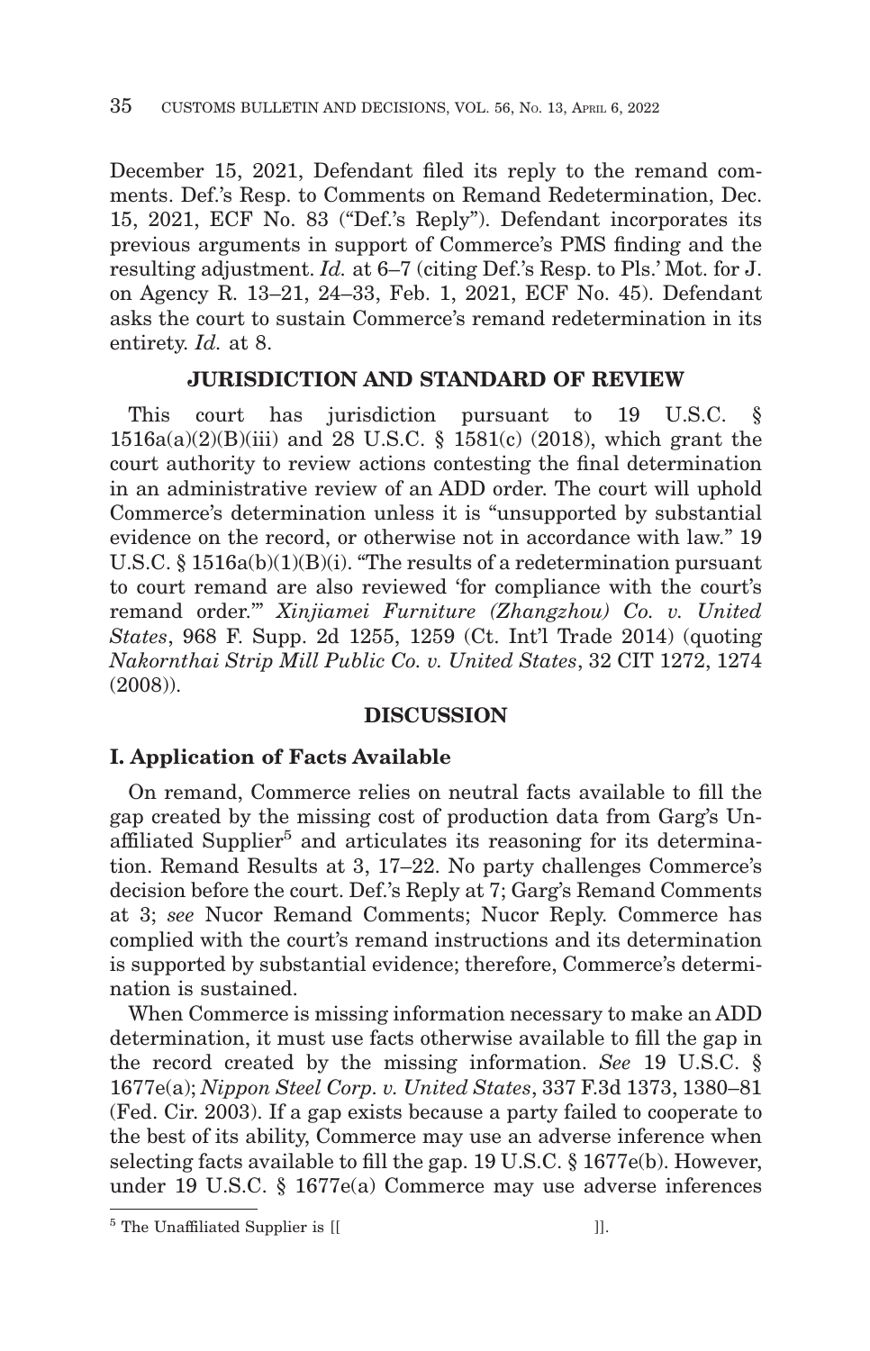December 15, 2021, Defendant filed its reply to the remand comments. Def.'s Resp. to Comments on Remand Redetermination, Dec. 15, 2021, ECF No. 83 ("Def.'s Reply"). Defendant incorporates its previous arguments in support of Commerce's PMS finding and the resulting adjustment. *Id.* at 6–7 (citing Def.'s Resp. to Pls.' Mot. for J. on Agency R. 13–21, 24–33, Feb. 1, 2021, ECF No. 45). Defendant asks the court to sustain Commerce's remand redetermination in its entirety. *Id.* at 8.

## JURISDICTION AND STANDARD OF REVIEW

This court has jurisdiction pursuant to 19 U.S.C. § 1516a(a)(2)(B)(iii) and 28 U.S.C. § 1581(c) (2018), which grant the court authority to review actions contesting the final determination in an administrative review of an ADD order. The court will uphold Commerce's determination unless it is "unsupported by substantial evidence on the record, or otherwise not in accordance with law." 19 U.S.C. § 1516a(b)(1)(B)(i). "The results of a redetermination pursuant to court remand are also reviewed 'for compliance with the court's remand order.'" *Xinjiamei Furniture (Zhangzhou) Co. v. United States*, 968 F. Supp. 2d 1255, 1259 (Ct. Int'l Trade 2014) (quoting *Nakornthai Strip Mill Public Co. v. United States*, 32 CIT 1272, 1274 (2008)).

## DISCUSSION

### I. Application of Facts Available

On remand, Commerce relies on neutral facts available to fill the gap created by the missing cost of production data from Garg's Unaffiliated Supplier[5] and articulates its reasoning for its determination. Remand Results at 3, 17–22. No party challenges Commerce's decision before the court. Def.'s Reply at 7; Garg's Remand Comments at 3; *see* Nucor Remand Comments; Nucor Reply. Commerce has complied with the court's remand instructions and its determination is supported by substantial evidence; therefore, Commerce's determination is sustained.

When Commerce is missing information necessary to make an ADD determination, it must use facts otherwise available to fill the gap in the record created by the missing information. *See* 19 U.S.C. § 1677e(a); *Nippon Steel Corp. v. United States*, 337 F.3d 1373, 1380–81 (Fed. Cir. 2003). If a gap exists because a party failed to cooperate to the best of its ability, Commerce may use an adverse inference when selecting facts available to fill the gap. 19 U.S.C. § 1677e(b). However, under 19 U.S.C. § 1677e(a) Commerce may use adverse inferences

[5] The Unaffiliated Supplier is [[ ]].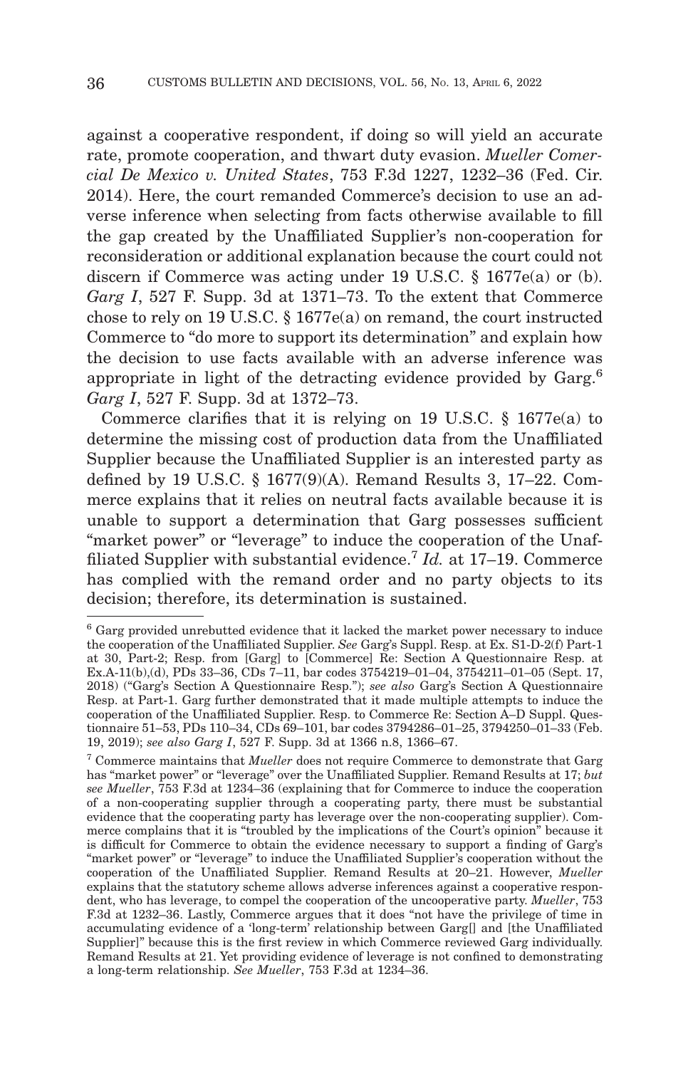against a cooperative respondent, if doing so will yield an accurate rate, promote cooperation, and thwart duty evasion. *Mueller Comercial De Mexico v. United States*, 753 F.3d 1227, 1232–36 (Fed. Cir. 2014). Here, the court remanded Commerce's decision to use an adverse inference when selecting from facts otherwise available to fill the gap created by the Unaffiliated Supplier's non-cooperation for reconsideration or additional explanation because the court could not discern if Commerce was acting under 19 U.S.C. § 1677e(a) or (b). *Garg I*, 527 F. Supp. 3d at 1371–73. To the extent that Commerce chose to rely on 19 U.S.C. § 1677e(a) on remand, the court instructed Commerce to "do more to support its determination" and explain how the decision to use facts available with an adverse inference was appropriate in light of the detracting evidence provided by Garg.[6] *Garg I*, 527 F. Supp. 3d at 1372–73.

Commerce clarifies that it is relying on 19 U.S.C. § 1677e(a) to determine the missing cost of production data from the Unaffiliated Supplier because the Unaffiliated Supplier is an interested party as defined by 19 U.S.C. § 1677(9)(A). Remand Results 3, 17–22. Commerce explains that it relies on neutral facts available because it is unable to support a determination that Garg possesses sufficient "market power" or "leverage" to induce the cooperation of the Unaffiliated Supplier with substantial evidence.[7] *Id.* at 17–19. Commerce has complied with the remand order and no party objects to its decision; therefore, its determination is sustained.

---

[6] Garg provided unrebutted evidence that it lacked the market power necessary to induce the cooperation of the Unaffiliated Supplier. *See* Garg's Suppl. Resp. at Ex. S1-D-2(f) Part-1 at 30, Part-2; Resp. from [Garg] to [Commerce] Re: Section A Questionnaire Resp. at Ex.A-11(b),(d), PDs 33–36, CDs 7–11, bar codes 3754219–01–04, 3754211–01–05 (Sept. 17, 2018) ("Garg's Section A Questionnaire Resp."); *see also* Garg's Section A Questionnaire Resp. at Part-1. Garg further demonstrated that it made multiple attempts to induce the cooperation of the Unaffiliated Supplier. Resp. to Commerce Re: Section A–D Suppl. Questionnaire 51–53, PDs 110–34, CDs 69–101, bar codes 3794286–01–25, 3794250–01–33 (Feb. 19, 2019); *see also Garg I*, 527 F. Supp. 3d at 1366 n.8, 1366–67.

[7] Commerce maintains that *Mueller* does not require Commerce to demonstrate that Garg has "market power" or "leverage" over the Unaffiliated Supplier. Remand Results at 17; *but see Mueller*, 753 F.3d at 1234–36 (explaining that for Commerce to induce the cooperation of a non-cooperating supplier through a cooperating party, there must be substantial evidence that the cooperating party has leverage over the non-cooperating supplier). Commerce complains that it is "troubled by the implications of the Court's opinion" because it is difficult for Commerce to obtain the evidence necessary to support a finding of Garg's "market power" or "leverage" to induce the Unaffiliated Supplier's cooperation without the cooperation of the Unaffiliated Supplier. Remand Results at 20–21. However, *Mueller* explains that the statutory scheme allows adverse inferences against a cooperative respondent, who has leverage, to compel the cooperation of the uncooperative party. *Mueller*, 753 F.3d at 1232–36. Lastly, Commerce argues that it does "not have the privilege of time in accumulating evidence of a 'long-term' relationship between Garg[] and [the Unaffiliated Supplier]" because this is the first review in which Commerce reviewed Garg individually. Remand Results at 21. Yet providing evidence of leverage is not confined to demonstrating a long-term relationship. *See Mueller*, 753 F.3d at 1234–36.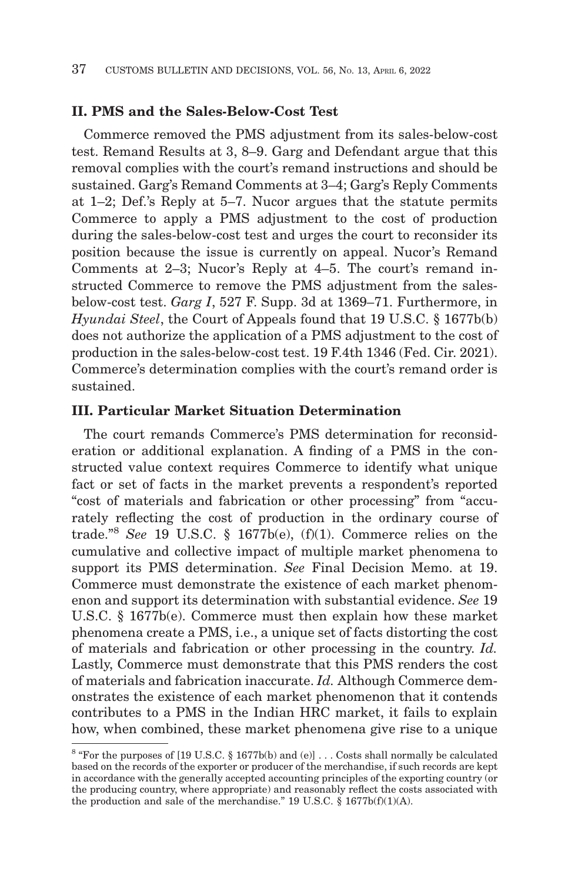## II. PMS and the Sales-Below-Cost Test

Commerce removed the PMS adjustment from its sales-below-cost test. Remand Results at 3, 8–9. Garg and Defendant argue that this removal complies with the court's remand instructions and should be sustained. Garg's Remand Comments at 3–4; Garg's Reply Comments at 1–2; Def.'s Reply at 5–7. Nucor argues that the statute permits Commerce to apply a PMS adjustment to the cost of production during the sales-below-cost test and urges the court to reconsider its position because the issue is currently on appeal. Nucor's Remand Comments at 2–3; Nucor's Reply at 4–5. The court's remand instructed Commerce to remove the PMS adjustment from the sales-below-cost test. *Garg I*, 527 F. Supp. 3d at 1369–71. Furthermore, in *Hyundai Steel*, the Court of Appeals found that 19 U.S.C. § 1677b(b) does not authorize the application of a PMS adjustment to the cost of production in the sales-below-cost test. 19 F.4th 1346 (Fed. Cir. 2021). Commerce's determination complies with the court's remand order is sustained.

## III. Particular Market Situation Determination

The court remands Commerce's PMS determination for reconsideration or additional explanation. A finding of a PMS in the constructed value context requires Commerce to identify what unique fact or set of facts in the market prevents a respondent's reported "cost of materials and fabrication or other processing" from "accurately reflecting the cost of production in the ordinary course of trade."[8] *See* 19 U.S.C. § 1677b(e), (f)(1). Commerce relies on the cumulative and collective impact of multiple market phenomena to support its PMS determination. *See* Final Decision Memo. at 19. Commerce must demonstrate the existence of each market phenomenon and support its determination with substantial evidence. *See* 19 U.S.C. § 1677b(e). Commerce must then explain how these market phenomena create a PMS, i.e., a unique set of facts distorting the cost of materials and fabrication or other processing in the country. *Id.* Lastly, Commerce must demonstrate that this PMS renders the cost of materials and fabrication inaccurate. *Id.* Although Commerce demonstrates the existence of each market phenomenon that it contends contributes to a PMS in the Indian HRC market, it fails to explain how, when combined, these market phenomena give rise to a unique

[8] "For the purposes of [19 U.S.C. § 1677b(b) and (e)] . . . Costs shall normally be calculated based on the records of the exporter or producer of the merchandise, if such records are kept in accordance with the generally accepted accounting principles of the exporting country (or the producing country, where appropriate) and reasonably reflect the costs associated with the production and sale of the merchandise." 19 U.S.C. § 1677b(f)(1)(A).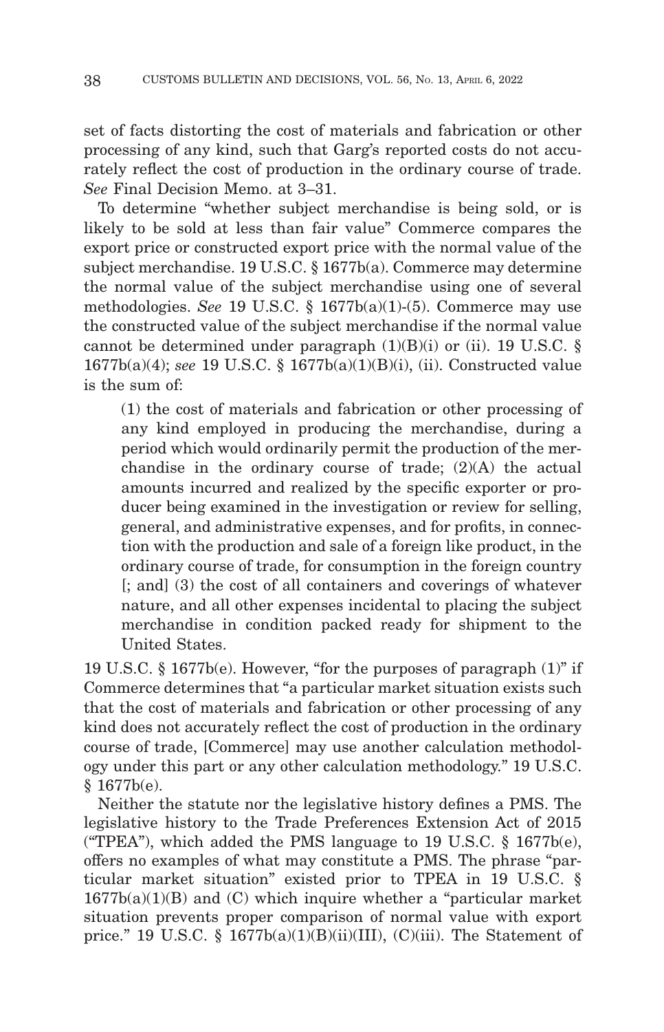set of facts distorting the cost of materials and fabrication or other processing of any kind, such that Garg's reported costs do not accurately reflect the cost of production in the ordinary course of trade. *See* Final Decision Memo. at 3–31.

To determine "whether subject merchandise is being sold, or is likely to be sold at less than fair value" Commerce compares the export price or constructed export price with the normal value of the subject merchandise. 19 U.S.C. § 1677b(a). Commerce may determine the normal value of the subject merchandise using one of several methodologies. *See* 19 U.S.C. § 1677b(a)(1)-(5). Commerce may use the constructed value of the subject merchandise if the normal value cannot be determined under paragraph (1)(B)(i) or (ii). 19 U.S.C. § 1677b(a)(4); *see* 19 U.S.C. § 1677b(a)(1)(B)(i), (ii). Constructed value is the sum of:

> (1) the cost of materials and fabrication or other processing of any kind employed in producing the merchandise, during a period which would ordinarily permit the production of the merchandise in the ordinary course of trade; (2)(A) the actual amounts incurred and realized by the specific exporter or producer being examined in the investigation or review for selling, general, and administrative expenses, and for profits, in connection with the production and sale of a foreign like product, in the ordinary course of trade, for consumption in the foreign country [; and] (3) the cost of all containers and coverings of whatever nature, and all other expenses incidental to placing the subject merchandise in condition packed ready for shipment to the United States.

19 U.S.C. § 1677b(e). However, "for the purposes of paragraph (1)" if Commerce determines that "a particular market situation exists such that the cost of materials and fabrication or other processing of any kind does not accurately reflect the cost of production in the ordinary course of trade, [Commerce] may use another calculation methodology under this part or any other calculation methodology." 19 U.S.C. § 1677b(e).

Neither the statute nor the legislative history defines a PMS. The legislative history to the Trade Preferences Extension Act of 2015 ("TPEA"), which added the PMS language to 19 U.S.C. § 1677b(e), offers no examples of what may constitute a PMS. The phrase "particular market situation" existed prior to TPEA in 19 U.S.C. § 1677b(a)(1)(B) and (C) which inquire whether a "particular market situation prevents proper comparison of normal value with export price." 19 U.S.C. § 1677b(a)(1)(B)(ii)(III), (C)(iii). The Statement of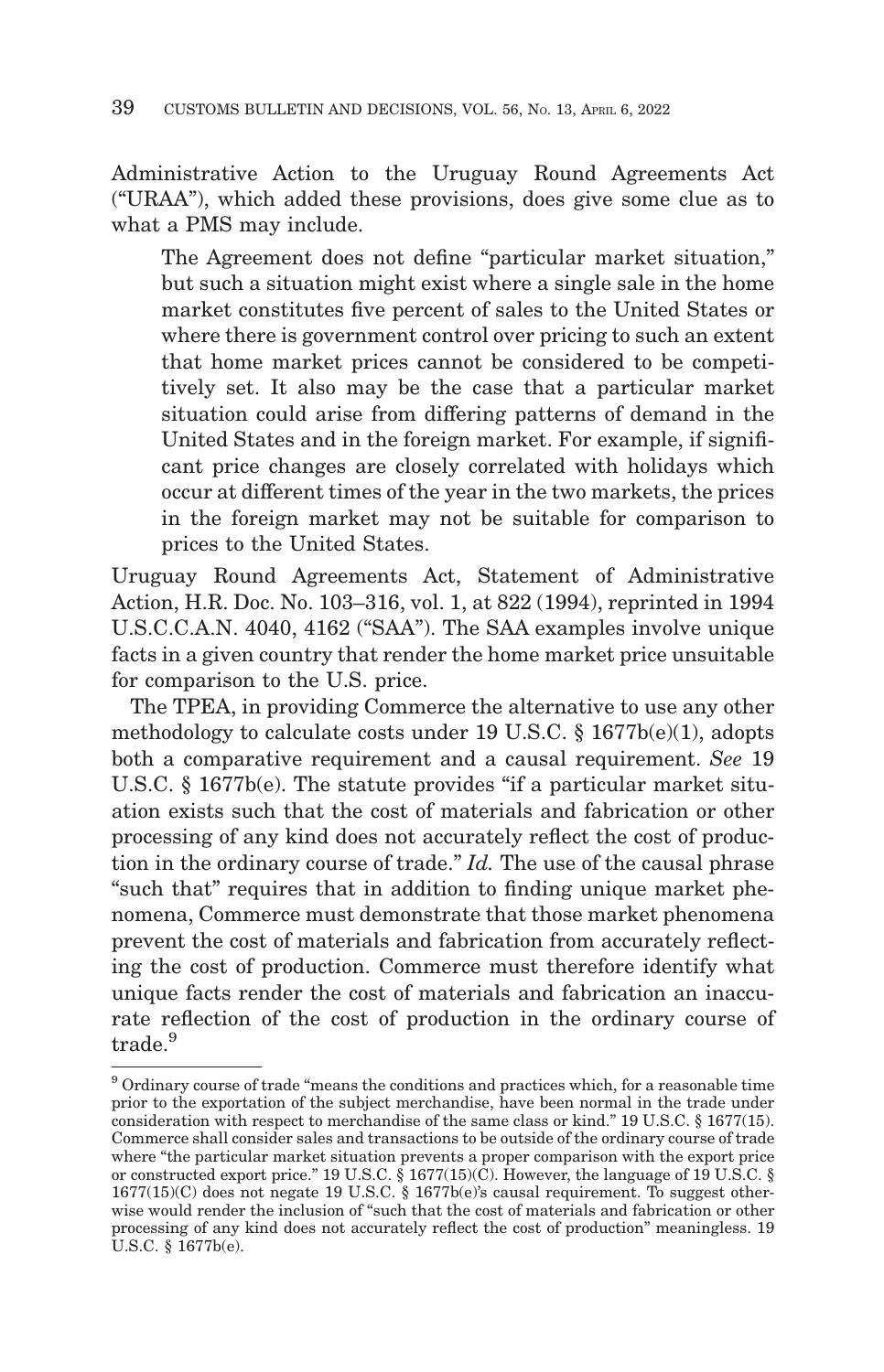Administrative Action to the Uruguay Round Agreements Act ("URAA"), which added these provisions, does give some clue as to what a PMS may include.

> The Agreement does not define "particular market situation," but such a situation might exist where a single sale in the home market constitutes five percent of sales to the United States or where there is government control over pricing to such an extent that home market prices cannot be considered to be competitively set. It also may be the case that a particular market situation could arise from differing patterns of demand in the United States and in the foreign market. For example, if significant price changes are closely correlated with holidays which occur at different times of the year in the two markets, the prices in the foreign market may not be suitable for comparison to prices to the United States.

Uruguay Round Agreements Act, Statement of Administrative Action, H.R. Doc. No. 103–316, vol. 1, at 822 (1994), reprinted in 1994 U.S.C.C.A.N. 4040, 4162 ("SAA"). The SAA examples involve unique facts in a given country that render the home market price unsuitable for comparison to the U.S. price.

The TPEA, in providing Commerce the alternative to use any other methodology to calculate costs under 19 U.S.C. § 1677b(e)(1), adopts both a comparative requirement and a causal requirement. *See* 19 U.S.C. § 1677b(e). The statute provides "if a particular market situation exists such that the cost of materials and fabrication or other processing of any kind does not accurately reflect the cost of production in the ordinary course of trade." *Id.* The use of the causal phrase "such that" requires that in addition to finding unique market phenomena, Commerce must demonstrate that those market phenomena prevent the cost of materials and fabrication from accurately reflecting the cost of production. Commerce must therefore identify what unique facts render the cost of materials and fabrication an inaccurate reflection of the cost of production in the ordinary course of trade.[9]

[9] Ordinary course of trade "means the conditions and practices which, for a reasonable time prior to the exportation of the subject merchandise, have been normal in the trade under consideration with respect to merchandise of the same class or kind." 19 U.S.C. § 1677(15). Commerce shall consider sales and transactions to be outside of the ordinary course of trade where "the particular market situation prevents a proper comparison with the export price or constructed export price." 19 U.S.C. § 1677(15)(C). However, the language of 19 U.S.C. § 1677(15)(C) does not negate 19 U.S.C. § 1677b(e)'s causal requirement. To suggest otherwise would render the inclusion of "such that the cost of materials and fabrication or other processing of any kind does not accurately reflect the cost of production" meaningless. 19 U.S.C. § 1677b(e).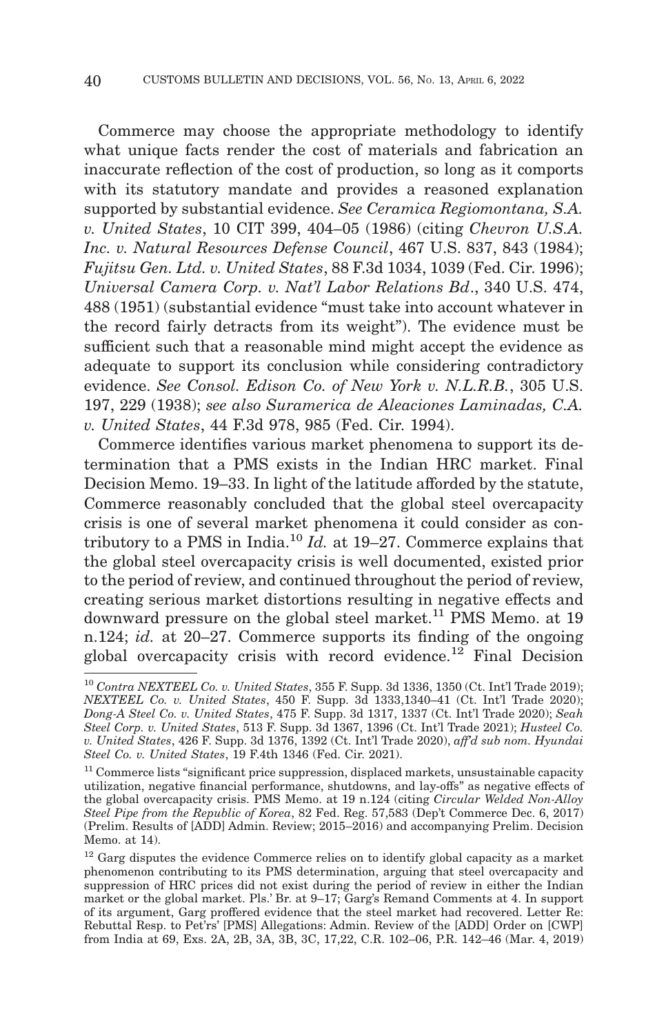Commerce may choose the appropriate methodology to identify what unique facts render the cost of materials and fabrication an inaccurate reflection of the cost of production, so long as it comports with its statutory mandate and provides a reasoned explanation supported by substantial evidence. *See Ceramica Regiomontana, S.A. v. United States*, 10 CIT 399, 404–05 (1986) (citing *Chevron U.S.A. Inc. v. Natural Resources Defense Council*, 467 U.S. 837, 843 (1984); *Fujitsu Gen. Ltd. v. United States*, 88 F.3d 1034, 1039 (Fed. Cir. 1996); *Universal Camera Corp. v. Nat'l Labor Relations Bd*., 340 U.S. 474, 488 (1951) (substantial evidence "must take into account whatever in the record fairly detracts from its weight"). The evidence must be sufficient such that a reasonable mind might accept the evidence as adequate to support its conclusion while considering contradictory evidence. *See Consol. Edison Co. of New York v. N.L.R.B.*, 305 U.S. 197, 229 (1938); *see also Suramerica de Aleaciones Laminadas, C.A. v. United States*, 44 F.3d 978, 985 (Fed. Cir. 1994).

Commerce identifies various market phenomena to support its determination that a PMS exists in the Indian HRC market. Final Decision Memo. 19–33. In light of the latitude afforded by the statute, Commerce reasonably concluded that the global steel overcapacity crisis is one of several market phenomena it could consider as contributory to a PMS in India.[10] *Id.* at 19–27. Commerce explains that the global steel overcapacity crisis is well documented, existed prior to the period of review, and continued throughout the period of review, creating serious market distortions resulting in negative effects and downward pressure on the global steel market.[11] PMS Memo. at 19 n.124; *id.* at 20–27. Commerce supports its finding of the ongoing global overcapacity crisis with record evidence.[12] Final Decision

---

[10] *Contra NEXTEEL Co. v. United States*, 355 F. Supp. 3d 1336, 1350 (Ct. Int'l Trade 2019); *NEXTEEL Co. v. United States*, 450 F. Supp. 3d 1333,1340–41 (Ct. Int'l Trade 2020); *Dong-A Steel Co. v. United States*, 475 F. Supp. 3d 1317, 1337 (Ct. Int'l Trade 2020); *Seah Steel Corp. v. United States*, 513 F. Supp. 3d 1367, 1396 (Ct. Int'l Trade 2021); *Husteel Co. v. United States*, 426 F. Supp. 3d 1376, 1392 (Ct. Int'l Trade 2020), *aff'd sub nom. Hyundai Steel Co. v. United States*, 19 F.4th 1346 (Fed. Cir. 2021).

[11] Commerce lists "significant price suppression, displaced markets, unsustainable capacity utilization, negative financial performance, shutdowns, and lay-offs" as negative effects of the global overcapacity crisis. PMS Memo. at 19 n.124 (citing *Circular Welded Non-Alloy Steel Pipe from the Republic of Korea*, 82 Fed. Reg. 57,583 (Dep't Commerce Dec. 6, 2017) (Prelim. Results of [ADD] Admin. Review; 2015–2016) and accompanying Prelim. Decision Memo. at 14).

[12] Garg disputes the evidence Commerce relies on to identify global capacity as a market phenomenon contributing to its PMS determination, arguing that steel overcapacity and suppression of HRC prices did not exist during the period of review in either the Indian market or the global market. Pls.' Br. at 9–17; Garg's Remand Comments at 4. In support of its argument, Garg proffered evidence that the steel market had recovered. Letter Re: Rebuttal Resp. to Pet'rs' [PMS] Allegations: Admin. Review of the [ADD] Order on [CWP] from India at 69, Exs. 2A, 2B, 3A, 3B, 3C, 17,22, C.R. 102–06, P.R. 142–46 (Mar. 4, 2019)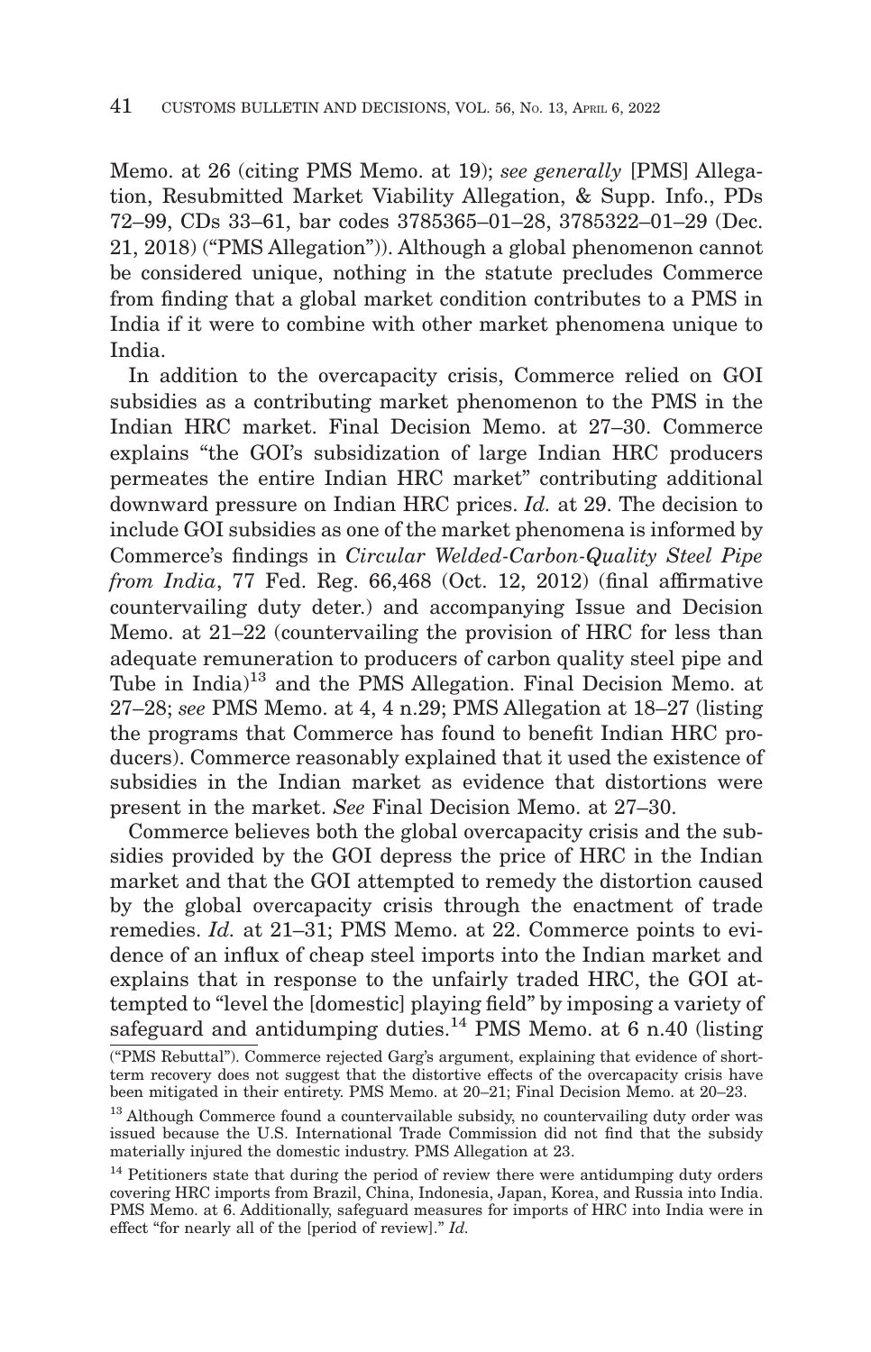Memo. at 26 (citing PMS Memo. at 19); *see generally* [PMS] Allegation, Resubmitted Market Viability Allegation, & Supp. Info., PDs 72–99, CDs 33–61, bar codes 3785365–01–28, 3785322–01–29 (Dec. 21, 2018) ("PMS Allegation")). Although a global phenomenon cannot be considered unique, nothing in the statute precludes Commerce from finding that a global market condition contributes to a PMS in India if it were to combine with other market phenomena unique to India.

In addition to the overcapacity crisis, Commerce relied on GOI subsidies as a contributing market phenomenon to the PMS in the Indian HRC market. Final Decision Memo. at 27–30. Commerce explains "the GOI's subsidization of large Indian HRC producers permeates the entire Indian HRC market" contributing additional downward pressure on Indian HRC prices. *Id.* at 29. The decision to include GOI subsidies as one of the market phenomena is informed by Commerce's findings in *Circular Welded-Carbon-Quality Steel Pipe from India*, 77 Fed. Reg. 66,468 (Oct. 12, 2012) (final affirmative countervailing duty deter.) and accompanying Issue and Decision Memo. at 21–22 (countervailing the provision of HRC for less than adequate remuneration to producers of carbon quality steel pipe and Tube in India)[13] and the PMS Allegation. Final Decision Memo. at 27–28; *see* PMS Memo. at 4, 4 n.29; PMS Allegation at 18–27 (listing the programs that Commerce has found to benefit Indian HRC producers). Commerce reasonably explained that it used the existence of subsidies in the Indian market as evidence that distortions were present in the market. *See* Final Decision Memo. at 27–30.

Commerce believes both the global overcapacity crisis and the subsidies provided by the GOI depress the price of HRC in the Indian market and that the GOI attempted to remedy the distortion caused by the global overcapacity crisis through the enactment of trade remedies. *Id.* at 21–31; PMS Memo. at 22. Commerce points to evidence of an influx of cheap steel imports into the Indian market and explains that in response to the unfairly traded HRC, the GOI attempted to "level the [domestic] playing field" by imposing a variety of safeguard and antidumping duties.[14] PMS Memo. at 6 n.40 (listing

("PMS Rebuttal"). Commerce rejected Garg's argument, explaining that evidence of short-term recovery does not suggest that the distortive effects of the overcapacity crisis have been mitigated in their entirety. PMS Memo. at 20–21; Final Decision Memo. at 20–23.

[13] Although Commerce found a countervailable subsidy, no countervailing duty order was issued because the U.S. International Trade Commission did not find that the subsidy materially injured the domestic industry. PMS Allegation at 23.

[14] Petitioners state that during the period of review there were antidumping duty orders covering HRC imports from Brazil, China, Indonesia, Japan, Korea, and Russia into India. PMS Memo. at 6. Additionally, safeguard measures for imports of HRC into India were in effect "for nearly all of the [period of review]." *Id.*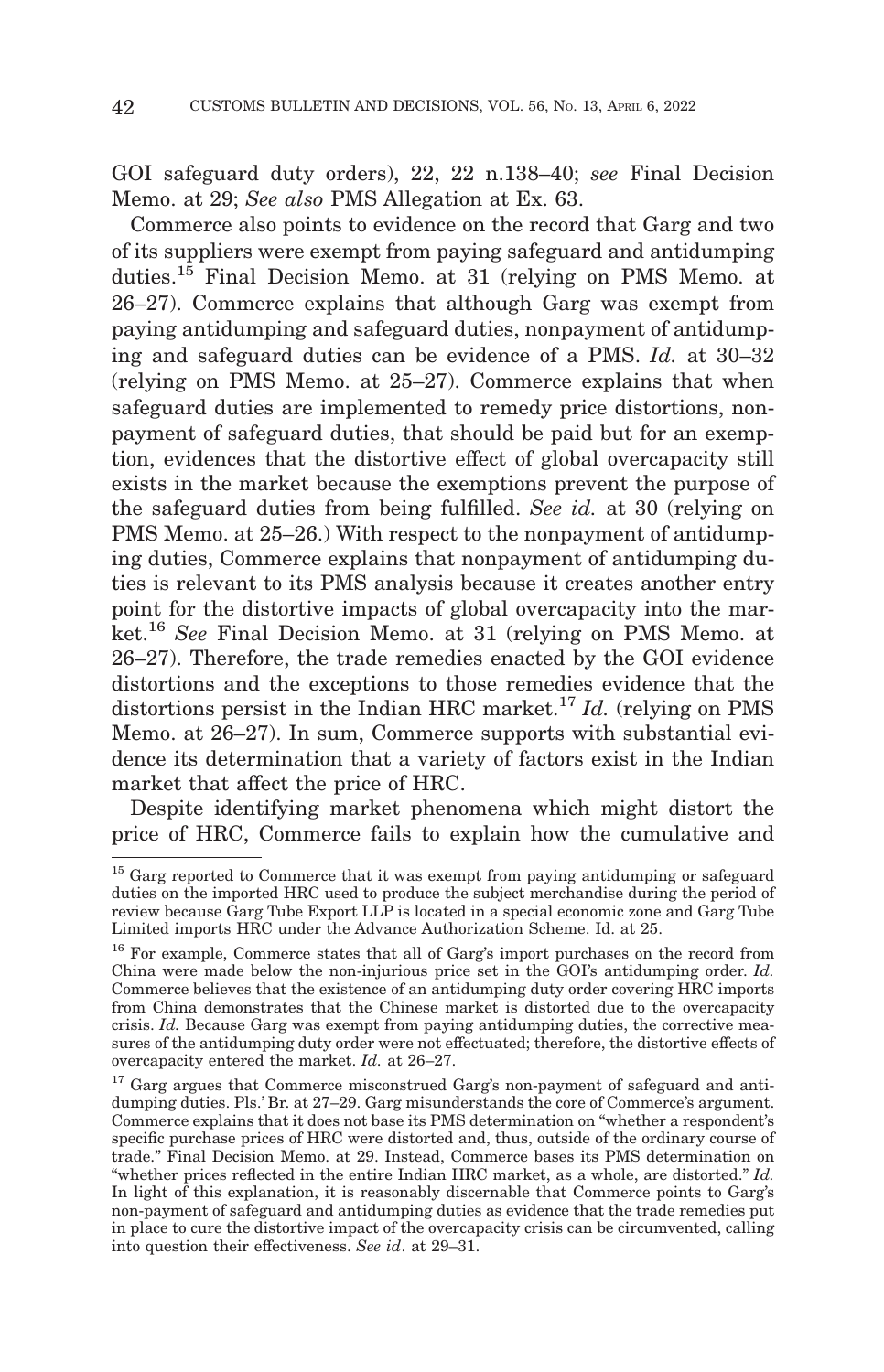GOI safeguard duty orders), 22, 22 n.138–40; *see* Final Decision Memo. at 29; *See also* PMS Allegation at Ex. 63.

Commerce also points to evidence on the record that Garg and two of its suppliers were exempt from paying safeguard and antidumping duties.[15] Final Decision Memo. at 31 (relying on PMS Memo. at 26–27). Commerce explains that although Garg was exempt from paying antidumping and safeguard duties, nonpayment of antidumping and safeguard duties can be evidence of a PMS. *Id.* at 30–32 (relying on PMS Memo. at 25–27). Commerce explains that when safeguard duties are implemented to remedy price distortions, nonpayment of safeguard duties, that should be paid but for an exemption, evidences that the distortive effect of global overcapacity still exists in the market because the exemptions prevent the purpose of the safeguard duties from being fulfilled. *See id.* at 30 (relying on PMS Memo. at 25–26.) With respect to the nonpayment of antidumping duties, Commerce explains that nonpayment of antidumping duties is relevant to its PMS analysis because it creates another entry point for the distortive impacts of global overcapacity into the market.[16] *See* Final Decision Memo. at 31 (relying on PMS Memo. at 26–27). Therefore, the trade remedies enacted by the GOI evidence distortions and the exceptions to those remedies evidence that the distortions persist in the Indian HRC market.[17] *Id.* (relying on PMS Memo. at 26–27). In sum, Commerce supports with substantial evidence its determination that a variety of factors exist in the Indian market that affect the price of HRC.

Despite identifying market phenomena which might distort the price of HRC, Commerce fails to explain how the cumulative and

[15] Garg reported to Commerce that it was exempt from paying antidumping or safeguard duties on the imported HRC used to produce the subject merchandise during the period of review because Garg Tube Export LLP is located in a special economic zone and Garg Tube Limited imports HRC under the Advance Authorization Scheme. Id. at 25.

[16] For example, Commerce states that all of Garg's import purchases on the record from China were made below the non-injurious price set in the GOI's antidumping order. *Id.* Commerce believes that the existence of an antidumping duty order covering HRC imports from China demonstrates that the Chinese market is distorted due to the overcapacity crisis. *Id.* Because Garg was exempt from paying antidumping duties, the corrective measures of the antidumping duty order were not effectuated; therefore, the distortive effects of overcapacity entered the market. *Id.* at 26–27.

[17] Garg argues that Commerce misconstrued Garg's non-payment of safeguard and antidumping duties. Pls.' Br. at 27–29. Garg misunderstands the core of Commerce's argument. Commerce explains that it does not base its PMS determination on "whether a respondent's specific purchase prices of HRC were distorted and, thus, outside of the ordinary course of trade." Final Decision Memo. at 29. Instead, Commerce bases its PMS determination on "whether prices reflected in the entire Indian HRC market, as a whole, are distorted." *Id.* In light of this explanation, it is reasonably discernable that Commerce points to Garg's non-payment of safeguard and antidumping duties as evidence that the trade remedies put in place to cure the distortive impact of the overcapacity crisis can be circumvented, calling into question their effectiveness. *See id*. at 29–31.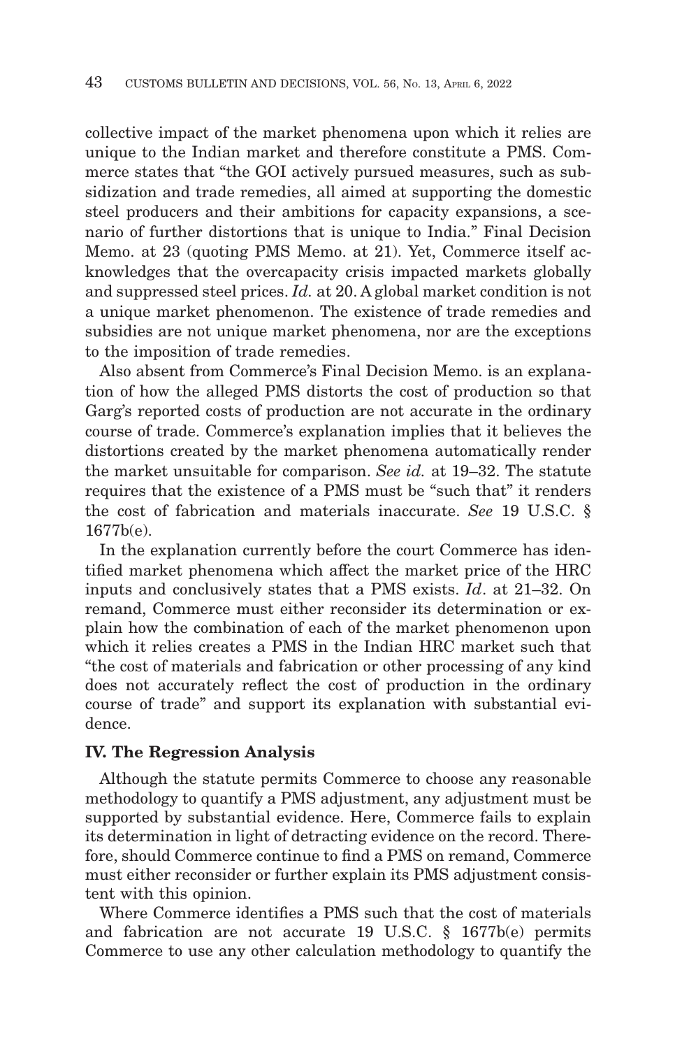collective impact of the market phenomena upon which it relies are unique to the Indian market and therefore constitute a PMS. Commerce states that "the GOI actively pursued measures, such as subsidization and trade remedies, all aimed at supporting the domestic steel producers and their ambitions for capacity expansions, a scenario of further distortions that is unique to India." Final Decision Memo. at 23 (quoting PMS Memo. at 21). Yet, Commerce itself acknowledges that the overcapacity crisis impacted markets globally and suppressed steel prices. *Id.* at 20. A global market condition is not a unique market phenomenon. The existence of trade remedies and subsidies are not unique market phenomena, nor are the exceptions to the imposition of trade remedies.

Also absent from Commerce's Final Decision Memo. is an explanation of how the alleged PMS distorts the cost of production so that Garg's reported costs of production are not accurate in the ordinary course of trade. Commerce's explanation implies that it believes the distortions created by the market phenomena automatically render the market unsuitable for comparison. *See id.* at 19–32. The statute requires that the existence of a PMS must be "such that" it renders the cost of fabrication and materials inaccurate. *See* 19 U.S.C. § 1677b(e).

In the explanation currently before the court Commerce has identified market phenomena which affect the market price of the HRC inputs and conclusively states that a PMS exists. *Id*. at 21–32. On remand, Commerce must either reconsider its determination or explain how the combination of each of the market phenomenon upon which it relies creates a PMS in the Indian HRC market such that "the cost of materials and fabrication or other processing of any kind does not accurately reflect the cost of production in the ordinary course of trade" and support its explanation with substantial evidence.

## IV. The Regression Analysis

Although the statute permits Commerce to choose any reasonable methodology to quantify a PMS adjustment, any adjustment must be supported by substantial evidence. Here, Commerce fails to explain its determination in light of detracting evidence on the record. Therefore, should Commerce continue to find a PMS on remand, Commerce must either reconsider or further explain its PMS adjustment consistent with this opinion.

Where Commerce identifies a PMS such that the cost of materials and fabrication are not accurate 19 U.S.C. § 1677b(e) permits Commerce to use any other calculation methodology to quantify the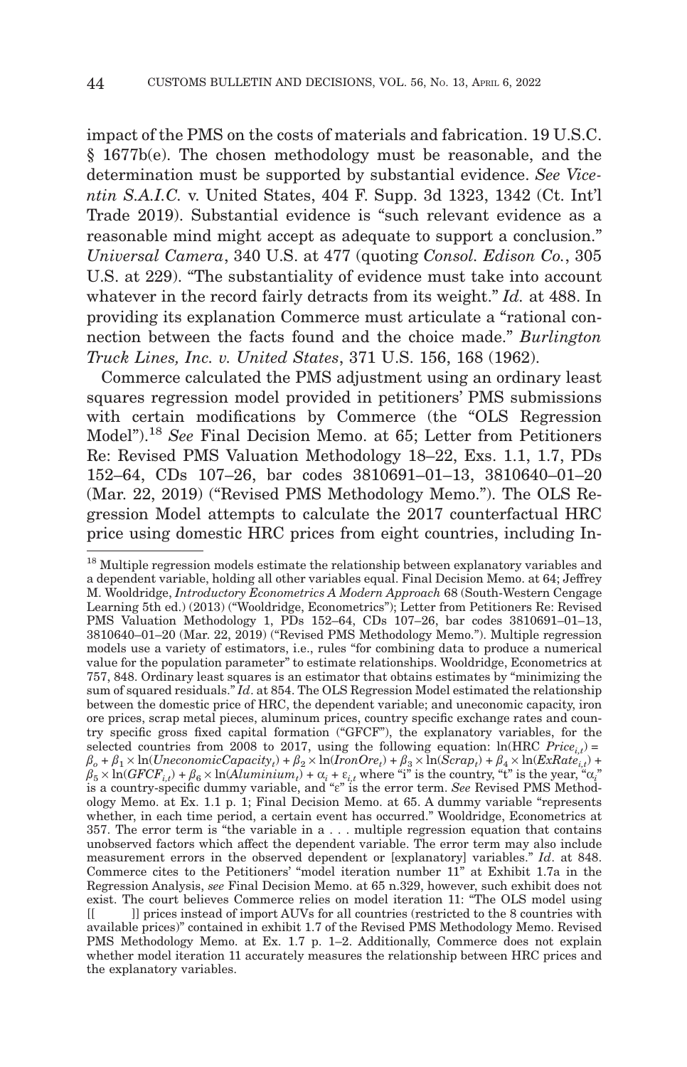impact of the PMS on the costs of materials and fabrication. 19 U.S.C. § 1677b(e). The chosen methodology must be reasonable, and the determination must be supported by substantial evidence. *See Vicentin S.A.I.C.* v. United States, 404 F. Supp. 3d 1323, 1342 (Ct. Int'l Trade 2019). Substantial evidence is "such relevant evidence as a reasonable mind might accept as adequate to support a conclusion." *Universal Camera*, 340 U.S. at 477 (quoting *Consol. Edison Co.*, 305 U.S. at 229). "The substantiality of evidence must take into account whatever in the record fairly detracts from its weight." *Id.* at 488. In providing its explanation Commerce must articulate a "rational connection between the facts found and the choice made." *Burlington Truck Lines, Inc. v. United States*, 371 U.S. 156, 168 (1962).

Commerce calculated the PMS adjustment using an ordinary least squares regression model provided in petitioners' PMS submissions with certain modifications by Commerce (the "OLS Regression Model").[18] *See* Final Decision Memo. at 65; Letter from Petitioners Re: Revised PMS Valuation Methodology 18–22, Exs. 1.1, 1.7, PDs 152–64, CDs 107–26, bar codes 3810691–01–13, 3810640–01–20 (Mar. 22, 2019) ("Revised PMS Methodology Memo."). The OLS Regression Model attempts to calculate the 2017 counterfactual HRC price using domestic HRC prices from eight countries, including In-

[18] Multiple regression models estimate the relationship between explanatory variables and a dependent variable, holding all other variables equal. Final Decision Memo. at 64; Jeffrey M. Wooldridge, *Introductory Econometrics A Modern Approach* 68 (South-Western Cengage Learning 5th ed.) (2013) ("Wooldridge, Econometrics"); Letter from Petitioners Re: Revised PMS Valuation Methodology 1, PDs 152–64, CDs 107–26, bar codes 3810691–01–13, 3810640–01–20 (Mar. 22, 2019) ("Revised PMS Methodology Memo."). Multiple regression models use a variety of estimators, i.e., rules "for combining data to produce a numerical value for the population parameter" to estimate relationships. Wooldridge, Econometrics at 757, 848. Ordinary least squares is an estimator that obtains estimates by "minimizing the sum of squared residuals." *Id*. at 854. The OLS Regression Model estimated the relationship between the domestic price of HRC, the dependent variable; and uneconomic capacity, iron ore prices, scrap metal pieces, aluminum prices, country specific exchange rates and country specific gross fixed capital formation ("GFCF"), the explanatory variables, for the selected countries from 2008 to 2017, using the following equation: $\ln(\text{HRC } Price_{i,t}) = \beta_o + \beta_1 \times \ln(UneconomicCapacity_t) + \beta_2 \times \ln(IronOre_t) + \beta_3 \times \ln(Scrap_t) + \beta_4 \times \ln(ExRate_{i,t}) + \beta_5 \times \ln(GFCF_{i,t}) + \beta_6 \times \ln(Aluminium_t) + \alpha_i + \varepsilon_{i,t}$ where "i" is the country, "t" is the year, "$\alpha_i$" is a country-specific dummy variable, and "ε" is the error term. *See* Revised PMS Methodology Memo. at Ex. 1.1 p. 1; Final Decision Memo. at 65. A dummy variable "represents whether, in each time period, a certain event has occurred." Wooldridge, Econometrics at 357. The error term is "the variable in a . . . multiple regression equation that contains unobserved factors which affect the dependent variable. The error term may also include measurement errors in the observed dependent or [explanatory] variables." *Id*. at 848. Commerce cites to the Petitioners' "model iteration number 11" at Exhibit 1.7a in the Regression Analysis, *see* Final Decision Memo. at 65 n.329, however, such exhibit does not exist. The court believes Commerce relies on model iteration 11: "The OLS model using [[ ]] prices instead of import AUVs for all countries (restricted to the 8 countries with available prices)" contained in exhibit 1.7 of the Revised PMS Methodology Memo. Revised PMS Methodology Memo. at Ex. 1.7 p. 1–2. Additionally, Commerce does not explain whether model iteration 11 accurately measures the relationship between HRC prices and the explanatory variables.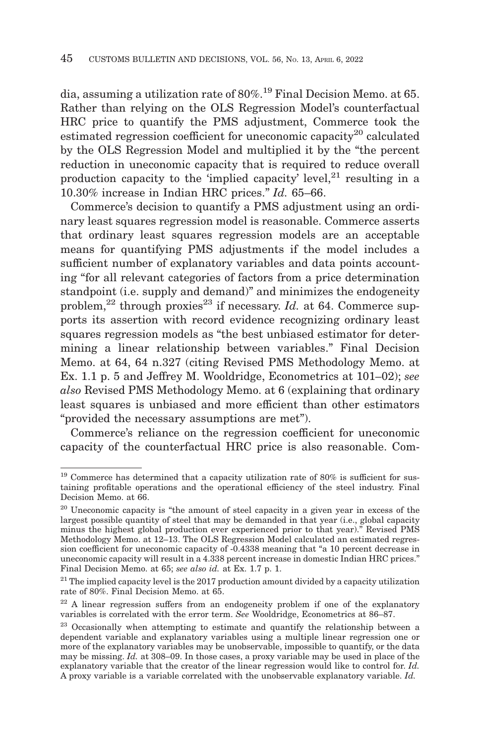dia, assuming a utilization rate of 80%.[19] Final Decision Memo. at 65. Rather than relying on the OLS Regression Model's counterfactual HRC price to quantify the PMS adjustment, Commerce took the estimated regression coefficient for uneconomic capacity[20] calculated by the OLS Regression Model and multiplied it by the "the percent reduction in uneconomic capacity that is required to reduce overall production capacity to the 'implied capacity' level,[21] resulting in a 10.30% increase in Indian HRC prices." *Id.* 65–66.

Commerce's decision to quantify a PMS adjustment using an ordinary least squares regression model is reasonable. Commerce asserts that ordinary least squares regression models are an acceptable means for quantifying PMS adjustments if the model includes a sufficient number of explanatory variables and data points accounting "for all relevant categories of factors from a price determination standpoint (i.e. supply and demand)" and minimizes the endogeneity problem,[22] through proxies[23] if necessary. *Id.* at 64. Commerce supports its assertion with record evidence recognizing ordinary least squares regression models as "the best unbiased estimator for determining a linear relationship between variables." Final Decision Memo. at 64, 64 n.327 (citing Revised PMS Methodology Memo. at Ex. 1.1 p. 5 and Jeffrey M. Wooldridge, Econometrics at 101–02); *see also* Revised PMS Methodology Memo. at 6 (explaining that ordinary least squares is unbiased and more efficient than other estimators "provided the necessary assumptions are met").

Commerce's reliance on the regression coefficient for uneconomic capacity of the counterfactual HRC price is also reasonable. Com-

---

[19] Commerce has determined that a capacity utilization rate of 80% is sufficient for sustaining profitable operations and the operational efficiency of the steel industry. Final Decision Memo. at 66.

[20] Uneconomic capacity is "the amount of steel capacity in a given year in excess of the largest possible quantity of steel that may be demanded in that year (i.e., global capacity minus the highest global production ever experienced prior to that year)." Revised PMS Methodology Memo. at 12–13. The OLS Regression Model calculated an estimated regression coefficient for uneconomic capacity of -0.4338 meaning that "a 10 percent decrease in uneconomic capacity will result in a 4.338 percent increase in domestic Indian HRC prices." Final Decision Memo. at 65; *see also id.* at Ex. 1.7 p. 1.

[21] The implied capacity level is the 2017 production amount divided by a capacity utilization rate of 80%. Final Decision Memo. at 65.

[22] A linear regression suffers from an endogeneity problem if one of the explanatory variables is correlated with the error term. *See* Wooldridge, Econometrics at 86–87.

[23] Occasionally when attempting to estimate and quantify the relationship between a dependent variable and explanatory variables using a multiple linear regression one or more of the explanatory variables may be unobservable, impossible to quantify, or the data may be missing. *Id.* at 308–09. In those cases, a proxy variable may be used in place of the explanatory variable that the creator of the linear regression would like to control for. *Id.* A proxy variable is a variable correlated with the unobservable explanatory variable. *Id.*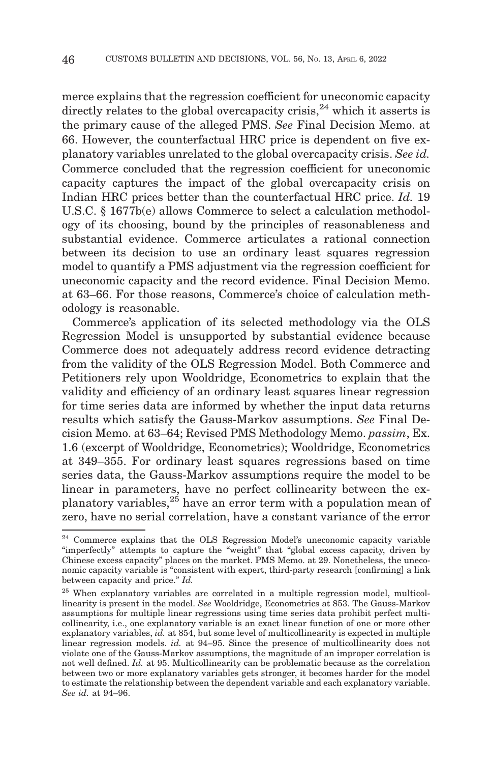merce explains that the regression coefficient for uneconomic capacity directly relates to the global overcapacity crisis,[24] which it asserts is the primary cause of the alleged PMS. *See* Final Decision Memo. at 66. However, the counterfactual HRC price is dependent on five explanatory variables unrelated to the global overcapacity crisis. *See id.* Commerce concluded that the regression coefficient for uneconomic capacity captures the impact of the global overcapacity crisis on Indian HRC prices better than the counterfactual HRC price. *Id.* 19 U.S.C. § 1677b(e) allows Commerce to select a calculation methodology of its choosing, bound by the principles of reasonableness and substantial evidence. Commerce articulates a rational connection between its decision to use an ordinary least squares regression model to quantify a PMS adjustment via the regression coefficient for uneconomic capacity and the record evidence. Final Decision Memo. at 63–66. For those reasons, Commerce's choice of calculation methodology is reasonable.

Commerce's application of its selected methodology via the OLS Regression Model is unsupported by substantial evidence because Commerce does not adequately address record evidence detracting from the validity of the OLS Regression Model. Both Commerce and Petitioners rely upon Wooldridge, Econometrics to explain that the validity and efficiency of an ordinary least squares linear regression for time series data are informed by whether the input data returns results which satisfy the Gauss-Markov assumptions. *See* Final Decision Memo. at 63–64; Revised PMS Methodology Memo. *passim*, Ex. 1.6 (excerpt of Wooldridge, Econometrics); Wooldridge, Econometrics at 349–355. For ordinary least squares regressions based on time series data, the Gauss-Markov assumptions require the model to be linear in parameters, have no perfect collinearity between the explanatory variables,[25] have an error term with a population mean of zero, have no serial correlation, have a constant variance of the error

---

[24] Commerce explains that the OLS Regression Model's uneconomic capacity variable "imperfectly" attempts to capture the "weight" that "global excess capacity, driven by Chinese excess capacity" places on the market. PMS Memo. at 29. Nonetheless, the uneconomic capacity variable is "consistent with expert, third-party research [confirming] a link between capacity and price." *Id.*

[25] When explanatory variables are correlated in a multiple regression model, multicollinearity is present in the model. *See* Wooldridge, Econometrics at 853. The Gauss-Markov assumptions for multiple linear regressions using time series data prohibit perfect multicollinearity, i.e., one explanatory variable is an exact linear function of one or more other explanatory variables, *id.* at 854, but some level of multicollinearity is expected in multiple linear regression models. *id.* at 94–95. Since the presence of multicollinearity does not violate one of the Gauss-Markov assumptions, the magnitude of an improper correlation is not well defined. *Id.* at 95. Multicollinearity can be problematic because as the correlation between two or more explanatory variables gets stronger, it becomes harder for the model to estimate the relationship between the dependent variable and each explanatory variable. *See id.* at 94–96.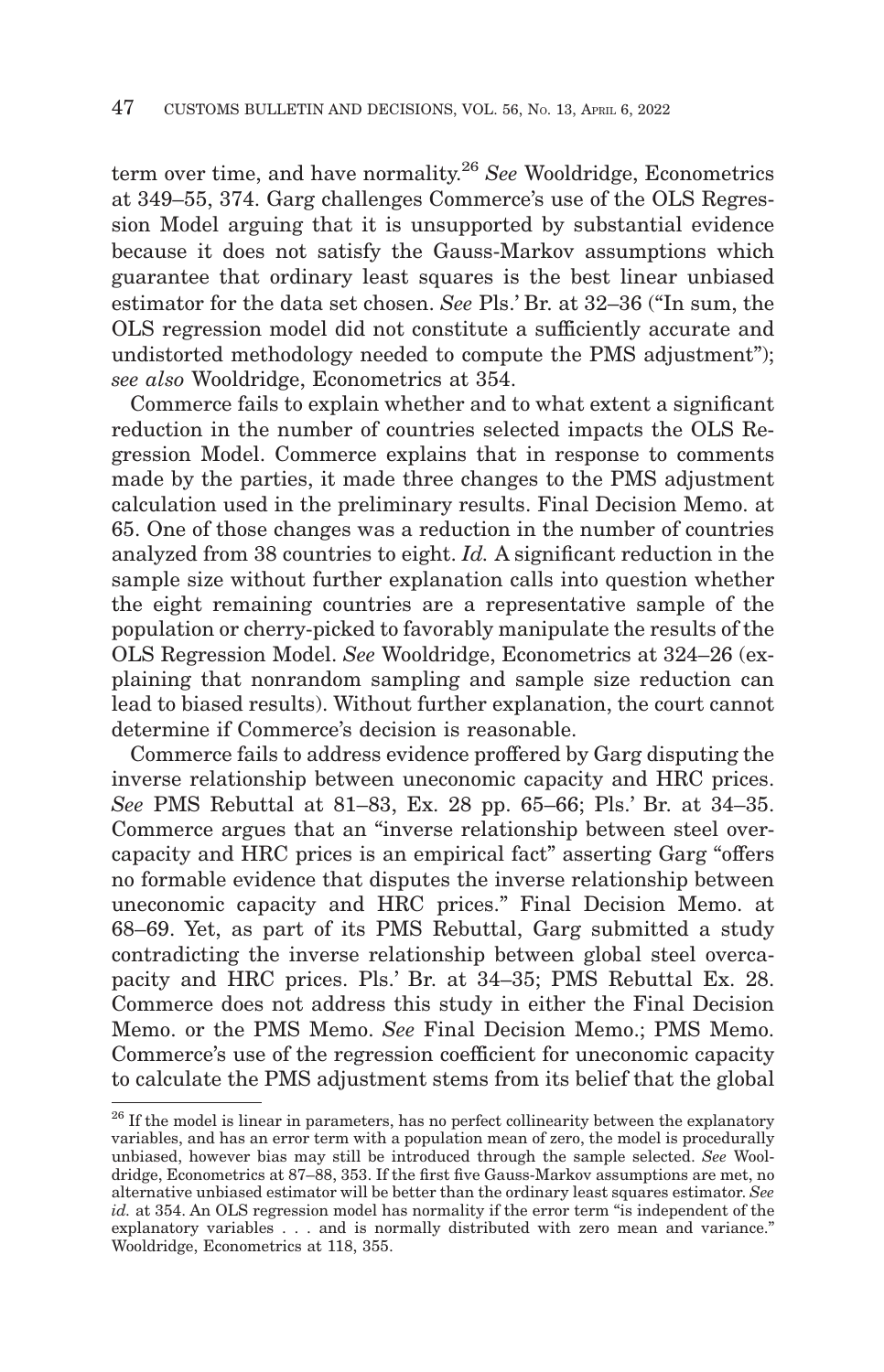term over time, and have normality.[26] *See* Wooldridge, Econometrics at 349–55, 374. Garg challenges Commerce's use of the OLS Regression Model arguing that it is unsupported by substantial evidence because it does not satisfy the Gauss-Markov assumptions which guarantee that ordinary least squares is the best linear unbiased estimator for the data set chosen. *See* Pls.' Br. at 32–36 ("In sum, the OLS regression model did not constitute a sufficiently accurate and undistorted methodology needed to compute the PMS adjustment"); *see also* Wooldridge, Econometrics at 354.

Commerce fails to explain whether and to what extent a significant reduction in the number of countries selected impacts the OLS Regression Model. Commerce explains that in response to comments made by the parties, it made three changes to the PMS adjustment calculation used in the preliminary results. Final Decision Memo. at 65. One of those changes was a reduction in the number of countries analyzed from 38 countries to eight. *Id.* A significant reduction in the sample size without further explanation calls into question whether the eight remaining countries are a representative sample of the population or cherry-picked to favorably manipulate the results of the OLS Regression Model. *See* Wooldridge, Econometrics at 324–26 (explaining that nonrandom sampling and sample size reduction can lead to biased results). Without further explanation, the court cannot determine if Commerce's decision is reasonable.

Commerce fails to address evidence proffered by Garg disputing the inverse relationship between uneconomic capacity and HRC prices. *See* PMS Rebuttal at 81–83, Ex. 28 pp. 65–66; Pls.' Br. at 34–35. Commerce argues that an "inverse relationship between steel overcapacity and HRC prices is an empirical fact" asserting Garg "offers no formable evidence that disputes the inverse relationship between uneconomic capacity and HRC prices." Final Decision Memo. at 68–69. Yet, as part of its PMS Rebuttal, Garg submitted a study contradicting the inverse relationship between global steel overcapacity and HRC prices. Pls.' Br. at 34–35; PMS Rebuttal Ex. 28. Commerce does not address this study in either the Final Decision Memo. or the PMS Memo. *See* Final Decision Memo.; PMS Memo. Commerce's use of the regression coefficient for uneconomic capacity to calculate the PMS adjustment stems from its belief that the global

[26] If the model is linear in parameters, has no perfect collinearity between the explanatory variables, and has an error term with a population mean of zero, the model is procedurally unbiased, however bias may still be introduced through the sample selected. *See* Wooldridge, Econometrics at 87–88, 353. If the first five Gauss-Markov assumptions are met, no alternative unbiased estimator will be better than the ordinary least squares estimator. *See id.* at 354. An OLS regression model has normality if the error term "is independent of the explanatory variables . . . and is normally distributed with zero mean and variance." Wooldridge, Econometrics at 118, 355.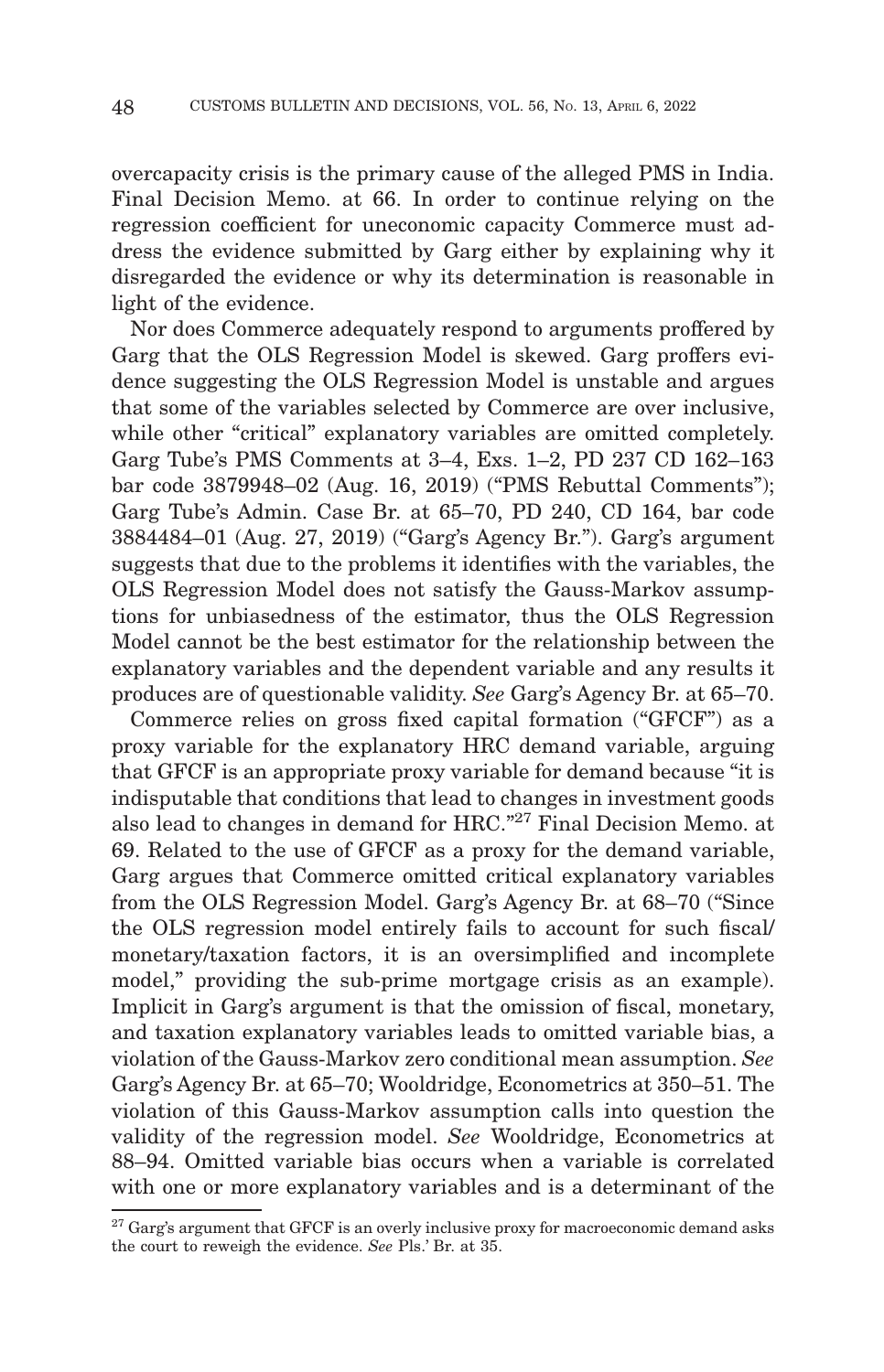overcapacity crisis is the primary cause of the alleged PMS in India. Final Decision Memo. at 66. In order to continue relying on the regression coefficient for uneconomic capacity Commerce must address the evidence submitted by Garg either by explaining why it disregarded the evidence or why its determination is reasonable in light of the evidence.

Nor does Commerce adequately respond to arguments proffered by Garg that the OLS Regression Model is skewed. Garg proffers evidence suggesting the OLS Regression Model is unstable and argues that some of the variables selected by Commerce are over inclusive, while other "critical" explanatory variables are omitted completely. Garg Tube's PMS Comments at 3–4, Exs. 1–2, PD 237 CD 162–163 bar code 3879948–02 (Aug. 16, 2019) ("PMS Rebuttal Comments"); Garg Tube's Admin. Case Br. at 65–70, PD 240, CD 164, bar code 3884484–01 (Aug. 27, 2019) ("Garg's Agency Br."). Garg's argument suggests that due to the problems it identifies with the variables, the OLS Regression Model does not satisfy the Gauss-Markov assumptions for unbiasedness of the estimator, thus the OLS Regression Model cannot be the best estimator for the relationship between the explanatory variables and the dependent variable and any results it produces are of questionable validity. *See* Garg's Agency Br. at 65–70.

Commerce relies on gross fixed capital formation ("GFCF") as a proxy variable for the explanatory HRC demand variable, arguing that GFCF is an appropriate proxy variable for demand because "it is indisputable that conditions that lead to changes in investment goods also lead to changes in demand for HRC."[27] Final Decision Memo. at 69. Related to the use of GFCF as a proxy for the demand variable, Garg argues that Commerce omitted critical explanatory variables from the OLS Regression Model. Garg's Agency Br. at 68–70 ("Since the OLS regression model entirely fails to account for such fiscal/monetary/taxation factors, it is an oversimplified and incomplete model," providing the sub-prime mortgage crisis as an example). Implicit in Garg's argument is that the omission of fiscal, monetary, and taxation explanatory variables leads to omitted variable bias, a violation of the Gauss-Markov zero conditional mean assumption. *See* Garg's Agency Br. at 65–70; Wooldridge, Econometrics at 350–51. The violation of this Gauss-Markov assumption calls into question the validity of the regression model. *See* Wooldridge, Econometrics at 88–94. Omitted variable bias occurs when a variable is correlated with one or more explanatory variables and is a determinant of the

[27] Garg's argument that GFCF is an overly inclusive proxy for macroeconomic demand asks the court to reweigh the evidence. *See* Pls.' Br. at 35.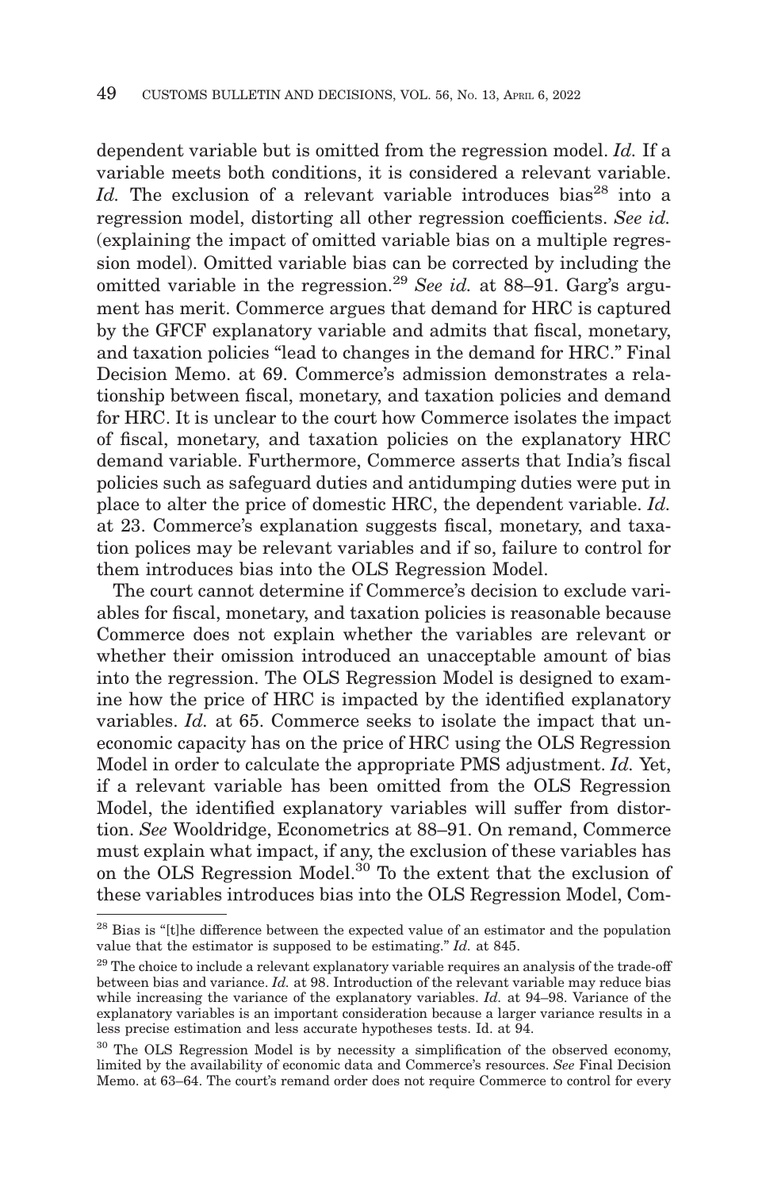dependent variable but is omitted from the regression model. *Id.* If a variable meets both conditions, it is considered a relevant variable. *Id.* The exclusion of a relevant variable introduces bias[28] into a regression model, distorting all other regression coefficients. *See id.* (explaining the impact of omitted variable bias on a multiple regression model). Omitted variable bias can be corrected by including the omitted variable in the regression.[29] *See id.* at 88–91. Garg's argument has merit. Commerce argues that demand for HRC is captured by the GFCF explanatory variable and admits that fiscal, monetary, and taxation policies "lead to changes in the demand for HRC." Final Decision Memo. at 69. Commerce's admission demonstrates a relationship between fiscal, monetary, and taxation policies and demand for HRC. It is unclear to the court how Commerce isolates the impact of fiscal, monetary, and taxation policies on the explanatory HRC demand variable. Furthermore, Commerce asserts that India's fiscal policies such as safeguard duties and antidumping duties were put in place to alter the price of domestic HRC, the dependent variable. *Id.* at 23. Commerce's explanation suggests fiscal, monetary, and taxation polices may be relevant variables and if so, failure to control for them introduces bias into the OLS Regression Model.

The court cannot determine if Commerce's decision to exclude variables for fiscal, monetary, and taxation policies is reasonable because Commerce does not explain whether the variables are relevant or whether their omission introduced an unacceptable amount of bias into the regression. The OLS Regression Model is designed to examine how the price of HRC is impacted by the identified explanatory variables. *Id.* at 65. Commerce seeks to isolate the impact that uneconomic capacity has on the price of HRC using the OLS Regression Model in order to calculate the appropriate PMS adjustment. *Id.* Yet, if a relevant variable has been omitted from the OLS Regression Model, the identified explanatory variables will suffer from distortion. *See* Wooldridge, Econometrics at 88–91. On remand, Commerce must explain what impact, if any, the exclusion of these variables has on the OLS Regression Model.[30] To the extent that the exclusion of these variables introduces bias into the OLS Regression Model, Com-

[28] Bias is "[t]he difference between the expected value of an estimator and the population value that the estimator is supposed to be estimating." *Id.* at 845.

[29] The choice to include a relevant explanatory variable requires an analysis of the trade-off between bias and variance. *Id.* at 98. Introduction of the relevant variable may reduce bias while increasing the variance of the explanatory variables. *Id.* at 94–98. Variance of the explanatory variables is an important consideration because a larger variance results in a less precise estimation and less accurate hypotheses tests. Id. at 94.

[30] The OLS Regression Model is by necessity a simplification of the observed economy, limited by the availability of economic data and Commerce's resources. *See* Final Decision Memo. at 63–64. The court's remand order does not require Commerce to control for every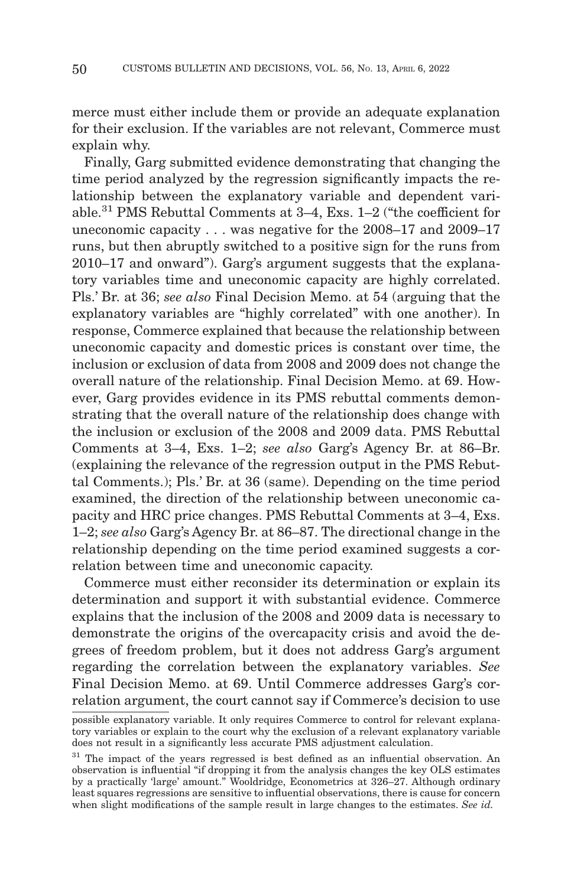merce must either include them or provide an adequate explanation for their exclusion. If the variables are not relevant, Commerce must explain why.

Finally, Garg submitted evidence demonstrating that changing the time period analyzed by the regression significantly impacts the relationship between the explanatory variable and dependent variable.[31] PMS Rebuttal Comments at 3–4, Exs. 1–2 ("the coefficient for uneconomic capacity . . . was negative for the 2008–17 and 2009–17 runs, but then abruptly switched to a positive sign for the runs from 2010–17 and onward"). Garg's argument suggests that the explanatory variables time and uneconomic capacity are highly correlated. Pls.' Br. at 36; *see also* Final Decision Memo. at 54 (arguing that the explanatory variables are "highly correlated" with one another). In response, Commerce explained that because the relationship between uneconomic capacity and domestic prices is constant over time, the inclusion or exclusion of data from 2008 and 2009 does not change the overall nature of the relationship. Final Decision Memo. at 69. However, Garg provides evidence in its PMS rebuttal comments demonstrating that the overall nature of the relationship does change with the inclusion or exclusion of the 2008 and 2009 data. PMS Rebuttal Comments at 3–4, Exs. 1–2; *see also* Garg's Agency Br. at 86–Br. (explaining the relevance of the regression output in the PMS Rebuttal Comments.); Pls.' Br. at 36 (same). Depending on the time period examined, the direction of the relationship between uneconomic capacity and HRC price changes. PMS Rebuttal Comments at 3–4, Exs. 1–2; *see also* Garg's Agency Br. at 86–87. The directional change in the relationship depending on the time period examined suggests a correlation between time and uneconomic capacity.

Commerce must either reconsider its determination or explain its determination and support it with substantial evidence. Commerce explains that the inclusion of the 2008 and 2009 data is necessary to demonstrate the origins of the overcapacity crisis and avoid the degrees of freedom problem, but it does not address Garg's argument regarding the correlation between the explanatory variables. *See* Final Decision Memo. at 69. Until Commerce addresses Garg's correlation argument, the court cannot say if Commerce's decision to use

possible explanatory variable. It only requires Commerce to control for relevant explanatory variables or explain to the court why the exclusion of a relevant explanatory variable does not result in a significantly less accurate PMS adjustment calculation.

[31] The impact of the years regressed is best defined as an influential observation. An observation is influential "if dropping it from the analysis changes the key OLS estimates by a practically 'large' amount." Wooldridge, Econometrics at 326–27. Although ordinary least squares regressions are sensitive to influential observations, there is cause for concern when slight modifications of the sample result in large changes to the estimates. *See id.*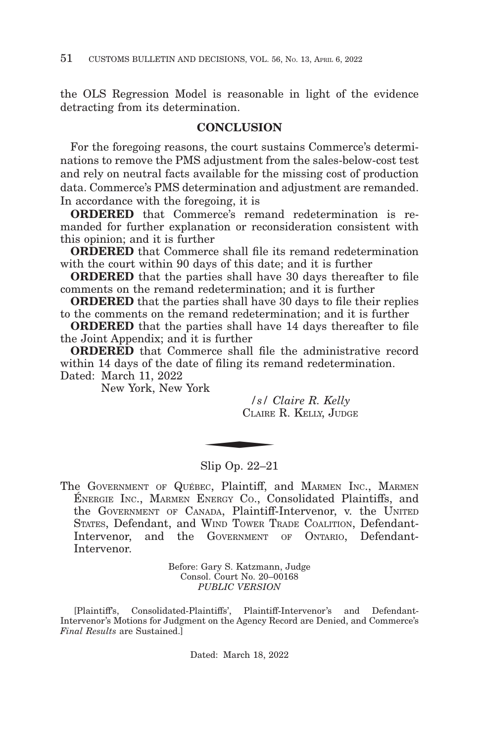the OLS Regression Model is reasonable in light of the evidence detracting from its determination.

## CONCLUSION

For the foregoing reasons, the court sustains Commerce's determinations to remove the PMS adjustment from the sales-below-cost test and rely on neutral facts available for the missing cost of production data. Commerce's PMS determination and adjustment are remanded. In accordance with the foregoing, it is

**ORDERED** that Commerce's remand redetermination is remanded for further explanation or reconsideration consistent with this opinion; and it is further

**ORDERED** that Commerce shall file its remand redetermination with the court within 90 days of this date; and it is further

**ORDERED** that the parties shall have 30 days thereafter to file comments on the remand redetermination; and it is further

**ORDERED** that the parties shall have 30 days to file their replies to the comments on the remand redetermination; and it is further

**ORDERED** that the parties shall have 14 days thereafter to file the Joint Appendix; and it is further

**ORDERED** that Commerce shall file the administrative record within 14 days of the date of filing its remand redetermination.

Dated: March 11, 2022

New York, New York

/s/ *Claire R. Kelly*
CLAIRE R. KELLY, JUDGE

Slip Op. 22–21

THE GOVERNMENT OF QUÉBEC, Plaintiff, and MARMEN INC., MARMEN ÉNERGIE INC., MARMEN ENERGY CO., Consolidated Plaintiffs, and the GOVERNMENT OF CANADA, Plaintiff-Intervenor, v. the UNITED STATES, Defendant, and WIND TOWER TRADE COALITION, Defendant-Intervenor, and the GOVERNMENT OF ONTARIO, Defendant-Intervenor.

Before: Gary S. Katzmann, Judge
Consol. Court No. 20–00168
*PUBLIC VERSION*

[Plaintiff's, Consolidated-Plaintiffs', Plaintiff-Intervenor's and Defendant-Intervenor's Motions for Judgment on the Agency Record are Denied, and Commerce's *Final Results* are Sustained.]

Dated: March 18, 2022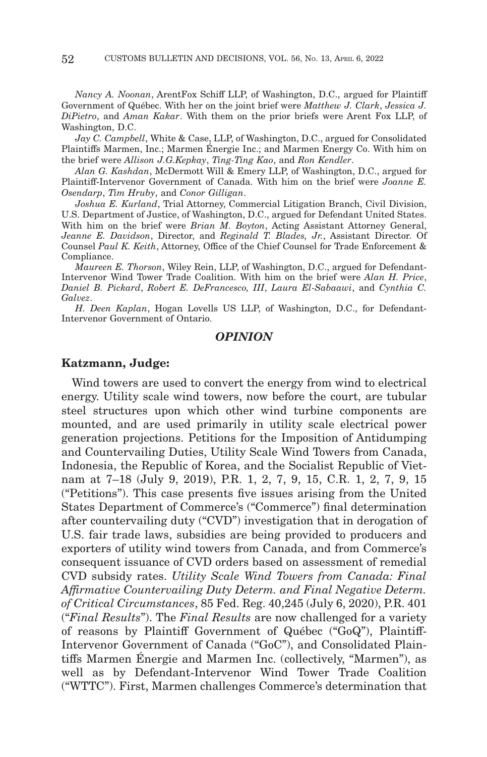*Nancy A. Noonan*, ArentFox Schiff LLP, of Washington, D.C., argued for Plaintiff Government of Québec. With her on the joint brief were *Matthew J. Clark*, *Jessica J. DiPietro*, and *Aman Kakar*. With them on the prior briefs were Arent Fox LLP, of Washington, D.C.

*Jay C. Campbell*, White & Case, LLP, of Washington, D.C., argued for Consolidated Plaintiffs Marmen, Inc.; Marmen Énergie Inc.; and Marmen Energy Co. With him on the brief were *Allison J.G.Kepkay*, *Ting-Ting Kao*, and *Ron Kendler*.

*Alan G. Kashdan*, McDermott Will & Emery LLP, of Washington, D.C., argued for Plaintiff-Intervenor Government of Canada. With him on the brief were *Joanne E. Osendarp*, *Tim Hruby*, and *Conor Gilligan*.

*Joshua E. Kurland*, Trial Attorney, Commercial Litigation Branch, Civil Division, U.S. Department of Justice, of Washington, D.C., argued for Defendant United States. With him on the brief were *Brian M. Boyton*, Acting Assistant Attorney General, *Jeanne E. Davidson*, Director, and *Reginald T. Blades, Jr.*, Assistant Director. Of Counsel *Paul K. Keith*, Attorney, Office of the Chief Counsel for Trade Enforcement & Compliance.

*Maureen E. Thorson*, Wiley Rein, LLP, of Washington, D.C., argued for Defendant-Intervenor Wind Tower Trade Coalition. With him on the brief were *Alan H. Price*, *Daniel B. Pickard*, *Robert E. DeFrancesco, III*, *Laura El-Sabaawi*, and *Cynthia C. Galvez*.

*H. Deen Kaplan*, Hogan Lovells US LLP, of Washington, D.C., for Defendant-Intervenor Government of Ontario.

## *OPINION*

**Katzmann, Judge:**

Wind towers are used to convert the energy from wind to electrical energy. Utility scale wind towers, now before the court, are tubular steel structures upon which other wind turbine components are mounted, and are used primarily in utility scale electrical power generation projections. Petitions for the Imposition of Antidumping and Countervailing Duties, Utility Scale Wind Towers from Canada, Indonesia, the Republic of Korea, and the Socialist Republic of Vietnam at 7–18 (July 9, 2019), P.R. 1, 2, 7, 9, 15, C.R. 1, 2, 7, 9, 15 ("Petitions"). This case presents five issues arising from the United States Department of Commerce's ("Commerce") final determination after countervailing duty ("CVD") investigation that in derogation of U.S. fair trade laws, subsidies are being provided to producers and exporters of utility wind towers from Canada, and from Commerce's consequent issuance of CVD orders based on assessment of remedial CVD subsidy rates. *Utility Scale Wind Towers from Canada: Final Affirmative Countervailing Duty Determ. and Final Negative Determ. of Critical Circumstances*, 85 Fed. Reg. 40,245 (July 6, 2020), P.R. 401 ("*Final Results*"). The *Final Results* are now challenged for a variety of reasons by Plaintiff Government of Québec ("GoQ"), Plaintiff-Intervenor Government of Canada ("GoC"), and Consolidated Plaintiffs Marmen Énergie and Marmen Inc. (collectively, "Marmen"), as well as by Defendant-Intervenor Wind Tower Trade Coalition ("WTTC"). First, Marmen challenges Commerce's determination that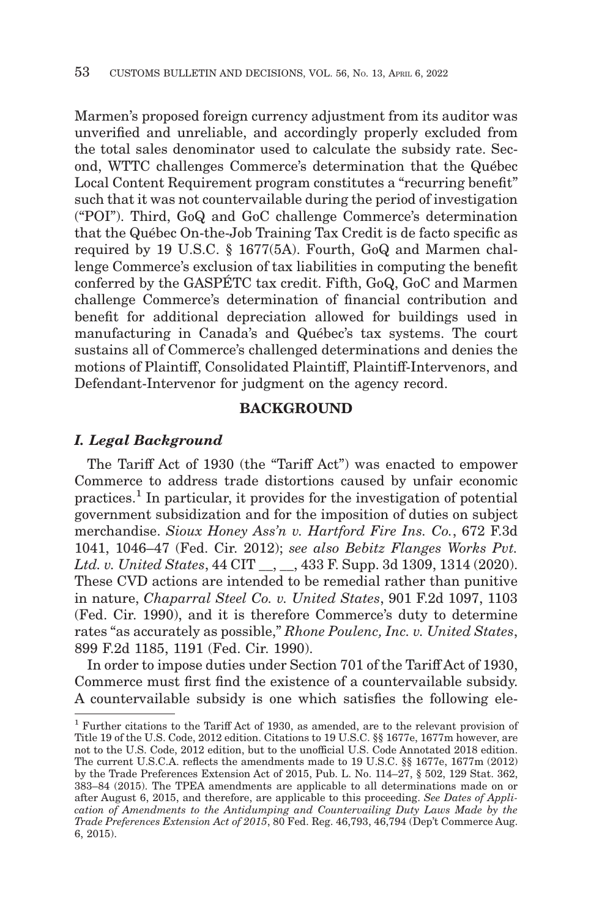Marmen's proposed foreign currency adjustment from its auditor was unverified and unreliable, and accordingly properly excluded from the total sales denominator used to calculate the subsidy rate. Second, WTTC challenges Commerce's determination that the Québec Local Content Requirement program constitutes a "recurring benefit" such that it was not countervailable during the period of investigation ("POI"). Third, GoQ and GoC challenge Commerce's determination that the Québec On-the-Job Training Tax Credit is de facto specific as required by 19 U.S.C. § 1677(5A). Fourth, GoQ and Marmen challenge Commerce's exclusion of tax liabilities in computing the benefit conferred by the GASPÉTC tax credit. Fifth, GoQ, GoC and Marmen challenge Commerce's determination of financial contribution and benefit for additional depreciation allowed for buildings used in manufacturing in Canada's and Québec's tax systems. The court sustains all of Commerce's challenged determinations and denies the motions of Plaintiff, Consolidated Plaintiff, Plaintiff-Intervenors, and Defendant-Intervenor for judgment on the agency record.

## BACKGROUND

### *I. Legal Background*

The Tariff Act of 1930 (the "Tariff Act") was enacted to empower Commerce to address trade distortions caused by unfair economic practices.[1] In particular, it provides for the investigation of potential government subsidization and for the imposition of duties on subject merchandise. *Sioux Honey Ass'n v. Hartford Fire Ins. Co.*, 672 F.3d 1041, 1046–47 (Fed. Cir. 2012); *see also Bebitz Flanges Works Pvt. Ltd. v. United States*, 44 CIT __, __, 433 F. Supp. 3d 1309, 1314 (2020). These CVD actions are intended to be remedial rather than punitive in nature, *Chaparral Steel Co. v. United States*, 901 F.2d 1097, 1103 (Fed. Cir. 1990), and it is therefore Commerce's duty to determine rates "as accurately as possible," *Rhone Poulenc, Inc. v. United States*, 899 F.2d 1185, 1191 (Fed. Cir. 1990).

In order to impose duties under Section 701 of the Tariff Act of 1930, Commerce must first find the existence of a countervailable subsidy. A countervailable subsidy is one which satisfies the following ele-

[1] Further citations to the Tariff Act of 1930, as amended, are to the relevant provision of Title 19 of the U.S. Code, 2012 edition. Citations to 19 U.S.C. §§ 1677e, 1677m however, are not to the U.S. Code, 2012 edition, but to the unofficial U.S. Code Annotated 2018 edition. The current U.S.C.A. reflects the amendments made to 19 U.S.C. §§ 1677e, 1677m (2012) by the Trade Preferences Extension Act of 2015, Pub. L. No. 114–27, § 502, 129 Stat. 362, 383–84 (2015). The TPEA amendments are applicable to all determinations made on or after August 6, 2015, and therefore, are applicable to this proceeding. *See Dates of Application of Amendments to the Antidumping and Countervailing Duty Laws Made by the Trade Preferences Extension Act of 2015*, 80 Fed. Reg. 46,793, 46,794 (Dep't Commerce Aug. 6, 2015).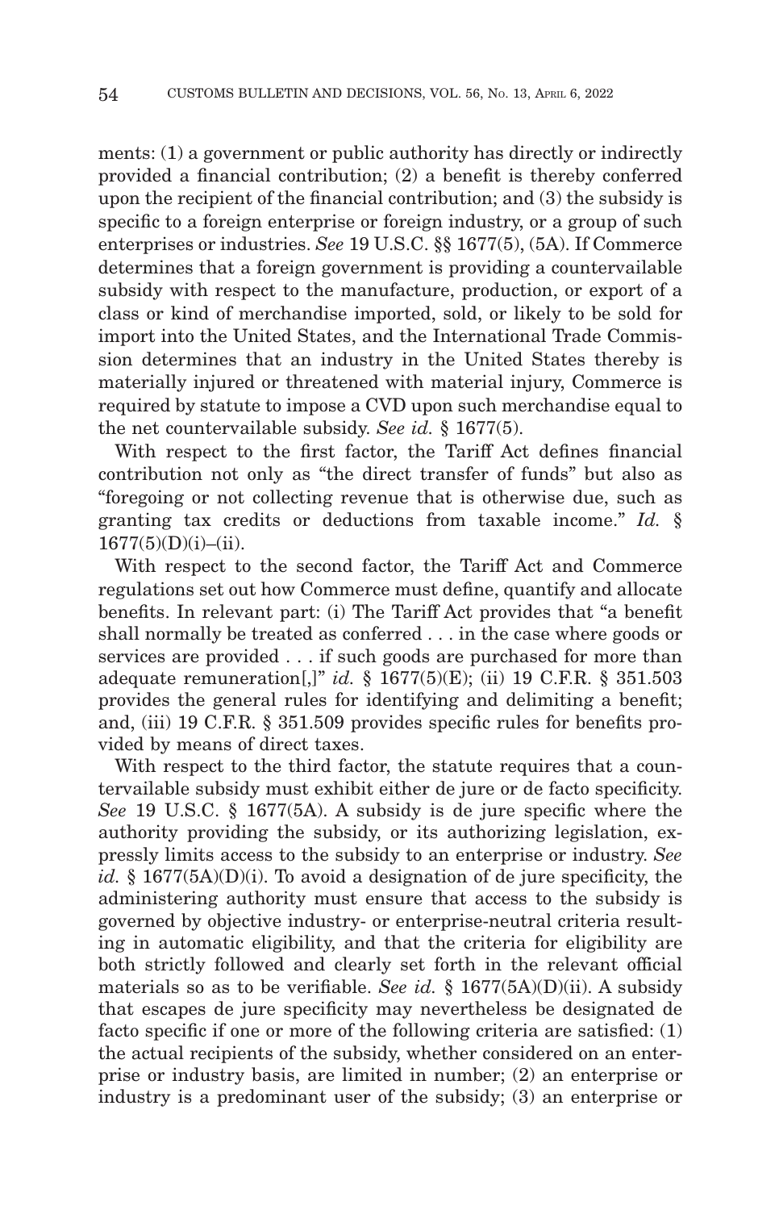ments: (1) a government or public authority has directly or indirectly provided a financial contribution; (2) a benefit is thereby conferred upon the recipient of the financial contribution; and (3) the subsidy is specific to a foreign enterprise or foreign industry, or a group of such enterprises or industries. *See* 19 U.S.C. §§ 1677(5), (5A). If Commerce determines that a foreign government is providing a countervailable subsidy with respect to the manufacture, production, or export of a class or kind of merchandise imported, sold, or likely to be sold for import into the United States, and the International Trade Commission determines that an industry in the United States thereby is materially injured or threatened with material injury, Commerce is required by statute to impose a CVD upon such merchandise equal to the net countervailable subsidy. *See id.* § 1677(5).

With respect to the first factor, the Tariff Act defines financial contribution not only as "the direct transfer of funds" but also as "foregoing or not collecting revenue that is otherwise due, such as granting tax credits or deductions from taxable income." *Id.* § 1677(5)(D)(i)–(ii).

With respect to the second factor, the Tariff Act and Commerce regulations set out how Commerce must define, quantify and allocate benefits. In relevant part: (i) The Tariff Act provides that "a benefit shall normally be treated as conferred . . . in the case where goods or services are provided . . . if such goods are purchased for more than adequate remuneration[,]" *id.* § 1677(5)(E); (ii) 19 C.F.R. § 351.503 provides the general rules for identifying and delimiting a benefit; and, (iii) 19 C.F.R. § 351.509 provides specific rules for benefits provided by means of direct taxes.

With respect to the third factor, the statute requires that a countervailable subsidy must exhibit either de jure or de facto specificity. *See* 19 U.S.C. § 1677(5A). A subsidy is de jure specific where the authority providing the subsidy, or its authorizing legislation, expressly limits access to the subsidy to an enterprise or industry. *See id.* § 1677(5A)(D)(i). To avoid a designation of de jure specificity, the administering authority must ensure that access to the subsidy is governed by objective industry- or enterprise-neutral criteria resulting in automatic eligibility, and that the criteria for eligibility are both strictly followed and clearly set forth in the relevant official materials so as to be verifiable. *See id.* § 1677(5A)(D)(ii). A subsidy that escapes de jure specificity may nevertheless be designated de facto specific if one or more of the following criteria are satisfied: (1) the actual recipients of the subsidy, whether considered on an enterprise or industry basis, are limited in number; (2) an enterprise or industry is a predominant user of the subsidy; (3) an enterprise or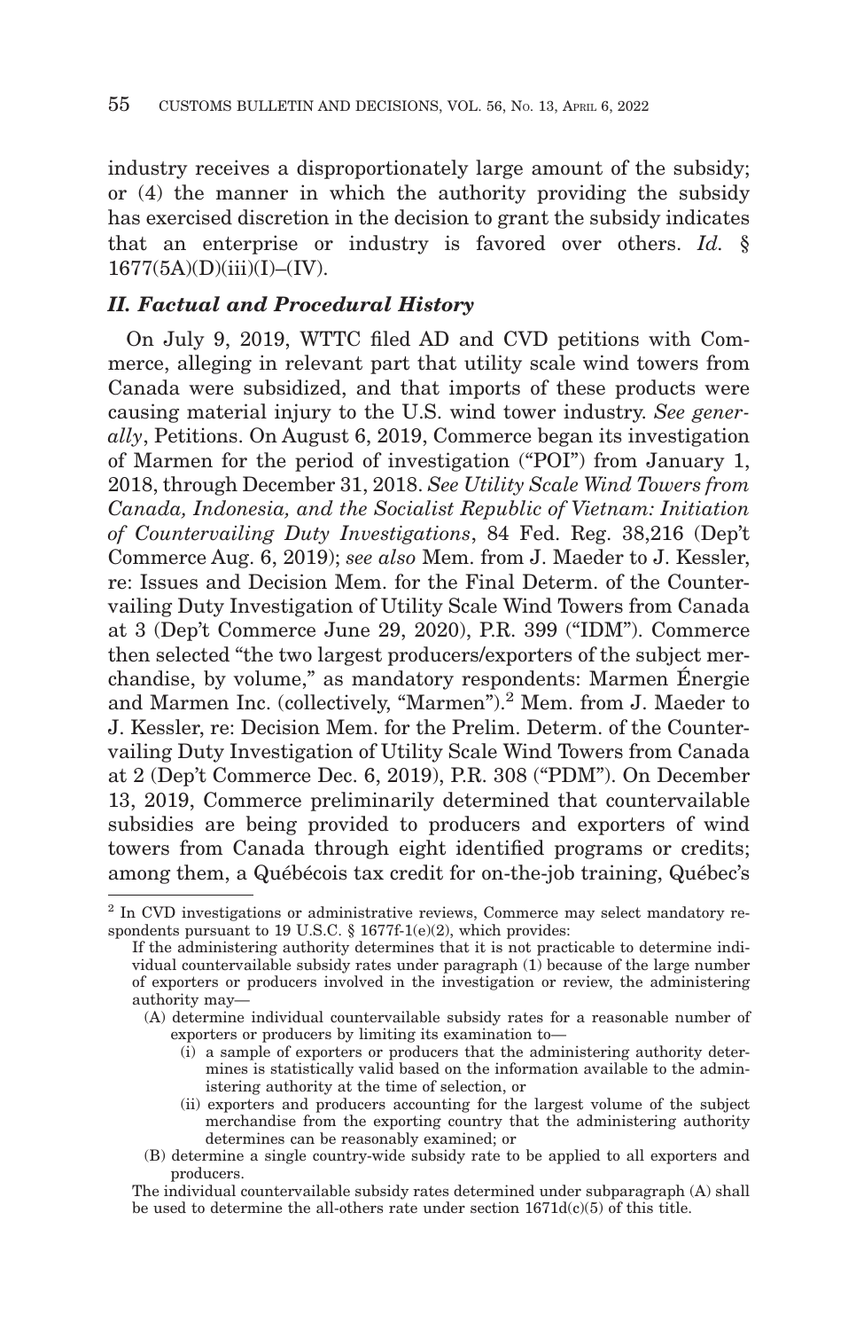industry receives a disproportionately large amount of the subsidy; or (4) the manner in which the authority providing the subsidy has exercised discretion in the decision to grant the subsidy indicates that an enterprise or industry is favored over others. *Id.* § 1677(5A)(D)(iii)(I)–(IV).

### *II. Factual and Procedural History*

On July 9, 2019, WTTC filed AD and CVD petitions with Commerce, alleging in relevant part that utility scale wind towers from Canada were subsidized, and that imports of these products were causing material injury to the U.S. wind tower industry. *See generally*, Petitions. On August 6, 2019, Commerce began its investigation of Marmen for the period of investigation ("POI") from January 1, 2018, through December 31, 2018. *See Utility Scale Wind Towers from Canada, Indonesia, and the Socialist Republic of Vietnam: Initiation of Countervailing Duty Investigations*, 84 Fed. Reg. 38,216 (Dep't Commerce Aug. 6, 2019); *see also* Mem. from J. Maeder to J. Kessler, re: Issues and Decision Mem. for the Final Determ. of the Countervailing Duty Investigation of Utility Scale Wind Towers from Canada at 3 (Dep't Commerce June 29, 2020), P.R. 399 ("IDM"). Commerce then selected "the two largest producers/exporters of the subject merchandise, by volume," as mandatory respondents: Marmen Énergie and Marmen Inc. (collectively, "Marmen").[2] Mem. from J. Maeder to J. Kessler, re: Decision Mem. for the Prelim. Determ. of the Countervailing Duty Investigation of Utility Scale Wind Towers from Canada at 2 (Dep't Commerce Dec. 6, 2019), P.R. 308 ("PDM"). On December 13, 2019, Commerce preliminarily determined that countervailable subsidies are being provided to producers and exporters of wind towers from Canada through eight identified programs or credits; among them, a Québécois tax credit for on-the-job training, Québec's

---

[2] In CVD investigations or administrative reviews, Commerce may select mandatory respondents pursuant to 19 U.S.C. § 1677f-1(e)(2), which provides:

If the administering authority determines that it is not practicable to determine individual countervailable subsidy rates under paragraph (1) because of the large number of exporters or producers involved in the investigation or review, the administering authority may—

(A) determine individual countervailable subsidy rates for a reasonable number of exporters or producers by limiting its examination to—

(i) a sample of exporters or producers that the administering authority determines is statistically valid based on the information available to the administering authority at the time of selection, or

(ii) exporters and producers accounting for the largest volume of the subject merchandise from the exporting country that the administering authority determines can be reasonably examined; or

(B) determine a single country-wide subsidy rate to be applied to all exporters and producers.

The individual countervailable subsidy rates determined under subparagraph (A) shall be used to determine the all-others rate under section 1671d(c)(5) of this title.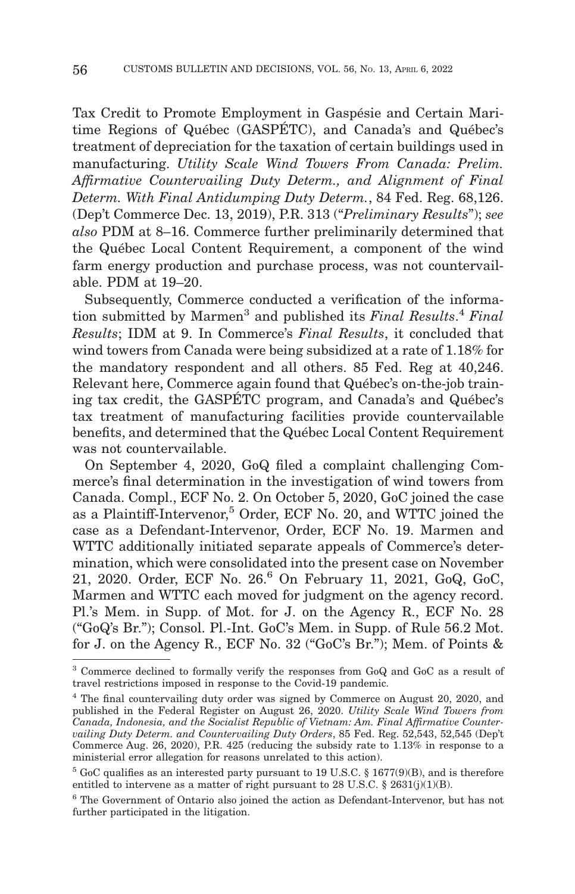Tax Credit to Promote Employment in Gaspésie and Certain Maritime Regions of Québec (GASPÉTC), and Canada's and Québec's treatment of depreciation for the taxation of certain buildings used in manufacturing. *Utility Scale Wind Towers From Canada: Prelim. Affirmative Countervailing Duty Determ., and Alignment of Final Determ. With Final Antidumping Duty Determ.*, 84 Fed. Reg. 68,126. (Dep't Commerce Dec. 13, 2019), P.R. 313 ("*Preliminary Results*"); *see also* PDM at 8–16. Commerce further preliminarily determined that the Québec Local Content Requirement, a component of the wind farm energy production and purchase process, was not countervailable. PDM at 19–20.

Subsequently, Commerce conducted a verification of the information submitted by Marmen[3] and published its *Final Results*.[4] *Final Results*; IDM at 9. In Commerce's *Final Results*, it concluded that wind towers from Canada were being subsidized at a rate of 1.18% for the mandatory respondent and all others. 85 Fed. Reg at 40,246. Relevant here, Commerce again found that Québec's on-the-job training tax credit, the GASPÉTC program, and Canada's and Québec's tax treatment of manufacturing facilities provide countervailable benefits, and determined that the Québec Local Content Requirement was not countervailable.

On September 4, 2020, GoQ filed a complaint challenging Commerce's final determination in the investigation of wind towers from Canada. Compl., ECF No. 2. On October 5, 2020, GoC joined the case as a Plaintiff-Intervenor,[5] Order, ECF No. 20, and WTTC joined the case as a Defendant-Intervenor, Order, ECF No. 19. Marmen and WTTC additionally initiated separate appeals of Commerce's determination, which were consolidated into the present case on November 21, 2020. Order, ECF No. 26.[6] On February 11, 2021, GoQ, GoC, Marmen and WTTC each moved for judgment on the agency record. Pl.'s Mem. in Supp. of Mot. for J. on the Agency R., ECF No. 28 ("GoQ's Br."); Consol. Pl.-Int. GoC's Mem. in Supp. of Rule 56.2 Mot. for J. on the Agency R., ECF No. 32 ("GoC's Br."); Mem. of Points &

[3] Commerce declined to formally verify the responses from GoQ and GoC as a result of travel restrictions imposed in response to the Covid-19 pandemic.

[4] The final countervailing duty order was signed by Commerce on August 20, 2020, and published in the Federal Register on August 26, 2020. *Utility Scale Wind Towers from Canada, Indonesia, and the Socialist Republic of Vietnam: Am. Final Affirmative Countervailing Duty Determ. and Countervailing Duty Orders*, 85 Fed. Reg. 52,543, 52,545 (Dep't Commerce Aug. 26, 2020), P.R. 425 (reducing the subsidy rate to 1.13% in response to a ministerial error allegation for reasons unrelated to this action).

[5] GoC qualifies as an interested party pursuant to 19 U.S.C. § 1677(9)(B), and is therefore entitled to intervene as a matter of right pursuant to 28 U.S.C. § 2631(j)(1)(B).

[6] The Government of Ontario also joined the action as Defendant-Intervenor, but has not further participated in the litigation.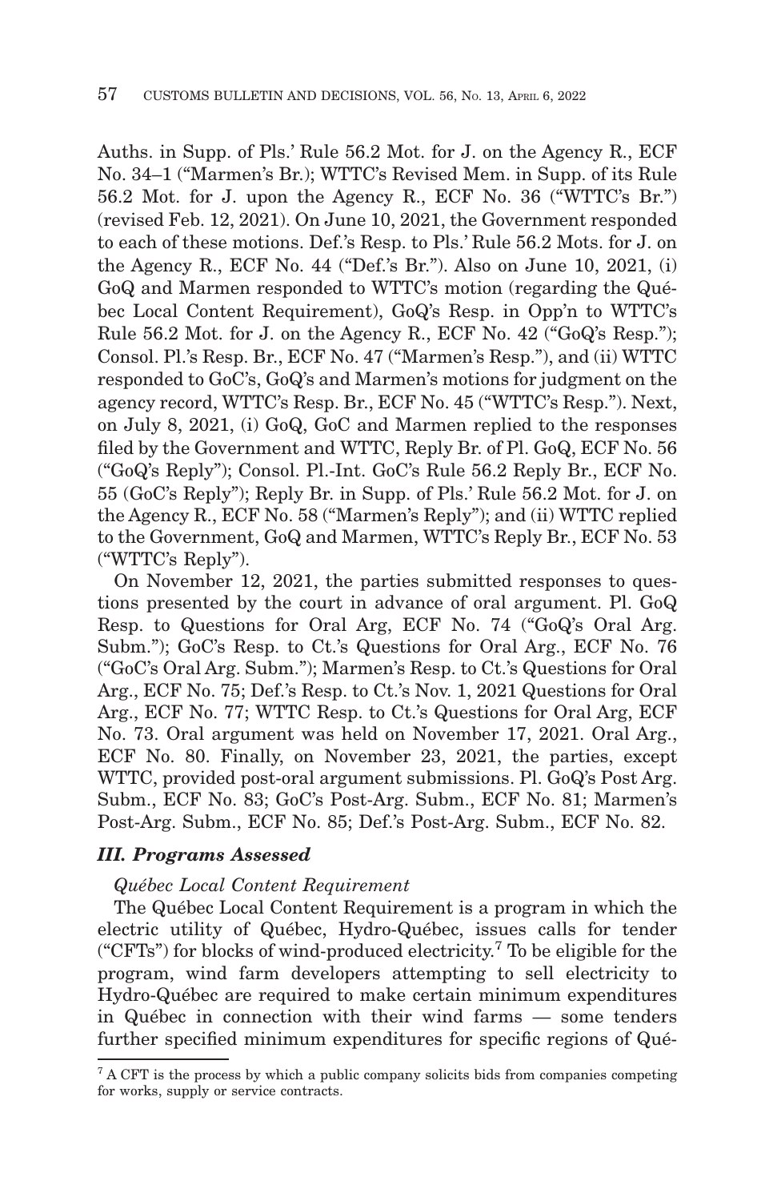Auths. in Supp. of Pls.' Rule 56.2 Mot. for J. on the Agency R., ECF No. 34–1 ("Marmen's Br.); WTTC's Revised Mem. in Supp. of its Rule 56.2 Mot. for J. upon the Agency R., ECF No. 36 ("WTTC's Br.") (revised Feb. 12, 2021). On June 10, 2021, the Government responded to each of these motions. Def.'s Resp. to Pls.' Rule 56.2 Mots. for J. on the Agency R., ECF No. 44 ("Def.'s Br."). Also on June 10, 2021, (i) GoQ and Marmen responded to WTTC's motion (regarding the Québec Local Content Requirement), GoQ's Resp. in Opp'n to WTTC's Rule 56.2 Mot. for J. on the Agency R., ECF No. 42 ("GoQ's Resp."); Consol. Pl.'s Resp. Br., ECF No. 47 ("Marmen's Resp."), and (ii) WTTC responded to GoC's, GoQ's and Marmen's motions for judgment on the agency record, WTTC's Resp. Br., ECF No. 45 ("WTTC's Resp."). Next, on July 8, 2021, (i) GoQ, GoC and Marmen replied to the responses filed by the Government and WTTC, Reply Br. of Pl. GoQ, ECF No. 56 ("GoQ's Reply"); Consol. Pl.-Int. GoC's Rule 56.2 Reply Br., ECF No. 55 (GoC's Reply"); Reply Br. in Supp. of Pls.' Rule 56.2 Mot. for J. on the Agency R., ECF No. 58 ("Marmen's Reply"); and (ii) WTTC replied to the Government, GoQ and Marmen, WTTC's Reply Br., ECF No. 53 ("WTTC's Reply").

On November 12, 2021, the parties submitted responses to questions presented by the court in advance of oral argument. Pl. GoQ Resp. to Questions for Oral Arg, ECF No. 74 ("GoQ's Oral Arg. Subm."); GoC's Resp. to Ct.'s Questions for Oral Arg., ECF No. 76 ("GoC's Oral Arg. Subm."); Marmen's Resp. to Ct.'s Questions for Oral Arg., ECF No. 75; Def.'s Resp. to Ct.'s Nov. 1, 2021 Questions for Oral Arg., ECF No. 77; WTTC Resp. to Ct.'s Questions for Oral Arg, ECF No. 73. Oral argument was held on November 17, 2021. Oral Arg., ECF No. 80. Finally, on November 23, 2021, the parties, except WTTC, provided post-oral argument submissions. Pl. GoQ's Post Arg. Subm., ECF No. 83; GoC's Post-Arg. Subm., ECF No. 81; Marmen's Post-Arg. Subm., ECF No. 85; Def.'s Post-Arg. Subm., ECF No. 82.

### *III. Programs Assessed*

*Québec Local Content Requirement*

The Québec Local Content Requirement is a program in which the electric utility of Québec, Hydro-Québec, issues calls for tender ("CFTs") for blocks of wind-produced electricity.[7] To be eligible for the program, wind farm developers attempting to sell electricity to Hydro-Québec are required to make certain minimum expenditures in Québec in connection with their wind farms — some tenders further specified minimum expenditures for specific regions of Qué-

[7] A CFT is the process by which a public company solicits bids from companies competing for works, supply or service contracts.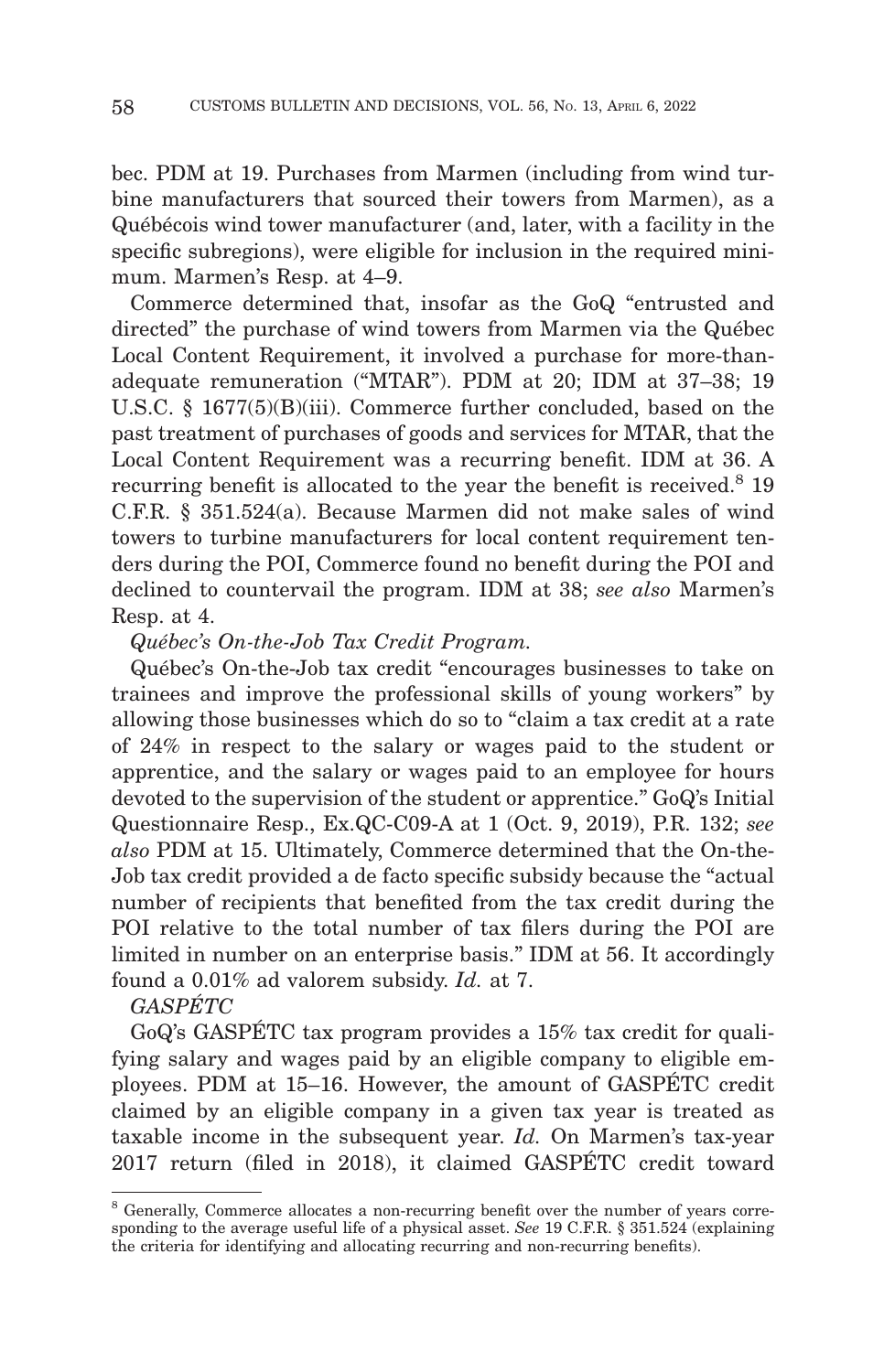bec. PDM at 19. Purchases from Marmen (including from wind turbine manufacturers that sourced their towers from Marmen), as a Québécois wind tower manufacturer (and, later, with a facility in the specific subregions), were eligible for inclusion in the required minimum. Marmen's Resp. at 4–9.

Commerce determined that, insofar as the GoQ "entrusted and directed" the purchase of wind towers from Marmen via the Québec Local Content Requirement, it involved a purchase for more-than-adequate remuneration ("MTAR"). PDM at 20; IDM at 37–38; 19 U.S.C. § 1677(5)(B)(iii). Commerce further concluded, based on the past treatment of purchases of goods and services for MTAR, that the Local Content Requirement was a recurring benefit. IDM at 36. A recurring benefit is allocated to the year the benefit is received.[8] 19 C.F.R. § 351.524(a). Because Marmen did not make sales of wind towers to turbine manufacturers for local content requirement tenders during the POI, Commerce found no benefit during the POI and declined to countervail the program. IDM at 38; *see also* Marmen's Resp. at 4.

*Québec's On-the-Job Tax Credit Program.*

Québec's On-the-Job tax credit "encourages businesses to take on trainees and improve the professional skills of young workers" by allowing those businesses which do so to "claim a tax credit at a rate of 24% in respect to the salary or wages paid to the student or apprentice, and the salary or wages paid to an employee for hours devoted to the supervision of the student or apprentice." GoQ's Initial Questionnaire Resp., Ex.QC-C09-A at 1 (Oct. 9, 2019), P.R. 132; *see also* PDM at 15. Ultimately, Commerce determined that the On-the-Job tax credit provided a de facto specific subsidy because the "actual number of recipients that benefited from the tax credit during the POI relative to the total number of tax filers during the POI are limited in number on an enterprise basis." IDM at 56. It accordingly found a 0.01% ad valorem subsidy. *Id.* at 7.

*GASPÉTC*

GoQ's GASPÉTC tax program provides a 15% tax credit for qualifying salary and wages paid by an eligible company to eligible employees. PDM at 15–16. However, the amount of GASPÉTC credit claimed by an eligible company in a given tax year is treated as taxable income in the subsequent year. *Id.* On Marmen's tax-year 2017 return (filed in 2018), it claimed GASPÉTC credit toward

[8] Generally, Commerce allocates a non-recurring benefit over the number of years corresponding to the average useful life of a physical asset. *See* 19 C.F.R. § 351.524 (explaining the criteria for identifying and allocating recurring and non-recurring benefits).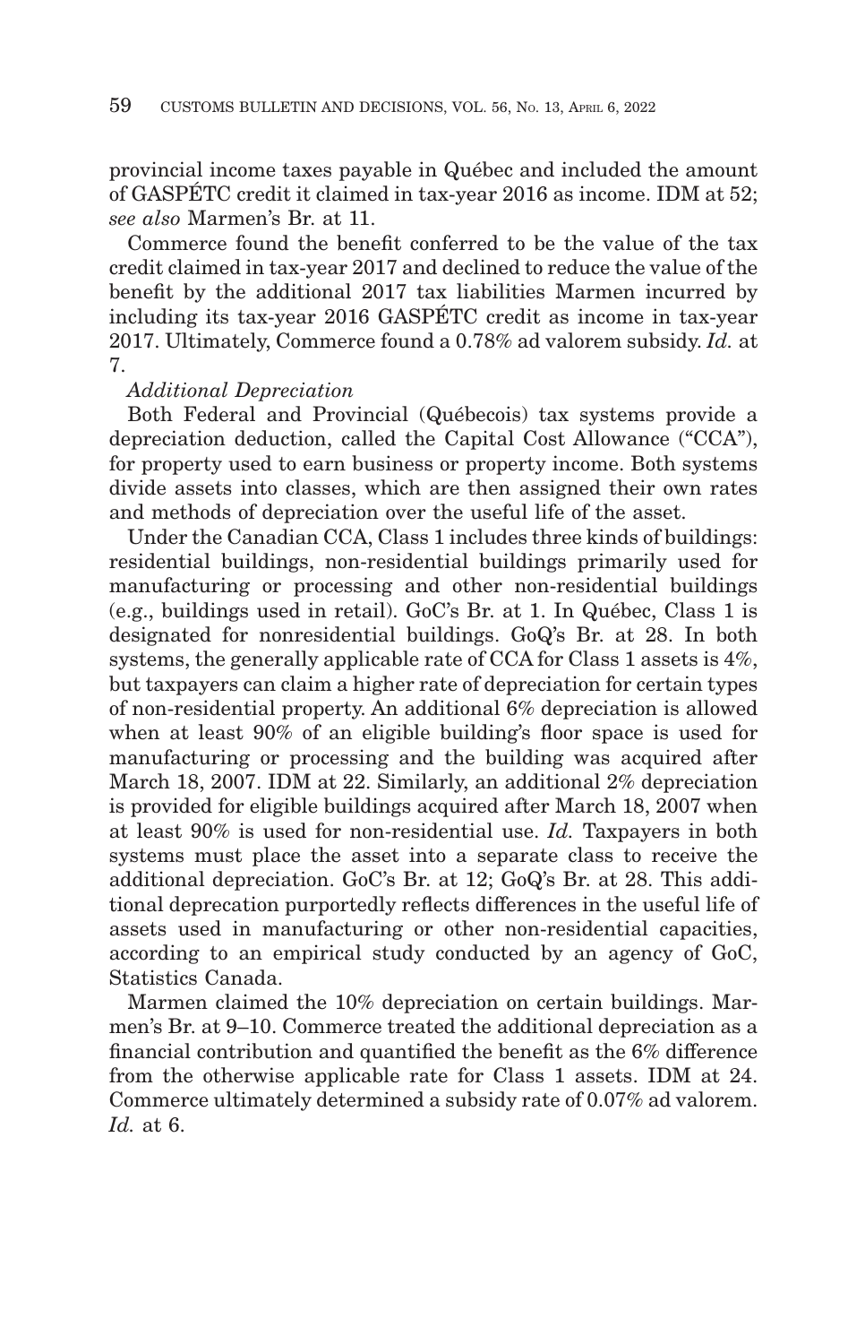provincial income taxes payable in Québec and included the amount of GASPÉTC credit it claimed in tax-year 2016 as income. IDM at 52; *see also* Marmen's Br. at 11.

Commerce found the benefit conferred to be the value of the tax credit claimed in tax-year 2017 and declined to reduce the value of the benefit by the additional 2017 tax liabilities Marmen incurred by including its tax-year 2016 GASPÉTC credit as income in tax-year 2017. Ultimately, Commerce found a 0.78% ad valorem subsidy. *Id.* at 7.

*Additional Depreciation*

Both Federal and Provincial (Québecois) tax systems provide a depreciation deduction, called the Capital Cost Allowance ("CCA"), for property used to earn business or property income. Both systems divide assets into classes, which are then assigned their own rates and methods of depreciation over the useful life of the asset.

Under the Canadian CCA, Class 1 includes three kinds of buildings: residential buildings, non-residential buildings primarily used for manufacturing or processing and other non-residential buildings (e.g., buildings used in retail). GoC's Br. at 1. In Québec, Class 1 is designated for nonresidential buildings. GoQ's Br. at 28. In both systems, the generally applicable rate of CCA for Class 1 assets is 4%, but taxpayers can claim a higher rate of depreciation for certain types of non-residential property. An additional 6% depreciation is allowed when at least 90% of an eligible building's floor space is used for manufacturing or processing and the building was acquired after March 18, 2007. IDM at 22. Similarly, an additional 2% depreciation is provided for eligible buildings acquired after March 18, 2007 when at least 90% is used for non-residential use. *Id.* Taxpayers in both systems must place the asset into a separate class to receive the additional depreciation. GoC's Br. at 12; GoQ's Br. at 28. This additional deprecation purportedly reflects differences in the useful life of assets used in manufacturing or other non-residential capacities, according to an empirical study conducted by an agency of GoC, Statistics Canada.

Marmen claimed the 10% depreciation on certain buildings. Marmen's Br. at 9–10. Commerce treated the additional depreciation as a financial contribution and quantified the benefit as the 6% difference from the otherwise applicable rate for Class 1 assets. IDM at 24. Commerce ultimately determined a subsidy rate of 0.07% ad valorem. *Id.* at 6.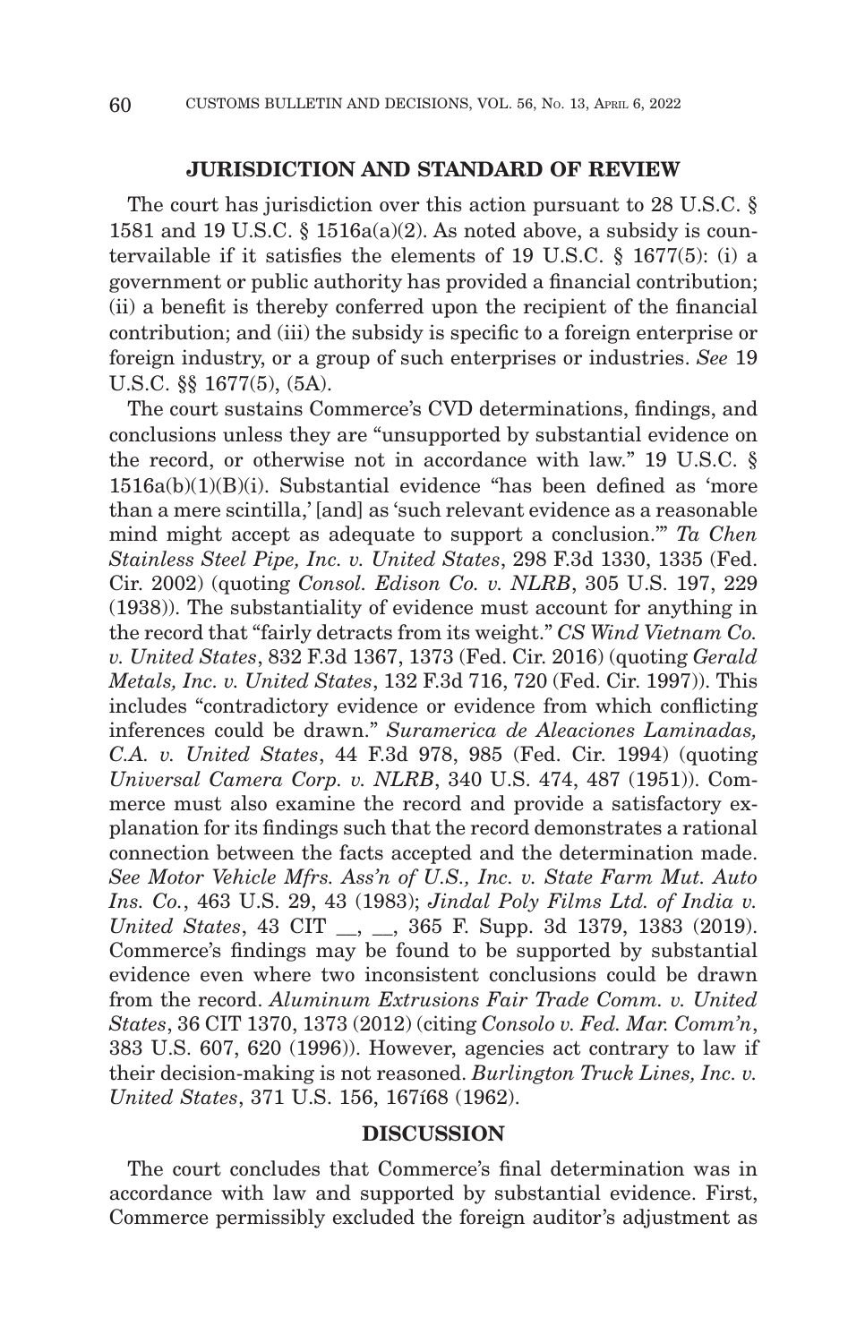## JURISDICTION AND STANDARD OF REVIEW

The court has jurisdiction over this action pursuant to 28 U.S.C. § 1581 and 19 U.S.C. § 1516a(a)(2). As noted above, a subsidy is countervailable if it satisfies the elements of 19 U.S.C. § 1677(5): (i) a government or public authority has provided a financial contribution; (ii) a benefit is thereby conferred upon the recipient of the financial contribution; and (iii) the subsidy is specific to a foreign enterprise or foreign industry, or a group of such enterprises or industries. *See* 19 U.S.C. §§ 1677(5), (5A).

The court sustains Commerce's CVD determinations, findings, and conclusions unless they are "unsupported by substantial evidence on the record, or otherwise not in accordance with law." 19 U.S.C. § 1516a(b)(1)(B)(i). Substantial evidence "has been defined as 'more than a mere scintilla,' [and] as 'such relevant evidence as a reasonable mind might accept as adequate to support a conclusion.'" *Ta Chen Stainless Steel Pipe, Inc. v. United States*, 298 F.3d 1330, 1335 (Fed. Cir. 2002) (quoting *Consol. Edison Co. v. NLRB*, 305 U.S. 197, 229 (1938)). The substantiality of evidence must account for anything in the record that "fairly detracts from its weight." *CS Wind Vietnam Co. v. United States*, 832 F.3d 1367, 1373 (Fed. Cir. 2016) (quoting *Gerald Metals, Inc. v. United States*, 132 F.3d 716, 720 (Fed. Cir. 1997)). This includes "contradictory evidence or evidence from which conflicting inferences could be drawn." *Suramerica de Aleaciones Laminadas, C.A. v. United States*, 44 F.3d 978, 985 (Fed. Cir. 1994) (quoting *Universal Camera Corp. v. NLRB*, 340 U.S. 474, 487 (1951)). Commerce must also examine the record and provide a satisfactory explanation for its findings such that the record demonstrates a rational connection between the facts accepted and the determination made. *See Motor Vehicle Mfrs. Ass'n of U.S., Inc. v. State Farm Mut. Auto Ins. Co.*, 463 U.S. 29, 43 (1983); *Jindal Poly Films Ltd. of India v. United States*, 43 CIT __, __, 365 F. Supp. 3d 1379, 1383 (2019). Commerce's findings may be found to be supported by substantial evidence even where two inconsistent conclusions could be drawn from the record. *Aluminum Extrusions Fair Trade Comm. v. United States*, 36 CIT 1370, 1373 (2012) (citing *Consolo v. Fed. Mar. Comm'n*, 383 U.S. 607, 620 (1996)). However, agencies act contrary to law if their decision-making is not reasoned. *Burlington Truck Lines, Inc. v. United States*, 371 U.S. 156, 167í68 (1962).

## DISCUSSION

The court concludes that Commerce's final determination was in accordance with law and supported by substantial evidence. First, Commerce permissibly excluded the foreign auditor's adjustment as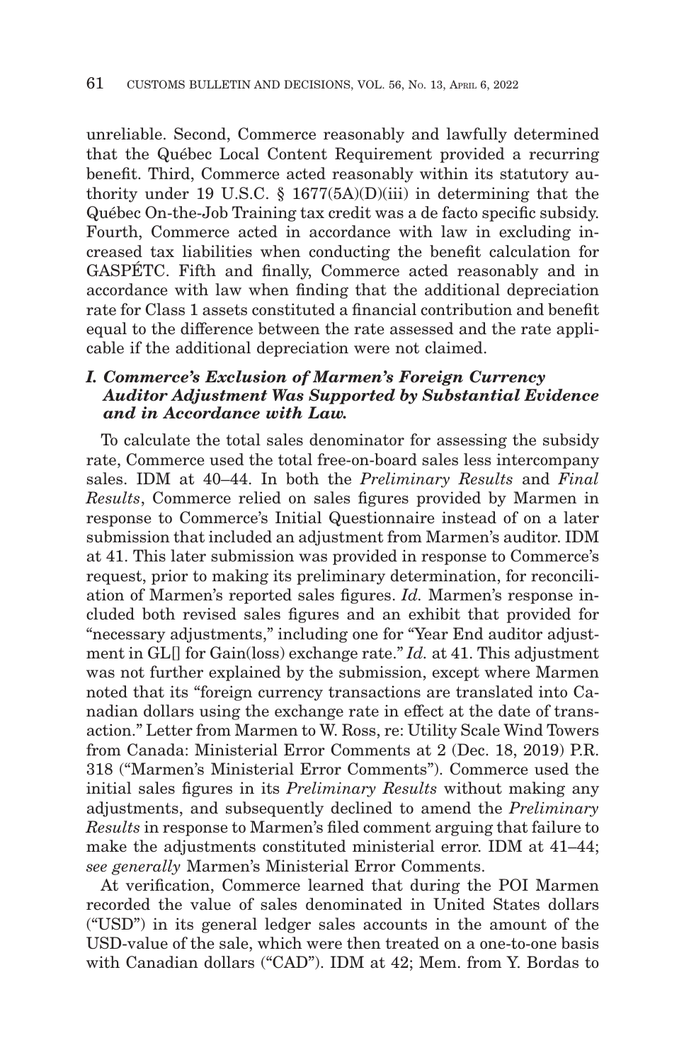unreliable. Second, Commerce reasonably and lawfully determined that the Québec Local Content Requirement provided a recurring benefit. Third, Commerce acted reasonably within its statutory authority under 19 U.S.C. § 1677(5A)(D)(iii) in determining that the Québec On-the-Job Training tax credit was a de facto specific subsidy. Fourth, Commerce acted in accordance with law in excluding increased tax liabilities when conducting the benefit calculation for GASPÉTC. Fifth and finally, Commerce acted reasonably and in accordance with law when finding that the additional depreciation rate for Class 1 assets constituted a financial contribution and benefit equal to the difference between the rate assessed and the rate applicable if the additional depreciation were not claimed.

### *I. Commerce's Exclusion of Marmen's Foreign Currency Auditor Adjustment Was Supported by Substantial Evidence and in Accordance with Law.*

To calculate the total sales denominator for assessing the subsidy rate, Commerce used the total free-on-board sales less intercompany sales. IDM at 40–44. In both the *Preliminary Results* and *Final Results*, Commerce relied on sales figures provided by Marmen in response to Commerce's Initial Questionnaire instead of on a later submission that included an adjustment from Marmen's auditor. IDM at 41. This later submission was provided in response to Commerce's request, prior to making its preliminary determination, for reconciliation of Marmen's reported sales figures. *Id.* Marmen's response included both revised sales figures and an exhibit that provided for "necessary adjustments," including one for "Year End auditor adjustment in GL[] for Gain(loss) exchange rate." *Id.* at 41. This adjustment was not further explained by the submission, except where Marmen noted that its "foreign currency transactions are translated into Canadian dollars using the exchange rate in effect at the date of transaction." Letter from Marmen to W. Ross, re: Utility Scale Wind Towers from Canada: Ministerial Error Comments at 2 (Dec. 18, 2019) P.R. 318 ("Marmen's Ministerial Error Comments"). Commerce used the initial sales figures in its *Preliminary Results* without making any adjustments, and subsequently declined to amend the *Preliminary Results* in response to Marmen's filed comment arguing that failure to make the adjustments constituted ministerial error. IDM at 41–44; *see generally* Marmen's Ministerial Error Comments.

At verification, Commerce learned that during the POI Marmen recorded the value of sales denominated in United States dollars ("USD") in its general ledger sales accounts in the amount of the USD-value of the sale, which were then treated on a one-to-one basis with Canadian dollars ("CAD"). IDM at 42; Mem. from Y. Bordas to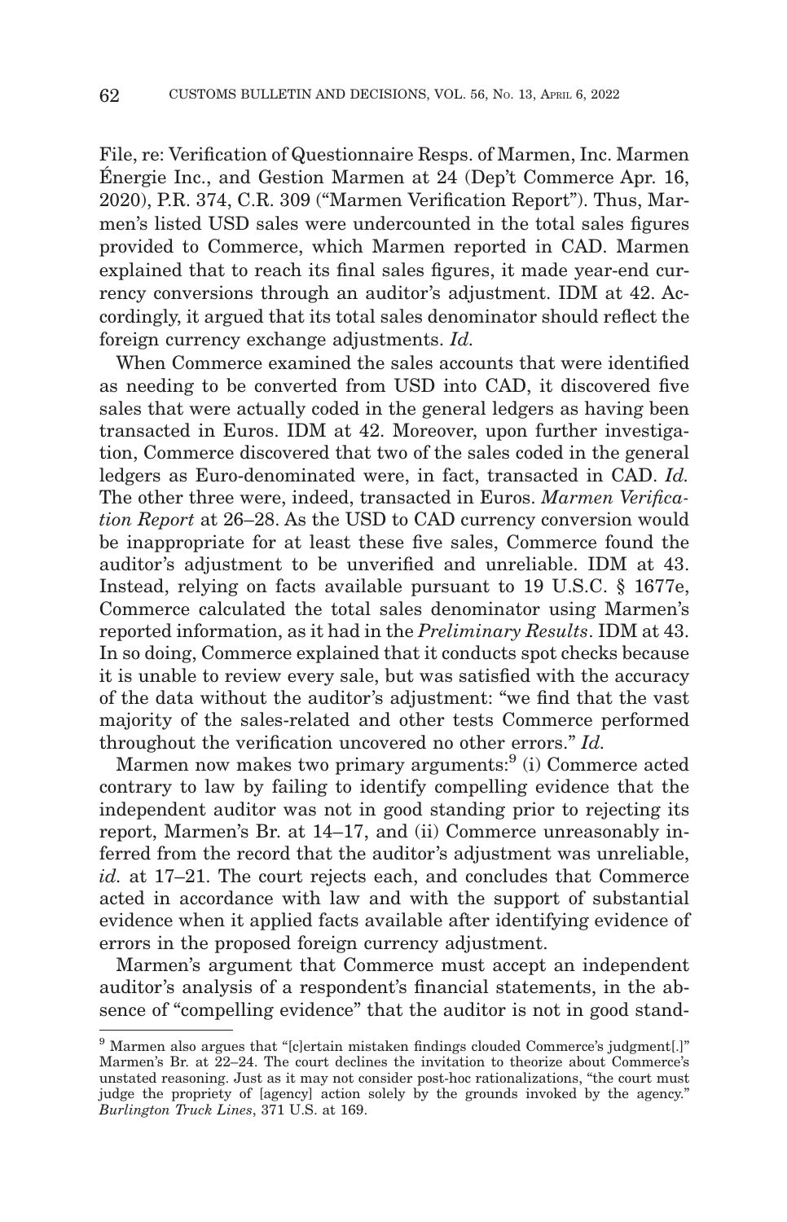File, re: Verification of Questionnaire Resps. of Marmen, Inc. Marmen Énergie Inc., and Gestion Marmen at 24 (Dep't Commerce Apr. 16, 2020), P.R. 374, C.R. 309 ("Marmen Verification Report"). Thus, Marmen's listed USD sales were undercounted in the total sales figures provided to Commerce, which Marmen reported in CAD. Marmen explained that to reach its final sales figures, it made year-end currency conversions through an auditor's adjustment. IDM at 42. Accordingly, it argued that its total sales denominator should reflect the foreign currency exchange adjustments. *Id.*

When Commerce examined the sales accounts that were identified as needing to be converted from USD into CAD, it discovered five sales that were actually coded in the general ledgers as having been transacted in Euros. IDM at 42. Moreover, upon further investigation, Commerce discovered that two of the sales coded in the general ledgers as Euro-denominated were, in fact, transacted in CAD. *Id.* The other three were, indeed, transacted in Euros. *Marmen Verification Report* at 26–28. As the USD to CAD currency conversion would be inappropriate for at least these five sales, Commerce found the auditor's adjustment to be unverified and unreliable. IDM at 43. Instead, relying on facts available pursuant to 19 U.S.C. § 1677e, Commerce calculated the total sales denominator using Marmen's reported information, as it had in the *Preliminary Results*. IDM at 43. In so doing, Commerce explained that it conducts spot checks because it is unable to review every sale, but was satisfied with the accuracy of the data without the auditor's adjustment: "we find that the vast majority of the sales-related and other tests Commerce performed throughout the verification uncovered no other errors." *Id.*

Marmen now makes two primary arguments:[9] (i) Commerce acted contrary to law by failing to identify compelling evidence that the independent auditor was not in good standing prior to rejecting its report, Marmen's Br. at 14–17, and (ii) Commerce unreasonably inferred from the record that the auditor's adjustment was unreliable, *id.* at 17–21. The court rejects each, and concludes that Commerce acted in accordance with law and with the support of substantial evidence when it applied facts available after identifying evidence of errors in the proposed foreign currency adjustment.

Marmen's argument that Commerce must accept an independent auditor's analysis of a respondent's financial statements, in the absence of "compelling evidence" that the auditor is not in good stand-

[9] Marmen also argues that "[c]ertain mistaken findings clouded Commerce's judgment[.]" Marmen's Br. at 22–24. The court declines the invitation to theorize about Commerce's unstated reasoning. Just as it may not consider post-hoc rationalizations, "the court must judge the propriety of [agency] action solely by the grounds invoked by the agency." *Burlington Truck Lines*, 371 U.S. at 169.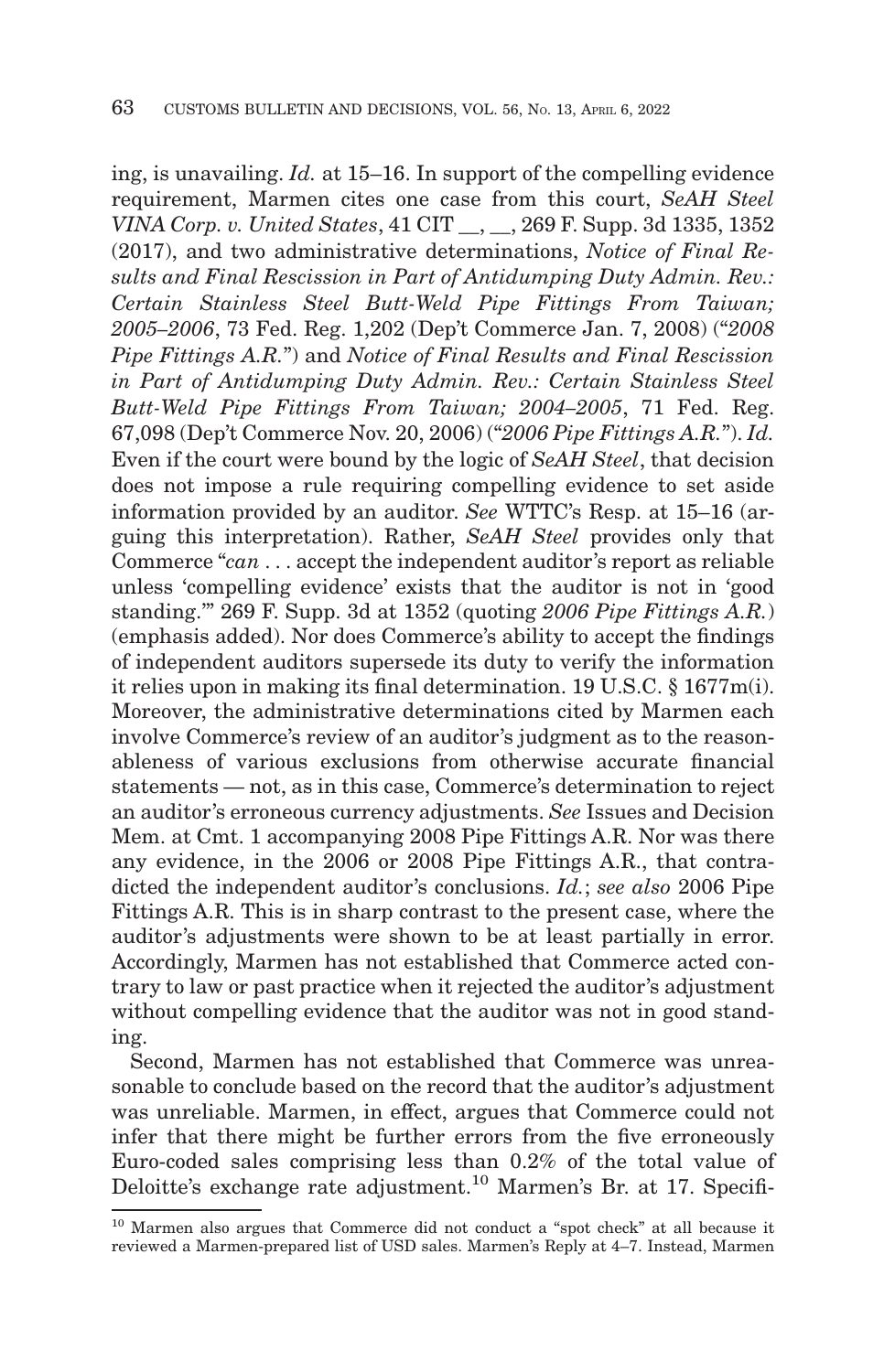ing, is unavailing. *Id.* at 15–16. In support of the compelling evidence requirement, Marmen cites one case from this court, *SeAH Steel VINA Corp. v. United States*, 41 CIT __, __, 269 F. Supp. 3d 1335, 1352 (2017), and two administrative determinations, *Notice of Final Results and Final Rescission in Part of Antidumping Duty Admin. Rev.: Certain Stainless Steel Butt-Weld Pipe Fittings From Taiwan; 2005–2006*, 73 Fed. Reg. 1,202 (Dep't Commerce Jan. 7, 2008) ("*2008 Pipe Fittings A.R.*") and *Notice of Final Results and Final Rescission in Part of Antidumping Duty Admin. Rev.: Certain Stainless Steel Butt-Weld Pipe Fittings From Taiwan; 2004–2005*, 71 Fed. Reg. 67,098 (Dep't Commerce Nov. 20, 2006) ("*2006 Pipe Fittings A.R.*"). *Id.* Even if the court were bound by the logic of *SeAH Steel*, that decision does not impose a rule requiring compelling evidence to set aside information provided by an auditor. *See* WTTC's Resp. at 15–16 (arguing this interpretation). Rather, *SeAH Steel* provides only that Commerce "*can* . . . accept the independent auditor's report as reliable unless 'compelling evidence' exists that the auditor is not in 'good standing.'" 269 F. Supp. 3d at 1352 (quoting *2006 Pipe Fittings A.R.*) (emphasis added). Nor does Commerce's ability to accept the findings of independent auditors supersede its duty to verify the information it relies upon in making its final determination. 19 U.S.C. § 1677m(i). Moreover, the administrative determinations cited by Marmen each involve Commerce's review of an auditor's judgment as to the reasonableness of various exclusions from otherwise accurate financial statements — not, as in this case, Commerce's determination to reject an auditor's erroneous currency adjustments. *See* Issues and Decision Mem. at Cmt. 1 accompanying 2008 Pipe Fittings A.R. Nor was there any evidence, in the 2006 or 2008 Pipe Fittings A.R., that contradicted the independent auditor's conclusions. *Id.*; *see also* 2006 Pipe Fittings A.R. This is in sharp contrast to the present case, where the auditor's adjustments were shown to be at least partially in error. Accordingly, Marmen has not established that Commerce acted contrary to law or past practice when it rejected the auditor's adjustment without compelling evidence that the auditor was not in good standing.

Second, Marmen has not established that Commerce was unreasonable to conclude based on the record that the auditor's adjustment was unreliable. Marmen, in effect, argues that Commerce could not infer that there might be further errors from the five erroneously Euro-coded sales comprising less than 0.2% of the total value of Deloitte's exchange rate adjustment.[10] Marmen's Br. at 17. Specifi-

[10] Marmen also argues that Commerce did not conduct a "spot check" at all because it reviewed a Marmen-prepared list of USD sales. Marmen's Reply at 4–7. Instead, Marmen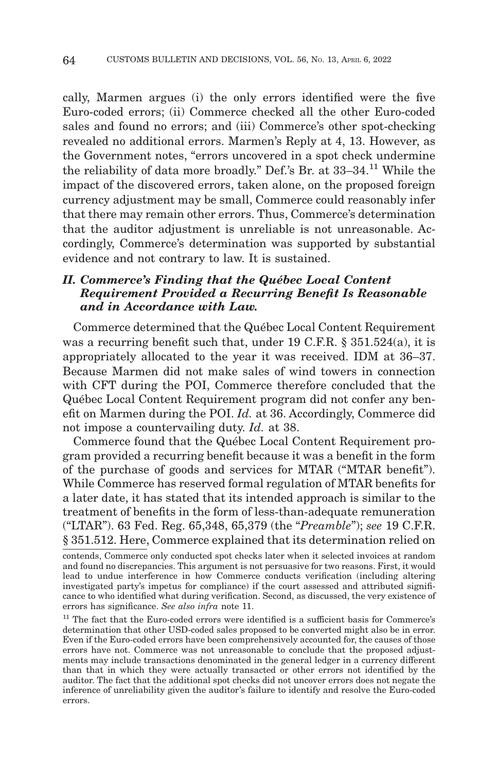cally, Marmen argues (i) the only errors identified were the five Euro-coded errors; (ii) Commerce checked all the other Euro-coded sales and found no errors; and (iii) Commerce's other spot-checking revealed no additional errors. Marmen's Reply at 4, 13. However, as the Government notes, "errors uncovered in a spot check undermine the reliability of data more broadly." Def.'s Br. at 33–34.[11] While the impact of the discovered errors, taken alone, on the proposed foreign currency adjustment may be small, Commerce could reasonably infer that there may remain other errors. Thus, Commerce's determination that the auditor adjustment is unreliable is not unreasonable. Accordingly, Commerce's determination was supported by substantial evidence and not contrary to law. It is sustained.

### *II. Commerce's Finding that the Québec Local Content Requirement Provided a Recurring Benefit Is Reasonable and in Accordance with Law.*

Commerce determined that the Québec Local Content Requirement was a recurring benefit such that, under 19 C.F.R. § 351.524(a), it is appropriately allocated to the year it was received. IDM at 36–37. Because Marmen did not make sales of wind towers in connection with CFT during the POI, Commerce therefore concluded that the Québec Local Content Requirement program did not confer any benefit on Marmen during the POI. *Id.* at 36. Accordingly, Commerce did not impose a countervailing duty. *Id.* at 38.

Commerce found that the Québec Local Content Requirement program provided a recurring benefit because it was a benefit in the form of the purchase of goods and services for MTAR ("MTAR benefit"). While Commerce has reserved formal regulation of MTAR benefits for a later date, it has stated that its intended approach is similar to the treatment of benefits in the form of less-than-adequate remuneration ("LTAR"). 63 Fed. Reg. 65,348, 65,379 (the "*Preamble*"); *see* 19 C.F.R. § 351.512. Here, Commerce explained that its determination relied on

---

contends, Commerce only conducted spot checks later when it selected invoices at random and found no discrepancies. This argument is not persuasive for two reasons. First, it would lead to undue interference in how Commerce conducts verification (including altering investigated party's impetus for compliance) if the court assessed and attributed significance to who identified what during verification. Second, as discussed, the very existence of errors has significance. *See also infra* note 11.

[11] The fact that the Euro-coded errors were identified is a sufficient basis for Commerce's determination that other USD-coded sales proposed to be converted might also be in error. Even if the Euro-coded errors have been comprehensively accounted for, the causes of those errors have not. Commerce was not unreasonable to conclude that the proposed adjustments may include transactions denominated in the general ledger in a currency different than that in which they were actually transacted or other errors not identified by the auditor. The fact that the additional spot checks did not uncover errors does not negate the inference of unreliability given the auditor's failure to identify and resolve the Euro-coded errors.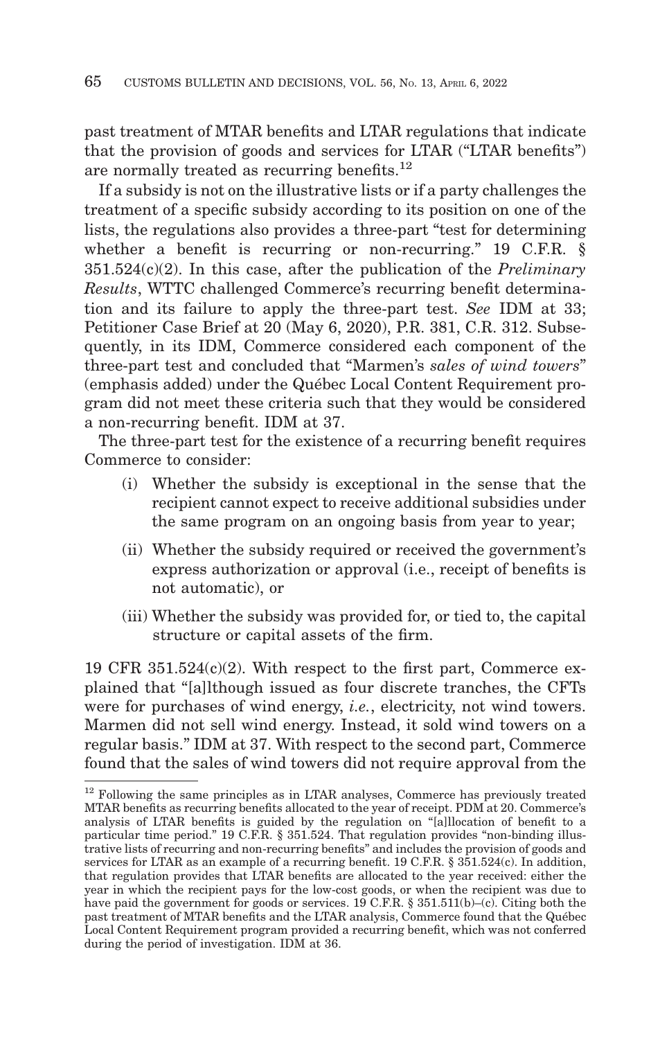past treatment of MTAR benefits and LTAR regulations that indicate that the provision of goods and services for LTAR ("LTAR benefits") are normally treated as recurring benefits.[12]

If a subsidy is not on the illustrative lists or if a party challenges the treatment of a specific subsidy according to its position on one of the lists, the regulations also provides a three-part "test for determining whether a benefit is recurring or non-recurring." 19 C.F.R. § 351.524(c)(2). In this case, after the publication of the *Preliminary Results*, WTTC challenged Commerce's recurring benefit determination and its failure to apply the three-part test. *See* IDM at 33; Petitioner Case Brief at 20 (May 6, 2020), P.R. 381, C.R. 312. Subsequently, in its IDM, Commerce considered each component of the three-part test and concluded that "Marmen's *sales of wind towers*" (emphasis added) under the Québec Local Content Requirement program did not meet these criteria such that they would be considered a non-recurring benefit. IDM at 37.

The three-part test for the existence of a recurring benefit requires Commerce to consider:

- (i) Whether the subsidy is exceptional in the sense that the recipient cannot expect to receive additional subsidies under the same program on an ongoing basis from year to year;
- (ii) Whether the subsidy required or received the government's express authorization or approval (i.e., receipt of benefits is not automatic), or
- (iii) Whether the subsidy was provided for, or tied to, the capital structure or capital assets of the firm.

19 CFR 351.524(c)(2). With respect to the first part, Commerce explained that "[a]lthough issued as four discrete tranches, the CFTs were for purchases of wind energy, *i.e.*, electricity, not wind towers. Marmen did not sell wind energy. Instead, it sold wind towers on a regular basis." IDM at 37. With respect to the second part, Commerce found that the sales of wind towers did not require approval from the

[12] Following the same principles as in LTAR analyses, Commerce has previously treated MTAR benefits as recurring benefits allocated to the year of receipt. PDM at 20. Commerce's analysis of LTAR benefits is guided by the regulation on "[a]llocation of benefit to a particular time period." 19 C.F.R. § 351.524. That regulation provides "non-binding illustrative lists of recurring and non-recurring benefits" and includes the provision of goods and services for LTAR as an example of a recurring benefit. 19 C.F.R. § 351.524(c). In addition, that regulation provides that LTAR benefits are allocated to the year received: either the year in which the recipient pays for the low-cost goods, or when the recipient was due to have paid the government for goods or services. 19 C.F.R. § 351.511(b)–(c). Citing both the past treatment of MTAR benefits and the LTAR analysis, Commerce found that the Québec Local Content Requirement program provided a recurring benefit, which was not conferred during the period of investigation. IDM at 36.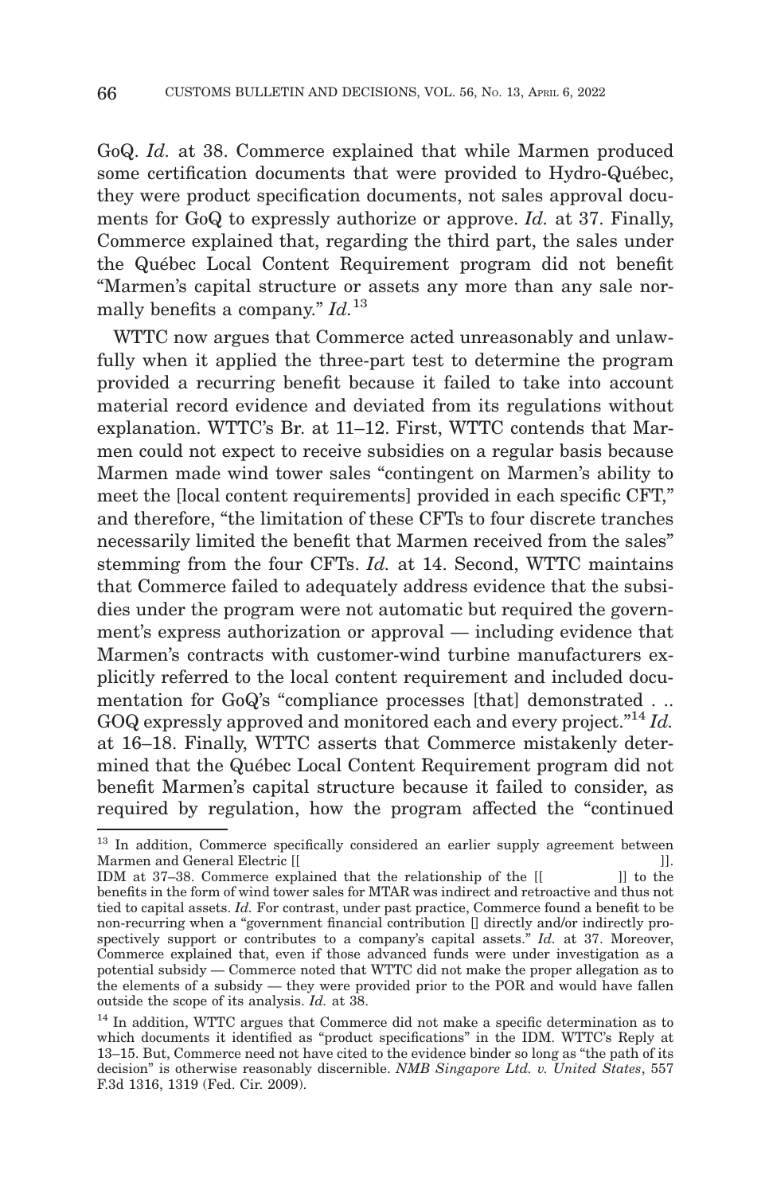GoQ. *Id.* at 38. Commerce explained that while Marmen produced some certification documents that were provided to Hydro-Québec, they were product specification documents, not sales approval documents for GoQ to expressly authorize or approve. *Id.* at 37. Finally, Commerce explained that, regarding the third part, the sales under the Québec Local Content Requirement program did not benefit "Marmen's capital structure or assets any more than any sale normally benefits a company." *Id.*[13]

WTTC now argues that Commerce acted unreasonably and unlawfully when it applied the three-part test to determine the program provided a recurring benefit because it failed to take into account material record evidence and deviated from its regulations without explanation. WTTC's Br. at 11–12. First, WTTC contends that Marmen could not expect to receive subsidies on a regular basis because Marmen made wind tower sales "contingent on Marmen's ability to meet the [local content requirements] provided in each specific CFT," and therefore, "the limitation of these CFTs to four discrete tranches necessarily limited the benefit that Marmen received from the sales" stemming from the four CFTs. *Id.* at 14. Second, WTTC maintains that Commerce failed to adequately address evidence that the subsidies under the program were not automatic but required the government's express authorization or approval — including evidence that Marmen's contracts with customer-wind turbine manufacturers explicitly referred to the local content requirement and included documentation for GoQ's "compliance processes [that] demonstrated . .. GOQ expressly approved and monitored each and every project."[14] *Id.* at 16–18. Finally, WTTC asserts that Commerce mistakenly determined that the Québec Local Content Requirement program did not benefit Marmen's capital structure because it failed to consider, as required by regulation, how the program affected the "continued

---

[13] In addition, Commerce specifically considered an earlier supply agreement between Marmen and General Electric [[ ]]. IDM at 37–38. Commerce explained that the relationship of the [[ ]] to the benefits in the form of wind tower sales for MTAR was indirect and retroactive and thus not tied to capital assets. *Id.* For contrast, under past practice, Commerce found a benefit to be non-recurring when a "government financial contribution [] directly and/or indirectly prospectively support or contributes to a company's capital assets." *Id.* at 37. Moreover, Commerce explained that, even if those advanced funds were under investigation as a potential subsidy — Commerce noted that WTTC did not make the proper allegation as to the elements of a subsidy — they were provided prior to the POR and would have fallen outside the scope of its analysis. *Id.* at 38.

[14] In addition, WTTC argues that Commerce did not make a specific determination as to which documents it identified as "product specifications" in the IDM. WTTC's Reply at 13–15. But, Commerce need not have cited to the evidence binder so long as "the path of its decision" is otherwise reasonably discernible. *NMB Singapore Ltd. v. United States*, 557 F.3d 1316, 1319 (Fed. Cir. 2009).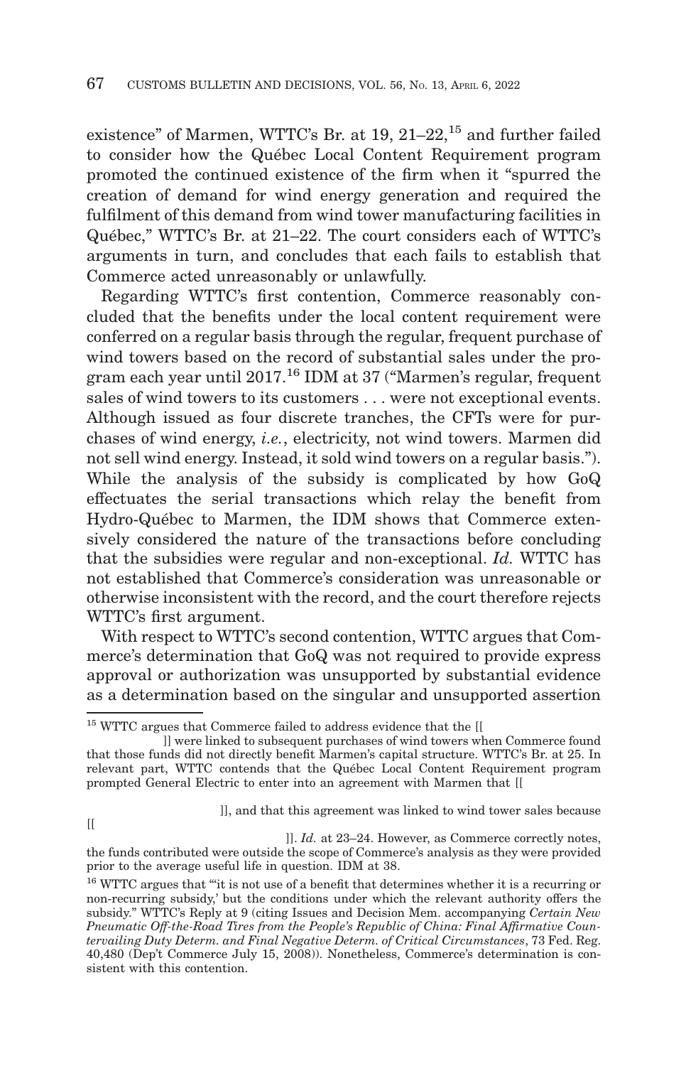existence" of Marmen, WTTC's Br. at 19, 21–22,[15] and further failed to consider how the Québec Local Content Requirement program promoted the continued existence of the firm when it "spurred the creation of demand for wind energy generation and required the fulfilment of this demand from wind tower manufacturing facilities in Québec," WTTC's Br. at 21–22. The court considers each of WTTC's arguments in turn, and concludes that each fails to establish that Commerce acted unreasonably or unlawfully.

Regarding WTTC's first contention, Commerce reasonably concluded that the benefits under the local content requirement were conferred on a regular basis through the regular, frequent purchase of wind towers based on the record of substantial sales under the program each year until 2017.[16] IDM at 37 ("Marmen's regular, frequent sales of wind towers to its customers . . . were not exceptional events. Although issued as four discrete tranches, the CFTs were for purchases of wind energy, *i.e.*, electricity, not wind towers. Marmen did not sell wind energy. Instead, it sold wind towers on a regular basis."). While the analysis of the subsidy is complicated by how GoQ effectuates the serial transactions which relay the benefit from Hydro-Québec to Marmen, the IDM shows that Commerce extensively considered the nature of the transactions before concluding that the subsidies were regular and non-exceptional. *Id.* WTTC has not established that Commerce's consideration was unreasonable or otherwise inconsistent with the record, and the court therefore rejects WTTC's first argument.

With respect to WTTC's second contention, WTTC argues that Commerce's determination that GoQ was not required to provide express approval or authorization was unsupported by substantial evidence as a determination based on the singular and unsupported assertion

---

[15] WTTC argues that Commerce failed to address evidence that the [[ ]] were linked to subsequent purchases of wind towers when Commerce found that those funds did not directly benefit Marmen's capital structure. WTTC's Br. at 25. In relevant part, WTTC contends that the Québec Local Content Requirement program prompted General Electric to enter into an agreement with Marmen that [[ ]], and that this agreement was linked to wind tower sales because [[ ]]. *Id.* at 23–24. However, as Commerce correctly notes, the funds contributed were outside the scope of Commerce's analysis as they were provided prior to the average useful life in question. IDM at 38.

[16] WTTC argues that "'it is not use of a benefit that determines whether it is a recurring or non-recurring subsidy,' but the conditions under which the relevant authority offers the subsidy." WTTC's Reply at 9 (citing Issues and Decision Mem. accompanying *Certain New Pneumatic Off-the-Road Tires from the People's Republic of China: Final Affirmative Countervailing Duty Determ. and Final Negative Determ. of Critical Circumstances*, 73 Fed. Reg. 40,480 (Dep't Commerce July 15, 2008)). Nonetheless, Commerce's determination is consistent with this contention.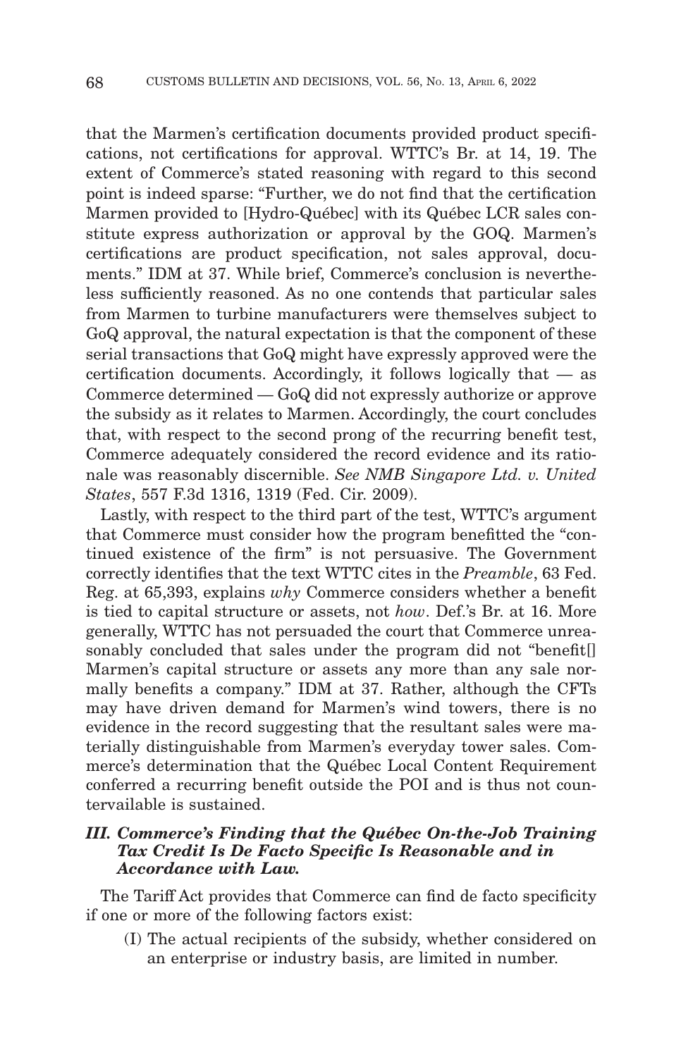that the Marmen's certification documents provided product specifications, not certifications for approval. WTTC's Br. at 14, 19. The extent of Commerce's stated reasoning with regard to this second point is indeed sparse: "Further, we do not find that the certification Marmen provided to [Hydro-Québec] with its Québec LCR sales constitute express authorization or approval by the GOQ. Marmen's certifications are product specification, not sales approval, documents." IDM at 37. While brief, Commerce's conclusion is nevertheless sufficiently reasoned. As no one contends that particular sales from Marmen to turbine manufacturers were themselves subject to GoQ approval, the natural expectation is that the component of these serial transactions that GoQ might have expressly approved were the certification documents. Accordingly, it follows logically that — as Commerce determined — GoQ did not expressly authorize or approve the subsidy as it relates to Marmen. Accordingly, the court concludes that, with respect to the second prong of the recurring benefit test, Commerce adequately considered the record evidence and its rationale was reasonably discernible. *See NMB Singapore Ltd. v. United States*, 557 F.3d 1316, 1319 (Fed. Cir. 2009).

Lastly, with respect to the third part of the test, WTTC's argument that Commerce must consider how the program benefitted the "continued existence of the firm" is not persuasive. The Government correctly identifies that the text WTTC cites in the *Preamble*, 63 Fed. Reg. at 65,393, explains *why* Commerce considers whether a benefit is tied to capital structure or assets, not *how*. Def.'s Br. at 16. More generally, WTTC has not persuaded the court that Commerce unreasonably concluded that sales under the program did not "benefit[] Marmen's capital structure or assets any more than any sale normally benefits a company." IDM at 37. Rather, although the CFTs may have driven demand for Marmen's wind towers, there is no evidence in the record suggesting that the resultant sales were materially distinguishable from Marmen's everyday tower sales. Commerce's determination that the Québec Local Content Requirement conferred a recurring benefit outside the POI and is thus not countervailable is sustained.

### *III. Commerce's Finding that the Québec On-the-Job Training Tax Credit Is De Facto Specific Is Reasonable and in Accordance with Law.*

The Tariff Act provides that Commerce can find de facto specificity if one or more of the following factors exist:

(I) The actual recipients of the subsidy, whether considered on an enterprise or industry basis, are limited in number.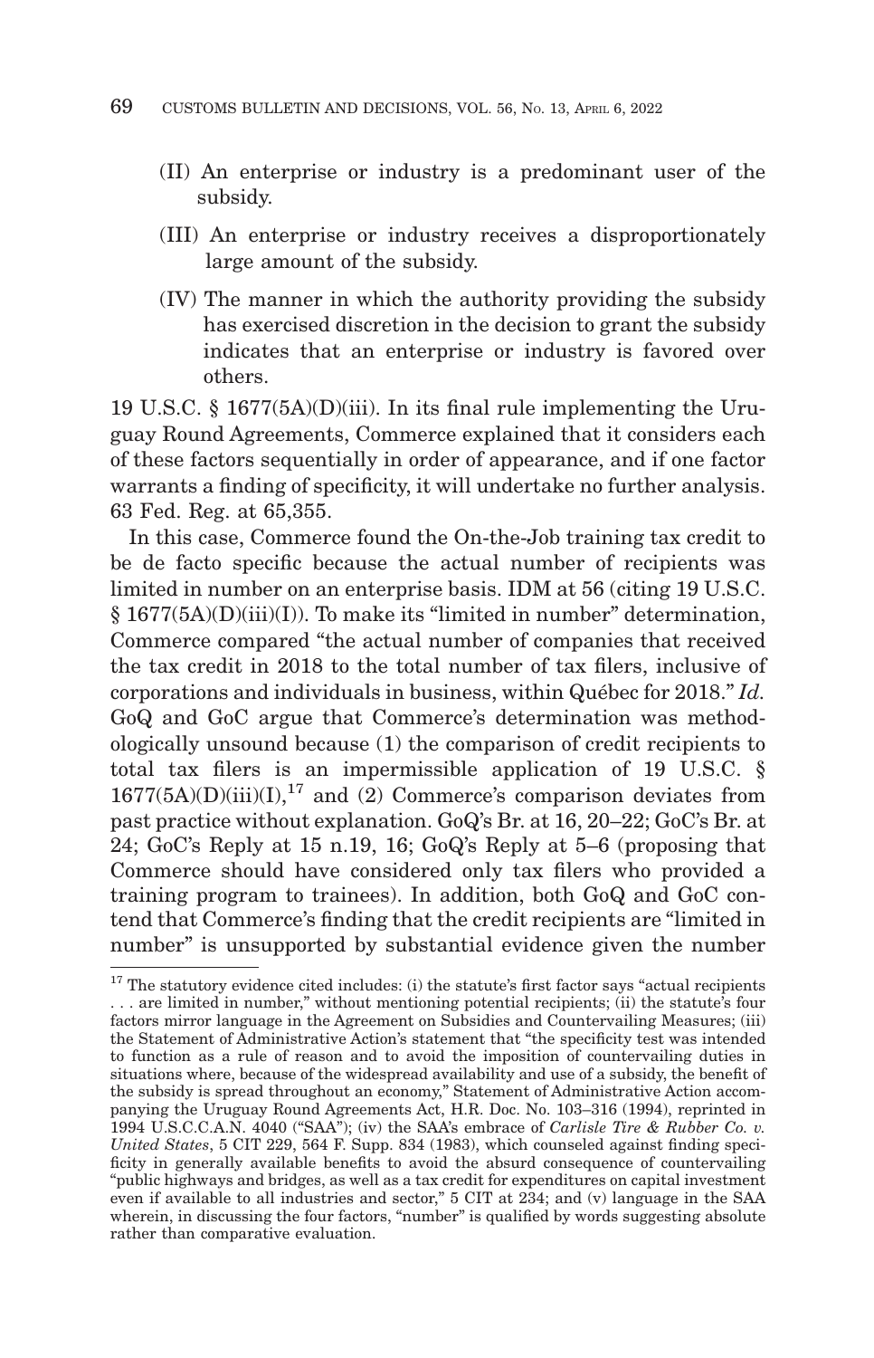(II) An enterprise or industry is a predominant user of the subsidy.

(III) An enterprise or industry receives a disproportionately large amount of the subsidy.

(IV) The manner in which the authority providing the subsidy has exercised discretion in the decision to grant the subsidy indicates that an enterprise or industry is favored over others.

19 U.S.C. § 1677(5A)(D)(iii). In its final rule implementing the Uruguay Round Agreements, Commerce explained that it considers each of these factors sequentially in order of appearance, and if one factor warrants a finding of specificity, it will undertake no further analysis. 63 Fed. Reg. at 65,355.

In this case, Commerce found the On-the-Job training tax credit to be de facto specific because the actual number of recipients was limited in number on an enterprise basis. IDM at 56 (citing 19 U.S.C. § 1677(5A)(D)(iii)(I)). To make its "limited in number" determination, Commerce compared "the actual number of companies that received the tax credit in 2018 to the total number of tax filers, inclusive of corporations and individuals in business, within Québec for 2018." *Id.* GoQ and GoC argue that Commerce's determination was methodologically unsound because (1) the comparison of credit recipients to total tax filers is an impermissible application of 19 U.S.C. § 1677(5A)(D)(iii)(I),[17] and (2) Commerce's comparison deviates from past practice without explanation. GoQ's Br. at 16, 20–22; GoC's Br. at 24; GoC's Reply at 15 n.19, 16; GoQ's Reply at 5–6 (proposing that Commerce should have considered only tax filers who provided a training program to trainees). In addition, both GoQ and GoC contend that Commerce's finding that the credit recipients are "limited in number" is unsupported by substantial evidence given the number

[17] The statutory evidence cited includes: (i) the statute's first factor says "actual recipients . . . are limited in number," without mentioning potential recipients; (ii) the statute's four factors mirror language in the Agreement on Subsidies and Countervailing Measures; (iii) the Statement of Administrative Action's statement that "the specificity test was intended to function as a rule of reason and to avoid the imposition of countervailing duties in situations where, because of the widespread availability and use of a subsidy, the benefit of the subsidy is spread throughout an economy," Statement of Administrative Action accompanying the Uruguay Round Agreements Act, H.R. Doc. No. 103–316 (1994), reprinted in 1994 U.S.C.C.A.N. 4040 ("SAA"); (iv) the SAA's embrace of *Carlisle Tire & Rubber Co. v. United States*, 5 CIT 229, 564 F. Supp. 834 (1983), which counseled against finding specificity in generally available benefits to avoid the absurd consequence of countervailing "public highways and bridges, as well as a tax credit for expenditures on capital investment even if available to all industries and sector," 5 CIT at 234; and (v) language in the SAA wherein, in discussing the four factors, "number" is qualified by words suggesting absolute rather than comparative evaluation.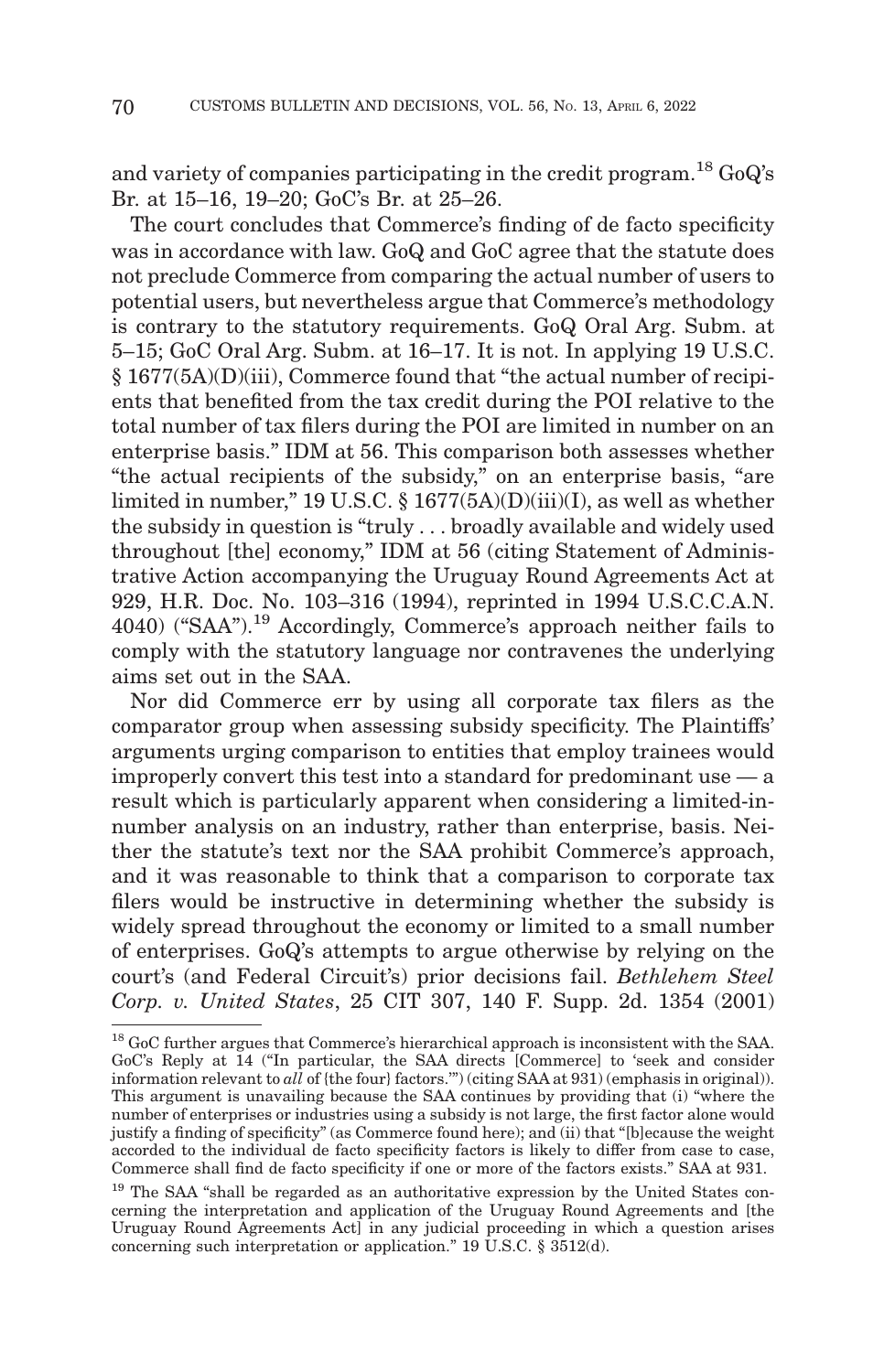and variety of companies participating in the credit program.[18] GoQ's Br. at 15–16, 19–20; GoC's Br. at 25–26.

The court concludes that Commerce's finding of de facto specificity was in accordance with law. GoQ and GoC agree that the statute does not preclude Commerce from comparing the actual number of users to potential users, but nevertheless argue that Commerce's methodology is contrary to the statutory requirements. GoQ Oral Arg. Subm. at 5–15; GoC Oral Arg. Subm. at 16–17. It is not. In applying 19 U.S.C. § 1677(5A)(D)(iii), Commerce found that "the actual number of recipients that benefited from the tax credit during the POI relative to the total number of tax filers during the POI are limited in number on an enterprise basis." IDM at 56. This comparison both assesses whether "the actual recipients of the subsidy," on an enterprise basis, "are limited in number," 19 U.S.C. § 1677(5A)(D)(iii)(I), as well as whether the subsidy in question is "truly . . . broadly available and widely used throughout [the] economy," IDM at 56 (citing Statement of Administrative Action accompanying the Uruguay Round Agreements Act at 929, H.R. Doc. No. 103–316 (1994), reprinted in 1994 U.S.C.C.A.N. 4040) ("SAA").[19] Accordingly, Commerce's approach neither fails to comply with the statutory language nor contravenes the underlying aims set out in the SAA.

Nor did Commerce err by using all corporate tax filers as the comparator group when assessing subsidy specificity. The Plaintiffs' arguments urging comparison to entities that employ trainees would improperly convert this test into a standard for predominant use — a result which is particularly apparent when considering a limited-in-number analysis on an industry, rather than enterprise, basis. Neither the statute's text nor the SAA prohibit Commerce's approach, and it was reasonable to think that a comparison to corporate tax filers would be instructive in determining whether the subsidy is widely spread throughout the economy or limited to a small number of enterprises. GoQ's attempts to argue otherwise by relying on the court's (and Federal Circuit's) prior decisions fail. *Bethlehem Steel Corp. v. United States*, 25 CIT 307, 140 F. Supp. 2d. 1354 (2001)

[18] GoC further argues that Commerce's hierarchical approach is inconsistent with the SAA. GoC's Reply at 14 ("In particular, the SAA directs [Commerce] to 'seek and consider information relevant to *all* of {the four} factors.'") (citing SAA at 931) (emphasis in original)). This argument is unavailing because the SAA continues by providing that (i) "where the number of enterprises or industries using a subsidy is not large, the first factor alone would justify a finding of specificity" (as Commerce found here); and (ii) that "[b]ecause the weight accorded to the individual de facto specificity factors is likely to differ from case to case, Commerce shall find de facto specificity if one or more of the factors exists." SAA at 931.

[19] The SAA "shall be regarded as an authoritative expression by the United States concerning the interpretation and application of the Uruguay Round Agreements and [the Uruguay Round Agreements Act] in any judicial proceeding in which a question arises concerning such interpretation or application." 19 U.S.C. § 3512(d).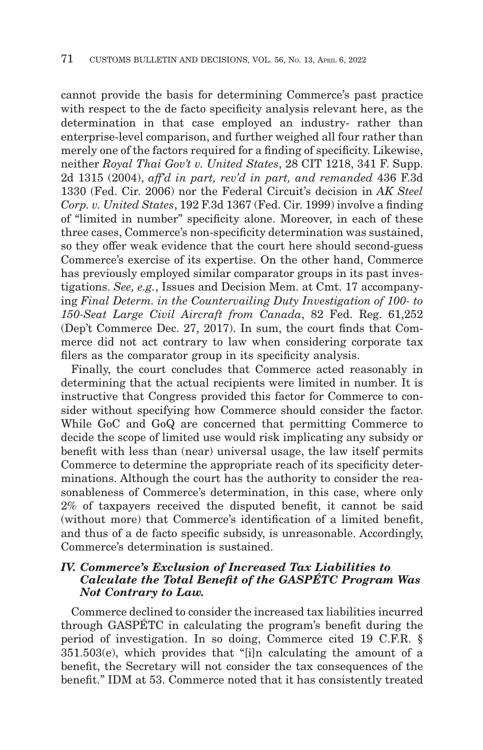cannot provide the basis for determining Commerce's past practice with respect to the de facto specificity analysis relevant here, as the determination in that case employed an industry- rather than enterprise-level comparison, and further weighed all four rather than merely one of the factors required for a finding of specificity. Likewise, neither *Royal Thai Gov't v. United States*, 28 CIT 1218, 341 F. Supp. 2d 1315 (2004), *aff'd in part, rev'd in part, and remanded* 436 F.3d 1330 (Fed. Cir. 2006) nor the Federal Circuit's decision in *AK Steel Corp. v. United States*, 192 F.3d 1367 (Fed. Cir. 1999) involve a finding of "limited in number" specificity alone. Moreover, in each of these three cases, Commerce's non-specificity determination was sustained, so they offer weak evidence that the court here should second-guess Commerce's exercise of its expertise. On the other hand, Commerce has previously employed similar comparator groups in its past investigations. *See, e.g.*, Issues and Decision Mem. at Cmt. 17 accompanying *Final Determ. in the Countervailing Duty Investigation of 100- to 150-Seat Large Civil Aircraft from Canada*, 82 Fed. Reg. 61,252 (Dep't Commerce Dec. 27, 2017). In sum, the court finds that Commerce did not act contrary to law when considering corporate tax filers as the comparator group in its specificity analysis.

Finally, the court concludes that Commerce acted reasonably in determining that the actual recipients were limited in number. It is instructive that Congress provided this factor for Commerce to consider without specifying how Commerce should consider the factor. While GoC and GoQ are concerned that permitting Commerce to decide the scope of limited use would risk implicating any subsidy or benefit with less than (near) universal usage, the law itself permits Commerce to determine the appropriate reach of its specificity determinations. Although the court has the authority to consider the reasonableness of Commerce's determination, in this case, where only 2% of taxpayers received the disputed benefit, it cannot be said (without more) that Commerce's identification of a limited benefit, and thus of a de facto specific subsidy, is unreasonable. Accordingly, Commerce's determination is sustained.

### *IV. Commerce's Exclusion of Increased Tax Liabilities to Calculate the Total Benefit of the GASPÉTC Program Was Not Contrary to Law.*

Commerce declined to consider the increased tax liabilities incurred through GASPÉTC in calculating the program's benefit during the period of investigation. In so doing, Commerce cited 19 C.F.R. § 351.503(e), which provides that "[i]n calculating the amount of a benefit, the Secretary will not consider the tax consequences of the benefit." IDM at 53. Commerce noted that it has consistently treated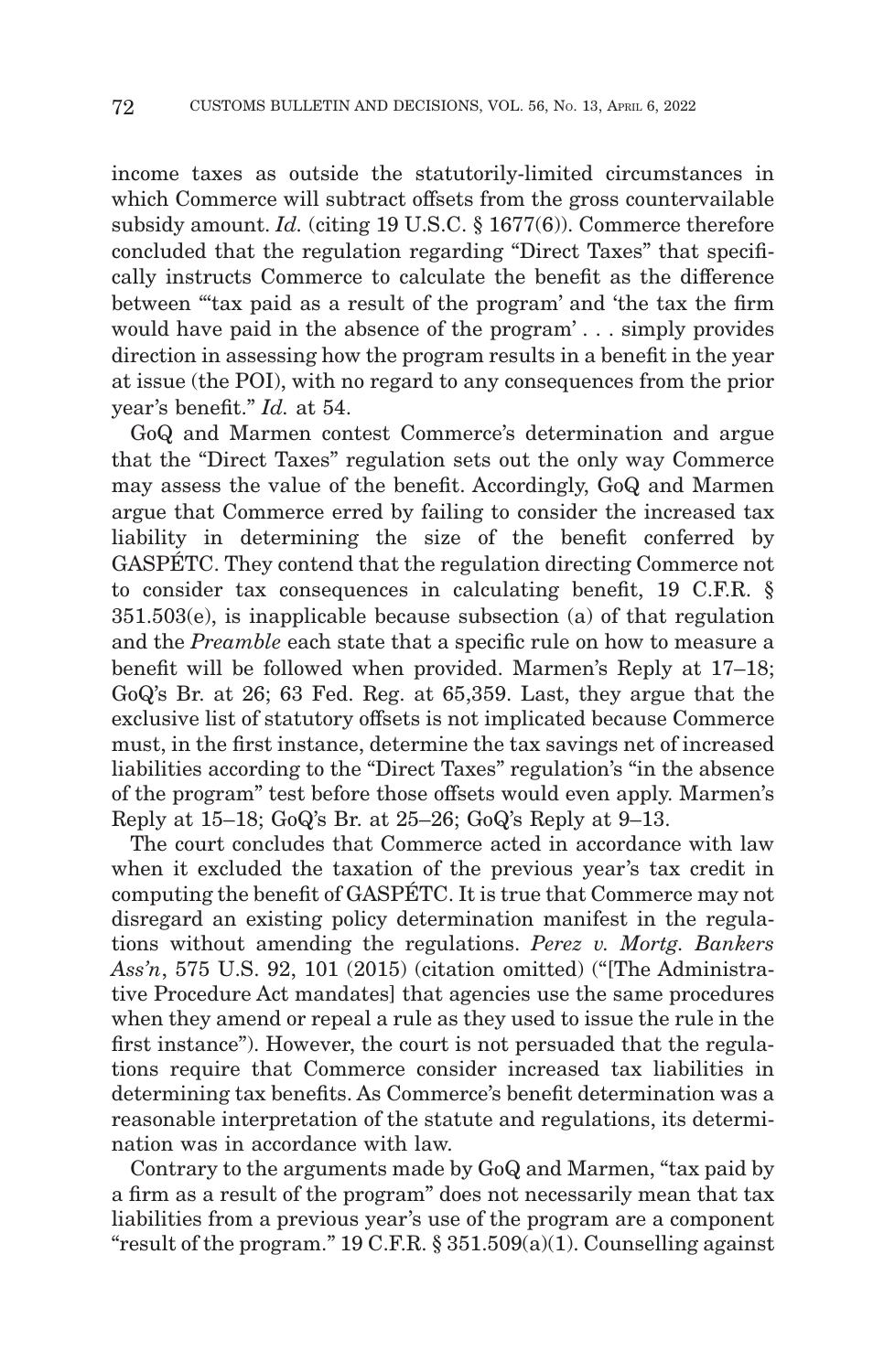income taxes as outside the statutorily-limited circumstances in which Commerce will subtract offsets from the gross countervailable subsidy amount. *Id.* (citing 19 U.S.C. § 1677(6)). Commerce therefore concluded that the regulation regarding "Direct Taxes" that specifically instructs Commerce to calculate the benefit as the difference between "'tax paid as a result of the program' and 'the tax the firm would have paid in the absence of the program' . . . simply provides direction in assessing how the program results in a benefit in the year at issue (the POI), with no regard to any consequences from the prior year's benefit." *Id.* at 54.

GoQ and Marmen contest Commerce's determination and argue that the "Direct Taxes" regulation sets out the only way Commerce may assess the value of the benefit. Accordingly, GoQ and Marmen argue that Commerce erred by failing to consider the increased tax liability in determining the size of the benefit conferred by GASPÉTC. They contend that the regulation directing Commerce not to consider tax consequences in calculating benefit, 19 C.F.R. § 351.503(e), is inapplicable because subsection (a) of that regulation and the *Preamble* each state that a specific rule on how to measure a benefit will be followed when provided. Marmen's Reply at 17–18; GoQ's Br. at 26; 63 Fed. Reg. at 65,359. Last, they argue that the exclusive list of statutory offsets is not implicated because Commerce must, in the first instance, determine the tax savings net of increased liabilities according to the "Direct Taxes" regulation's "in the absence of the program" test before those offsets would even apply. Marmen's Reply at 15–18; GoQ's Br. at 25–26; GoQ's Reply at 9–13.

The court concludes that Commerce acted in accordance with law when it excluded the taxation of the previous year's tax credit in computing the benefit of GASPÉTC. It is true that Commerce may not disregard an existing policy determination manifest in the regulations without amending the regulations. *Perez v. Mortg. Bankers Ass'n*, 575 U.S. 92, 101 (2015) (citation omitted) ("[The Administrative Procedure Act mandates] that agencies use the same procedures when they amend or repeal a rule as they used to issue the rule in the first instance"). However, the court is not persuaded that the regulations require that Commerce consider increased tax liabilities in determining tax benefits. As Commerce's benefit determination was a reasonable interpretation of the statute and regulations, its determination was in accordance with law.

Contrary to the arguments made by GoQ and Marmen, "tax paid by a firm as a result of the program" does not necessarily mean that tax liabilities from a previous year's use of the program are a component "result of the program." 19 C.F.R. § 351.509(a)(1). Counselling against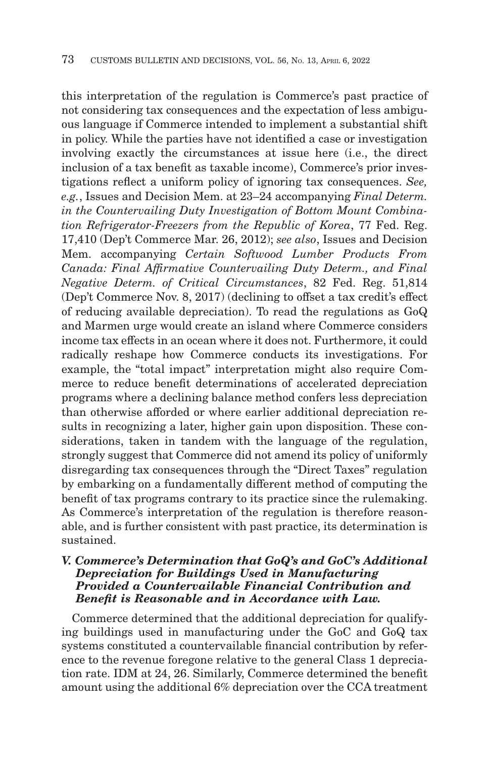this interpretation of the regulation is Commerce's past practice of not considering tax consequences and the expectation of less ambiguous language if Commerce intended to implement a substantial shift in policy. While the parties have not identified a case or investigation involving exactly the circumstances at issue here (i.e., the direct inclusion of a tax benefit as taxable income), Commerce's prior investigations reflect a uniform policy of ignoring tax consequences. *See, e.g.*, Issues and Decision Mem. at 23–24 accompanying *Final Determ. in the Countervailing Duty Investigation of Bottom Mount Combination Refrigerator-Freezers from the Republic of Korea*, 77 Fed. Reg. 17,410 (Dep't Commerce Mar. 26, 2012); *see also*, Issues and Decision Mem. accompanying *Certain Softwood Lumber Products From Canada: Final Affirmative Countervailing Duty Determ., and Final Negative Determ. of Critical Circumstances*, 82 Fed. Reg. 51,814 (Dep't Commerce Nov. 8, 2017) (declining to offset a tax credit's effect of reducing available depreciation). To read the regulations as GoQ and Marmen urge would create an island where Commerce considers income tax effects in an ocean where it does not. Furthermore, it could radically reshape how Commerce conducts its investigations. For example, the "total impact" interpretation might also require Commerce to reduce benefit determinations of accelerated depreciation programs where a declining balance method confers less depreciation than otherwise afforded or where earlier additional depreciation results in recognizing a later, higher gain upon disposition. These considerations, taken in tandem with the language of the regulation, strongly suggest that Commerce did not amend its policy of uniformly disregarding tax consequences through the "Direct Taxes" regulation by embarking on a fundamentally different method of computing the benefit of tax programs contrary to its practice since the rulemaking. As Commerce's interpretation of the regulation is therefore reasonable, and is further consistent with past practice, its determination is sustained.

### *V. Commerce's Determination that GoQ's and GoC's Additional Depreciation for Buildings Used in Manufacturing Provided a Countervailable Financial Contribution and Benefit is Reasonable and in Accordance with Law.*

Commerce determined that the additional depreciation for qualifying buildings used in manufacturing under the GoC and GoQ tax systems constituted a countervailable financial contribution by reference to the revenue foregone relative to the general Class 1 depreciation rate. IDM at 24, 26. Similarly, Commerce determined the benefit amount using the additional 6% depreciation over the CCA treatment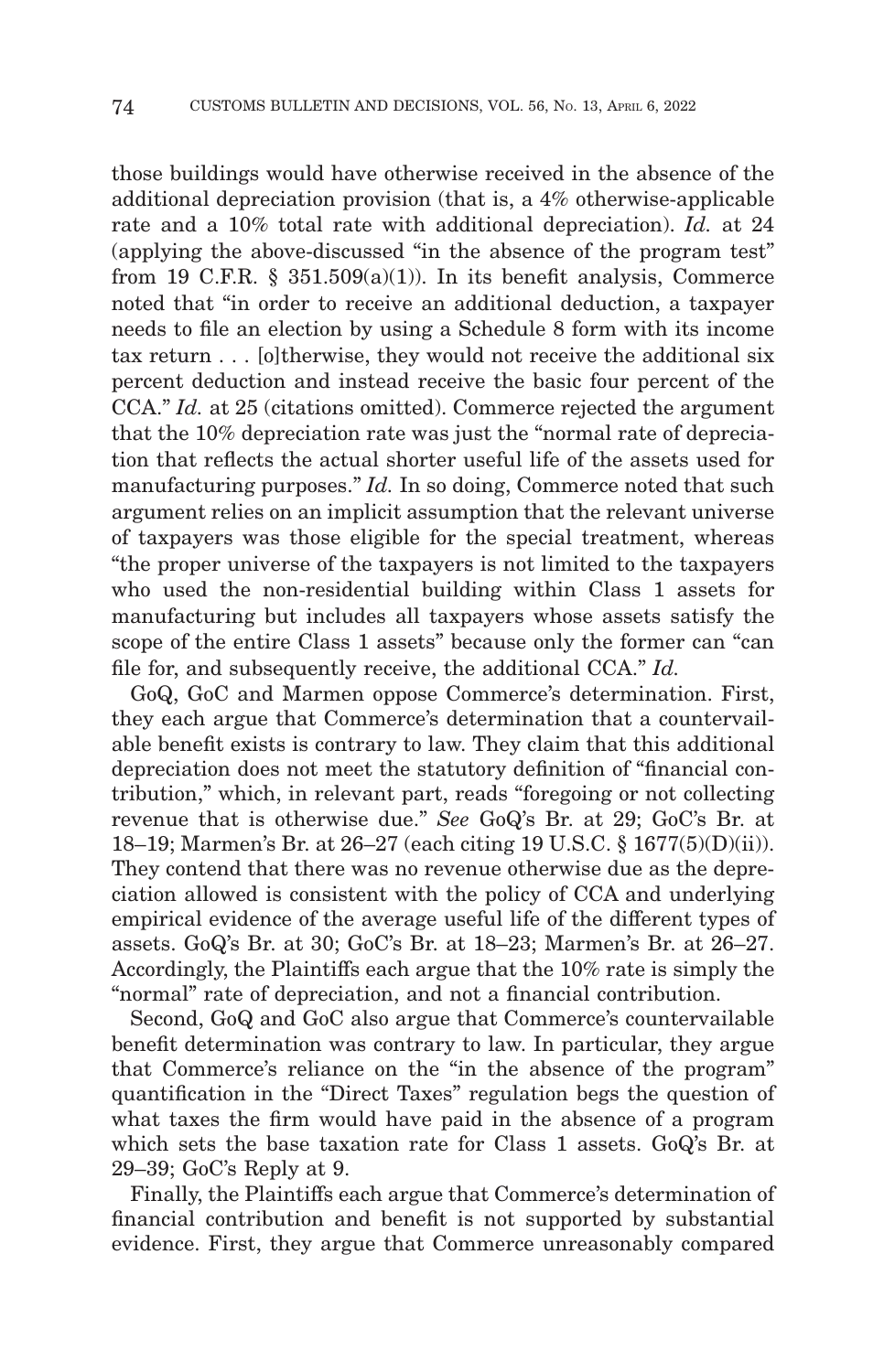those buildings would have otherwise received in the absence of the additional depreciation provision (that is, a 4% otherwise-applicable rate and a 10% total rate with additional depreciation). *Id.* at 24 (applying the above-discussed "in the absence of the program test" from 19 C.F.R. § 351.509(a)(1)). In its benefit analysis, Commerce noted that "in order to receive an additional deduction, a taxpayer needs to file an election by using a Schedule 8 form with its income tax return . . . [o]therwise, they would not receive the additional six percent deduction and instead receive the basic four percent of the CCA." *Id.* at 25 (citations omitted). Commerce rejected the argument that the 10% depreciation rate was just the "normal rate of depreciation that reflects the actual shorter useful life of the assets used for manufacturing purposes." *Id.* In so doing, Commerce noted that such argument relies on an implicit assumption that the relevant universe of taxpayers was those eligible for the special treatment, whereas "the proper universe of the taxpayers is not limited to the taxpayers who used the non-residential building within Class 1 assets for manufacturing but includes all taxpayers whose assets satisfy the scope of the entire Class 1 assets" because only the former can "can file for, and subsequently receive, the additional CCA." *Id.*

GoQ, GoC and Marmen oppose Commerce's determination. First, they each argue that Commerce's determination that a countervailable benefit exists is contrary to law. They claim that this additional depreciation does not meet the statutory definition of "financial contribution," which, in relevant part, reads "foregoing or not collecting revenue that is otherwise due." *See* GoQ's Br. at 29; GoC's Br. at 18–19; Marmen's Br. at 26–27 (each citing 19 U.S.C. § 1677(5)(D)(ii)). They contend that there was no revenue otherwise due as the depreciation allowed is consistent with the policy of CCA and underlying empirical evidence of the average useful life of the different types of assets. GoQ's Br. at 30; GoC's Br. at 18–23; Marmen's Br. at 26–27. Accordingly, the Plaintiffs each argue that the 10% rate is simply the "normal" rate of depreciation, and not a financial contribution.

Second, GoQ and GoC also argue that Commerce's countervailable benefit determination was contrary to law. In particular, they argue that Commerce's reliance on the "in the absence of the program" quantification in the "Direct Taxes" regulation begs the question of what taxes the firm would have paid in the absence of a program which sets the base taxation rate for Class 1 assets. GoQ's Br. at 29–39; GoC's Reply at 9.

Finally, the Plaintiffs each argue that Commerce's determination of financial contribution and benefit is not supported by substantial evidence. First, they argue that Commerce unreasonably compared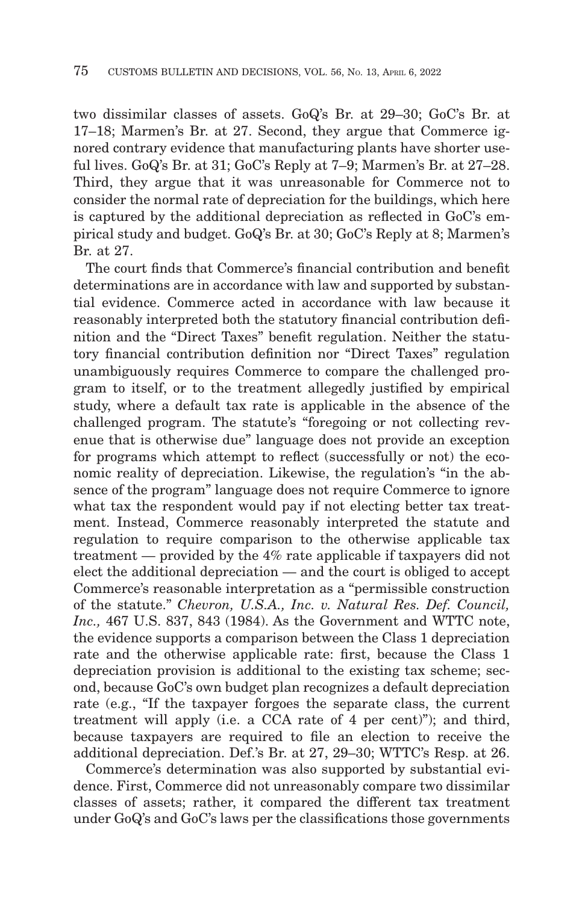two dissimilar classes of assets. GoQ's Br. at 29–30; GoC's Br. at 17–18; Marmen's Br. at 27. Second, they argue that Commerce ignored contrary evidence that manufacturing plants have shorter useful lives. GoQ's Br. at 31; GoC's Reply at 7–9; Marmen's Br. at 27–28. Third, they argue that it was unreasonable for Commerce not to consider the normal rate of depreciation for the buildings, which here is captured by the additional depreciation as reflected in GoC's empirical study and budget. GoQ's Br. at 30; GoC's Reply at 8; Marmen's Br. at 27.

The court finds that Commerce's financial contribution and benefit determinations are in accordance with law and supported by substantial evidence. Commerce acted in accordance with law because it reasonably interpreted both the statutory financial contribution definition and the "Direct Taxes" benefit regulation. Neither the statutory financial contribution definition nor "Direct Taxes" regulation unambiguously requires Commerce to compare the challenged program to itself, or to the treatment allegedly justified by empirical study, where a default tax rate is applicable in the absence of the challenged program. The statute's "foregoing or not collecting revenue that is otherwise due" language does not provide an exception for programs which attempt to reflect (successfully or not) the economic reality of depreciation. Likewise, the regulation's "in the absence of the program" language does not require Commerce to ignore what tax the respondent would pay if not electing better tax treatment. Instead, Commerce reasonably interpreted the statute and regulation to require comparison to the otherwise applicable tax treatment — provided by the 4% rate applicable if taxpayers did not elect the additional depreciation — and the court is obliged to accept Commerce's reasonable interpretation as a "permissible construction of the statute." *Chevron, U.S.A., Inc. v. Natural Res. Def. Council, Inc.,* 467 U.S. 837, 843 (1984). As the Government and WTTC note, the evidence supports a comparison between the Class 1 depreciation rate and the otherwise applicable rate: first, because the Class 1 depreciation provision is additional to the existing tax scheme; second, because GoC's own budget plan recognizes a default depreciation rate (e.g., "If the taxpayer forgoes the separate class, the current treatment will apply (i.e. a CCA rate of 4 per cent)"); and third, because taxpayers are required to file an election to receive the additional depreciation. Def.'s Br. at 27, 29–30; WTTC's Resp. at 26.

Commerce's determination was also supported by substantial evidence. First, Commerce did not unreasonably compare two dissimilar classes of assets; rather, it compared the different tax treatment under GoQ's and GoC's laws per the classifications those governments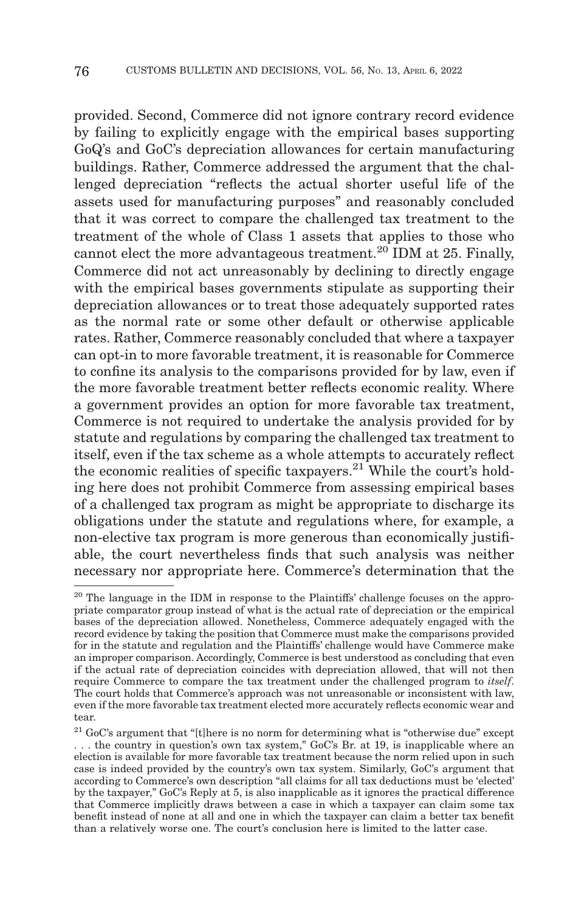provided. Second, Commerce did not ignore contrary record evidence by failing to explicitly engage with the empirical bases supporting GoQ's and GoC's depreciation allowances for certain manufacturing buildings. Rather, Commerce addressed the argument that the challenged depreciation "reflects the actual shorter useful life of the assets used for manufacturing purposes" and reasonably concluded that it was correct to compare the challenged tax treatment to the treatment of the whole of Class 1 assets that applies to those who cannot elect the more advantageous treatment.[20] IDM at 25. Finally, Commerce did not act unreasonably by declining to directly engage with the empirical bases governments stipulate as supporting their depreciation allowances or to treat those adequately supported rates as the normal rate or some other default or otherwise applicable rates. Rather, Commerce reasonably concluded that where a taxpayer can opt-in to more favorable treatment, it is reasonable for Commerce to confine its analysis to the comparisons provided for by law, even if the more favorable treatment better reflects economic reality. Where a government provides an option for more favorable tax treatment, Commerce is not required to undertake the analysis provided for by statute and regulations by comparing the challenged tax treatment to itself, even if the tax scheme as a whole attempts to accurately reflect the economic realities of specific taxpayers.[21] While the court's holding here does not prohibit Commerce from assessing empirical bases of a challenged tax program as might be appropriate to discharge its obligations under the statute and regulations where, for example, a non-elective tax program is more generous than economically justifiable, the court nevertheless finds that such analysis was neither necessary nor appropriate here. Commerce's determination that the

[20] The language in the IDM in response to the Plaintiffs' challenge focuses on the appropriate comparator group instead of what is the actual rate of depreciation or the empirical bases of the depreciation allowed. Nonetheless, Commerce adequately engaged with the record evidence by taking the position that Commerce must make the comparisons provided for in the statute and regulation and the Plaintiffs' challenge would have Commerce make an improper comparison. Accordingly, Commerce is best understood as concluding that even if the actual rate of depreciation coincides with depreciation allowed, that will not then require Commerce to compare the tax treatment under the challenged program to *itself*. The court holds that Commerce's approach was not unreasonable or inconsistent with law, even if the more favorable tax treatment elected more accurately reflects economic wear and tear.

[21] GoC's argument that "[t]here is no norm for determining what is "otherwise due" except . . . the country in question's own tax system," GoC's Br. at 19, is inapplicable where an election is available for more favorable tax treatment because the norm relied upon in such case is indeed provided by the country's own tax system. Similarly, GoC's argument that according to Commerce's own description "all claims for all tax deductions must be 'elected' by the taxpayer," GoC's Reply at 5, is also inapplicable as it ignores the practical difference that Commerce implicitly draws between a case in which a taxpayer can claim some tax benefit instead of none at all and one in which the taxpayer can claim a better tax benefit than a relatively worse one. The court's conclusion here is limited to the latter case.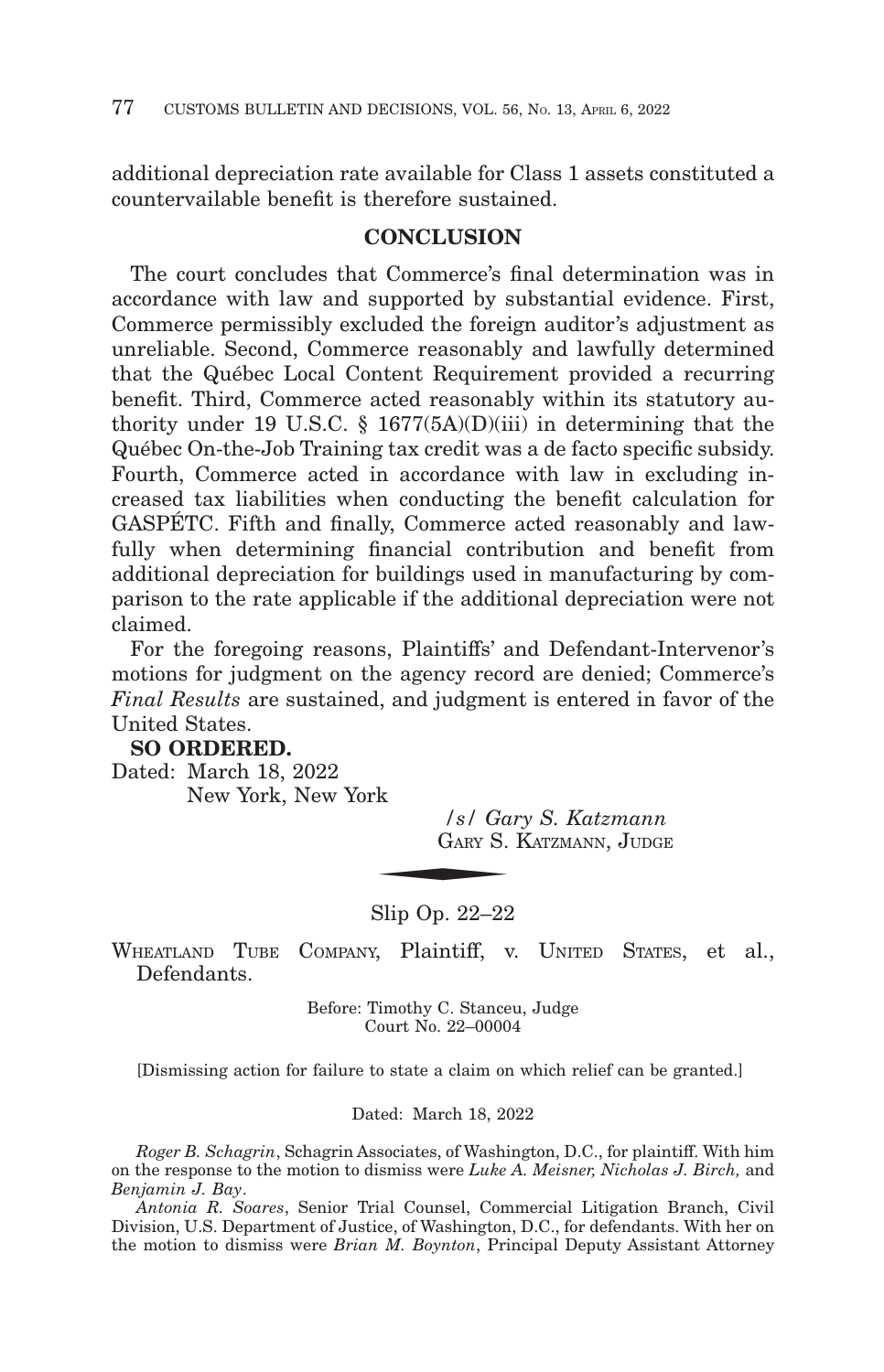additional depreciation rate available for Class 1 assets constituted a countervailable benefit is therefore sustained.

## CONCLUSION

The court concludes that Commerce's final determination was in accordance with law and supported by substantial evidence. First, Commerce permissibly excluded the foreign auditor's adjustment as unreliable. Second, Commerce reasonably and lawfully determined that the Québec Local Content Requirement provided a recurring benefit. Third, Commerce acted reasonably within its statutory authority under 19 U.S.C. § 1677(5A)(D)(iii) in determining that the Québec On-the-Job Training tax credit was a de facto specific subsidy. Fourth, Commerce acted in accordance with law in excluding increased tax liabilities when conducting the benefit calculation for GASPÉTC. Fifth and finally, Commerce acted reasonably and lawfully when determining financial contribution and benefit from additional depreciation for buildings used in manufacturing by comparison to the rate applicable if the additional depreciation were not claimed.

For the foregoing reasons, Plaintiffs' and Defendant-Intervenor's motions for judgment on the agency record are denied; Commerce's *Final Results* are sustained, and judgment is entered in favor of the United States.

**SO ORDERED.**

Dated: March 18, 2022
New York, New York

*/s/ Gary S. Katzmann*
GARY S. KATZMANN, JUDGE

Slip Op. 22–22

WHEATLAND TUBE COMPANY, Plaintiff, v. UNITED STATES, et al., Defendants.

Before: Timothy C. Stanceu, Judge
Court No. 22–00004

[Dismissing action for failure to state a claim on which relief can be granted.]

Dated: March 18, 2022

*Roger B. Schagrin*, Schagrin Associates, of Washington, D.C., for plaintiff. With him on the response to the motion to dismiss were *Luke A. Meisner, Nicholas J. Birch,* and *Benjamin J. Bay*.

*Antonia R. Soares*, Senior Trial Counsel, Commercial Litigation Branch, Civil Division, U.S. Department of Justice, of Washington, D.C., for defendants. With her on the motion to dismiss were *Brian M. Boynton*, Principal Deputy Assistant Attorney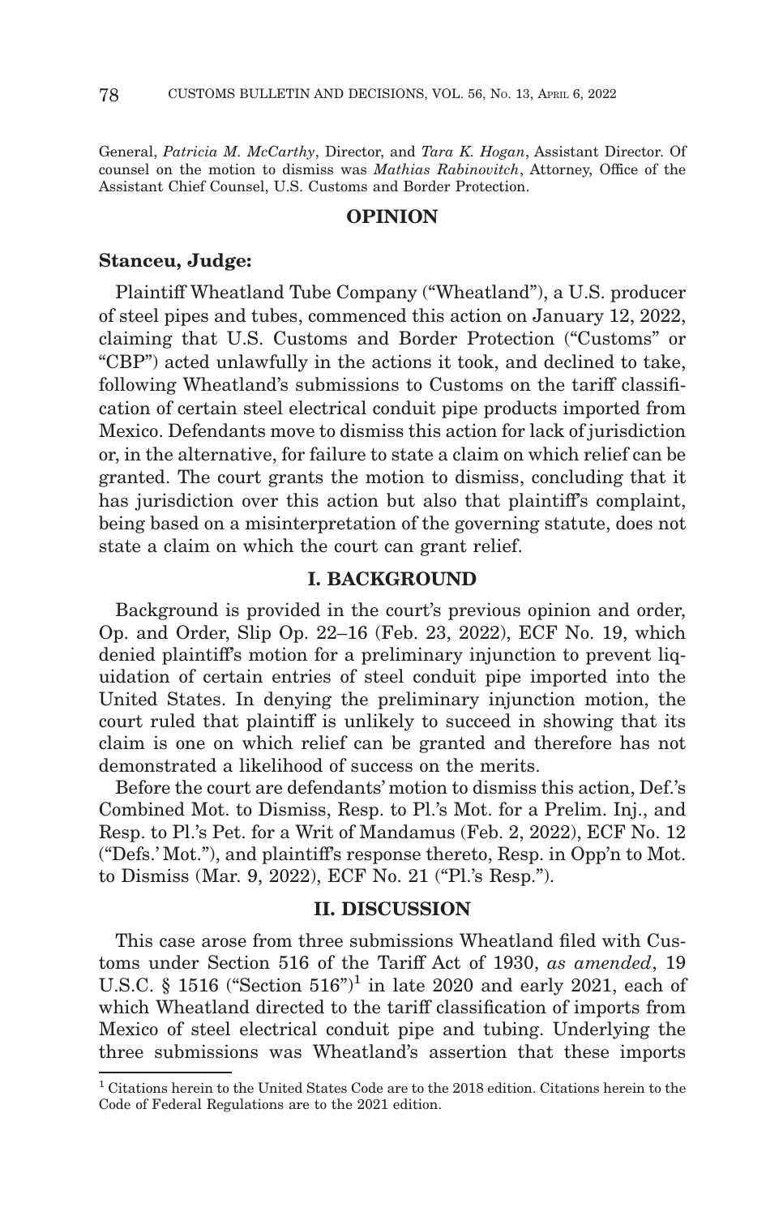General, *Patricia M. McCarthy*, Director, and *Tara K. Hogan*, Assistant Director. Of counsel on the motion to dismiss was *Mathias Rabinovitch*, Attorney, Office of the Assistant Chief Counsel, U.S. Customs and Border Protection.

## OPINION

**Stanceu, Judge:**

Plaintiff Wheatland Tube Company ("Wheatland"), a U.S. producer of steel pipes and tubes, commenced this action on January 12, 2022, claiming that U.S. Customs and Border Protection ("Customs" or "CBP") acted unlawfully in the actions it took, and declined to take, following Wheatland's submissions to Customs on the tariff classification of certain steel electrical conduit pipe products imported from Mexico. Defendants move to dismiss this action for lack of jurisdiction or, in the alternative, for failure to state a claim on which relief can be granted. The court grants the motion to dismiss, concluding that it has jurisdiction over this action but also that plaintiff's complaint, being based on a misinterpretation of the governing statute, does not state a claim on which the court can grant relief.

## I. BACKGROUND

Background is provided in the court's previous opinion and order, Op. and Order, Slip Op. 22–16 (Feb. 23, 2022), ECF No. 19, which denied plaintiff's motion for a preliminary injunction to prevent liquidation of certain entries of steel conduit pipe imported into the United States. In denying the preliminary injunction motion, the court ruled that plaintiff is unlikely to succeed in showing that its claim is one on which relief can be granted and therefore has not demonstrated a likelihood of success on the merits.

Before the court are defendants' motion to dismiss this action, Def.'s Combined Mot. to Dismiss, Resp. to Pl.'s Mot. for a Prelim. Inj., and Resp. to Pl.'s Pet. for a Writ of Mandamus (Feb. 2, 2022), ECF No. 12 ("Defs.' Mot."), and plaintiff's response thereto, Resp. in Opp'n to Mot. to Dismiss (Mar. 9, 2022), ECF No. 21 ("Pl.'s Resp.").

## II. DISCUSSION

This case arose from three submissions Wheatland filed with Customs under Section 516 of the Tariff Act of 1930, *as amended*, 19 U.S.C. § 1516 ("Section 516")[1] in late 2020 and early 2021, each of which Wheatland directed to the tariff classification of imports from Mexico of steel electrical conduit pipe and tubing. Underlying the three submissions was Wheatland's assertion that these imports

[1] Citations herein to the United States Code are to the 2018 edition. Citations herein to the Code of Federal Regulations are to the 2021 edition.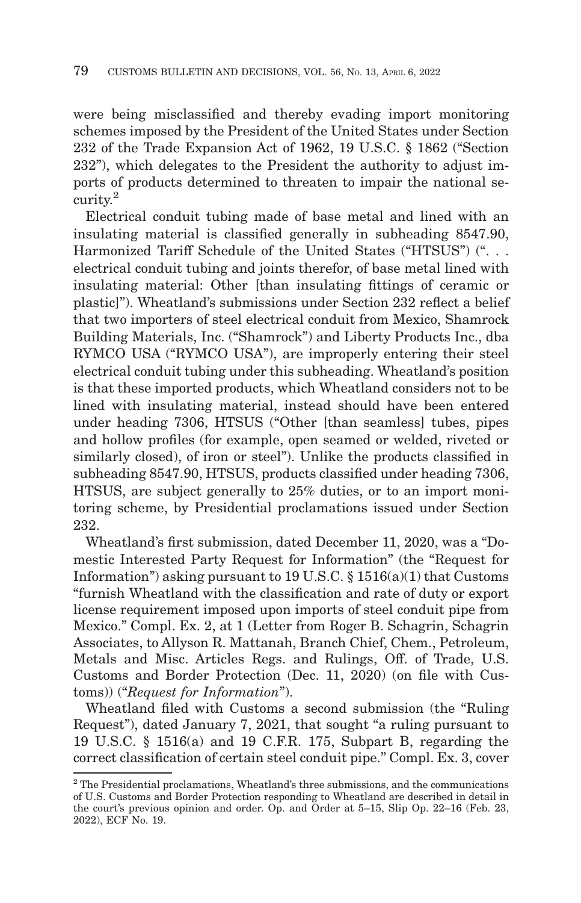were being misclassified and thereby evading import monitoring schemes imposed by the President of the United States under Section 232 of the Trade Expansion Act of 1962, 19 U.S.C. § 1862 ("Section 232"), which delegates to the President the authority to adjust imports of products determined to threaten to impair the national security.[2]

Electrical conduit tubing made of base metal and lined with an insulating material is classified generally in subheading 8547.90, Harmonized Tariff Schedule of the United States ("HTSUS") (". . . electrical conduit tubing and joints therefor, of base metal lined with insulating material: Other [than insulating fittings of ceramic or plastic]"). Wheatland's submissions under Section 232 reflect a belief that two importers of steel electrical conduit from Mexico, Shamrock Building Materials, Inc. ("Shamrock") and Liberty Products Inc., dba RYMCO USA ("RYMCO USA"), are improperly entering their steel electrical conduit tubing under this subheading. Wheatland's position is that these imported products, which Wheatland considers not to be lined with insulating material, instead should have been entered under heading 7306, HTSUS ("Other [than seamless] tubes, pipes and hollow profiles (for example, open seamed or welded, riveted or similarly closed), of iron or steel"). Unlike the products classified in subheading 8547.90, HTSUS, products classified under heading 7306, HTSUS, are subject generally to 25% duties, or to an import monitoring scheme, by Presidential proclamations issued under Section 232.

Wheatland's first submission, dated December 11, 2020, was a "Domestic Interested Party Request for Information" (the "Request for Information") asking pursuant to 19 U.S.C. § 1516(a)(1) that Customs "furnish Wheatland with the classification and rate of duty or export license requirement imposed upon imports of steel conduit pipe from Mexico." Compl. Ex. 2, at 1 (Letter from Roger B. Schagrin, Schagrin Associates, to Allyson R. Mattanah, Branch Chief, Chem., Petroleum, Metals and Misc. Articles Regs. and Rulings, Off. of Trade, U.S. Customs and Border Protection (Dec. 11, 2020) (on file with Customs)) ("*Request for Information*").

Wheatland filed with Customs a second submission (the "Ruling Request"), dated January 7, 2021, that sought "a ruling pursuant to 19 U.S.C. § 1516(a) and 19 C.F.R. 175, Subpart B, regarding the correct classification of certain steel conduit pipe." Compl. Ex. 3, cover

---

[2] The Presidential proclamations, Wheatland's three submissions, and the communications of U.S. Customs and Border Protection responding to Wheatland are described in detail in the court's previous opinion and order. Op. and Order at 5–15, Slip Op. 22–16 (Feb. 23, 2022), ECF No. 19.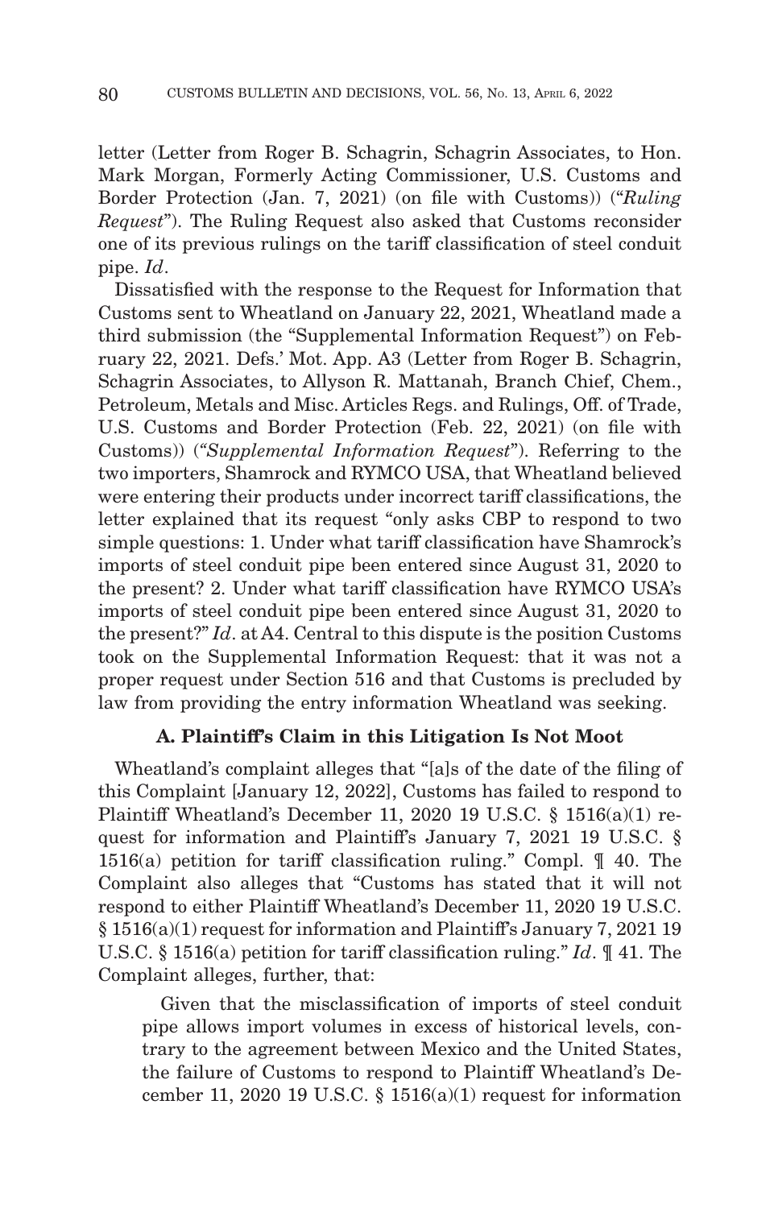letter (Letter from Roger B. Schagrin, Schagrin Associates, to Hon. Mark Morgan, Formerly Acting Commissioner, U.S. Customs and Border Protection (Jan. 7, 2021) (on file with Customs)) ("*Ruling Request*"). The Ruling Request also asked that Customs reconsider one of its previous rulings on the tariff classification of steel conduit pipe. *Id*.

Dissatisfied with the response to the Request for Information that Customs sent to Wheatland on January 22, 2021, Wheatland made a third submission (the "Supplemental Information Request") on February 22, 2021. Defs.' Mot. App. A3 (Letter from Roger B. Schagrin, Schagrin Associates, to Allyson R. Mattanah, Branch Chief, Chem., Petroleum, Metals and Misc. Articles Regs. and Rulings, Off. of Trade, U.S. Customs and Border Protection (Feb. 22, 2021) (on file with Customs)) ("*Supplemental Information Request*"). Referring to the two importers, Shamrock and RYMCO USA, that Wheatland believed were entering their products under incorrect tariff classifications, the letter explained that its request "only asks CBP to respond to two simple questions: 1. Under what tariff classification have Shamrock's imports of steel conduit pipe been entered since August 31, 2020 to the present? 2. Under what tariff classification have RYMCO USA's imports of steel conduit pipe been entered since August 31, 2020 to the present?" *Id*. at A4. Central to this dispute is the position Customs took on the Supplemental Information Request: that it was not a proper request under Section 516 and that Customs is precluded by law from providing the entry information Wheatland was seeking.

### A. Plaintiff's Claim in this Litigation Is Not Moot

Wheatland's complaint alleges that "[a]s of the date of the filing of this Complaint [January 12, 2022], Customs has failed to respond to Plaintiff Wheatland's December 11, 2020 19 U.S.C. § 1516(a)(1) request for information and Plaintiff's January 7, 2021 19 U.S.C. § 1516(a) petition for tariff classification ruling." Compl. ¶ 40. The Complaint also alleges that "Customs has stated that it will not respond to either Plaintiff Wheatland's December 11, 2020 19 U.S.C. § 1516(a)(1) request for information and Plaintiff's January 7, 2021 19 U.S.C. § 1516(a) petition for tariff classification ruling." *Id*. ¶ 41. The Complaint alleges, further, that:

> Given that the misclassification of imports of steel conduit pipe allows import volumes in excess of historical levels, contrary to the agreement between Mexico and the United States, the failure of Customs to respond to Plaintiff Wheatland's December 11, 2020 19 U.S.C. § 1516(a)(1) request for information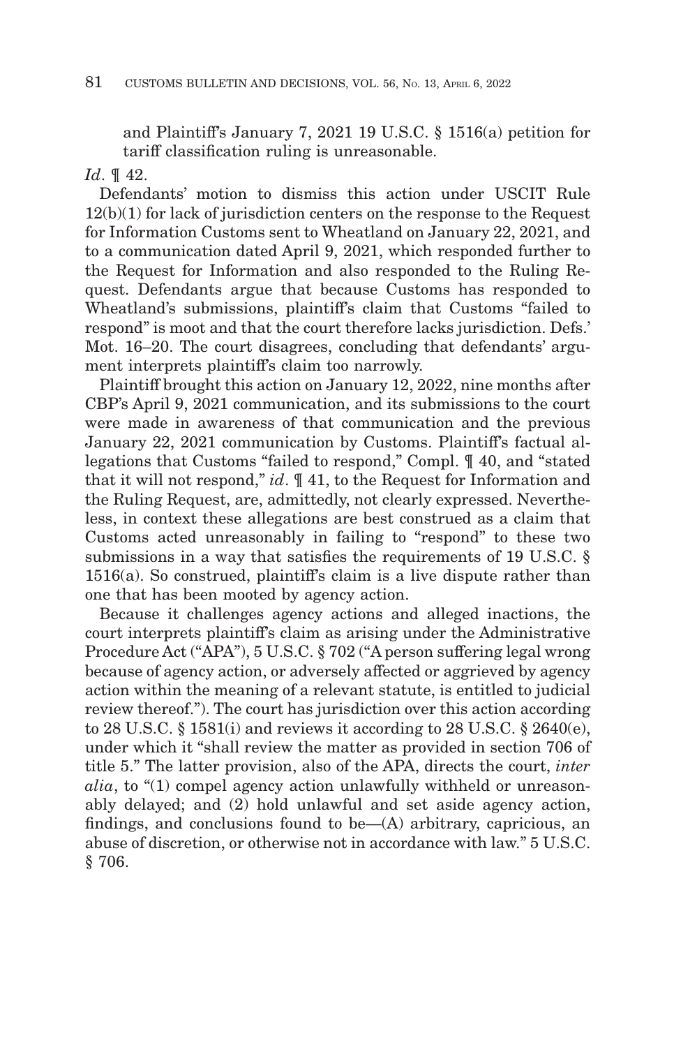and Plaintiff's January 7, 2021 19 U.S.C. § 1516(a) petition for tariff classification ruling is unreasonable.

*Id*. ¶ 42.

Defendants' motion to dismiss this action under USCIT Rule 12(b)(1) for lack of jurisdiction centers on the response to the Request for Information Customs sent to Wheatland on January 22, 2021, and to a communication dated April 9, 2021, which responded further to the Request for Information and also responded to the Ruling Request. Defendants argue that because Customs has responded to Wheatland's submissions, plaintiff's claim that Customs "failed to respond" is moot and that the court therefore lacks jurisdiction. Defs.' Mot. 16–20. The court disagrees, concluding that defendants' argument interprets plaintiff's claim too narrowly.

Plaintiff brought this action on January 12, 2022, nine months after CBP's April 9, 2021 communication, and its submissions to the court were made in awareness of that communication and the previous January 22, 2021 communication by Customs. Plaintiff's factual allegations that Customs "failed to respond," Compl. ¶ 40, and "stated that it will not respond," *id*. ¶ 41, to the Request for Information and the Ruling Request, are, admittedly, not clearly expressed. Nevertheless, in context these allegations are best construed as a claim that Customs acted unreasonably in failing to "respond" to these two submissions in a way that satisfies the requirements of 19 U.S.C. § 1516(a). So construed, plaintiff's claim is a live dispute rather than one that has been mooted by agency action.

Because it challenges agency actions and alleged inactions, the court interprets plaintiff's claim as arising under the Administrative Procedure Act ("APA"), 5 U.S.C. § 702 ("A person suffering legal wrong because of agency action, or adversely affected or aggrieved by agency action within the meaning of a relevant statute, is entitled to judicial review thereof."). The court has jurisdiction over this action according to 28 U.S.C. § 1581(i) and reviews it according to 28 U.S.C. § 2640(e), under which it "shall review the matter as provided in section 706 of title 5." The latter provision, also of the APA, directs the court, *inter alia*, to "(1) compel agency action unlawfully withheld or unreasonably delayed; and (2) hold unlawful and set aside agency action, findings, and conclusions found to be—(A) arbitrary, capricious, an abuse of discretion, or otherwise not in accordance with law." 5 U.S.C. § 706.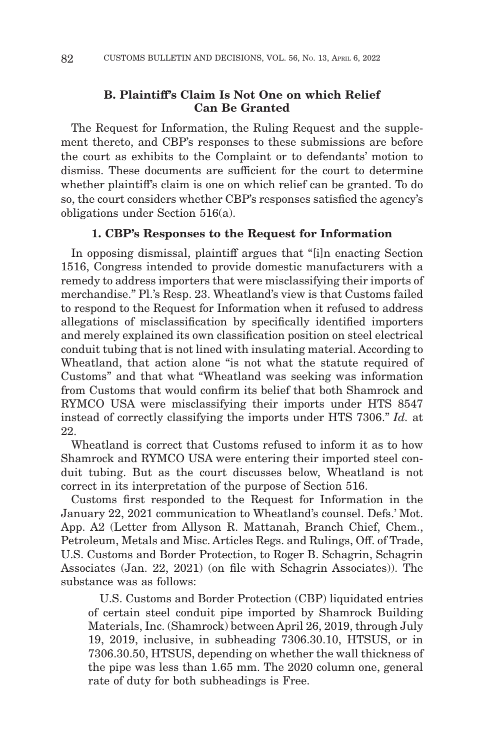### B. Plaintiff's Claim Is Not One on which Relief Can Be Granted

The Request for Information, the Ruling Request and the supplement thereto, and CBP's responses to these submissions are before the court as exhibits to the Complaint or to defendants' motion to dismiss. These documents are sufficient for the court to determine whether plaintiff's claim is one on which relief can be granted. To do so, the court considers whether CBP's responses satisfied the agency's obligations under Section 516(a).

#### 1. CBP's Responses to the Request for Information

In opposing dismissal, plaintiff argues that "[i]n enacting Section 1516, Congress intended to provide domestic manufacturers with a remedy to address importers that were misclassifying their imports of merchandise." Pl.'s Resp. 23. Wheatland's view is that Customs failed to respond to the Request for Information when it refused to address allegations of misclassification by specifically identified importers and merely explained its own classification position on steel electrical conduit tubing that is not lined with insulating material. According to Wheatland, that action alone "is not what the statute required of Customs" and that what "Wheatland was seeking was information from Customs that would confirm its belief that both Shamrock and RYMCO USA were misclassifying their imports under HTS 8547 instead of correctly classifying the imports under HTS 7306." *Id.* at 22.

Wheatland is correct that Customs refused to inform it as to how Shamrock and RYMCO USA were entering their imported steel conduit tubing. But as the court discusses below, Wheatland is not correct in its interpretation of the purpose of Section 516.

Customs first responded to the Request for Information in the January 22, 2021 communication to Wheatland's counsel. Defs.' Mot. App. A2 (Letter from Allyson R. Mattanah, Branch Chief, Chem., Petroleum, Metals and Misc. Articles Regs. and Rulings, Off. of Trade, U.S. Customs and Border Protection, to Roger B. Schagrin, Schagrin Associates (Jan. 22, 2021) (on file with Schagrin Associates)). The substance was as follows:

> U.S. Customs and Border Protection (CBP) liquidated entries of certain steel conduit pipe imported by Shamrock Building Materials, Inc. (Shamrock) between April 26, 2019, through July 19, 2019, inclusive, in subheading 7306.30.10, HTSUS, or in 7306.30.50, HTSUS, depending on whether the wall thickness of the pipe was less than 1.65 mm. The 2020 column one, general rate of duty for both subheadings is Free.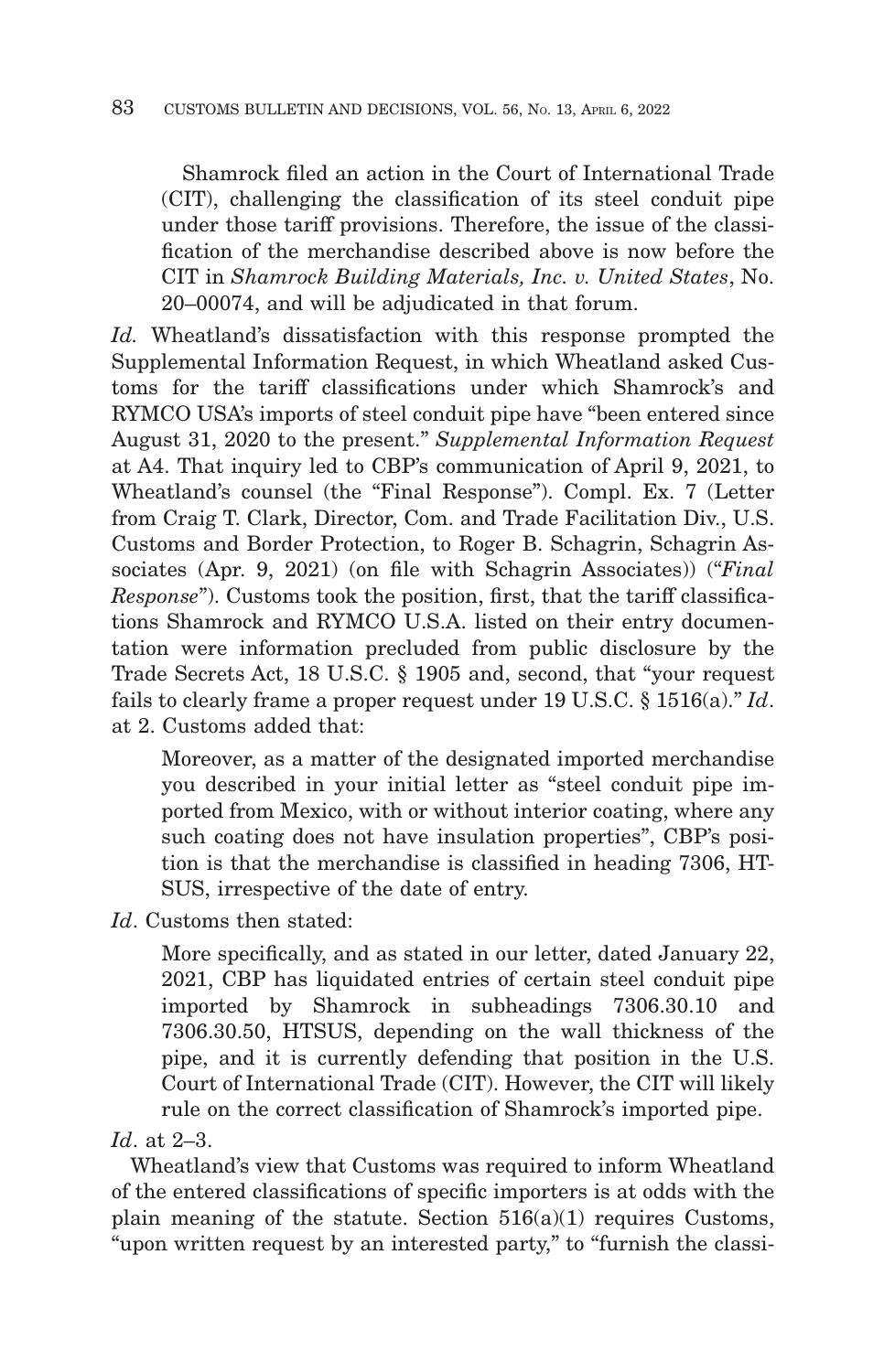> Shamrock filed an action in the Court of International Trade (CIT), challenging the classification of its steel conduit pipe under those tariff provisions. Therefore, the issue of the classification of the merchandise described above is now before the CIT in *Shamrock Building Materials, Inc. v. United States*, No. 20–00074, and will be adjudicated in that forum.

*Id.* Wheatland's dissatisfaction with this response prompted the Supplemental Information Request, in which Wheatland asked Customs for the tariff classifications under which Shamrock's and RYMCO USA's imports of steel conduit pipe have "been entered since August 31, 2020 to the present." *Supplemental Information Request* at A4. That inquiry led to CBP's communication of April 9, 2021, to Wheatland's counsel (the "Final Response"). Compl. Ex. 7 (Letter from Craig T. Clark, Director, Com. and Trade Facilitation Div., U.S. Customs and Border Protection, to Roger B. Schagrin, Schagrin Associates (Apr. 9, 2021) (on file with Schagrin Associates)) ("*Final Response*"). Customs took the position, first, that the tariff classifications Shamrock and RYMCO U.S.A. listed on their entry documentation were information precluded from public disclosure by the Trade Secrets Act, 18 U.S.C. § 1905 and, second, that "your request fails to clearly frame a proper request under 19 U.S.C. § 1516(a)." *Id*. at 2. Customs added that:

> Moreover, as a matter of the designated imported merchandise you described in your initial letter as "steel conduit pipe imported from Mexico, with or without interior coating, where any such coating does not have insulation properties", CBP's position is that the merchandise is classified in heading 7306, HTSUS, irrespective of the date of entry.

*Id*. Customs then stated:

> More specifically, and as stated in our letter, dated January 22, 2021, CBP has liquidated entries of certain steel conduit pipe imported by Shamrock in subheadings 7306.30.10 and 7306.30.50, HTSUS, depending on the wall thickness of the pipe, and it is currently defending that position in the U.S. Court of International Trade (CIT). However, the CIT will likely rule on the correct classification of Shamrock's imported pipe.

*Id*. at 2–3.

Wheatland's view that Customs was required to inform Wheatland of the entered classifications of specific importers is at odds with the plain meaning of the statute. Section 516(a)(1) requires Customs, "upon written request by an interested party," to "furnish the classi-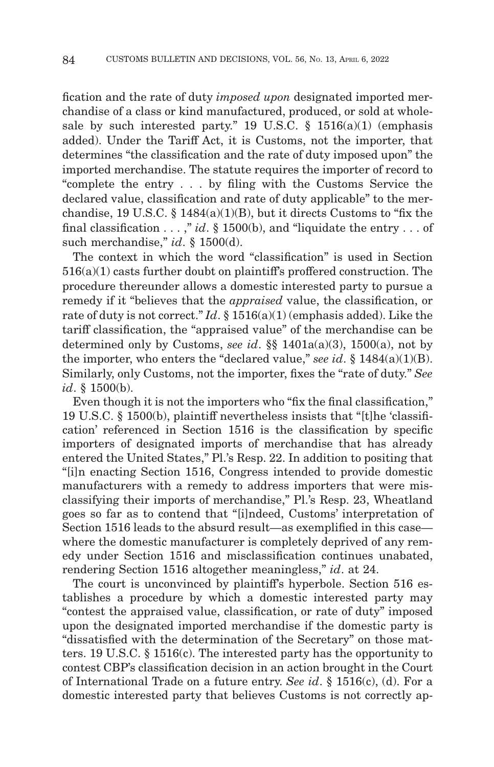fication and the rate of duty *imposed upon* designated imported merchandise of a class or kind manufactured, produced, or sold at wholesale by such interested party." 19 U.S.C. § 1516(a)(1) (emphasis added). Under the Tariff Act, it is Customs, not the importer, that determines "the classification and the rate of duty imposed upon" the imported merchandise. The statute requires the importer of record to "complete the entry . . . by filing with the Customs Service the declared value, classification and rate of duty applicable" to the merchandise, 19 U.S.C. § 1484(a)(1)(B), but it directs Customs to "fix the final classification . . . ," *id*. § 1500(b), and "liquidate the entry . . . of such merchandise," *id*. § 1500(d).

The context in which the word "classification" is used in Section 516(a)(1) casts further doubt on plaintiff's proffered construction. The procedure thereunder allows a domestic interested party to pursue a remedy if it "believes that the *appraised* value, the classification, or rate of duty is not correct." *Id*. § 1516(a)(1) (emphasis added). Like the tariff classification, the "appraised value" of the merchandise can be determined only by Customs, *see id*. §§ 1401a(a)(3), 1500(a), not by the importer, who enters the "declared value," *see id*. § 1484(a)(1)(B). Similarly, only Customs, not the importer, fixes the "rate of duty." *See id*. § 1500(b).

Even though it is not the importers who "fix the final classification," 19 U.S.C. § 1500(b), plaintiff nevertheless insists that "[t]he 'classification' referenced in Section 1516 is the classification by specific importers of designated imports of merchandise that has already entered the United States," Pl.'s Resp. 22. In addition to positing that "[i]n enacting Section 1516, Congress intended to provide domestic manufacturers with a remedy to address importers that were misclassifying their imports of merchandise," Pl.'s Resp. 23, Wheatland goes so far as to contend that "[i]ndeed, Customs' interpretation of Section 1516 leads to the absurd result—as exemplified in this case—where the domestic manufacturer is completely deprived of any remedy under Section 1516 and misclassification continues unabated, rendering Section 1516 altogether meaningless," *id*. at 24.

The court is unconvinced by plaintiff's hyperbole. Section 516 establishes a procedure by which a domestic interested party may "contest the appraised value, classification, or rate of duty" imposed upon the designated imported merchandise if the domestic party is "dissatisfied with the determination of the Secretary" on those matters. 19 U.S.C. § 1516(c). The interested party has the opportunity to contest CBP's classification decision in an action brought in the Court of International Trade on a future entry. *See id*. § 1516(c), (d). For a domestic interested party that believes Customs is not correctly ap-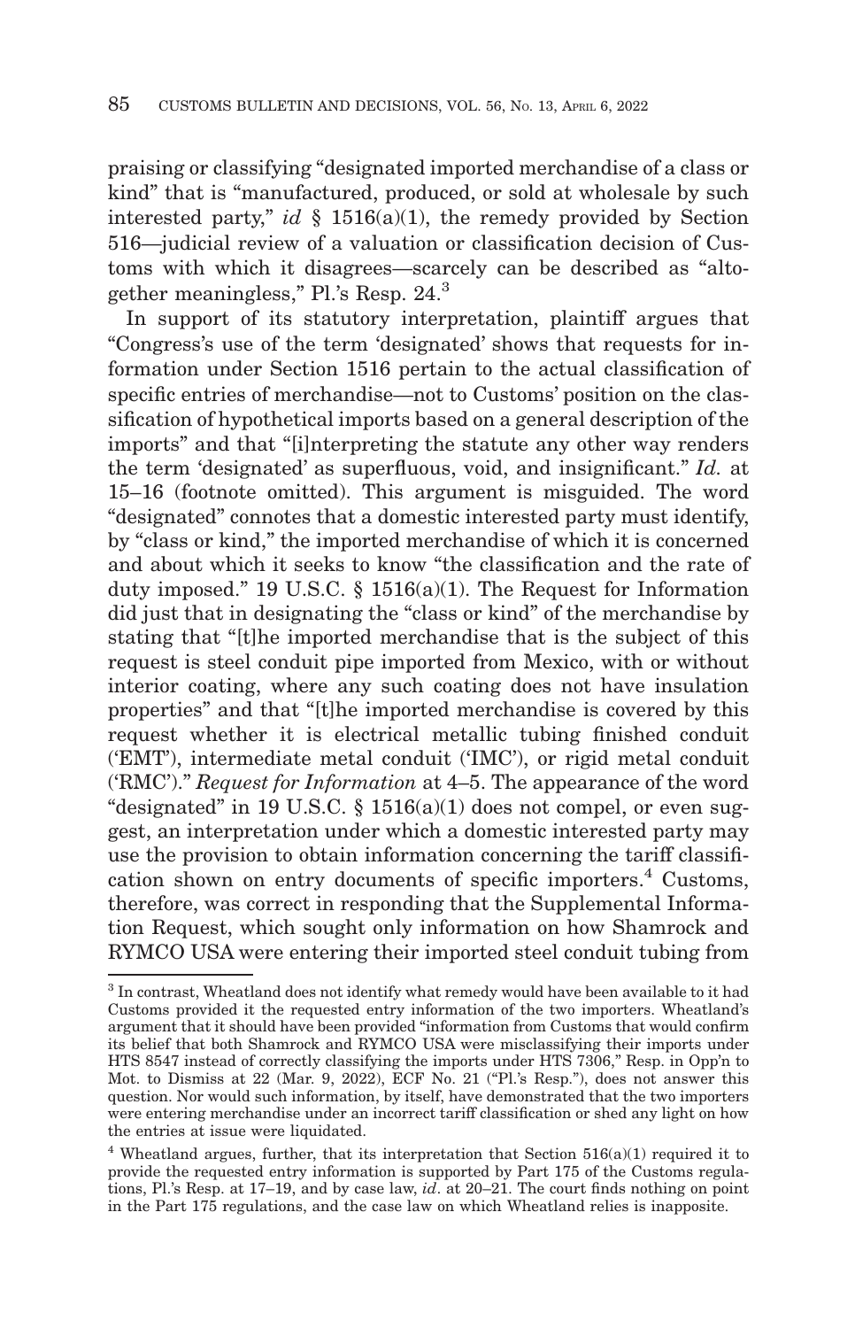praising or classifying "designated imported merchandise of a class or kind" that is "manufactured, produced, or sold at wholesale by such interested party," *id* § 1516(a)(1), the remedy provided by Section 516—judicial review of a valuation or classification decision of Customs with which it disagrees—scarcely can be described as "altogether meaningless," Pl.'s Resp. 24.[3]

In support of its statutory interpretation, plaintiff argues that "Congress's use of the term 'designated' shows that requests for information under Section 1516 pertain to the actual classification of specific entries of merchandise—not to Customs' position on the classification of hypothetical imports based on a general description of the imports" and that "[i]nterpreting the statute any other way renders the term 'designated' as superfluous, void, and insignificant." *Id.* at 15–16 (footnote omitted). This argument is misguided. The word "designated" connotes that a domestic interested party must identify, by "class or kind," the imported merchandise of which it is concerned and about which it seeks to know "the classification and the rate of duty imposed." 19 U.S.C. § 1516(a)(1). The Request for Information did just that in designating the "class or kind" of the merchandise by stating that "[t]he imported merchandise that is the subject of this request is steel conduit pipe imported from Mexico, with or without interior coating, where any such coating does not have insulation properties" and that "[t]he imported merchandise is covered by this request whether it is electrical metallic tubing finished conduit ('EMT'), intermediate metal conduit ('IMC'), or rigid metal conduit ('RMC')." *Request for Information* at 4–5. The appearance of the word "designated" in 19 U.S.C. § 1516(a)(1) does not compel, or even suggest, an interpretation under which a domestic interested party may use the provision to obtain information concerning the tariff classification shown on entry documents of specific importers.[4] Customs, therefore, was correct in responding that the Supplemental Information Request, which sought only information on how Shamrock and RYMCO USA were entering their imported steel conduit tubing from

---

[3] In contrast, Wheatland does not identify what remedy would have been available to it had Customs provided it the requested entry information of the two importers. Wheatland's argument that it should have been provided "information from Customs that would confirm its belief that both Shamrock and RYMCO USA were misclassifying their imports under HTS 8547 instead of correctly classifying the imports under HTS 7306," Resp. in Opp'n to Mot. to Dismiss at 22 (Mar. 9, 2022), ECF No. 21 ("Pl.'s Resp."), does not answer this question. Nor would such information, by itself, have demonstrated that the two importers were entering merchandise under an incorrect tariff classification or shed any light on how the entries at issue were liquidated.

[4] Wheatland argues, further, that its interpretation that Section 516(a)(1) required it to provide the requested entry information is supported by Part 175 of the Customs regulations, Pl.'s Resp. at 17–19, and by case law, *id*. at 20–21. The court finds nothing on point in the Part 175 regulations, and the case law on which Wheatland relies is inapposite.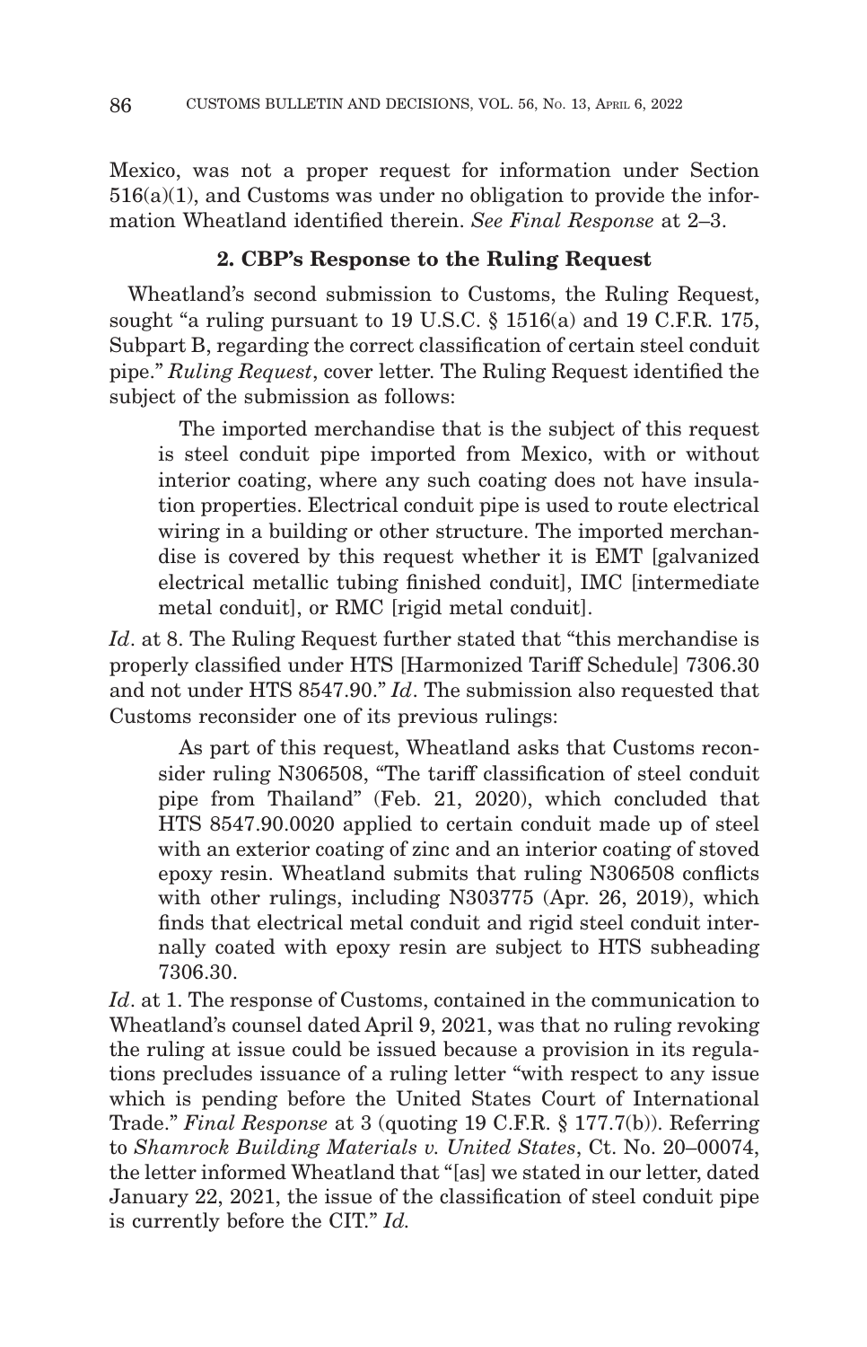Mexico, was not a proper request for information under Section 516(a)(1), and Customs was under no obligation to provide the information Wheatland identified therein. *See Final Response* at 2–3.

### 2. CBP's Response to the Ruling Request

Wheatland's second submission to Customs, the Ruling Request, sought "a ruling pursuant to 19 U.S.C. § 1516(a) and 19 C.F.R. 175, Subpart B, regarding the correct classification of certain steel conduit pipe." *Ruling Request*, cover letter. The Ruling Request identified the subject of the submission as follows:

> The imported merchandise that is the subject of this request is steel conduit pipe imported from Mexico, with or without interior coating, where any such coating does not have insulation properties. Electrical conduit pipe is used to route electrical wiring in a building or other structure. The imported merchandise is covered by this request whether it is EMT [galvanized electrical metallic tubing finished conduit], IMC [intermediate metal conduit], or RMC [rigid metal conduit].

*Id*. at 8. The Ruling Request further stated that "this merchandise is properly classified under HTS [Harmonized Tariff Schedule] 7306.30 and not under HTS 8547.90." *Id*. The submission also requested that Customs reconsider one of its previous rulings:

> As part of this request, Wheatland asks that Customs reconsider ruling N306508, "The tariff classification of steel conduit pipe from Thailand" (Feb. 21, 2020), which concluded that HTS 8547.90.0020 applied to certain conduit made up of steel with an exterior coating of zinc and an interior coating of stoved epoxy resin. Wheatland submits that ruling N306508 conflicts with other rulings, including N303775 (Apr. 26, 2019), which finds that electrical metal conduit and rigid steel conduit internally coated with epoxy resin are subject to HTS subheading 7306.30.

*Id*. at 1. The response of Customs, contained in the communication to Wheatland's counsel dated April 9, 2021, was that no ruling revoking the ruling at issue could be issued because a provision in its regulations precludes issuance of a ruling letter "with respect to any issue which is pending before the United States Court of International Trade." *Final Response* at 3 (quoting 19 C.F.R. § 177.7(b)). Referring to *Shamrock Building Materials v. United States*, Ct. No. 20–00074, the letter informed Wheatland that "[as] we stated in our letter, dated January 22, 2021, the issue of the classification of steel conduit pipe is currently before the CIT." *Id.*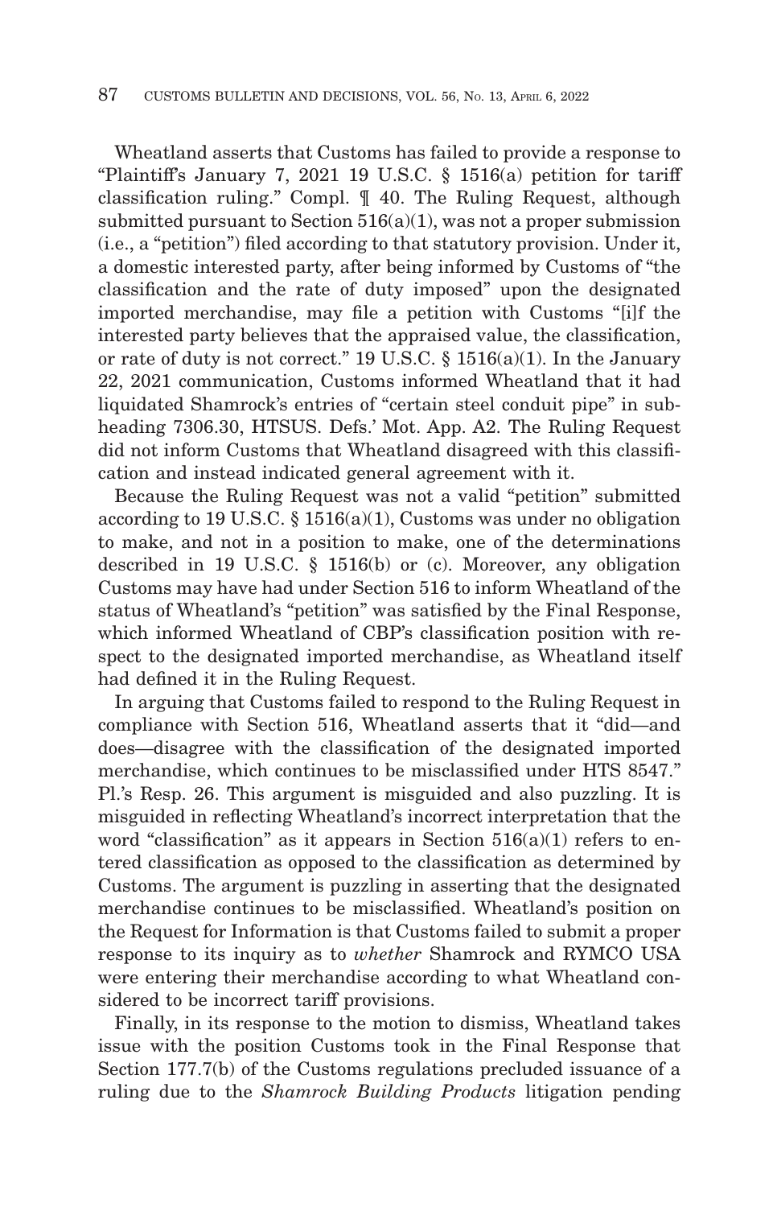Wheatland asserts that Customs has failed to provide a response to "Plaintiff's January 7, 2021 19 U.S.C. § 1516(a) petition for tariff classification ruling." Compl. ¶ 40. The Ruling Request, although submitted pursuant to Section 516(a)(1), was not a proper submission (i.e., a "petition") filed according to that statutory provision. Under it, a domestic interested party, after being informed by Customs of "the classification and the rate of duty imposed" upon the designated imported merchandise, may file a petition with Customs "[i]f the interested party believes that the appraised value, the classification, or rate of duty is not correct." 19 U.S.C. § 1516(a)(1). In the January 22, 2021 communication, Customs informed Wheatland that it had liquidated Shamrock's entries of "certain steel conduit pipe" in subheading 7306.30, HTSUS. Defs.' Mot. App. A2. The Ruling Request did not inform Customs that Wheatland disagreed with this classification and instead indicated general agreement with it.

Because the Ruling Request was not a valid "petition" submitted according to 19 U.S.C. § 1516(a)(1), Customs was under no obligation to make, and not in a position to make, one of the determinations described in 19 U.S.C. § 1516(b) or (c). Moreover, any obligation Customs may have had under Section 516 to inform Wheatland of the status of Wheatland's "petition" was satisfied by the Final Response, which informed Wheatland of CBP's classification position with respect to the designated imported merchandise, as Wheatland itself had defined it in the Ruling Request.

In arguing that Customs failed to respond to the Ruling Request in compliance with Section 516, Wheatland asserts that it "did—and does—disagree with the classification of the designated imported merchandise, which continues to be misclassified under HTS 8547." Pl.'s Resp. 26. This argument is misguided and also puzzling. It is misguided in reflecting Wheatland's incorrect interpretation that the word "classification" as it appears in Section 516(a)(1) refers to entered classification as opposed to the classification as determined by Customs. The argument is puzzling in asserting that the designated merchandise continues to be misclassified. Wheatland's position on the Request for Information is that Customs failed to submit a proper response to its inquiry as to *whether* Shamrock and RYMCO USA were entering their merchandise according to what Wheatland considered to be incorrect tariff provisions.

Finally, in its response to the motion to dismiss, Wheatland takes issue with the position Customs took in the Final Response that Section 177.7(b) of the Customs regulations precluded issuance of a ruling due to the *Shamrock Building Products* litigation pending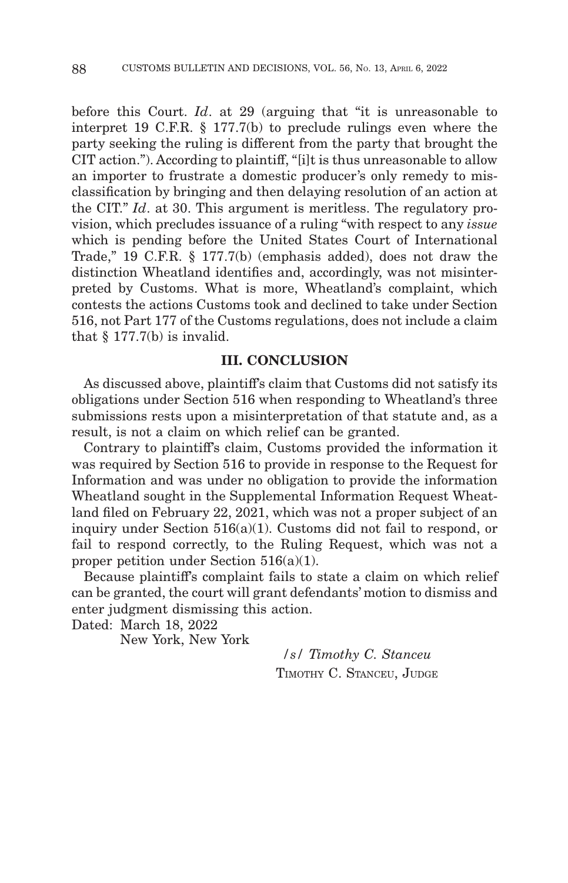before this Court. *Id*. at 29 (arguing that "it is unreasonable to interpret 19 C.F.R. § 177.7(b) to preclude rulings even where the party seeking the ruling is different from the party that brought the CIT action."). According to plaintiff, "[i]t is thus unreasonable to allow an importer to frustrate a domestic producer's only remedy to misclassification by bringing and then delaying resolution of an action at the CIT." *Id*. at 30. This argument is meritless. The regulatory provision, which precludes issuance of a ruling "with respect to any *issue* which is pending before the United States Court of International Trade," 19 C.F.R. § 177.7(b) (emphasis added), does not draw the distinction Wheatland identifies and, accordingly, was not misinterpreted by Customs. What is more, Wheatland's complaint, which contests the actions Customs took and declined to take under Section 516, not Part 177 of the Customs regulations, does not include a claim that § 177.7(b) is invalid.

## III. CONCLUSION

As discussed above, plaintiff's claim that Customs did not satisfy its obligations under Section 516 when responding to Wheatland's three submissions rests upon a misinterpretation of that statute and, as a result, is not a claim on which relief can be granted.

Contrary to plaintiff's claim, Customs provided the information it was required by Section 516 to provide in response to the Request for Information and was under no obligation to provide the information Wheatland sought in the Supplemental Information Request Wheatland filed on February 22, 2021, which was not a proper subject of an inquiry under Section 516(a)(1). Customs did not fail to respond, or fail to respond correctly, to the Ruling Request, which was not a proper petition under Section 516(a)(1).

Because plaintiff's complaint fails to state a claim on which relief can be granted, the court will grant defendants' motion to dismiss and enter judgment dismissing this action.

Dated: March 18, 2022
New York, New York

/s/ *Timothy C. Stanceu*
TIMOTHY C. STANCEU, JUDGE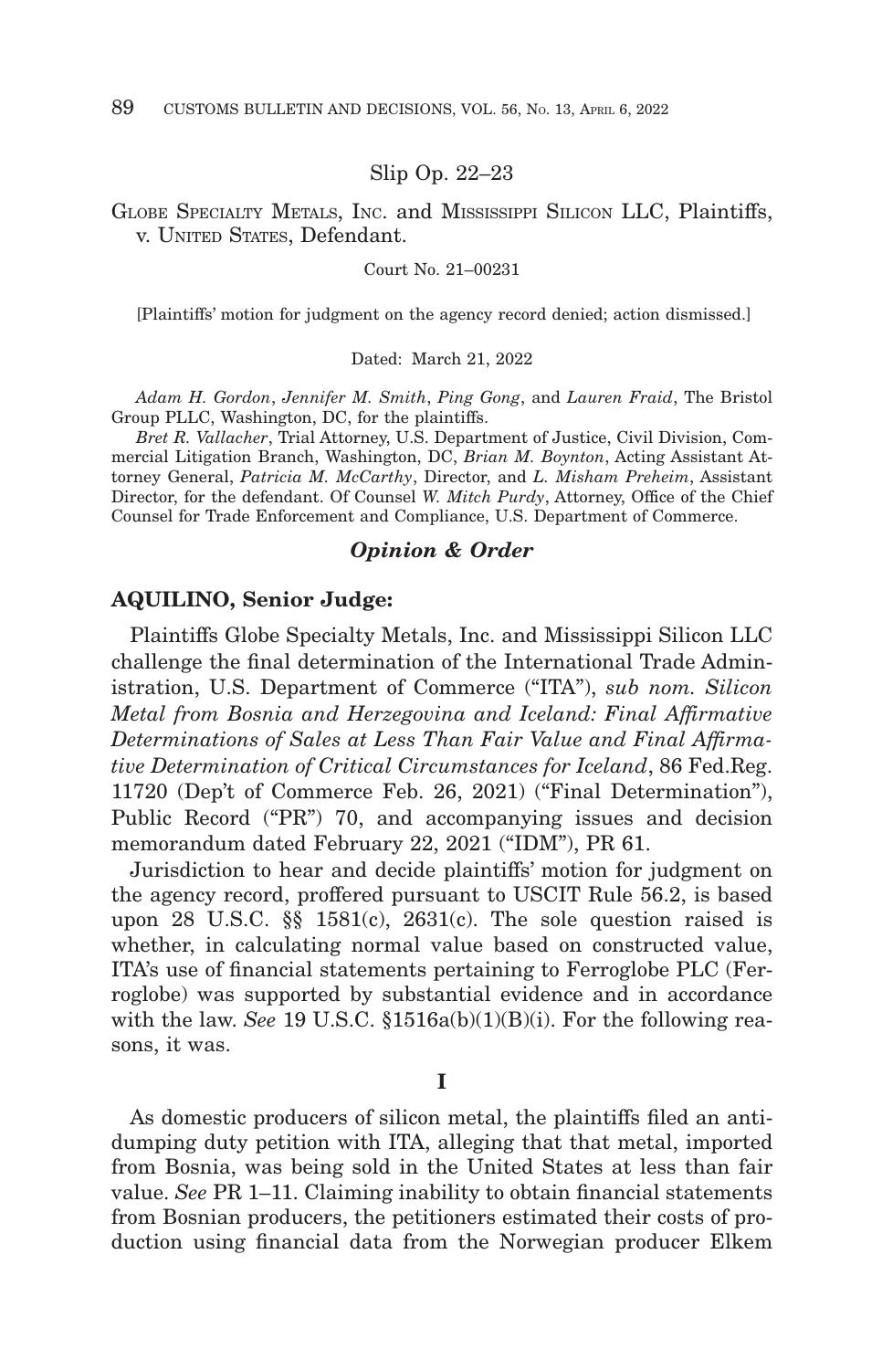Slip Op. 22–23

GLOBE SPECIALTY METALS, INC. and MISSISSIPPI SILICON LLC, Plaintiffs, v. UNITED STATES, Defendant.

Court No. 21–00231

[Plaintiffs' motion for judgment on the agency record denied; action dismissed.]

Dated: March 21, 2022

*Adam H. Gordon*, *Jennifer M. Smith*, *Ping Gong*, and *Lauren Fraid*, The Bristol Group PLLC, Washington, DC, for the plaintiffs.

*Bret R. Vallacher*, Trial Attorney, U.S. Department of Justice, Civil Division, Commercial Litigation Branch, Washington, DC, *Brian M. Boynton*, Acting Assistant Attorney General, *Patricia M. McCarthy*, Director, and *L. Misham Preheim*, Assistant Director, for the defendant. Of Counsel *W. Mitch Purdy*, Attorney, Office of the Chief Counsel for Trade Enforcement and Compliance, U.S. Department of Commerce.

## *Opinion & Order*

**AQUILINO, Senior Judge:**

Plaintiffs Globe Specialty Metals, Inc. and Mississippi Silicon LLC challenge the final determination of the International Trade Administration, U.S. Department of Commerce ("ITA"), *sub nom. Silicon Metal from Bosnia and Herzegovina and Iceland: Final Affirmative Determinations of Sales at Less Than Fair Value and Final Affirmative Determination of Critical Circumstances for Iceland*, 86 Fed.Reg. 11720 (Dep't of Commerce Feb. 26, 2021) ("Final Determination"), Public Record ("PR") 70, and accompanying issues and decision memorandum dated February 22, 2021 ("IDM"), PR 61.

Jurisdiction to hear and decide plaintiffs' motion for judgment on the agency record, proffered pursuant to USCIT Rule 56.2, is based upon 28 U.S.C. §§ 1581(c), 2631(c). The sole question raised is whether, in calculating normal value based on constructed value, ITA's use of financial statements pertaining to Ferroglobe PLC (Ferroglobe) was supported by substantial evidence and in accordance with the law. *See* 19 U.S.C. §1516a(b)(1)(B)(i). For the following reasons, it was.

**I**

As domestic producers of silicon metal, the plaintiffs filed an antidumping duty petition with ITA, alleging that that metal, imported from Bosnia, was being sold in the United States at less than fair value. *See* PR 1–11. Claiming inability to obtain financial statements from Bosnian producers, the petitioners estimated their costs of production using financial data from the Norwegian producer Elkem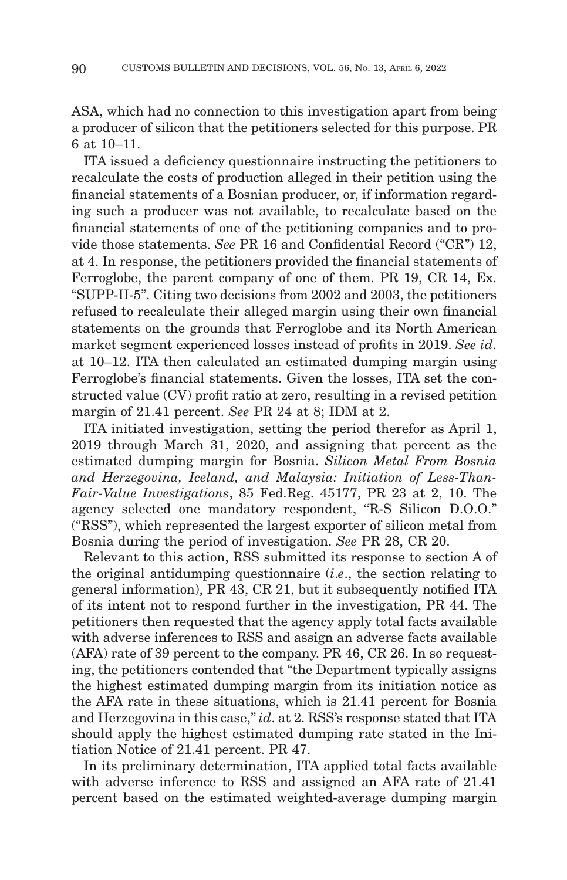ASA, which had no connection to this investigation apart from being a producer of silicon that the petitioners selected for this purpose. PR 6 at 10–11.

ITA issued a deficiency questionnaire instructing the petitioners to recalculate the costs of production alleged in their petition using the financial statements of a Bosnian producer, or, if information regarding such a producer was not available, to recalculate based on the financial statements of one of the petitioning companies and to provide those statements. *See* PR 16 and Confidential Record ("CR") 12, at 4. In response, the petitioners provided the financial statements of Ferroglobe, the parent company of one of them. PR 19, CR 14, Ex. "SUPP-II-5". Citing two decisions from 2002 and 2003, the petitioners refused to recalculate their alleged margin using their own financial statements on the grounds that Ferroglobe and its North American market segment experienced losses instead of profits in 2019. *See id*. at 10–12. ITA then calculated an estimated dumping margin using Ferroglobe's financial statements. Given the losses, ITA set the constructed value (CV) profit ratio at zero, resulting in a revised petition margin of 21.41 percent. *See* PR 24 at 8; IDM at 2.

ITA initiated investigation, setting the period therefor as April 1, 2019 through March 31, 2020, and assigning that percent as the estimated dumping margin for Bosnia. *Silicon Metal From Bosnia and Herzegovina, Iceland, and Malaysia: Initiation of Less-Than-Fair-Value Investigations*, 85 Fed.Reg. 45177, PR 23 at 2, 10. The agency selected one mandatory respondent, "R-S Silicon D.O.O." ("RSS"), which represented the largest exporter of silicon metal from Bosnia during the period of investigation. *See* PR 28, CR 20.

Relevant to this action, RSS submitted its response to section A of the original antidumping questionnaire (*i.e*., the section relating to general information), PR 43, CR 21, but it subsequently notified ITA of its intent not to respond further in the investigation, PR 44. The petitioners then requested that the agency apply total facts available with adverse inferences to RSS and assign an adverse facts available (AFA) rate of 39 percent to the company. PR 46, CR 26. In so requesting, the petitioners contended that "the Department typically assigns the highest estimated dumping margin from its initiation notice as the AFA rate in these situations, which is 21.41 percent for Bosnia and Herzegovina in this case," *id*. at 2. RSS's response stated that ITA should apply the highest estimated dumping rate stated in the Initiation Notice of 21.41 percent. PR 47.

In its preliminary determination, ITA applied total facts available with adverse inference to RSS and assigned an AFA rate of 21.41 percent based on the estimated weighted-average dumping margin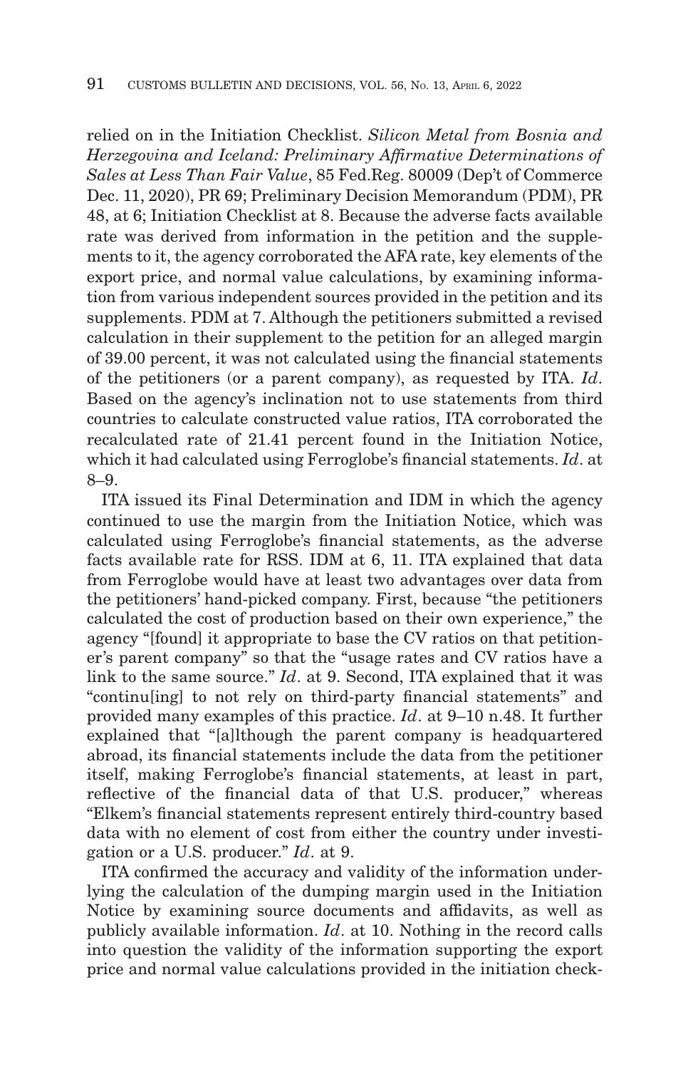relied on in the Initiation Checklist. *Silicon Metal from Bosnia and Herzegovina and Iceland: Preliminary Affirmative Determinations of Sales at Less Than Fair Value*, 85 Fed.Reg. 80009 (Dep't of Commerce Dec. 11, 2020), PR 69; Preliminary Decision Memorandum (PDM), PR 48, at 6; Initiation Checklist at 8. Because the adverse facts available rate was derived from information in the petition and the supplements to it, the agency corroborated the AFA rate, key elements of the export price, and normal value calculations, by examining information from various independent sources provided in the petition and its supplements. PDM at 7. Although the petitioners submitted a revised calculation in their supplement to the petition for an alleged margin of 39.00 percent, it was not calculated using the financial statements of the petitioners (or a parent company), as requested by ITA. *Id*. Based on the agency's inclination not to use statements from third countries to calculate constructed value ratios, ITA corroborated the recalculated rate of 21.41 percent found in the Initiation Notice, which it had calculated using Ferroglobe's financial statements. *Id*. at 8–9.

ITA issued its Final Determination and IDM in which the agency continued to use the margin from the Initiation Notice, which was calculated using Ferroglobe's financial statements, as the adverse facts available rate for RSS. IDM at 6, 11. ITA explained that data from Ferroglobe would have at least two advantages over data from the petitioners' hand-picked company. First, because "the petitioners calculated the cost of production based on their own experience," the agency "[found] it appropriate to base the CV ratios on that petitioner's parent company" so that the "usage rates and CV ratios have a link to the same source." *Id*. at 9. Second, ITA explained that it was "continu[ing] to not rely on third-party financial statements" and provided many examples of this practice. *Id*. at 9–10 n.48. It further explained that "[a]lthough the parent company is headquartered abroad, its financial statements include the data from the petitioner itself, making Ferroglobe's financial statements, at least in part, reflective of the financial data of that U.S. producer," whereas "Elkem's financial statements represent entirely third-country based data with no element of cost from either the country under investigation or a U.S. producer." *Id*. at 9.

ITA confirmed the accuracy and validity of the information underlying the calculation of the dumping margin used in the Initiation Notice by examining source documents and affidavits, as well as publicly available information. *Id*. at 10. Nothing in the record calls into question the validity of the information supporting the export price and normal value calculations provided in the initiation check-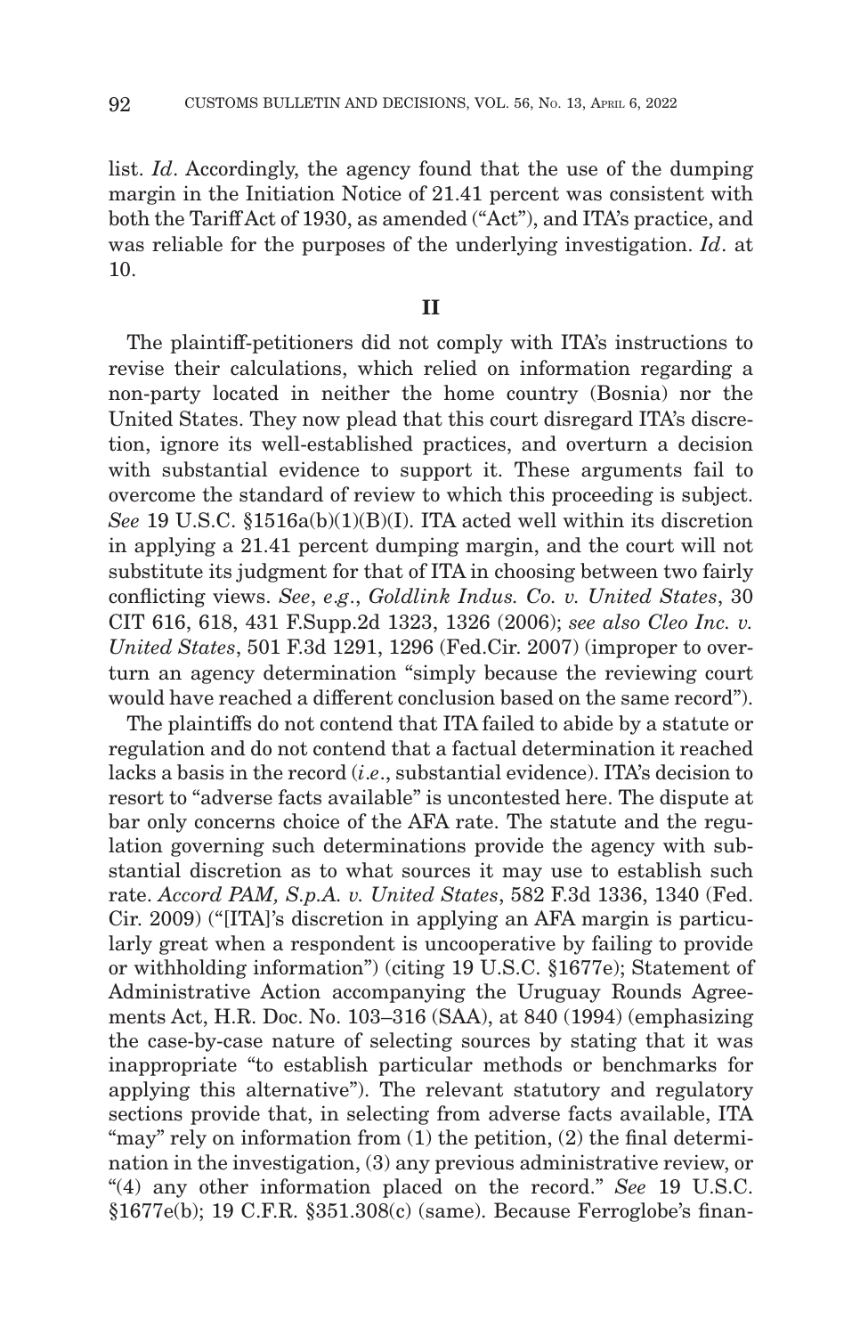list. *Id*. Accordingly, the agency found that the use of the dumping margin in the Initiation Notice of 21.41 percent was consistent with both the Tariff Act of 1930, as amended ("Act"), and ITA's practice, and was reliable for the purposes of the underlying investigation. *Id*. at 10.

## II

The plaintiff-petitioners did not comply with ITA's instructions to revise their calculations, which relied on information regarding a non-party located in neither the home country (Bosnia) nor the United States. They now plead that this court disregard ITA's discretion, ignore its well-established practices, and overturn a decision with substantial evidence to support it. These arguments fail to overcome the standard of review to which this proceeding is subject. *See* 19 U.S.C. §1516a(b)(1)(B)(I). ITA acted well within its discretion in applying a 21.41 percent dumping margin, and the court will not substitute its judgment for that of ITA in choosing between two fairly conflicting views. *See*, *e.g*., *Goldlink Indus. Co. v. United States*, 30 CIT 616, 618, 431 F.Supp.2d 1323, 1326 (2006); *see also Cleo Inc. v. United States*, 501 F.3d 1291, 1296 (Fed.Cir. 2007) (improper to overturn an agency determination "simply because the reviewing court would have reached a different conclusion based on the same record").

The plaintiffs do not contend that ITA failed to abide by a statute or regulation and do not contend that a factual determination it reached lacks a basis in the record (*i.e*., substantial evidence). ITA's decision to resort to "adverse facts available" is uncontested here. The dispute at bar only concerns choice of the AFA rate. The statute and the regulation governing such determinations provide the agency with substantial discretion as to what sources it may use to establish such rate. *Accord PAM, S.p.A. v. United States*, 582 F.3d 1336, 1340 (Fed. Cir. 2009) ("[ITA]'s discretion in applying an AFA margin is particularly great when a respondent is uncooperative by failing to provide or withholding information") (citing 19 U.S.C. §1677e); Statement of Administrative Action accompanying the Uruguay Rounds Agreements Act, H.R. Doc. No. 103–316 (SAA), at 840 (1994) (emphasizing the case-by-case nature of selecting sources by stating that it was inappropriate "to establish particular methods or benchmarks for applying this alternative"). The relevant statutory and regulatory sections provide that, in selecting from adverse facts available, ITA "may" rely on information from (1) the petition, (2) the final determination in the investigation, (3) any previous administrative review, or "(4) any other information placed on the record." *See* 19 U.S.C. §1677e(b); 19 C.F.R. §351.308(c) (same). Because Ferroglobe's finan-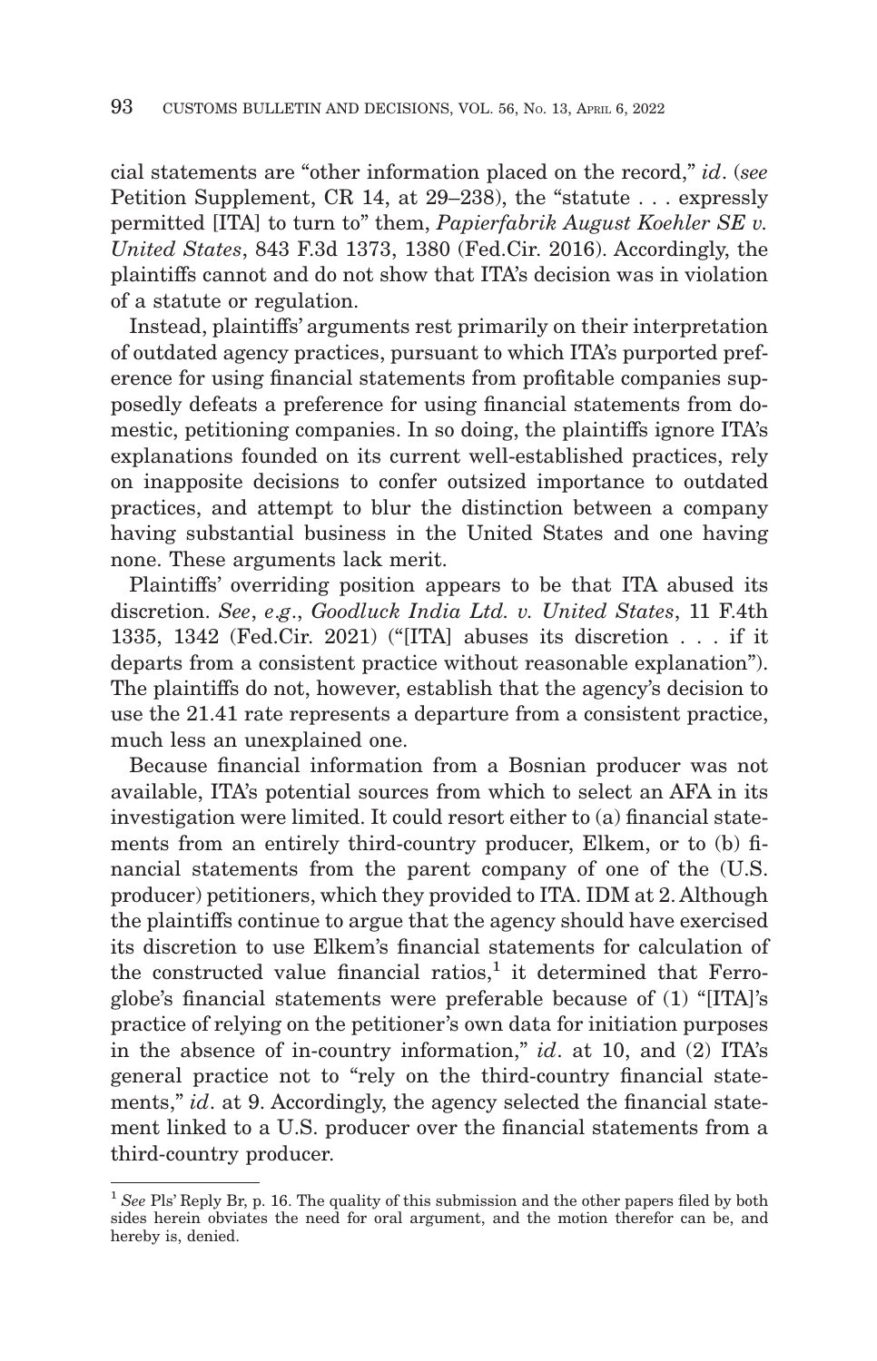cial statements are "other information placed on the record," *id*. (*see* Petition Supplement, CR 14, at 29–238), the "statute . . . expressly permitted [ITA] to turn to" them, *Papierfabrik August Koehler SE v. United States*, 843 F.3d 1373, 1380 (Fed.Cir. 2016). Accordingly, the plaintiffs cannot and do not show that ITA's decision was in violation of a statute or regulation.

Instead, plaintiffs' arguments rest primarily on their interpretation of outdated agency practices, pursuant to which ITA's purported preference for using financial statements from profitable companies supposedly defeats a preference for using financial statements from domestic, petitioning companies. In so doing, the plaintiffs ignore ITA's explanations founded on its current well-established practices, rely on inapposite decisions to confer outsized importance to outdated practices, and attempt to blur the distinction between a company having substantial business in the United States and one having none. These arguments lack merit.

Plaintiffs' overriding position appears to be that ITA abused its discretion. *See*, *e.g*., *Goodluck India Ltd. v. United States*, 11 F.4th 1335, 1342 (Fed.Cir. 2021) ("[ITA] abuses its discretion . . . if it departs from a consistent practice without reasonable explanation"). The plaintiffs do not, however, establish that the agency's decision to use the 21.41 rate represents a departure from a consistent practice, much less an unexplained one.

Because financial information from a Bosnian producer was not available, ITA's potential sources from which to select an AFA in its investigation were limited. It could resort either to (a) financial statements from an entirely third-country producer, Elkem, or to (b) financial statements from the parent company of one of the (U.S. producer) petitioners, which they provided to ITA. IDM at 2. Although the plaintiffs continue to argue that the agency should have exercised its discretion to use Elkem's financial statements for calculation of the constructed value financial ratios,[1] it determined that Ferroglobe's financial statements were preferable because of (1) "[ITA]'s practice of relying on the petitioner's own data for initiation purposes in the absence of in-country information," *id*. at 10, and (2) ITA's general practice not to "rely on the third-country financial statements," *id*. at 9. Accordingly, the agency selected the financial statement linked to a U.S. producer over the financial statements from a third-country producer.

---

[1] *See* Pls' Reply Br, p. 16. The quality of this submission and the other papers filed by both sides herein obviates the need for oral argument, and the motion therefor can be, and hereby is, denied.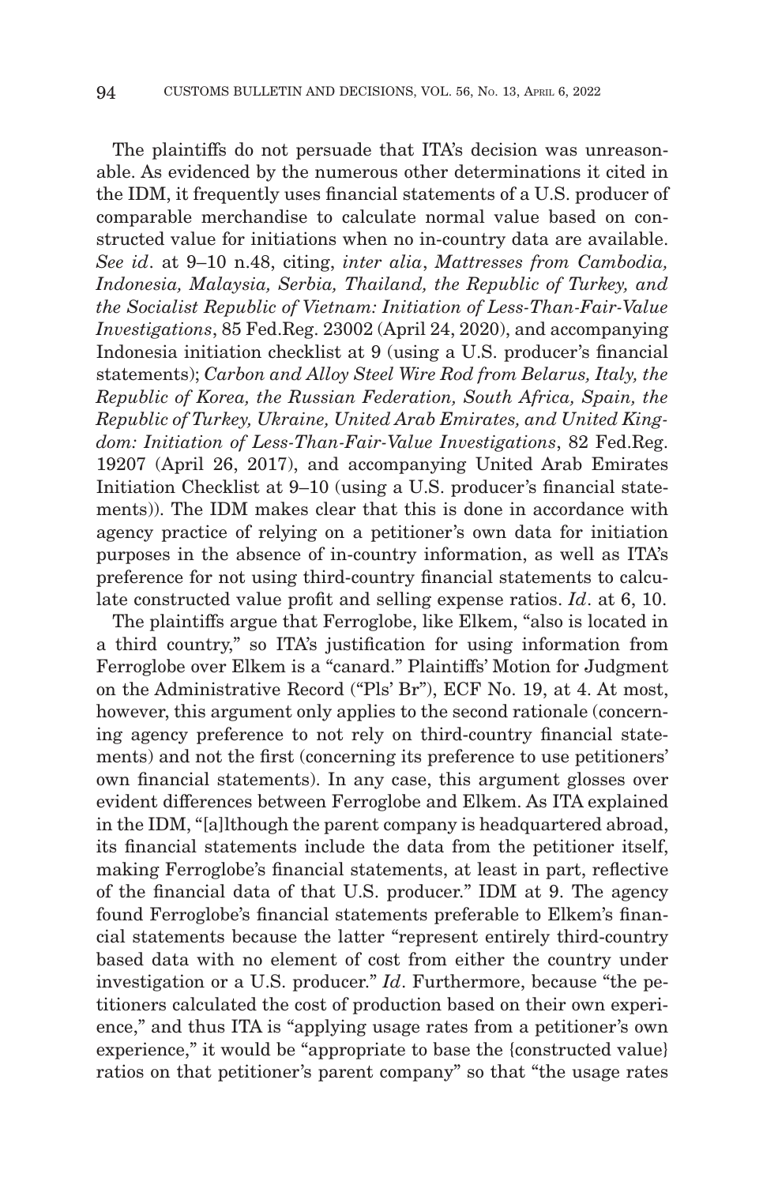The plaintiffs do not persuade that ITA's decision was unreasonable. As evidenced by the numerous other determinations it cited in the IDM, it frequently uses financial statements of a U.S. producer of comparable merchandise to calculate normal value based on constructed value for initiations when no in-country data are available. *See id*. at 9–10 n.48, citing, *inter alia*, *Mattresses from Cambodia, Indonesia, Malaysia, Serbia, Thailand, the Republic of Turkey, and the Socialist Republic of Vietnam: Initiation of Less-Than-Fair-Value Investigations*, 85 Fed.Reg. 23002 (April 24, 2020), and accompanying Indonesia initiation checklist at 9 (using a U.S. producer's financial statements); *Carbon and Alloy Steel Wire Rod from Belarus, Italy, the Republic of Korea, the Russian Federation, South Africa, Spain, the Republic of Turkey, Ukraine, United Arab Emirates, and United Kingdom: Initiation of Less-Than-Fair-Value Investigations*, 82 Fed.Reg. 19207 (April 26, 2017), and accompanying United Arab Emirates Initiation Checklist at 9–10 (using a U.S. producer's financial statements)). The IDM makes clear that this is done in accordance with agency practice of relying on a petitioner's own data for initiation purposes in the absence of in-country information, as well as ITA's preference for not using third-country financial statements to calculate constructed value profit and selling expense ratios. *Id*. at 6, 10.

The plaintiffs argue that Ferroglobe, like Elkem, "also is located in a third country," so ITA's justification for using information from Ferroglobe over Elkem is a "canard." Plaintiffs' Motion for Judgment on the Administrative Record ("Pls' Br"), ECF No. 19, at 4. At most, however, this argument only applies to the second rationale (concerning agency preference to not rely on third-country financial statements) and not the first (concerning its preference to use petitioners' own financial statements). In any case, this argument glosses over evident differences between Ferroglobe and Elkem. As ITA explained in the IDM, "[a]lthough the parent company is headquartered abroad, its financial statements include the data from the petitioner itself, making Ferroglobe's financial statements, at least in part, reflective of the financial data of that U.S. producer." IDM at 9. The agency found Ferroglobe's financial statements preferable to Elkem's financial statements because the latter "represent entirely third-country based data with no element of cost from either the country under investigation or a U.S. producer." *Id*. Furthermore, because "the petitioners calculated the cost of production based on their own experience," and thus ITA is "applying usage rates from a petitioner's own experience," it would be "appropriate to base the {constructed value} ratios on that petitioner's parent company" so that "the usage rates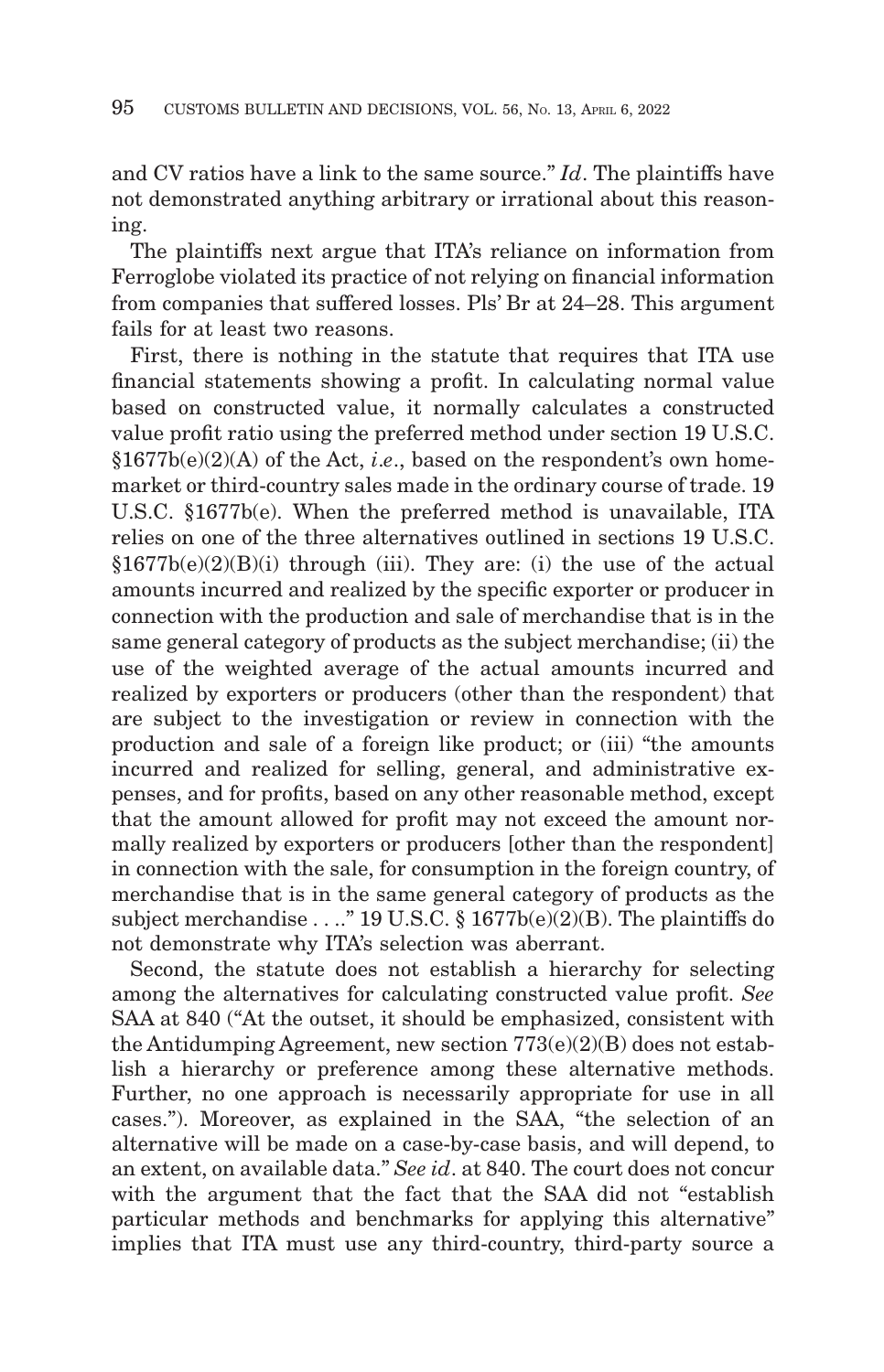and CV ratios have a link to the same source." *Id*. The plaintiffs have not demonstrated anything arbitrary or irrational about this reasoning.

The plaintiffs next argue that ITA's reliance on information from Ferroglobe violated its practice of not relying on financial information from companies that suffered losses. Pls' Br at 24–28. This argument fails for at least two reasons.

First, there is nothing in the statute that requires that ITA use financial statements showing a profit. In calculating normal value based on constructed value, it normally calculates a constructed value profit ratio using the preferred method under section 19 U.S.C. §1677b(e)(2)(A) of the Act, *i.e*., based on the respondent's own home-market or third-country sales made in the ordinary course of trade. 19 U.S.C. §1677b(e). When the preferred method is unavailable, ITA relies on one of the three alternatives outlined in sections 19 U.S.C. §1677b(e)(2)(B)(i) through (iii). They are: (i) the use of the actual amounts incurred and realized by the specific exporter or producer in connection with the production and sale of merchandise that is in the same general category of products as the subject merchandise; (ii) the use of the weighted average of the actual amounts incurred and realized by exporters or producers (other than the respondent) that are subject to the investigation or review in connection with the production and sale of a foreign like product; or (iii) "the amounts incurred and realized for selling, general, and administrative expenses, and for profits, based on any other reasonable method, except that the amount allowed for profit may not exceed the amount normally realized by exporters or producers [other than the respondent] in connection with the sale, for consumption in the foreign country, of merchandise that is in the same general category of products as the subject merchandise . . .." 19 U.S.C. § 1677b(e)(2)(B). The plaintiffs do not demonstrate why ITA's selection was aberrant.

Second, the statute does not establish a hierarchy for selecting among the alternatives for calculating constructed value profit. *See* SAA at 840 ("At the outset, it should be emphasized, consistent with the Antidumping Agreement, new section 773(e)(2)(B) does not establish a hierarchy or preference among these alternative methods. Further, no one approach is necessarily appropriate for use in all cases."). Moreover, as explained in the SAA, "the selection of an alternative will be made on a case-by-case basis, and will depend, to an extent, on available data." *See id*. at 840. The court does not concur with the argument that the fact that the SAA did not "establish particular methods and benchmarks for applying this alternative" implies that ITA must use any third-country, third-party source a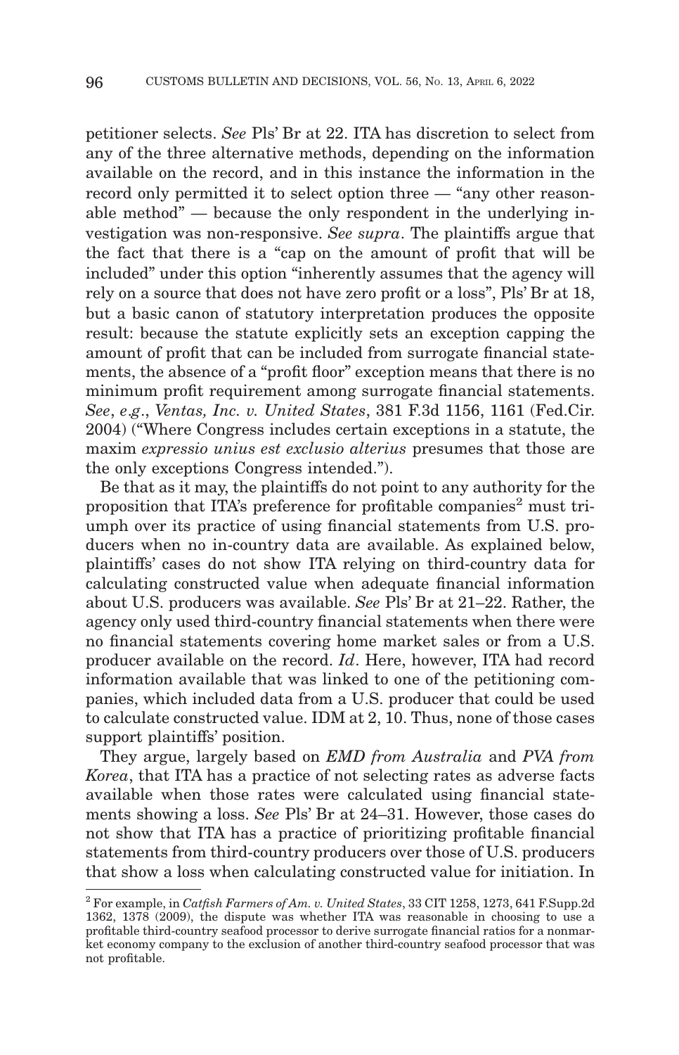petitioner selects. *See* Pls' Br at 22. ITA has discretion to select from any of the three alternative methods, depending on the information available on the record, and in this instance the information in the record only permitted it to select option three — "any other reasonable method" — because the only respondent in the underlying investigation was non-responsive. *See supra*. The plaintiffs argue that the fact that there is a "cap on the amount of profit that will be included" under this option "inherently assumes that the agency will rely on a source that does not have zero profit or a loss", Pls' Br at 18, but a basic canon of statutory interpretation produces the opposite result: because the statute explicitly sets an exception capping the amount of profit that can be included from surrogate financial statements, the absence of a "profit floor" exception means that there is no minimum profit requirement among surrogate financial statements. *See*, *e.g*., *Ventas, Inc. v. United States*, 381 F.3d 1156, 1161 (Fed.Cir. 2004) ("Where Congress includes certain exceptions in a statute, the maxim *expressio unius est exclusio alterius* presumes that those are the only exceptions Congress intended.").

Be that as it may, the plaintiffs do not point to any authority for the proposition that ITA's preference for profitable companies[2] must triumph over its practice of using financial statements from U.S. producers when no in-country data are available. As explained below, plaintiffs' cases do not show ITA relying on third-country data for calculating constructed value when adequate financial information about U.S. producers was available. *See* Pls' Br at 21–22. Rather, the agency only used third-country financial statements when there were no financial statements covering home market sales or from a U.S. producer available on the record. *Id*. Here, however, ITA had record information available that was linked to one of the petitioning companies, which included data from a U.S. producer that could be used to calculate constructed value. IDM at 2, 10. Thus, none of those cases support plaintiffs' position.

They argue, largely based on *EMD from Australia* and *PVA from Korea*, that ITA has a practice of not selecting rates as adverse facts available when those rates were calculated using financial statements showing a loss. *See* Pls' Br at 24–31. However, those cases do not show that ITA has a practice of prioritizing profitable financial statements from third-country producers over those of U.S. producers that show a loss when calculating constructed value for initiation. In

[2] For example, in *Catfish Farmers of Am. v. United States*, 33 CIT 1258, 1273, 641 F.Supp.2d 1362, 1378 (2009), the dispute was whether ITA was reasonable in choosing to use a profitable third-country seafood processor to derive surrogate financial ratios for a nonmarket economy company to the exclusion of another third-country seafood processor that was not profitable.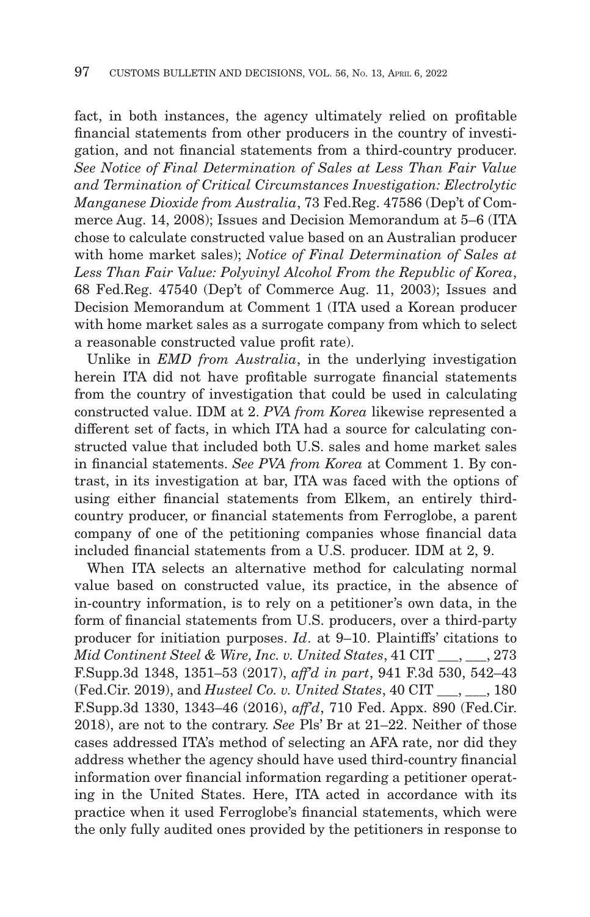fact, in both instances, the agency ultimately relied on profitable financial statements from other producers in the country of investigation, and not financial statements from a third-country producer. *See Notice of Final Determination of Sales at Less Than Fair Value and Termination of Critical Circumstances Investigation: Electrolytic Manganese Dioxide from Australia*, 73 Fed.Reg. 47586 (Dep't of Commerce Aug. 14, 2008); Issues and Decision Memorandum at 5–6 (ITA chose to calculate constructed value based on an Australian producer with home market sales); *Notice of Final Determination of Sales at Less Than Fair Value: Polyvinyl Alcohol From the Republic of Korea*, 68 Fed.Reg. 47540 (Dep't of Commerce Aug. 11, 2003); Issues and Decision Memorandum at Comment 1 (ITA used a Korean producer with home market sales as a surrogate company from which to select a reasonable constructed value profit rate).

Unlike in *EMD from Australia*, in the underlying investigation herein ITA did not have profitable surrogate financial statements from the country of investigation that could be used in calculating constructed value. IDM at 2. *PVA from Korea* likewise represented a different set of facts, in which ITA had a source for calculating constructed value that included both U.S. sales and home market sales in financial statements. *See PVA from Korea* at Comment 1. By contrast, in its investigation at bar, ITA was faced with the options of using either financial statements from Elkem, an entirely third-country producer, or financial statements from Ferroglobe, a parent company of one of the petitioning companies whose financial data included financial statements from a U.S. producer. IDM at 2, 9.

When ITA selects an alternative method for calculating normal value based on constructed value, its practice, in the absence of in-country information, is to rely on a petitioner's own data, in the form of financial statements from U.S. producers, over a third-party producer for initiation purposes. *Id*. at 9–10. Plaintiffs' citations to *Mid Continent Steel & Wire, Inc. v. United States*, 41 CIT ___, ___, 273 F.Supp.3d 1348, 1351–53 (2017), *aff'd in part*, 941 F.3d 530, 542–43 (Fed.Cir. 2019), and *Husteel Co. v. United States*, 40 CIT ___, ___, 180 F.Supp.3d 1330, 1343–46 (2016), *aff'd*, 710 Fed. Appx. 890 (Fed.Cir. 2018), are not to the contrary. *See* Pls' Br at 21–22. Neither of those cases addressed ITA's method of selecting an AFA rate, nor did they address whether the agency should have used third-country financial information over financial information regarding a petitioner operating in the United States. Here, ITA acted in accordance with its practice when it used Ferroglobe's financial statements, which were the only fully audited ones provided by the petitioners in response to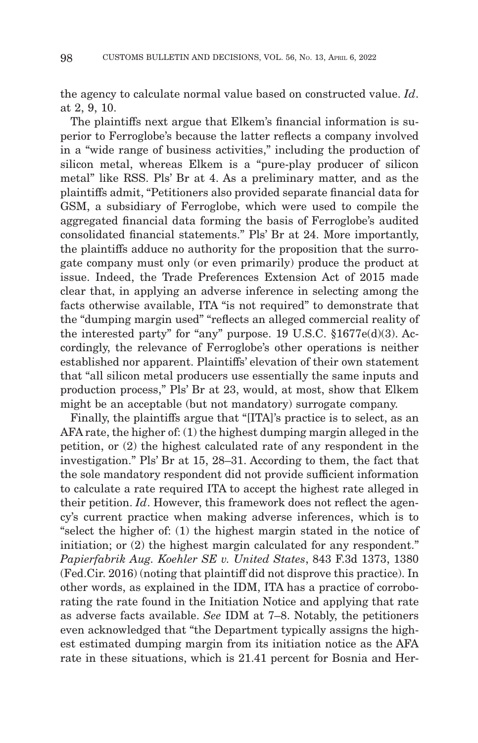the agency to calculate normal value based on constructed value. *Id*. at 2, 9, 10.

The plaintiffs next argue that Elkem's financial information is superior to Ferroglobe's because the latter reflects a company involved in a "wide range of business activities," including the production of silicon metal, whereas Elkem is a "pure-play producer of silicon metal" like RSS. Pls' Br at 4. As a preliminary matter, and as the plaintiffs admit, "Petitioners also provided separate financial data for GSM, a subsidiary of Ferroglobe, which were used to compile the aggregated financial data forming the basis of Ferroglobe's audited consolidated financial statements." Pls' Br at 24. More importantly, the plaintiffs adduce no authority for the proposition that the surrogate company must only (or even primarily) produce the product at issue. Indeed, the Trade Preferences Extension Act of 2015 made clear that, in applying an adverse inference in selecting among the facts otherwise available, ITA "is not required" to demonstrate that the "dumping margin used" "reflects an alleged commercial reality of the interested party" for "any" purpose. 19 U.S.C. §1677e(d)(3). Accordingly, the relevance of Ferroglobe's other operations is neither established nor apparent. Plaintiffs' elevation of their own statement that "all silicon metal producers use essentially the same inputs and production process," Pls' Br at 23, would, at most, show that Elkem might be an acceptable (but not mandatory) surrogate company.

Finally, the plaintiffs argue that "[ITA]'s practice is to select, as an AFA rate, the higher of: (1) the highest dumping margin alleged in the petition, or (2) the highest calculated rate of any respondent in the investigation." Pls' Br at 15, 28–31. According to them, the fact that the sole mandatory respondent did not provide sufficient information to calculate a rate required ITA to accept the highest rate alleged in their petition. *Id*. However, this framework does not reflect the agency's current practice when making adverse inferences, which is to "select the higher of: (1) the highest margin stated in the notice of initiation; or (2) the highest margin calculated for any respondent." *Papierfabrik Aug. Koehler SE v. United States*, 843 F.3d 1373, 1380 (Fed.Cir. 2016) (noting that plaintiff did not disprove this practice). In other words, as explained in the IDM, ITA has a practice of corroborating the rate found in the Initiation Notice and applying that rate as adverse facts available. *See* IDM at 7–8. Notably, the petitioners even acknowledged that "the Department typically assigns the highest estimated dumping margin from its initiation notice as the AFA rate in these situations, which is 21.41 percent for Bosnia and Her-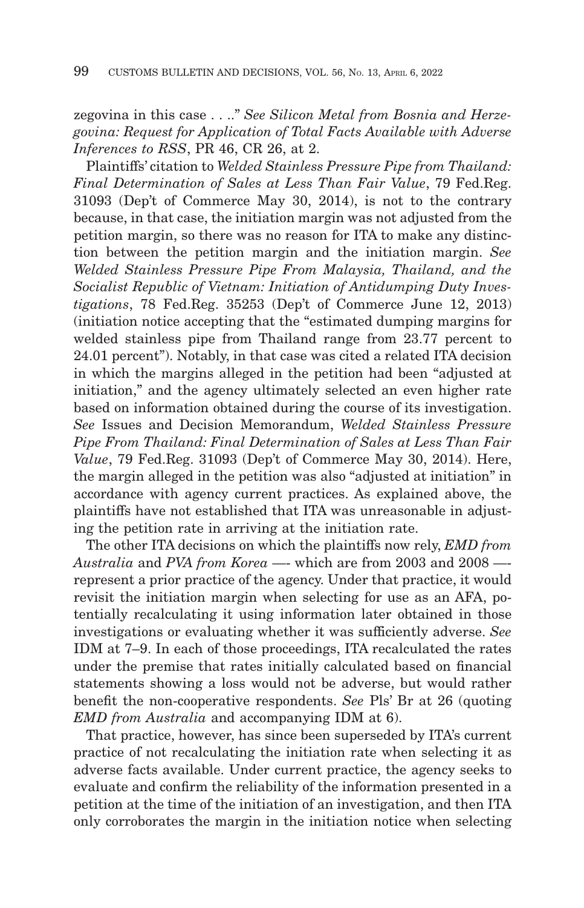zegovina in this case . . ..” *See Silicon Metal from Bosnia and Herzegovina: Request for Application of Total Facts Available with Adverse Inferences to RSS*, PR 46, CR 26, at 2.

Plaintiffs' citation to *Welded Stainless Pressure Pipe from Thailand: Final Determination of Sales at Less Than Fair Value*, 79 Fed.Reg. 31093 (Dep't of Commerce May 30, 2014), is not to the contrary because, in that case, the initiation margin was not adjusted from the petition margin, so there was no reason for ITA to make any distinction between the petition margin and the initiation margin. *See Welded Stainless Pressure Pipe From Malaysia, Thailand, and the Socialist Republic of Vietnam: Initiation of Antidumping Duty Investigations*, 78 Fed.Reg. 35253 (Dep't of Commerce June 12, 2013) (initiation notice accepting that the "estimated dumping margins for welded stainless pipe from Thailand range from 23.77 percent to 24.01 percent"). Notably, in that case was cited a related ITA decision in which the margins alleged in the petition had been "adjusted at initiation," and the agency ultimately selected an even higher rate based on information obtained during the course of its investigation. *See* Issues and Decision Memorandum, *Welded Stainless Pressure Pipe From Thailand: Final Determination of Sales at Less Than Fair Value*, 79 Fed.Reg. 31093 (Dep't of Commerce May 30, 2014). Here, the margin alleged in the petition was also "adjusted at initiation" in accordance with agency current practices. As explained above, the plaintiffs have not established that ITA was unreasonable in adjusting the petition rate in arriving at the initiation rate.

The other ITA decisions on which the plaintiffs now rely, *EMD from Australia* and *PVA from Korea* —- which are from 2003 and 2008 —- represent a prior practice of the agency. Under that practice, it would revisit the initiation margin when selecting for use as an AFA, potentially recalculating it using information later obtained in those investigations or evaluating whether it was sufficiently adverse. *See* IDM at 7–9. In each of those proceedings, ITA recalculated the rates under the premise that rates initially calculated based on financial statements showing a loss would not be adverse, but would rather benefit the non-cooperative respondents. *See* Pls' Br at 26 (quoting *EMD from Australia* and accompanying IDM at 6).

That practice, however, has since been superseded by ITA's current practice of not recalculating the initiation rate when selecting it as adverse facts available. Under current practice, the agency seeks to evaluate and confirm the reliability of the information presented in a petition at the time of the initiation of an investigation, and then ITA only corroborates the margin in the initiation notice when selecting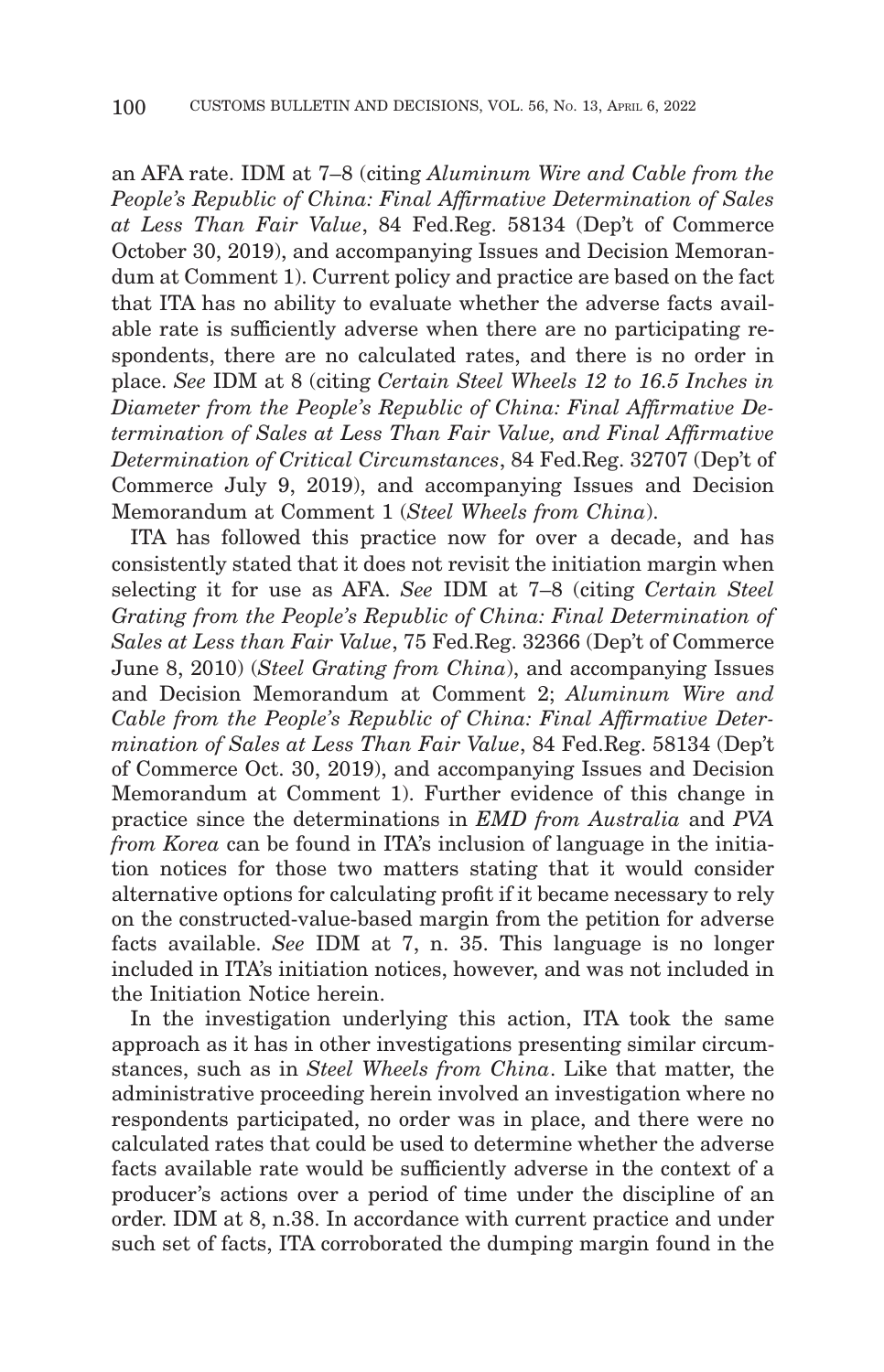an AFA rate. IDM at 7–8 (citing *Aluminum Wire and Cable from the People's Republic of China: Final Affirmative Determination of Sales at Less Than Fair Value*, 84 Fed.Reg. 58134 (Dep't of Commerce October 30, 2019), and accompanying Issues and Decision Memorandum at Comment 1). Current policy and practice are based on the fact that ITA has no ability to evaluate whether the adverse facts available rate is sufficiently adverse when there are no participating respondents, there are no calculated rates, and there is no order in place. *See* IDM at 8 (citing *Certain Steel Wheels 12 to 16.5 Inches in Diameter from the People's Republic of China: Final Affirmative Determination of Sales at Less Than Fair Value, and Final Affirmative Determination of Critical Circumstances*, 84 Fed.Reg. 32707 (Dep't of Commerce July 9, 2019), and accompanying Issues and Decision Memorandum at Comment 1 (*Steel Wheels from China*).

ITA has followed this practice now for over a decade, and has consistently stated that it does not revisit the initiation margin when selecting it for use as AFA. *See* IDM at 7–8 (citing *Certain Steel Grating from the People's Republic of China: Final Determination of Sales at Less than Fair Value*, 75 Fed.Reg. 32366 (Dep't of Commerce June 8, 2010) (*Steel Grating from China*), and accompanying Issues and Decision Memorandum at Comment 2; *Aluminum Wire and Cable from the People's Republic of China: Final Affirmative Determination of Sales at Less Than Fair Value*, 84 Fed.Reg. 58134 (Dep't of Commerce Oct. 30, 2019), and accompanying Issues and Decision Memorandum at Comment 1). Further evidence of this change in practice since the determinations in *EMD from Australia* and *PVA from Korea* can be found in ITA's inclusion of language in the initiation notices for those two matters stating that it would consider alternative options for calculating profit if it became necessary to rely on the constructed-value-based margin from the petition for adverse facts available. *See* IDM at 7, n. 35. This language is no longer included in ITA's initiation notices, however, and was not included in the Initiation Notice herein.

In the investigation underlying this action, ITA took the same approach as it has in other investigations presenting similar circumstances, such as in *Steel Wheels from China*. Like that matter, the administrative proceeding herein involved an investigation where no respondents participated, no order was in place, and there were no calculated rates that could be used to determine whether the adverse facts available rate would be sufficiently adverse in the context of a producer's actions over a period of time under the discipline of an order. IDM at 8, n.38. In accordance with current practice and under such set of facts, ITA corroborated the dumping margin found in the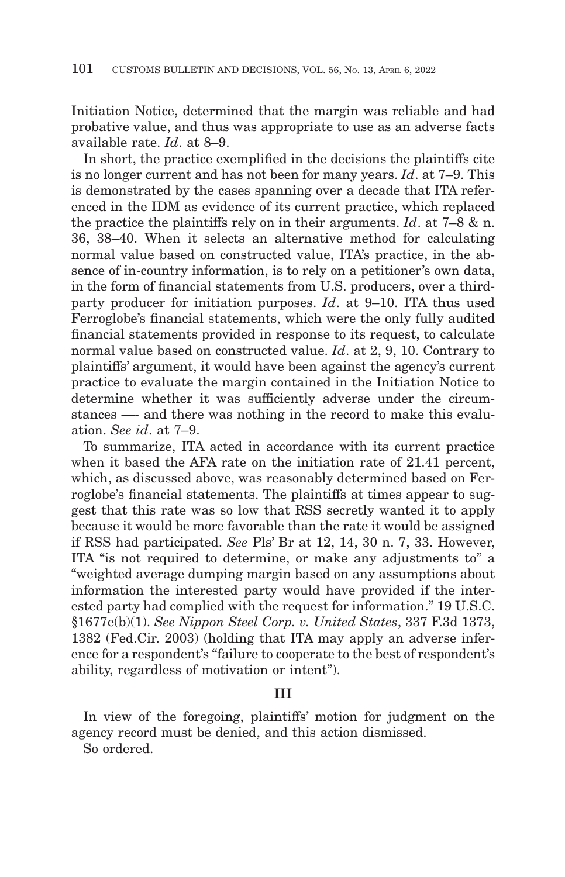Initiation Notice, determined that the margin was reliable and had probative value, and thus was appropriate to use as an adverse facts available rate. *Id*. at 8–9.

In short, the practice exemplified in the decisions the plaintiffs cite is no longer current and has not been for many years. *Id*. at 7–9. This is demonstrated by the cases spanning over a decade that ITA referenced in the IDM as evidence of its current practice, which replaced the practice the plaintiffs rely on in their arguments. *Id*. at 7–8 & n. 36, 38–40. When it selects an alternative method for calculating normal value based on constructed value, ITA's practice, in the absence of in-country information, is to rely on a petitioner's own data, in the form of financial statements from U.S. producers, over a third-party producer for initiation purposes. *Id*. at 9–10. ITA thus used Ferroglobe's financial statements, which were the only fully audited financial statements provided in response to its request, to calculate normal value based on constructed value. *Id*. at 2, 9, 10. Contrary to plaintiffs' argument, it would have been against the agency's current practice to evaluate the margin contained in the Initiation Notice to determine whether it was sufficiently adverse under the circumstances —- and there was nothing in the record to make this evaluation. *See id*. at 7–9.

To summarize, ITA acted in accordance with its current practice when it based the AFA rate on the initiation rate of 21.41 percent, which, as discussed above, was reasonably determined based on Ferroglobe's financial statements. The plaintiffs at times appear to suggest that this rate was so low that RSS secretly wanted it to apply because it would be more favorable than the rate it would be assigned if RSS had participated. *See* Pls' Br at 12, 14, 30 n. 7, 33. However, ITA "is not required to determine, or make any adjustments to" a "weighted average dumping margin based on any assumptions about information the interested party would have provided if the interested party had complied with the request for information." 19 U.S.C. §1677e(b)(1). *See Nippon Steel Corp. v. United States*, 337 F.3d 1373, 1382 (Fed.Cir. 2003) (holding that ITA may apply an adverse inference for a respondent's "failure to cooperate to the best of respondent's ability, regardless of motivation or intent").

### III

In view of the foregoing, plaintiffs' motion for judgment on the agency record must be denied, and this action dismissed.

So ordered.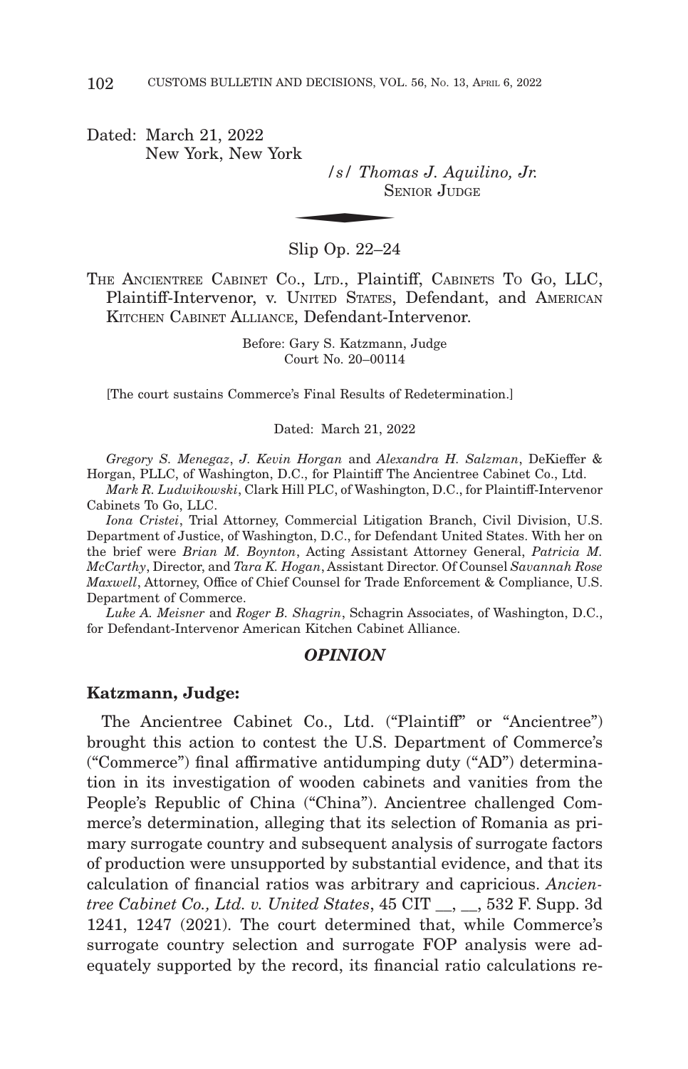Dated: March 21, 2022
New York, New York

*/s/ Thomas J. Aquilino, Jr.*
SENIOR JUDGE

Slip Op. 22–24

THE ANCIENTREE CABINET CO., LTD., Plaintiff, CABINETS TO GO, LLC, Plaintiff-Intervenor, v. UNITED STATES, Defendant, and AMERICAN KITCHEN CABINET ALLIANCE, Defendant-Intervenor.

Before: Gary S. Katzmann, Judge
Court No. 20–00114

[The court sustains Commerce's Final Results of Redetermination.]

Dated: March 21, 2022

*Gregory S. Menegaz*, *J. Kevin Horgan* and *Alexandra H. Salzman*, DeKieffer & Horgan, PLLC, of Washington, D.C., for Plaintiff The Ancientree Cabinet Co., Ltd.

*Mark R. Ludwikowski*, Clark Hill PLC, of Washington, D.C., for Plaintiff-Intervenor Cabinets To Go, LLC.

*Iona Cristei*, Trial Attorney, Commercial Litigation Branch, Civil Division, U.S. Department of Justice, of Washington, D.C., for Defendant United States. With her on the brief were *Brian M. Boynton*, Acting Assistant Attorney General, *Patricia M. McCarthy*, Director, and *Tara K. Hogan*, Assistant Director. Of Counsel *Savannah Rose Maxwell*, Attorney, Office of Chief Counsel for Trade Enforcement & Compliance, U.S. Department of Commerce.

*Luke A. Meisner* and *Roger B. Shagrin*, Schagrin Associates, of Washington, D.C., for Defendant-Intervenor American Kitchen Cabinet Alliance.

## *OPINION*

**Katzmann, Judge:**

The Ancientree Cabinet Co., Ltd. ("Plaintiff" or "Ancientree") brought this action to contest the U.S. Department of Commerce's ("Commerce") final affirmative antidumping duty ("AD") determination in its investigation of wooden cabinets and vanities from the People's Republic of China ("China"). Ancientree challenged Commerce's determination, alleging that its selection of Romania as primary surrogate country and subsequent analysis of surrogate factors of production were unsupported by substantial evidence, and that its calculation of financial ratios was arbitrary and capricious. *Ancientree Cabinet Co., Ltd. v. United States*, 45 CIT __, __, 532 F. Supp. 3d 1241, 1247 (2021). The court determined that, while Commerce's surrogate country selection and surrogate FOP analysis were adequately supported by the record, its financial ratio calculations re-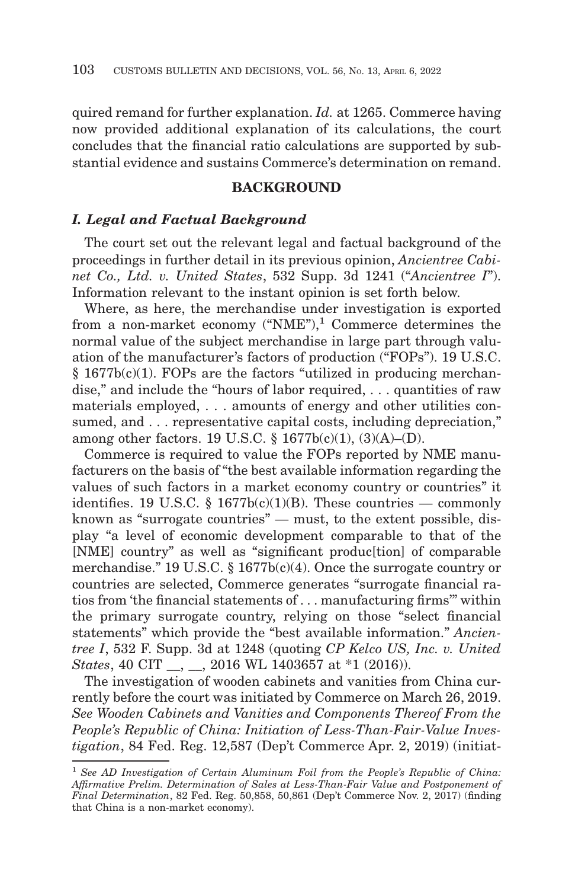quired remand for further explanation. *Id.* at 1265. Commerce having now provided additional explanation of its calculations, the court concludes that the financial ratio calculations are supported by substantial evidence and sustains Commerce's determination on remand.

## BACKGROUND

### *I. Legal and Factual Background*

The court set out the relevant legal and factual background of the proceedings in further detail in its previous opinion, *Ancientree Cabinet Co., Ltd. v. United States*, 532 Supp. 3d 1241 ("*Ancientree I*"). Information relevant to the instant opinion is set forth below.

Where, as here, the merchandise under investigation is exported from a non-market economy ("NME"),[1] Commerce determines the normal value of the subject merchandise in large part through valuation of the manufacturer's factors of production ("FOPs"). 19 U.S.C. § 1677b(c)(1). FOPs are the factors "utilized in producing merchandise," and include the "hours of labor required, . . . quantities of raw materials employed, . . . amounts of energy and other utilities consumed, and . . . representative capital costs, including depreciation," among other factors. 19 U.S.C. § 1677b(c)(1), (3)(A)–(D).

Commerce is required to value the FOPs reported by NME manufacturers on the basis of "the best available information regarding the values of such factors in a market economy country or countries" it identifies. 19 U.S.C. § 1677b(c)(1)(B). These countries — commonly known as "surrogate countries" — must, to the extent possible, display "a level of economic development comparable to that of the [NME] country" as well as "significant produc[tion] of comparable merchandise." 19 U.S.C. § 1677b(c)(4). Once the surrogate country or countries are selected, Commerce generates "surrogate financial ratios from 'the financial statements of . . . manufacturing firms'" within the primary surrogate country, relying on those "select financial statements" which provide the "best available information." *Ancientree I*, 532 F. Supp. 3d at 1248 (quoting *CP Kelco US, Inc. v. United States*, 40 CIT __, __, 2016 WL 1403657 at *1 (2016)).

The investigation of wooden cabinets and vanities from China currently before the court was initiated by Commerce on March 26, 2019. *See Wooden Cabinets and Vanities and Components Thereof From the People's Republic of China: Initiation of Less-Than-Fair-Value Investigation*, 84 Fed. Reg. 12,587 (Dep't Commerce Apr. 2, 2019) (initiat-

[1] *See AD Investigation of Certain Aluminum Foil from the People's Republic of China: Affirmative Prelim. Determination of Sales at Less-Than-Fair Value and Postponement of Final Determination*, 82 Fed. Reg. 50,858, 50,861 (Dep't Commerce Nov. 2, 2017) (finding that China is a non-market economy).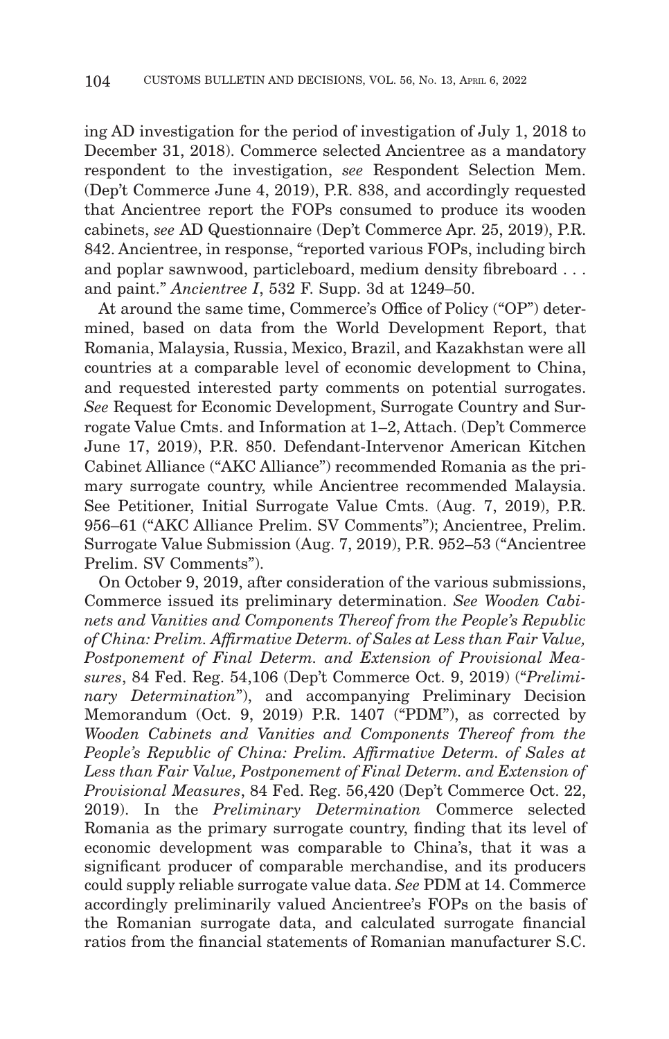ing AD investigation for the period of investigation of July 1, 2018 to December 31, 2018). Commerce selected Ancientree as a mandatory respondent to the investigation, *see* Respondent Selection Mem. (Dep't Commerce June 4, 2019), P.R. 838, and accordingly requested that Ancientree report the FOPs consumed to produce its wooden cabinets, *see* AD Questionnaire (Dep't Commerce Apr. 25, 2019), P.R. 842. Ancientree, in response, "reported various FOPs, including birch and poplar sawnwood, particleboard, medium density fibreboard . . . and paint." *Ancientree I*, 532 F. Supp. 3d at 1249–50.

At around the same time, Commerce's Office of Policy ("OP") determined, based on data from the World Development Report, that Romania, Malaysia, Russia, Mexico, Brazil, and Kazakhstan were all countries at a comparable level of economic development to China, and requested interested party comments on potential surrogates. *See* Request for Economic Development, Surrogate Country and Surrogate Value Cmts. and Information at 1–2, Attach. (Dep't Commerce June 17, 2019), P.R. 850. Defendant-Intervenor American Kitchen Cabinet Alliance ("AKC Alliance") recommended Romania as the primary surrogate country, while Ancientree recommended Malaysia. See Petitioner, Initial Surrogate Value Cmts. (Aug. 7, 2019), P.R. 956–61 ("AKC Alliance Prelim. SV Comments"); Ancientree, Prelim. Surrogate Value Submission (Aug. 7, 2019), P.R. 952–53 ("Ancientree Prelim. SV Comments").

On October 9, 2019, after consideration of the various submissions, Commerce issued its preliminary determination. *See Wooden Cabinets and Vanities and Components Thereof from the People's Republic of China: Prelim. Affirmative Determ. of Sales at Less than Fair Value, Postponement of Final Determ. and Extension of Provisional Measures*, 84 Fed. Reg. 54,106 (Dep't Commerce Oct. 9, 2019) ("*Preliminary Determination*"), and accompanying Preliminary Decision Memorandum (Oct. 9, 2019) P.R. 1407 ("PDM"), as corrected by *Wooden Cabinets and Vanities and Components Thereof from the People's Republic of China: Prelim. Affirmative Determ. of Sales at Less than Fair Value, Postponement of Final Determ. and Extension of Provisional Measures*, 84 Fed. Reg. 56,420 (Dep't Commerce Oct. 22, 2019). In the *Preliminary Determination* Commerce selected Romania as the primary surrogate country, finding that its level of economic development was comparable to China's, that it was a significant producer of comparable merchandise, and its producers could supply reliable surrogate value data. *See* PDM at 14. Commerce accordingly preliminarily valued Ancientree's FOPs on the basis of the Romanian surrogate data, and calculated surrogate financial ratios from the financial statements of Romanian manufacturer S.C.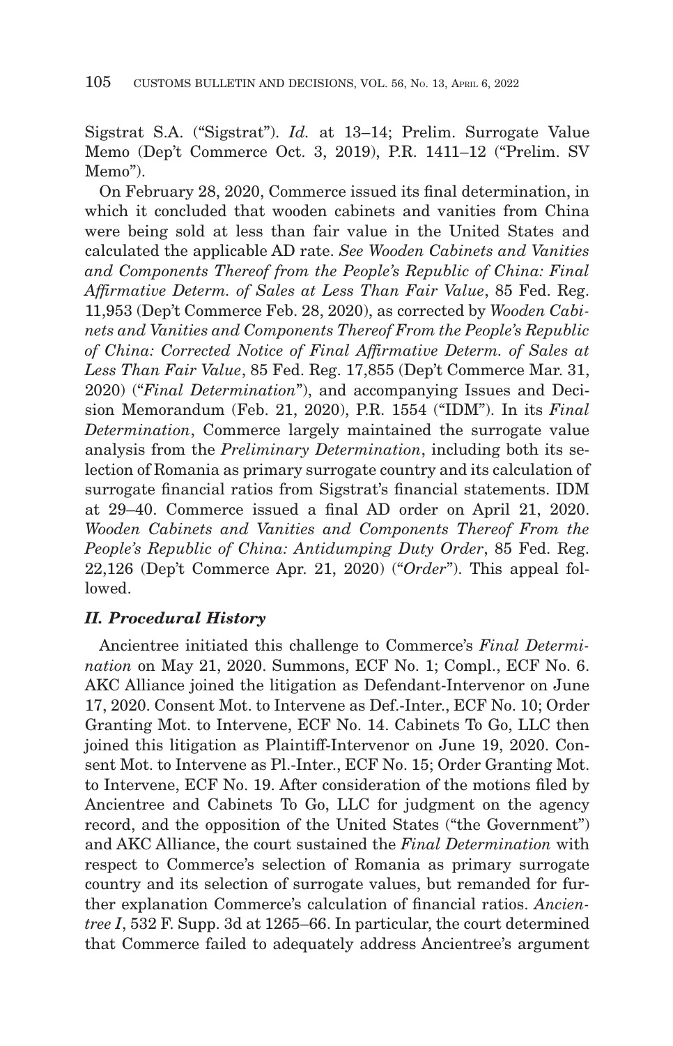Sigstrat S.A. ("Sigstrat"). *Id.* at 13–14; Prelim. Surrogate Value Memo (Dep't Commerce Oct. 3, 2019), P.R. 1411–12 ("Prelim. SV Memo").

On February 28, 2020, Commerce issued its final determination, in which it concluded that wooden cabinets and vanities from China were being sold at less than fair value in the United States and calculated the applicable AD rate. *See Wooden Cabinets and Vanities and Components Thereof from the People's Republic of China: Final Affirmative Determ. of Sales at Less Than Fair Value*, 85 Fed. Reg. 11,953 (Dep't Commerce Feb. 28, 2020), as corrected by *Wooden Cabinets and Vanities and Components Thereof From the People's Republic of China: Corrected Notice of Final Affirmative Determ. of Sales at Less Than Fair Value*, 85 Fed. Reg. 17,855 (Dep't Commerce Mar. 31, 2020) ("*Final Determination*"), and accompanying Issues and Decision Memorandum (Feb. 21, 2020), P.R. 1554 ("IDM"). In its *Final Determination*, Commerce largely maintained the surrogate value analysis from the *Preliminary Determination*, including both its selection of Romania as primary surrogate country and its calculation of surrogate financial ratios from Sigstrat's financial statements. IDM at 29–40. Commerce issued a final AD order on April 21, 2020. *Wooden Cabinets and Vanities and Components Thereof From the People's Republic of China: Antidumping Duty Order*, 85 Fed. Reg. 22,126 (Dep't Commerce Apr. 21, 2020) ("*Order*"). This appeal followed.

### *II. Procedural History*

Ancientree initiated this challenge to Commerce's *Final Determination* on May 21, 2020. Summons, ECF No. 1; Compl., ECF No. 6. AKC Alliance joined the litigation as Defendant-Intervenor on June 17, 2020. Consent Mot. to Intervene as Def.-Inter., ECF No. 10; Order Granting Mot. to Intervene, ECF No. 14. Cabinets To Go, LLC then joined this litigation as Plaintiff-Intervenor on June 19, 2020. Consent Mot. to Intervene as Pl.-Inter., ECF No. 15; Order Granting Mot. to Intervene, ECF No. 19. After consideration of the motions filed by Ancientree and Cabinets To Go, LLC for judgment on the agency record, and the opposition of the United States ("the Government") and AKC Alliance, the court sustained the *Final Determination* with respect to Commerce's selection of Romania as primary surrogate country and its selection of surrogate values, but remanded for further explanation Commerce's calculation of financial ratios. *Ancientree I*, 532 F. Supp. 3d at 1265–66. In particular, the court determined that Commerce failed to adequately address Ancientree's argument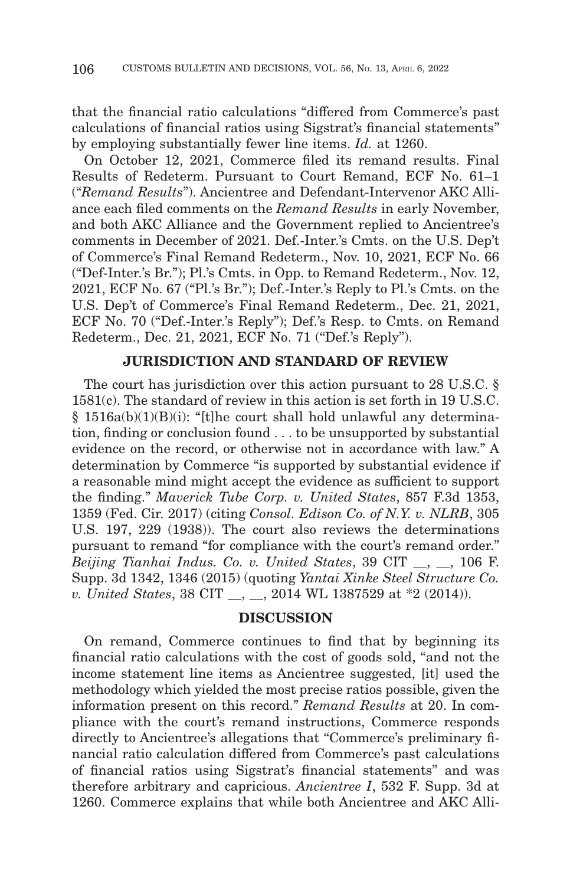that the financial ratio calculations "differed from Commerce's past calculations of financial ratios using Sigstrat's financial statements" by employing substantially fewer line items. *Id.* at 1260.

On October 12, 2021, Commerce filed its remand results. Final Results of Redeterm. Pursuant to Court Remand, ECF No. 61–1 ("*Remand Results*"). Ancientree and Defendant-Intervenor AKC Alliance each filed comments on the *Remand Results* in early November, and both AKC Alliance and the Government replied to Ancientree's comments in December of 2021. Def.-Inter.'s Cmts. on the U.S. Dep't of Commerce's Final Remand Redeterm., Nov. 10, 2021, ECF No. 66 ("Def-Inter.'s Br."); Pl.'s Cmts. in Opp. to Remand Redeterm., Nov. 12, 2021, ECF No. 67 ("Pl.'s Br."); Def.-Inter.'s Reply to Pl.'s Cmts. on the U.S. Dep't of Commerce's Final Remand Redeterm., Dec. 21, 2021, ECF No. 70 ("Def.-Inter.'s Reply"); Def.'s Resp. to Cmts. on Remand Redeterm., Dec. 21, 2021, ECF No. 71 ("Def.'s Reply").

## JURISDICTION AND STANDARD OF REVIEW

The court has jurisdiction over this action pursuant to 28 U.S.C. § 1581(c). The standard of review in this action is set forth in 19 U.S.C. § 1516a(b)(1)(B)(i): "[t]he court shall hold unlawful any determination, finding or conclusion found . . . to be unsupported by substantial evidence on the record, or otherwise not in accordance with law." A determination by Commerce "is supported by substantial evidence if a reasonable mind might accept the evidence as sufficient to support the finding." *Maverick Tube Corp. v. United States*, 857 F.3d 1353, 1359 (Fed. Cir. 2017) (citing *Consol. Edison Co. of N.Y. v. NLRB*, 305 U.S. 197, 229 (1938)). The court also reviews the determinations pursuant to remand "for compliance with the court's remand order." *Beijing Tianhai Indus. Co. v. United States*, 39 CIT __, __, 106 F. Supp. 3d 1342, 1346 (2015) (quoting *Yantai Xinke Steel Structure Co. v. United States*, 38 CIT __, __, 2014 WL 1387529 at *2 (2014)).

## DISCUSSION

On remand, Commerce continues to find that by beginning its financial ratio calculations with the cost of goods sold, "and not the income statement line items as Ancientree suggested, [it] used the methodology which yielded the most precise ratios possible, given the information present on this record." *Remand Results* at 20. In compliance with the court's remand instructions, Commerce responds directly to Ancientree's allegations that "Commerce's preliminary financial ratio calculation differed from Commerce's past calculations of financial ratios using Sigstrat's financial statements" and was therefore arbitrary and capricious. *Ancientree I*, 532 F. Supp. 3d at 1260. Commerce explains that while both Ancientree and AKC Alli-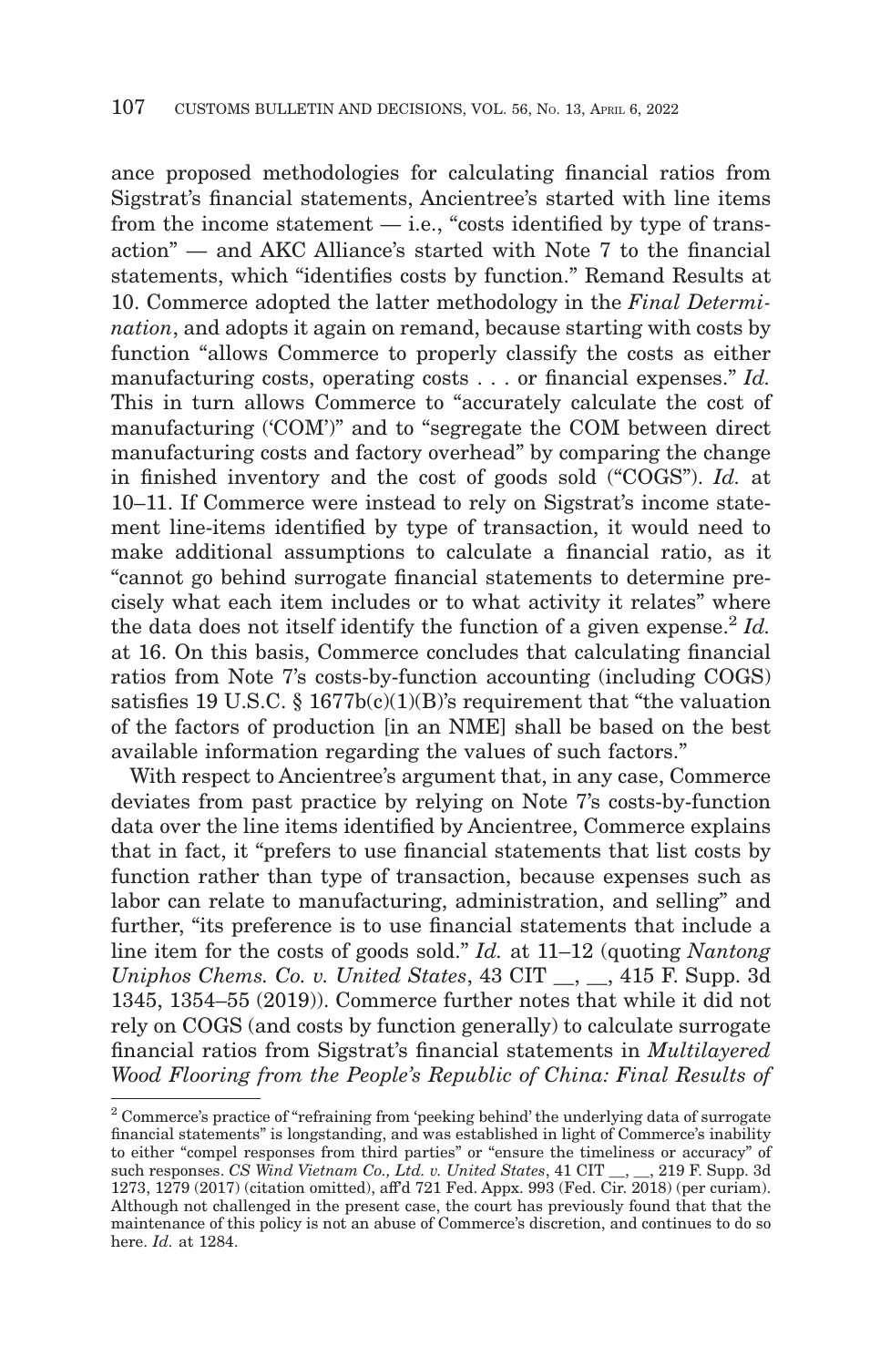ance proposed methodologies for calculating financial ratios from Sigstrat's financial statements, Ancientree's started with line items from the income statement — i.e., "costs identified by type of transaction" — and AKC Alliance's started with Note 7 to the financial statements, which "identifies costs by function." Remand Results at 10. Commerce adopted the latter methodology in the *Final Determination*, and adopts it again on remand, because starting with costs by function "allows Commerce to properly classify the costs as either manufacturing costs, operating costs . . . or financial expenses." *Id.* This in turn allows Commerce to "accurately calculate the cost of manufacturing ('COM')" and to "segregate the COM between direct manufacturing costs and factory overhead" by comparing the change in finished inventory and the cost of goods sold ("COGS"). *Id.* at 10–11. If Commerce were instead to rely on Sigstrat's income statement line-items identified by type of transaction, it would need to make additional assumptions to calculate a financial ratio, as it "cannot go behind surrogate financial statements to determine precisely what each item includes or to what activity it relates" where the data does not itself identify the function of a given expense.[2] *Id.* at 16. On this basis, Commerce concludes that calculating financial ratios from Note 7's costs-by-function accounting (including COGS) satisfies 19 U.S.C. § 1677b(c)(1)(B)'s requirement that "the valuation of the factors of production [in an NME] shall be based on the best available information regarding the values of such factors."

With respect to Ancientree's argument that, in any case, Commerce deviates from past practice by relying on Note 7's costs-by-function data over the line items identified by Ancientree, Commerce explains that in fact, it "prefers to use financial statements that list costs by function rather than type of transaction, because expenses such as labor can relate to manufacturing, administration, and selling" and further, "its preference is to use financial statements that include a line item for the costs of goods sold." *Id.* at 11–12 (quoting *Nantong Uniphos Chems. Co. v. United States*, 43 CIT __, __, 415 F. Supp. 3d 1345, 1354–55 (2019)). Commerce further notes that while it did not rely on COGS (and costs by function generally) to calculate surrogate financial ratios from Sigstrat's financial statements in *Multilayered Wood Flooring from the People's Republic of China: Final Results of*

---

[2] Commerce's practice of "refraining from 'peeking behind' the underlying data of surrogate financial statements" is longstanding, and was established in light of Commerce's inability to either "compel responses from third parties" or "ensure the timeliness or accuracy" of such responses. *CS Wind Vietnam Co., Ltd. v. United States*, 41 CIT __, __, 219 F. Supp. 3d 1273, 1279 (2017) (citation omitted), aff'd 721 Fed. Appx. 993 (Fed. Cir. 2018) (per curiam). Although not challenged in the present case, the court has previously found that that the maintenance of this policy is not an abuse of Commerce's discretion, and continues to do so here. *Id.* at 1284.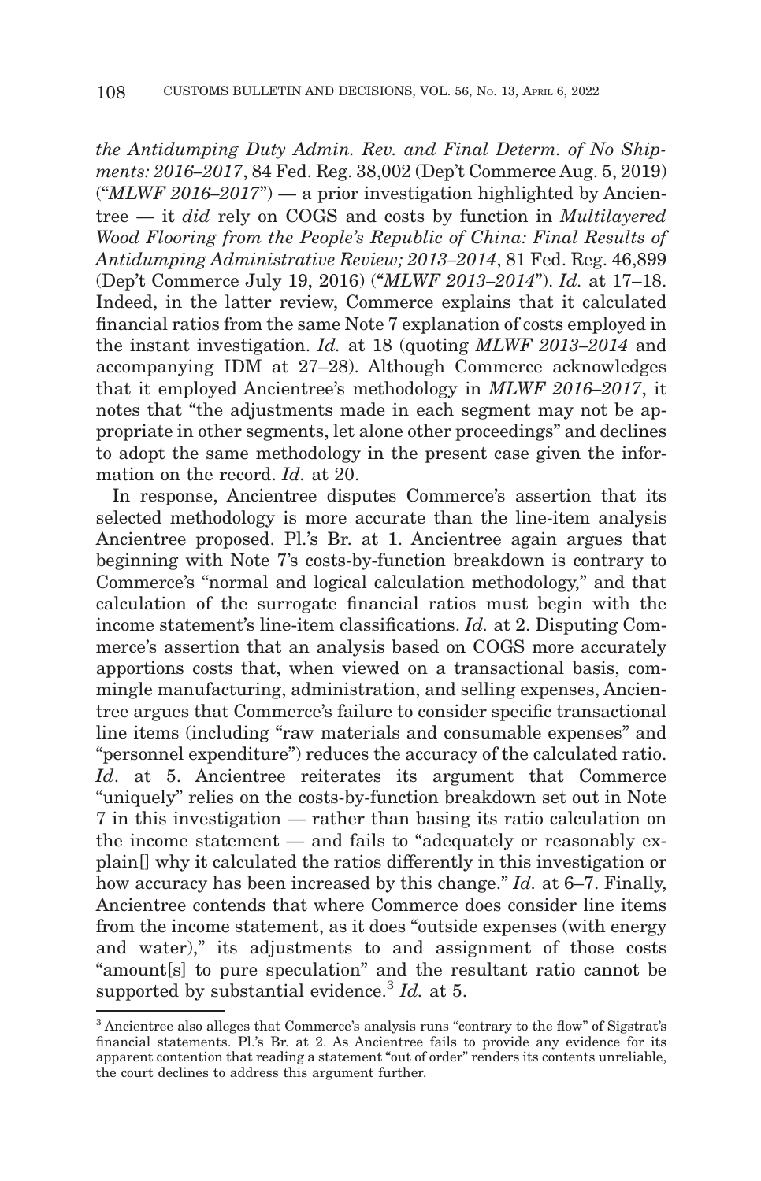*the Antidumping Duty Admin. Rev. and Final Determ. of No Shipments: 2016–2017*, 84 Fed. Reg. 38,002 (Dep't Commerce Aug. 5, 2019) ("*MLWF 2016–2017*") — a prior investigation highlighted by Ancientree — it *did* rely on COGS and costs by function in *Multilayered Wood Flooring from the People's Republic of China: Final Results of Antidumping Administrative Review; 2013–2014*, 81 Fed. Reg. 46,899 (Dep't Commerce July 19, 2016) ("*MLWF 2013–2014*"). *Id.* at 17–18. Indeed, in the latter review, Commerce explains that it calculated financial ratios from the same Note 7 explanation of costs employed in the instant investigation. *Id.* at 18 (quoting *MLWF 2013–2014* and accompanying IDM at 27–28). Although Commerce acknowledges that it employed Ancientree's methodology in *MLWF 2016–2017*, it notes that "the adjustments made in each segment may not be appropriate in other segments, let alone other proceedings" and declines to adopt the same methodology in the present case given the information on the record. *Id.* at 20.

In response, Ancientree disputes Commerce's assertion that its selected methodology is more accurate than the line-item analysis Ancientree proposed. Pl.'s Br. at 1. Ancientree again argues that beginning with Note 7's costs-by-function breakdown is contrary to Commerce's "normal and logical calculation methodology," and that calculation of the surrogate financial ratios must begin with the income statement's line-item classifications. *Id.* at 2. Disputing Commerce's assertion that an analysis based on COGS more accurately apportions costs that, when viewed on a transactional basis, commingle manufacturing, administration, and selling expenses, Ancientree argues that Commerce's failure to consider specific transactional line items (including "raw materials and consumable expenses" and "personnel expenditure") reduces the accuracy of the calculated ratio. *Id*. at 5. Ancientree reiterates its argument that Commerce "uniquely" relies on the costs-by-function breakdown set out in Note 7 in this investigation — rather than basing its ratio calculation on the income statement — and fails to "adequately or reasonably explain[] why it calculated the ratios differently in this investigation or how accuracy has been increased by this change." *Id.* at 6–7. Finally, Ancientree contends that where Commerce does consider line items from the income statement, as it does "outside expenses (with energy and water)," its adjustments to and assignment of those costs "amount[s] to pure speculation" and the resultant ratio cannot be supported by substantial evidence.[3] *Id.* at 5.

[3] Ancientree also alleges that Commerce's analysis runs "contrary to the flow" of Sigstrat's financial statements. Pl.'s Br. at 2. As Ancientree fails to provide any evidence for its apparent contention that reading a statement "out of order" renders its contents unreliable, the court declines to address this argument further.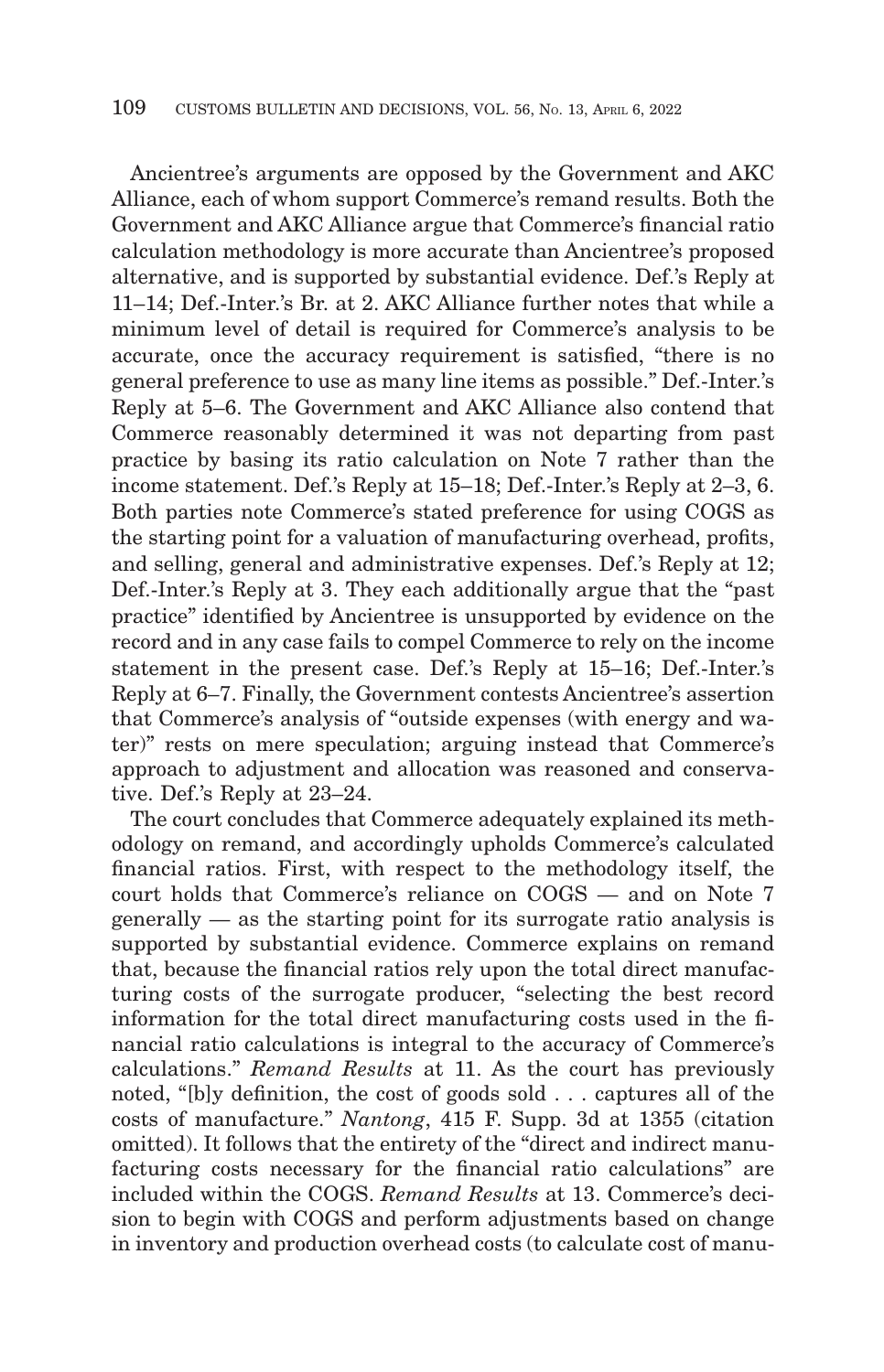Ancientree's arguments are opposed by the Government and AKC Alliance, each of whom support Commerce's remand results. Both the Government and AKC Alliance argue that Commerce's financial ratio calculation methodology is more accurate than Ancientree's proposed alternative, and is supported by substantial evidence. Def.'s Reply at 11–14; Def.-Inter.'s Br. at 2. AKC Alliance further notes that while a minimum level of detail is required for Commerce's analysis to be accurate, once the accuracy requirement is satisfied, "there is no general preference to use as many line items as possible." Def.-Inter.'s Reply at 5–6. The Government and AKC Alliance also contend that Commerce reasonably determined it was not departing from past practice by basing its ratio calculation on Note 7 rather than the income statement. Def.'s Reply at 15–18; Def.-Inter.'s Reply at 2–3, 6. Both parties note Commerce's stated preference for using COGS as the starting point for a valuation of manufacturing overhead, profits, and selling, general and administrative expenses. Def.'s Reply at 12; Def.-Inter.'s Reply at 3. They each additionally argue that the "past practice" identified by Ancientree is unsupported by evidence on the record and in any case fails to compel Commerce to rely on the income statement in the present case. Def.'s Reply at 15–16; Def.-Inter.'s Reply at 6–7. Finally, the Government contests Ancientree's assertion that Commerce's analysis of "outside expenses (with energy and water)" rests on mere speculation; arguing instead that Commerce's approach to adjustment and allocation was reasoned and conservative. Def.'s Reply at 23–24.

The court concludes that Commerce adequately explained its methodology on remand, and accordingly upholds Commerce's calculated financial ratios. First, with respect to the methodology itself, the court holds that Commerce's reliance on COGS — and on Note 7 generally — as the starting point for its surrogate ratio analysis is supported by substantial evidence. Commerce explains on remand that, because the financial ratios rely upon the total direct manufacturing costs of the surrogate producer, "selecting the best record information for the total direct manufacturing costs used in the financial ratio calculations is integral to the accuracy of Commerce's calculations." *Remand Results* at 11. As the court has previously noted, "[b]y definition, the cost of goods sold . . . captures all of the costs of manufacture." *Nantong*, 415 F. Supp. 3d at 1355 (citation omitted). It follows that the entirety of the "direct and indirect manufacturing costs necessary for the financial ratio calculations" are included within the COGS. *Remand Results* at 13. Commerce's decision to begin with COGS and perform adjustments based on change in inventory and production overhead costs (to calculate cost of manu-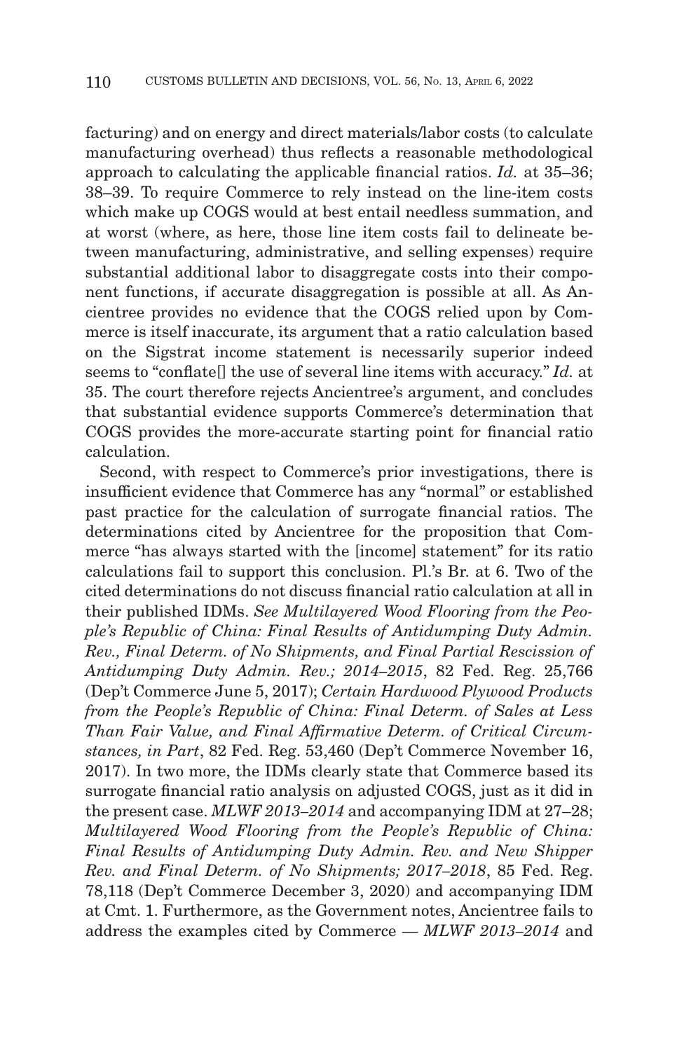facturing) and on energy and direct materials/labor costs (to calculate manufacturing overhead) thus reflects a reasonable methodological approach to calculating the applicable financial ratios. *Id.* at 35–36; 38–39. To require Commerce to rely instead on the line-item costs which make up COGS would at best entail needless summation, and at worst (where, as here, those line item costs fail to delineate between manufacturing, administrative, and selling expenses) require substantial additional labor to disaggregate costs into their component functions, if accurate disaggregation is possible at all. As Ancientree provides no evidence that the COGS relied upon by Commerce is itself inaccurate, its argument that a ratio calculation based on the Sigstrat income statement is necessarily superior indeed seems to "conflate[] the use of several line items with accuracy." *Id.* at 35. The court therefore rejects Ancientree's argument, and concludes that substantial evidence supports Commerce's determination that COGS provides the more-accurate starting point for financial ratio calculation.

Second, with respect to Commerce's prior investigations, there is insufficient evidence that Commerce has any "normal" or established past practice for the calculation of surrogate financial ratios. The determinations cited by Ancientree for the proposition that Commerce "has always started with the [income] statement" for its ratio calculations fail to support this conclusion. Pl.'s Br. at 6. Two of the cited determinations do not discuss financial ratio calculation at all in their published IDMs. *See Multilayered Wood Flooring from the People's Republic of China: Final Results of Antidumping Duty Admin. Rev., Final Determ. of No Shipments, and Final Partial Rescission of Antidumping Duty Admin. Rev.; 2014–2015*, 82 Fed. Reg. 25,766 (Dep't Commerce June 5, 2017); *Certain Hardwood Plywood Products from the People's Republic of China: Final Determ. of Sales at Less Than Fair Value, and Final Affirmative Determ. of Critical Circumstances, in Part*, 82 Fed. Reg. 53,460 (Dep't Commerce November 16, 2017). In two more, the IDMs clearly state that Commerce based its surrogate financial ratio analysis on adjusted COGS, just as it did in the present case. *MLWF 2013–2014* and accompanying IDM at 27–28; *Multilayered Wood Flooring from the People's Republic of China: Final Results of Antidumping Duty Admin. Rev. and New Shipper Rev. and Final Determ. of No Shipments; 2017–2018*, 85 Fed. Reg. 78,118 (Dep't Commerce December 3, 2020) and accompanying IDM at Cmt. 1. Furthermore, as the Government notes, Ancientree fails to address the examples cited by Commerce — *MLWF 2013–2014* and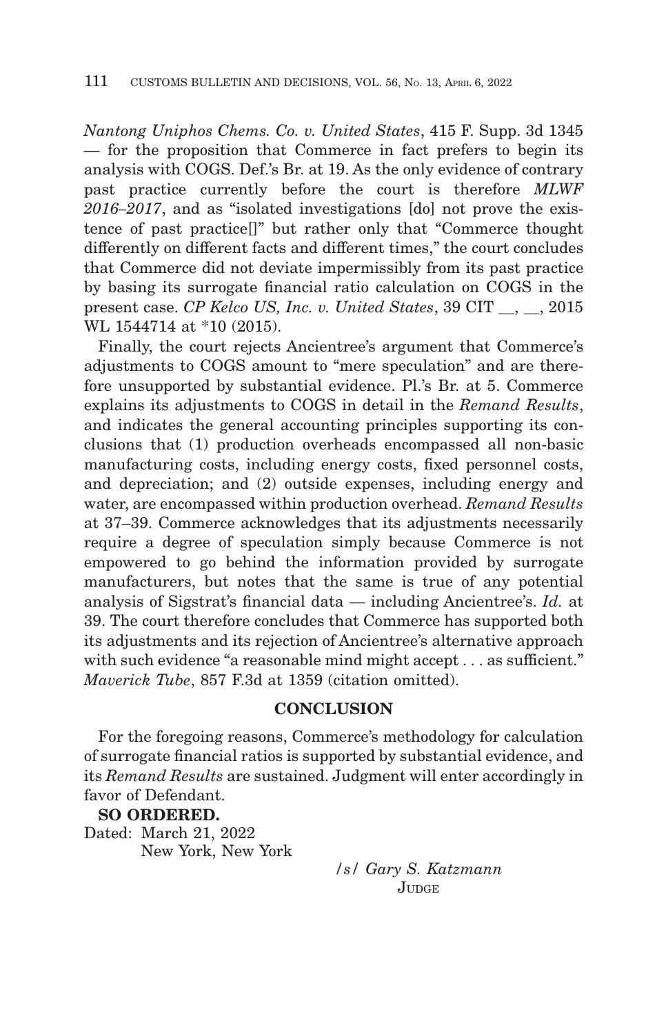*Nantong Uniphos Chems. Co. v. United States*, 415 F. Supp. 3d 1345 — for the proposition that Commerce in fact prefers to begin its analysis with COGS. Def.'s Br. at 19. As the only evidence of contrary past practice currently before the court is therefore *MLWF 2016–2017*, and as "isolated investigations [do] not prove the existence of past practice[]" but rather only that "Commerce thought differently on different facts and different times," the court concludes that Commerce did not deviate impermissibly from its past practice by basing its surrogate financial ratio calculation on COGS in the present case. *CP Kelco US, Inc. v. United States*, 39 CIT __, __, 2015 WL 1544714 at *10 (2015).

Finally, the court rejects Ancientree's argument that Commerce's adjustments to COGS amount to "mere speculation" and are therefore unsupported by substantial evidence. Pl.'s Br. at 5. Commerce explains its adjustments to COGS in detail in the *Remand Results*, and indicates the general accounting principles supporting its conclusions that (1) production overheads encompassed all non-basic manufacturing costs, including energy costs, fixed personnel costs, and depreciation; and (2) outside expenses, including energy and water, are encompassed within production overhead. *Remand Results* at 37–39. Commerce acknowledges that its adjustments necessarily require a degree of speculation simply because Commerce is not empowered to go behind the information provided by surrogate manufacturers, but notes that the same is true of any potential analysis of Sigstrat's financial data — including Ancientree's. *Id.* at 39. The court therefore concludes that Commerce has supported both its adjustments and its rejection of Ancientree's alternative approach with such evidence "a reasonable mind might accept . . . as sufficient." *Maverick Tube*, 857 F.3d at 1359 (citation omitted).

## CONCLUSION

For the foregoing reasons, Commerce's methodology for calculation of surrogate financial ratios is supported by substantial evidence, and its *Remand Results* are sustained. Judgment will enter accordingly in favor of Defendant.

**SO ORDERED.**

Dated: March 21, 2022
New York, New York

*/s/ Gary S. Katzmann*
JUDGE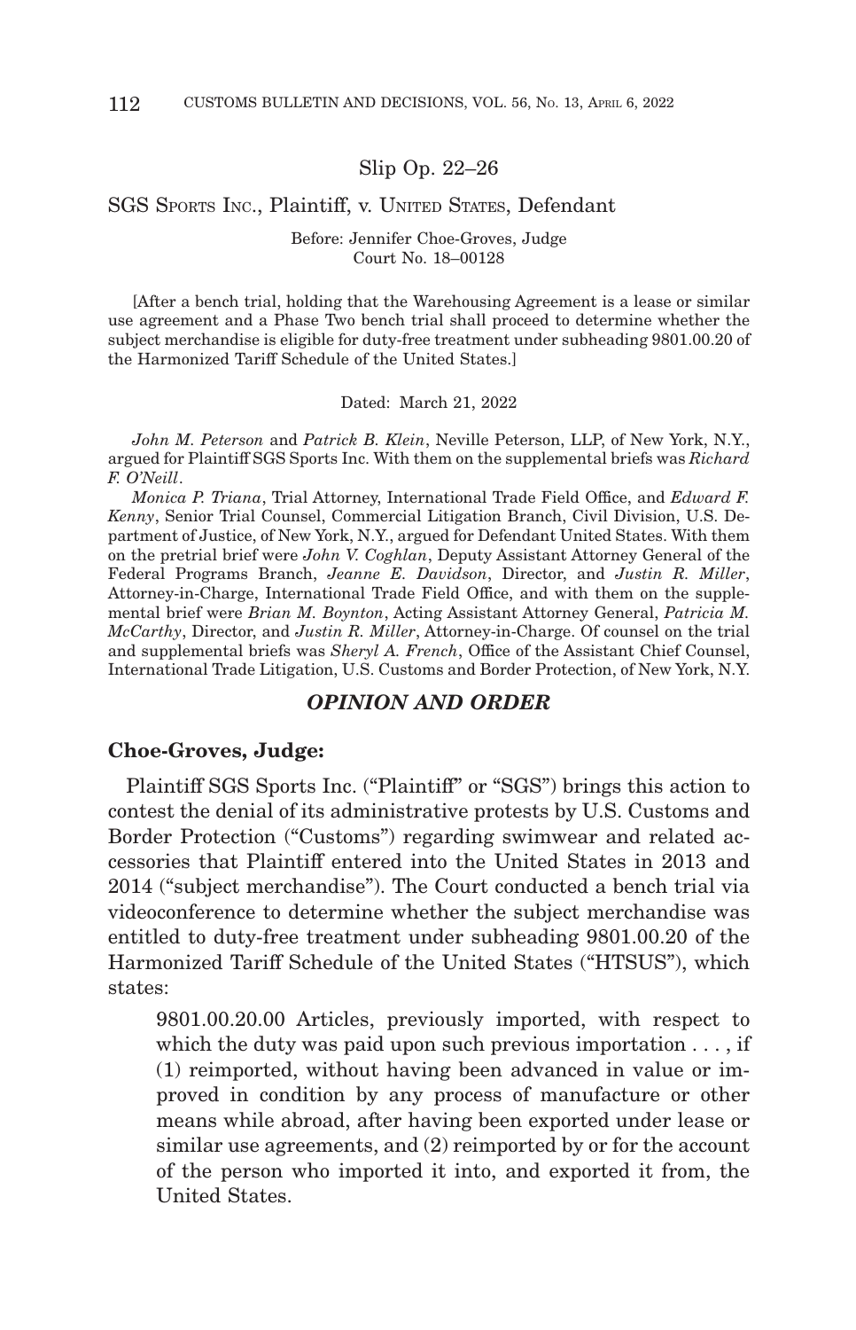Slip Op. 22–26

SGS Sports Inc., Plaintiff, v. United States, Defendant

Before: Jennifer Choe-Groves, Judge
Court No. 18–00128

[After a bench trial, holding that the Warehousing Agreement is a lease or similar use agreement and a Phase Two bench trial shall proceed to determine whether the subject merchandise is eligible for duty-free treatment under subheading 9801.00.20 of the Harmonized Tariff Schedule of the United States.]

Dated: March 21, 2022

*John M. Peterson* and *Patrick B. Klein*, Neville Peterson, LLP, of New York, N.Y., argued for Plaintiff SGS Sports Inc. With them on the supplemental briefs was *Richard F. O'Neill*.

*Monica P. Triana*, Trial Attorney, International Trade Field Office, and *Edward F. Kenny*, Senior Trial Counsel, Commercial Litigation Branch, Civil Division, U.S. Department of Justice, of New York, N.Y., argued for Defendant United States. With them on the pretrial brief were *John V. Coghlan*, Deputy Assistant Attorney General of the Federal Programs Branch, *Jeanne E. Davidson*, Director, and *Justin R. Miller*, Attorney-in-Charge, International Trade Field Office, and with them on the supplemental brief were *Brian M. Boynton*, Acting Assistant Attorney General, *Patricia M. McCarthy*, Director, and *Justin R. Miller*, Attorney-in-Charge. Of counsel on the trial and supplemental briefs was *Sheryl A. French*, Office of the Assistant Chief Counsel, International Trade Litigation, U.S. Customs and Border Protection, of New York, N.Y.

## *OPINION AND ORDER*

**Choe-Groves, Judge:**

Plaintiff SGS Sports Inc. ("Plaintiff" or "SGS") brings this action to contest the denial of its administrative protests by U.S. Customs and Border Protection ("Customs") regarding swimwear and related accessories that Plaintiff entered into the United States in 2013 and 2014 ("subject merchandise"). The Court conducted a bench trial via videoconference to determine whether the subject merchandise was entitled to duty-free treatment under subheading 9801.00.20 of the Harmonized Tariff Schedule of the United States ("HTSUS"), which states:

> 9801.00.20.00 Articles, previously imported, with respect to which the duty was paid upon such previous importation . . . , if (1) reimported, without having been advanced in value or improved in condition by any process of manufacture or other means while abroad, after having been exported under lease or similar use agreements, and (2) reimported by or for the account of the person who imported it into, and exported it from, the United States.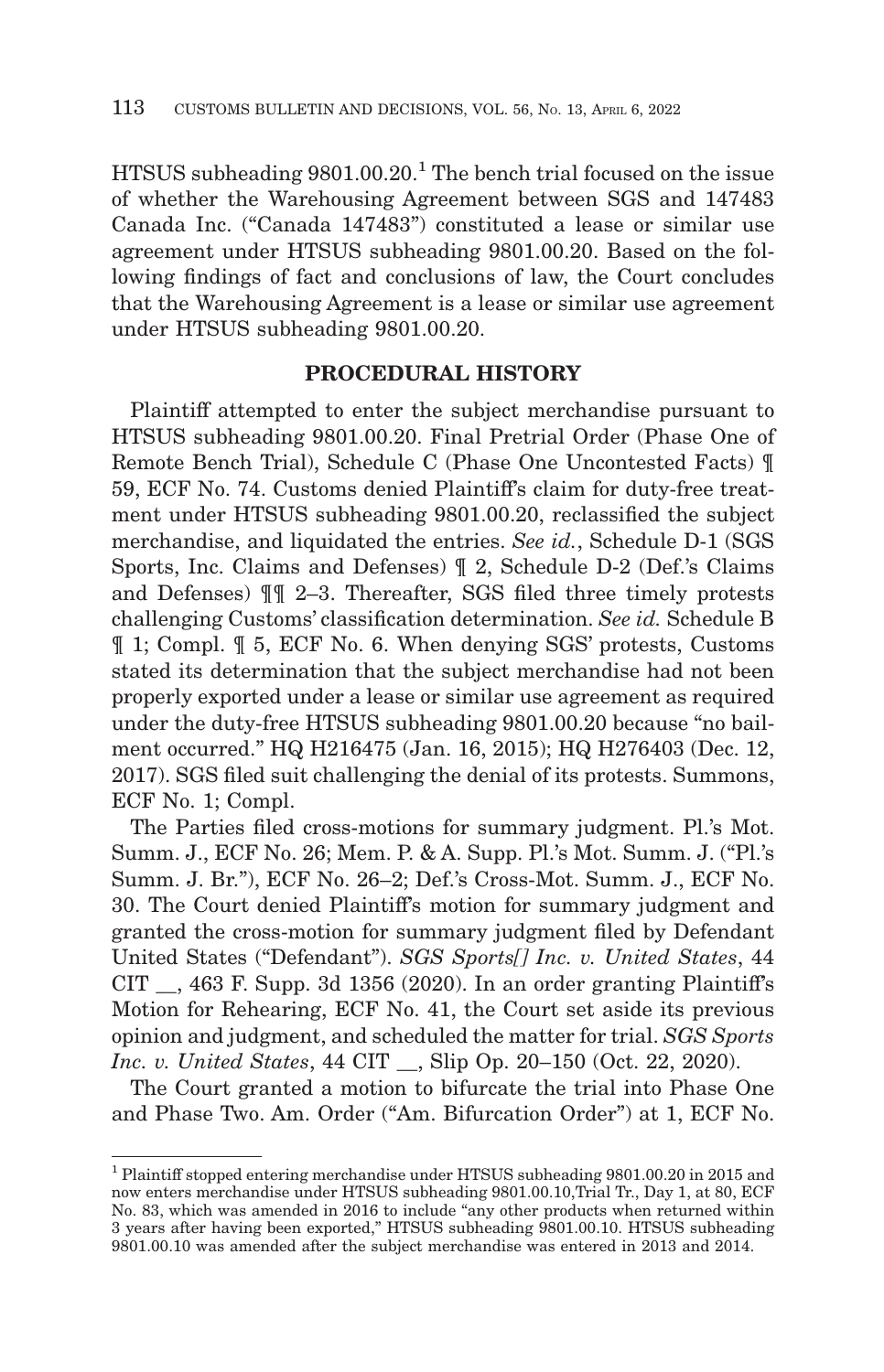HTSUS subheading 9801.00.20.[1] The bench trial focused on the issue of whether the Warehousing Agreement between SGS and 147483 Canada Inc. ("Canada 147483") constituted a lease or similar use agreement under HTSUS subheading 9801.00.20. Based on the following findings of fact and conclusions of law, the Court concludes that the Warehousing Agreement is a lease or similar use agreement under HTSUS subheading 9801.00.20.

## PROCEDURAL HISTORY

Plaintiff attempted to enter the subject merchandise pursuant to HTSUS subheading 9801.00.20. Final Pretrial Order (Phase One of Remote Bench Trial), Schedule C (Phase One Uncontested Facts) ¶ 59, ECF No. 74. Customs denied Plaintiff's claim for duty-free treatment under HTSUS subheading 9801.00.20, reclassified the subject merchandise, and liquidated the entries. *See id.*, Schedule D-1 (SGS Sports, Inc. Claims and Defenses) ¶ 2, Schedule D-2 (Def.'s Claims and Defenses) ¶¶ 2–3. Thereafter, SGS filed three timely protests challenging Customs' classification determination. *See id.* Schedule B ¶ 1; Compl. ¶ 5, ECF No. 6. When denying SGS' protests, Customs stated its determination that the subject merchandise had not been properly exported under a lease or similar use agreement as required under the duty-free HTSUS subheading 9801.00.20 because "no bailment occurred." HQ H216475 (Jan. 16, 2015); HQ H276403 (Dec. 12, 2017). SGS filed suit challenging the denial of its protests. Summons, ECF No. 1; Compl.

The Parties filed cross-motions for summary judgment. Pl.'s Mot. Summ. J., ECF No. 26; Mem. P. & A. Supp. Pl.'s Mot. Summ. J. ("Pl.'s Summ. J. Br."), ECF No. 26–2; Def.'s Cross-Mot. Summ. J., ECF No. 30. The Court denied Plaintiff's motion for summary judgment and granted the cross-motion for summary judgment filed by Defendant United States ("Defendant"). *SGS Sports[] Inc. v. United States*, 44 CIT __, 463 F. Supp. 3d 1356 (2020). In an order granting Plaintiff's Motion for Rehearing, ECF No. 41, the Court set aside its previous opinion and judgment, and scheduled the matter for trial. *SGS Sports Inc. v. United States*, 44 CIT __, Slip Op. 20–150 (Oct. 22, 2020).

The Court granted a motion to bifurcate the trial into Phase One and Phase Two. Am. Order ("Am. Bifurcation Order") at 1, ECF No.

---

[1] Plaintiff stopped entering merchandise under HTSUS subheading 9801.00.20 in 2015 and now enters merchandise under HTSUS subheading 9801.00.10,Trial Tr., Day 1, at 80, ECF No. 83, which was amended in 2016 to include "any other products when returned within 3 years after having been exported," HTSUS subheading 9801.00.10. HTSUS subheading 9801.00.10 was amended after the subject merchandise was entered in 2013 and 2014.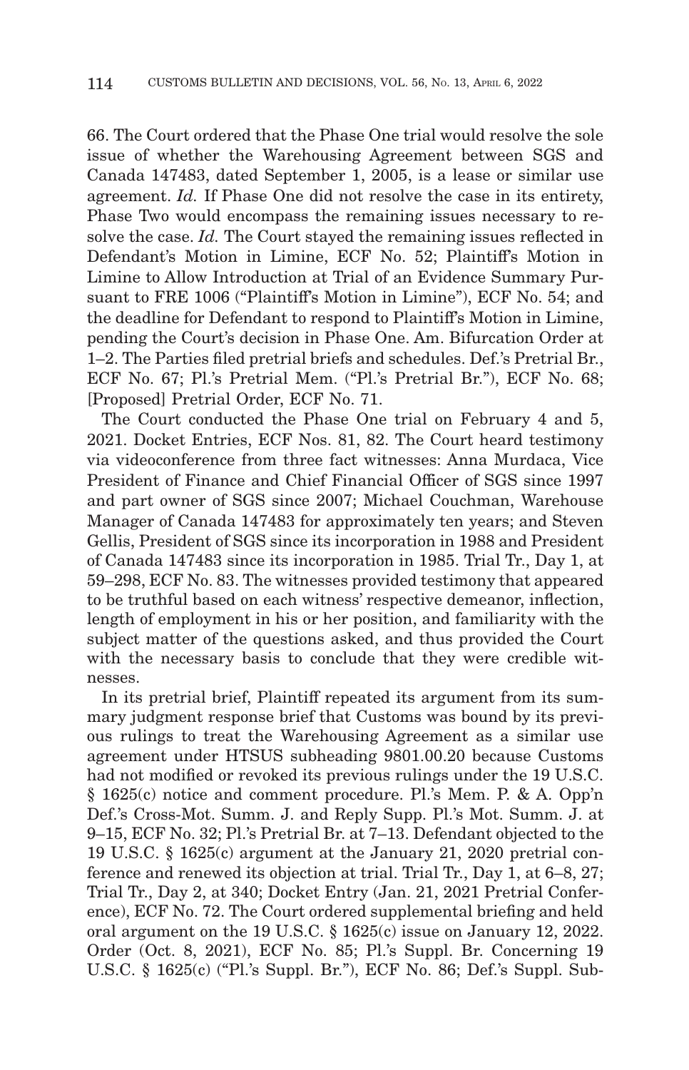66. The Court ordered that the Phase One trial would resolve the sole issue of whether the Warehousing Agreement between SGS and Canada 147483, dated September 1, 2005, is a lease or similar use agreement. *Id.* If Phase One did not resolve the case in its entirety, Phase Two would encompass the remaining issues necessary to resolve the case. *Id.* The Court stayed the remaining issues reflected in Defendant's Motion in Limine, ECF No. 52; Plaintiff's Motion in Limine to Allow Introduction at Trial of an Evidence Summary Pursuant to FRE 1006 ("Plaintiff's Motion in Limine"), ECF No. 54; and the deadline for Defendant to respond to Plaintiff's Motion in Limine, pending the Court's decision in Phase One. Am. Bifurcation Order at 1–2. The Parties filed pretrial briefs and schedules. Def.'s Pretrial Br., ECF No. 67; Pl.'s Pretrial Mem. ("Pl.'s Pretrial Br."), ECF No. 68; [Proposed] Pretrial Order, ECF No. 71.

The Court conducted the Phase One trial on February 4 and 5, 2021. Docket Entries, ECF Nos. 81, 82. The Court heard testimony via videoconference from three fact witnesses: Anna Murdaca, Vice President of Finance and Chief Financial Officer of SGS since 1997 and part owner of SGS since 2007; Michael Couchman, Warehouse Manager of Canada 147483 for approximately ten years; and Steven Gellis, President of SGS since its incorporation in 1988 and President of Canada 147483 since its incorporation in 1985. Trial Tr., Day 1, at 59–298, ECF No. 83. The witnesses provided testimony that appeared to be truthful based on each witness' respective demeanor, inflection, length of employment in his or her position, and familiarity with the subject matter of the questions asked, and thus provided the Court with the necessary basis to conclude that they were credible witnesses.

In its pretrial brief, Plaintiff repeated its argument from its summary judgment response brief that Customs was bound by its previous rulings to treat the Warehousing Agreement as a similar use agreement under HTSUS subheading 9801.00.20 because Customs had not modified or revoked its previous rulings under the 19 U.S.C. § 1625(c) notice and comment procedure. Pl.'s Mem. P. & A. Opp'n Def.'s Cross-Mot. Summ. J. and Reply Supp. Pl.'s Mot. Summ. J. at 9–15, ECF No. 32; Pl.'s Pretrial Br. at 7–13. Defendant objected to the 19 U.S.C. § 1625(c) argument at the January 21, 2020 pretrial conference and renewed its objection at trial. Trial Tr., Day 1, at 6–8, 27; Trial Tr., Day 2, at 340; Docket Entry (Jan. 21, 2021 Pretrial Conference), ECF No. 72. The Court ordered supplemental briefing and held oral argument on the 19 U.S.C. § 1625(c) issue on January 12, 2022. Order (Oct. 8, 2021), ECF No. 85; Pl.'s Suppl. Br. Concerning 19 U.S.C. § 1625(c) ("Pl.'s Suppl. Br."), ECF No. 86; Def.'s Suppl. Sub-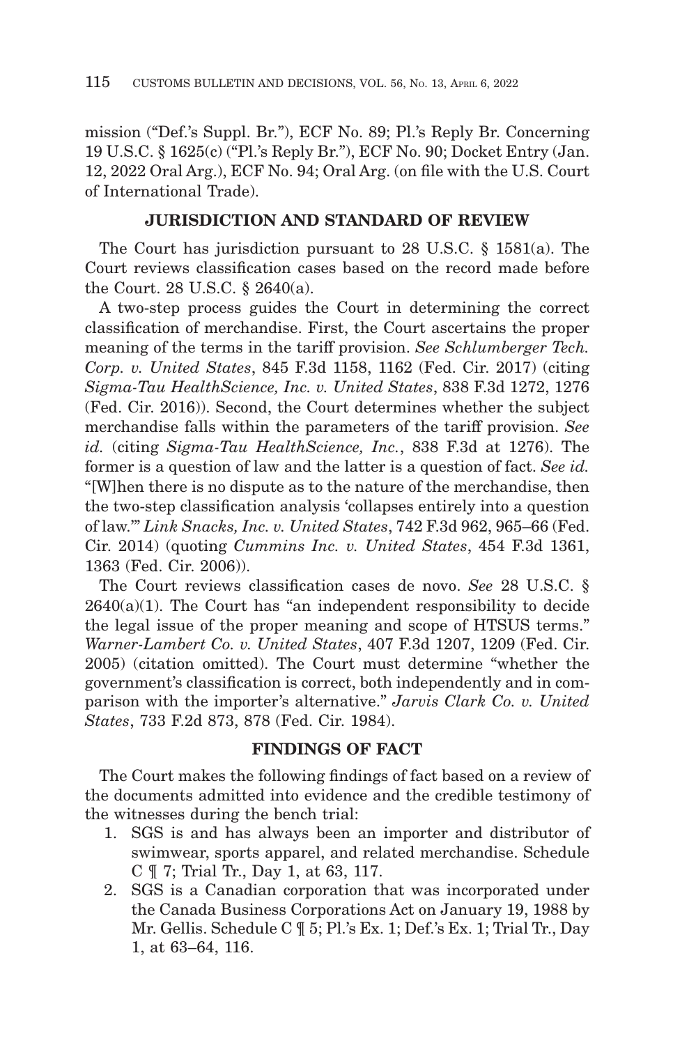mission ("Def.'s Suppl. Br."), ECF No. 89; Pl.'s Reply Br. Concerning 19 U.S.C. § 1625(c) ("Pl.'s Reply Br."), ECF No. 90; Docket Entry (Jan. 12, 2022 Oral Arg.), ECF No. 94; Oral Arg. (on file with the U.S. Court of International Trade).

## JURISDICTION AND STANDARD OF REVIEW

The Court has jurisdiction pursuant to 28 U.S.C. § 1581(a). The Court reviews classification cases based on the record made before the Court. 28 U.S.C. § 2640(a).

A two-step process guides the Court in determining the correct classification of merchandise. First, the Court ascertains the proper meaning of the terms in the tariff provision. *See Schlumberger Tech. Corp. v. United States*, 845 F.3d 1158, 1162 (Fed. Cir. 2017) (citing *Sigma-Tau HealthScience, Inc. v. United States*, 838 F.3d 1272, 1276 (Fed. Cir. 2016)). Second, the Court determines whether the subject merchandise falls within the parameters of the tariff provision. *See id.* (citing *Sigma-Tau HealthScience, Inc.*, 838 F.3d at 1276). The former is a question of law and the latter is a question of fact. *See id.* "[W]hen there is no dispute as to the nature of the merchandise, then the two-step classification analysis 'collapses entirely into a question of law.'" *Link Snacks, Inc. v. United States*, 742 F.3d 962, 965–66 (Fed. Cir. 2014) (quoting *Cummins Inc. v. United States*, 454 F.3d 1361, 1363 (Fed. Cir. 2006)).

The Court reviews classification cases de novo. *See* 28 U.S.C. § 2640(a)(1). The Court has "an independent responsibility to decide the legal issue of the proper meaning and scope of HTSUS terms." *Warner-Lambert Co. v. United States*, 407 F.3d 1207, 1209 (Fed. Cir. 2005) (citation omitted). The Court must determine "whether the government's classification is correct, both independently and in comparison with the importer's alternative." *Jarvis Clark Co. v. United States*, 733 F.2d 873, 878 (Fed. Cir. 1984).

## FINDINGS OF FACT

The Court makes the following findings of fact based on a review of the documents admitted into evidence and the credible testimony of the witnesses during the bench trial:

1. SGS is and has always been an importer and distributor of swimwear, sports apparel, and related merchandise. Schedule C ¶ 7; Trial Tr., Day 1, at 63, 117.
2. SGS is a Canadian corporation that was incorporated under the Canada Business Corporations Act on January 19, 1988 by Mr. Gellis. Schedule C ¶ 5; Pl.'s Ex. 1; Def.'s Ex. 1; Trial Tr., Day 1, at 63–64, 116.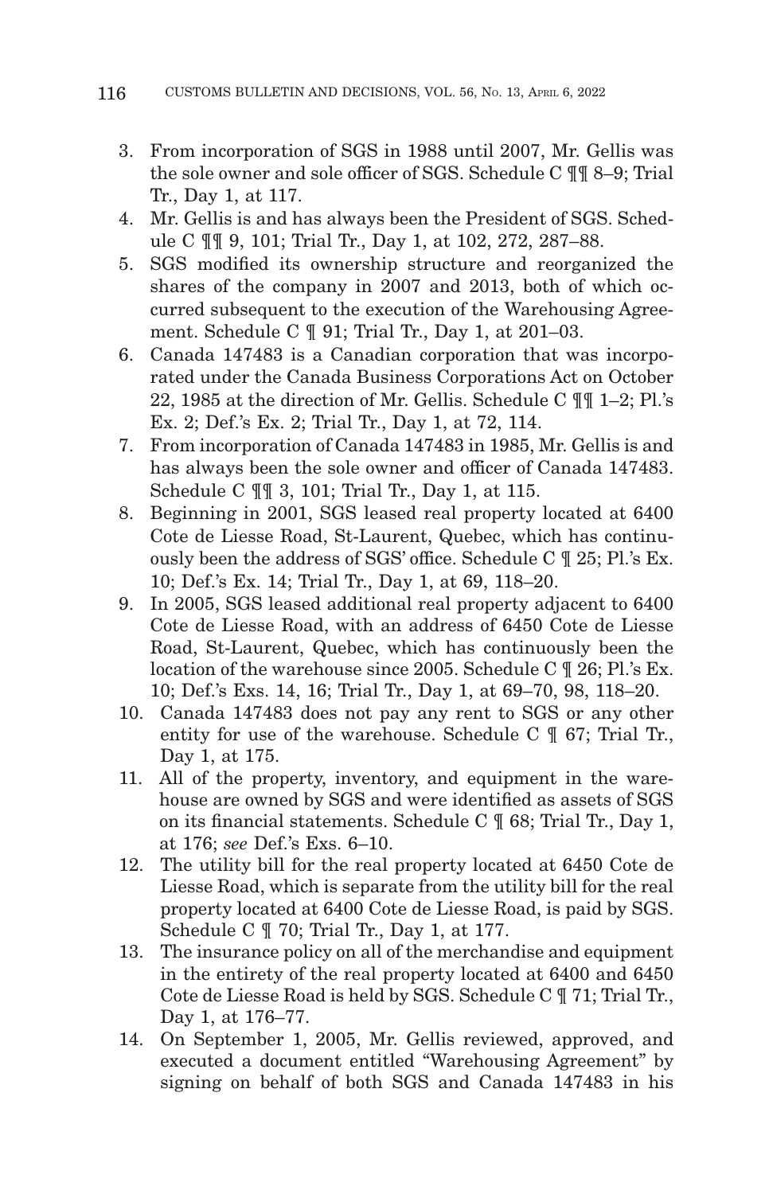3. From incorporation of SGS in 1988 until 2007, Mr. Gellis was the sole owner and sole officer of SGS. Schedule C ¶¶ 8–9; Trial Tr., Day 1, at 117.
4. Mr. Gellis is and has always been the President of SGS. Schedule C ¶¶ 9, 101; Trial Tr., Day 1, at 102, 272, 287–88.
5. SGS modified its ownership structure and reorganized the shares of the company in 2007 and 2013, both of which occurred subsequent to the execution of the Warehousing Agreement. Schedule C ¶ 91; Trial Tr., Day 1, at 201–03.
6. Canada 147483 is a Canadian corporation that was incorporated under the Canada Business Corporations Act on October 22, 1985 at the direction of Mr. Gellis. Schedule C ¶¶ 1–2; Pl.'s Ex. 2; Def.'s Ex. 2; Trial Tr., Day 1, at 72, 114.
7. From incorporation of Canada 147483 in 1985, Mr. Gellis is and has always been the sole owner and officer of Canada 147483. Schedule C ¶¶ 3, 101; Trial Tr., Day 1, at 115.
8. Beginning in 2001, SGS leased real property located at 6400 Cote de Liesse Road, St-Laurent, Quebec, which has continuously been the address of SGS' office. Schedule C ¶ 25; Pl.'s Ex. 10; Def.'s Ex. 14; Trial Tr., Day 1, at 69, 118–20.
9. In 2005, SGS leased additional real property adjacent to 6400 Cote de Liesse Road, with an address of 6450 Cote de Liesse Road, St-Laurent, Quebec, which has continuously been the location of the warehouse since 2005. Schedule C ¶ 26; Pl.'s Ex. 10; Def.'s Exs. 14, 16; Trial Tr., Day 1, at 69–70, 98, 118–20.
10. Canada 147483 does not pay any rent to SGS or any other entity for use of the warehouse. Schedule C ¶ 67; Trial Tr., Day 1, at 175.
11. All of the property, inventory, and equipment in the warehouse are owned by SGS and were identified as assets of SGS on its financial statements. Schedule C ¶ 68; Trial Tr., Day 1, at 176; *see* Def.'s Exs. 6–10.
12. The utility bill for the real property located at 6450 Cote de Liesse Road, which is separate from the utility bill for the real property located at 6400 Cote de Liesse Road, is paid by SGS. Schedule C ¶ 70; Trial Tr., Day 1, at 177.
13. The insurance policy on all of the merchandise and equipment in the entirety of the real property located at 6400 and 6450 Cote de Liesse Road is held by SGS. Schedule C ¶ 71; Trial Tr., Day 1, at 176–77.
14. On September 1, 2005, Mr. Gellis reviewed, approved, and executed a document entitled "Warehousing Agreement" by signing on behalf of both SGS and Canada 147483 in his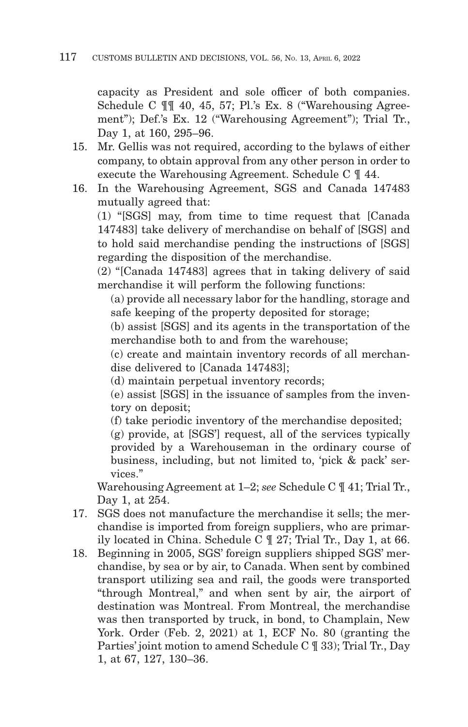capacity as President and sole officer of both companies. Schedule C ¶¶ 40, 45, 57; Pl.'s Ex. 8 ("Warehousing Agreement"); Def.'s Ex. 12 ("Warehousing Agreement"); Trial Tr., Day 1, at 160, 295–96.

15. Mr. Gellis was not required, according to the bylaws of either company, to obtain approval from any other person in order to execute the Warehousing Agreement. Schedule C ¶ 44.

16. In the Warehousing Agreement, SGS and Canada 147483 mutually agreed that:

    (1) "[SGS] may, from time to time request that [Canada 147483] take delivery of merchandise on behalf of [SGS] and to hold said merchandise pending the instructions of [SGS] regarding the disposition of the merchandise.

    (2) "[Canada 147483] agrees that in taking delivery of said merchandise it will perform the following functions:

    (a) provide all necessary labor for the handling, storage and safe keeping of the property deposited for storage;

    (b) assist [SGS] and its agents in the transportation of the merchandise both to and from the warehouse;

    (c) create and maintain inventory records of all merchandise delivered to [Canada 147483];

    (d) maintain perpetual inventory records;

    (e) assist [SGS] in the issuance of samples from the inventory on deposit;

    (f) take periodic inventory of the merchandise deposited;

    (g) provide, at [SGS'] request, all of the services typically provided by a Warehouseman in the ordinary course of business, including, but not limited to, 'pick & pack' services."

    Warehousing Agreement at 1–2; *see* Schedule C ¶ 41; Trial Tr., Day 1, at 254.

17. SGS does not manufacture the merchandise it sells; the merchandise is imported from foreign suppliers, who are primarily located in China. Schedule C ¶ 27; Trial Tr., Day 1, at 66.

18. Beginning in 2005, SGS' foreign suppliers shipped SGS' merchandise, by sea or by air, to Canada. When sent by combined transport utilizing sea and rail, the goods were transported "through Montreal," and when sent by air, the airport of destination was Montreal. From Montreal, the merchandise was then transported by truck, in bond, to Champlain, New York. Order (Feb. 2, 2021) at 1, ECF No. 80 (granting the Parties' joint motion to amend Schedule C ¶ 33); Trial Tr., Day 1, at 67, 127, 130–36.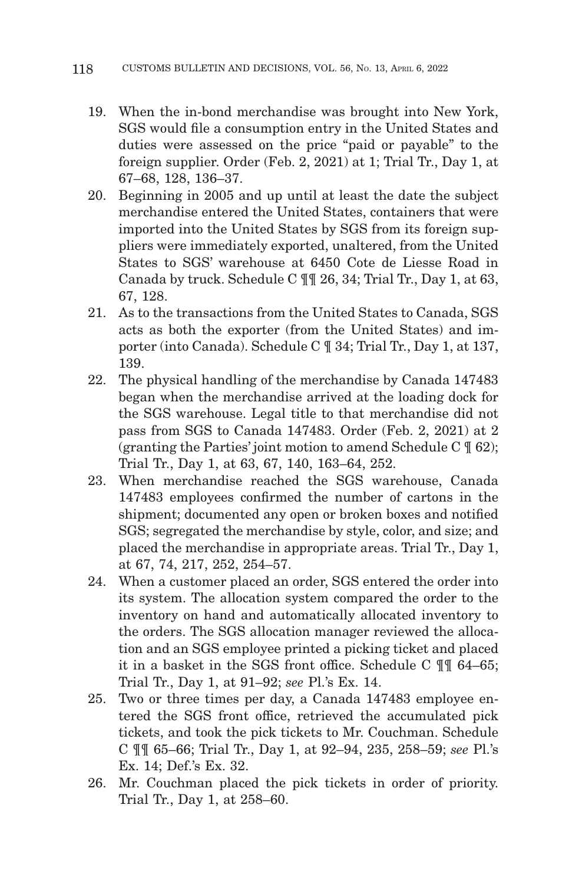19. When the in-bond merchandise was brought into New York, SGS would file a consumption entry in the United States and duties were assessed on the price "paid or payable" to the foreign supplier. Order (Feb. 2, 2021) at 1; Trial Tr., Day 1, at 67–68, 128, 136–37.
20. Beginning in 2005 and up until at least the date the subject merchandise entered the United States, containers that were imported into the United States by SGS from its foreign suppliers were immediately exported, unaltered, from the United States to SGS' warehouse at 6450 Cote de Liesse Road in Canada by truck. Schedule C ¶¶ 26, 34; Trial Tr., Day 1, at 63, 67, 128.
21. As to the transactions from the United States to Canada, SGS acts as both the exporter (from the United States) and importer (into Canada). Schedule C ¶ 34; Trial Tr., Day 1, at 137, 139.
22. The physical handling of the merchandise by Canada 147483 began when the merchandise arrived at the loading dock for the SGS warehouse. Legal title to that merchandise did not pass from SGS to Canada 147483. Order (Feb. 2, 2021) at 2 (granting the Parties' joint motion to amend Schedule C ¶ 62); Trial Tr., Day 1, at 63, 67, 140, 163–64, 252.
23. When merchandise reached the SGS warehouse, Canada 147483 employees confirmed the number of cartons in the shipment; documented any open or broken boxes and notified SGS; segregated the merchandise by style, color, and size; and placed the merchandise in appropriate areas. Trial Tr., Day 1, at 67, 74, 217, 252, 254–57.
24. When a customer placed an order, SGS entered the order into its system. The allocation system compared the order to the inventory on hand and automatically allocated inventory to the orders. The SGS allocation manager reviewed the allocation and an SGS employee printed a picking ticket and placed it in a basket in the SGS front office. Schedule C ¶¶ 64–65; Trial Tr., Day 1, at 91–92; *see* Pl.'s Ex. 14.
25. Two or three times per day, a Canada 147483 employee entered the SGS front office, retrieved the accumulated pick tickets, and took the pick tickets to Mr. Couchman. Schedule C ¶¶ 65–66; Trial Tr., Day 1, at 92–94, 235, 258–59; *see* Pl.'s Ex. 14; Def.'s Ex. 32.
26. Mr. Couchman placed the pick tickets in order of priority. Trial Tr., Day 1, at 258–60.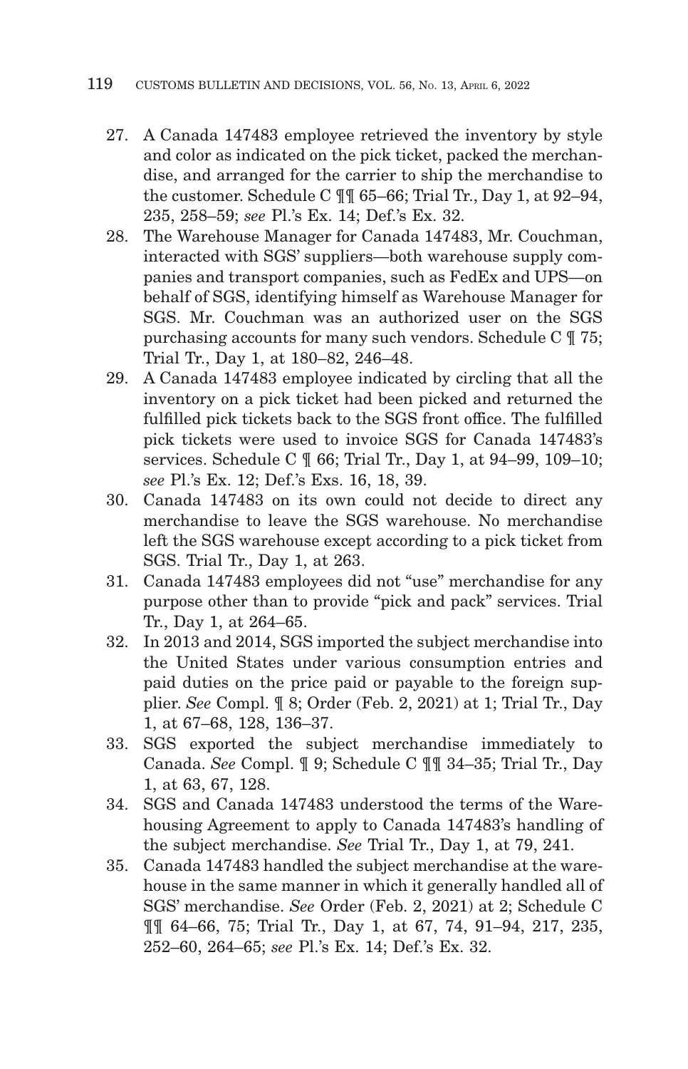27. A Canada 147483 employee retrieved the inventory by style and color as indicated on the pick ticket, packed the merchandise, and arranged for the carrier to ship the merchandise to the customer. Schedule C ¶¶ 65–66; Trial Tr., Day 1, at 92–94, 235, 258–59; *see* Pl.'s Ex. 14; Def.'s Ex. 32.
28. The Warehouse Manager for Canada 147483, Mr. Couchman, interacted with SGS' suppliers—both warehouse supply companies and transport companies, such as FedEx and UPS—on behalf of SGS, identifying himself as Warehouse Manager for SGS. Mr. Couchman was an authorized user on the SGS purchasing accounts for many such vendors. Schedule C ¶ 75; Trial Tr., Day 1, at 180–82, 246–48.
29. A Canada 147483 employee indicated by circling that all the inventory on a pick ticket had been picked and returned the fulfilled pick tickets back to the SGS front office. The fulfilled pick tickets were used to invoice SGS for Canada 147483's services. Schedule C ¶ 66; Trial Tr., Day 1, at 94–99, 109–10; *see* Pl.'s Ex. 12; Def.'s Exs. 16, 18, 39.
30. Canada 147483 on its own could not decide to direct any merchandise to leave the SGS warehouse. No merchandise left the SGS warehouse except according to a pick ticket from SGS. Trial Tr., Day 1, at 263.
31. Canada 147483 employees did not "use" merchandise for any purpose other than to provide "pick and pack" services. Trial Tr., Day 1, at 264–65.
32. In 2013 and 2014, SGS imported the subject merchandise into the United States under various consumption entries and paid duties on the price paid or payable to the foreign supplier. *See* Compl. ¶ 8; Order (Feb. 2, 2021) at 1; Trial Tr., Day 1, at 67–68, 128, 136–37.
33. SGS exported the subject merchandise immediately to Canada. *See* Compl. ¶ 9; Schedule C ¶¶ 34–35; Trial Tr., Day 1, at 63, 67, 128.
34. SGS and Canada 147483 understood the terms of the Warehousing Agreement to apply to Canada 147483's handling of the subject merchandise. *See* Trial Tr., Day 1, at 79, 241.
35. Canada 147483 handled the subject merchandise at the warehouse in the same manner in which it generally handled all of SGS' merchandise. *See* Order (Feb. 2, 2021) at 2; Schedule C ¶¶ 64–66, 75; Trial Tr., Day 1, at 67, 74, 91–94, 217, 235, 252–60, 264–65; *see* Pl.'s Ex. 14; Def.'s Ex. 32.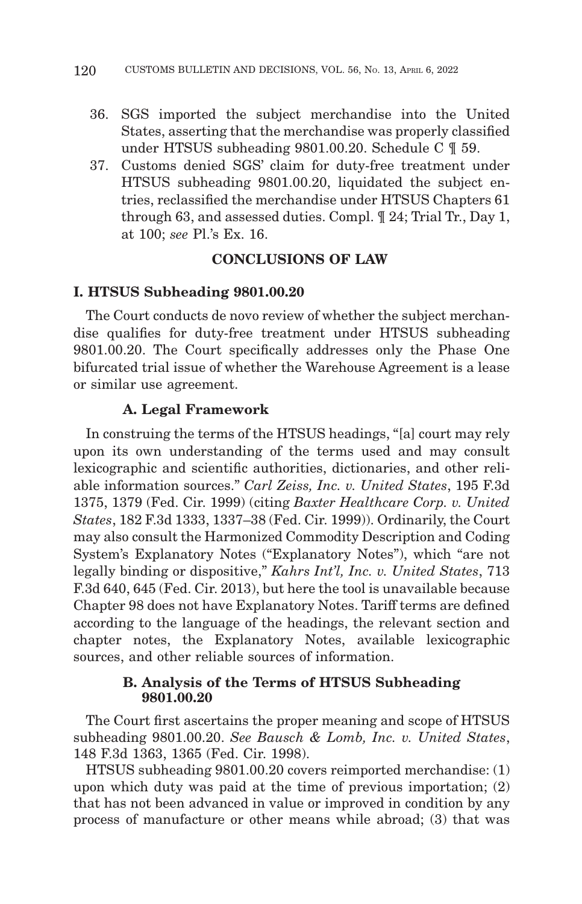36. SGS imported the subject merchandise into the United States, asserting that the merchandise was properly classified under HTSUS subheading 9801.00.20. Schedule C ¶ 59.
37. Customs denied SGS' claim for duty-free treatment under HTSUS subheading 9801.00.20, liquidated the subject entries, reclassified the merchandise under HTSUS Chapters 61 through 63, and assessed duties. Compl. ¶ 24; Trial Tr., Day 1, at 100; *see* Pl.'s Ex. 16.

## CONCLUSIONS OF LAW

### I. HTSUS Subheading 9801.00.20

The Court conducts de novo review of whether the subject merchandise qualifies for duty-free treatment under HTSUS subheading 9801.00.20. The Court specifically addresses only the Phase One bifurcated trial issue of whether the Warehouse Agreement is a lease or similar use agreement.

#### A. Legal Framework

In construing the terms of the HTSUS headings, "[a] court may rely upon its own understanding of the terms used and may consult lexicographic and scientific authorities, dictionaries, and other reliable information sources." *Carl Zeiss, Inc. v. United States*, 195 F.3d 1375, 1379 (Fed. Cir. 1999) (citing *Baxter Healthcare Corp. v. United States*, 182 F.3d 1333, 1337–38 (Fed. Cir. 1999)). Ordinarily, the Court may also consult the Harmonized Commodity Description and Coding System's Explanatory Notes ("Explanatory Notes"), which "are not legally binding or dispositive," *Kahrs Int'l, Inc. v. United States*, 713 F.3d 640, 645 (Fed. Cir. 2013), but here the tool is unavailable because Chapter 98 does not have Explanatory Notes. Tariff terms are defined according to the language of the headings, the relevant section and chapter notes, the Explanatory Notes, available lexicographic sources, and other reliable sources of information.

#### B. Analysis of the Terms of HTSUS Subheading 9801.00.20

The Court first ascertains the proper meaning and scope of HTSUS subheading 9801.00.20. *See Bausch & Lomb, Inc. v. United States*, 148 F.3d 1363, 1365 (Fed. Cir. 1998).

HTSUS subheading 9801.00.20 covers reimported merchandise: (1) upon which duty was paid at the time of previous importation; (2) that has not been advanced in value or improved in condition by any process of manufacture or other means while abroad; (3) that was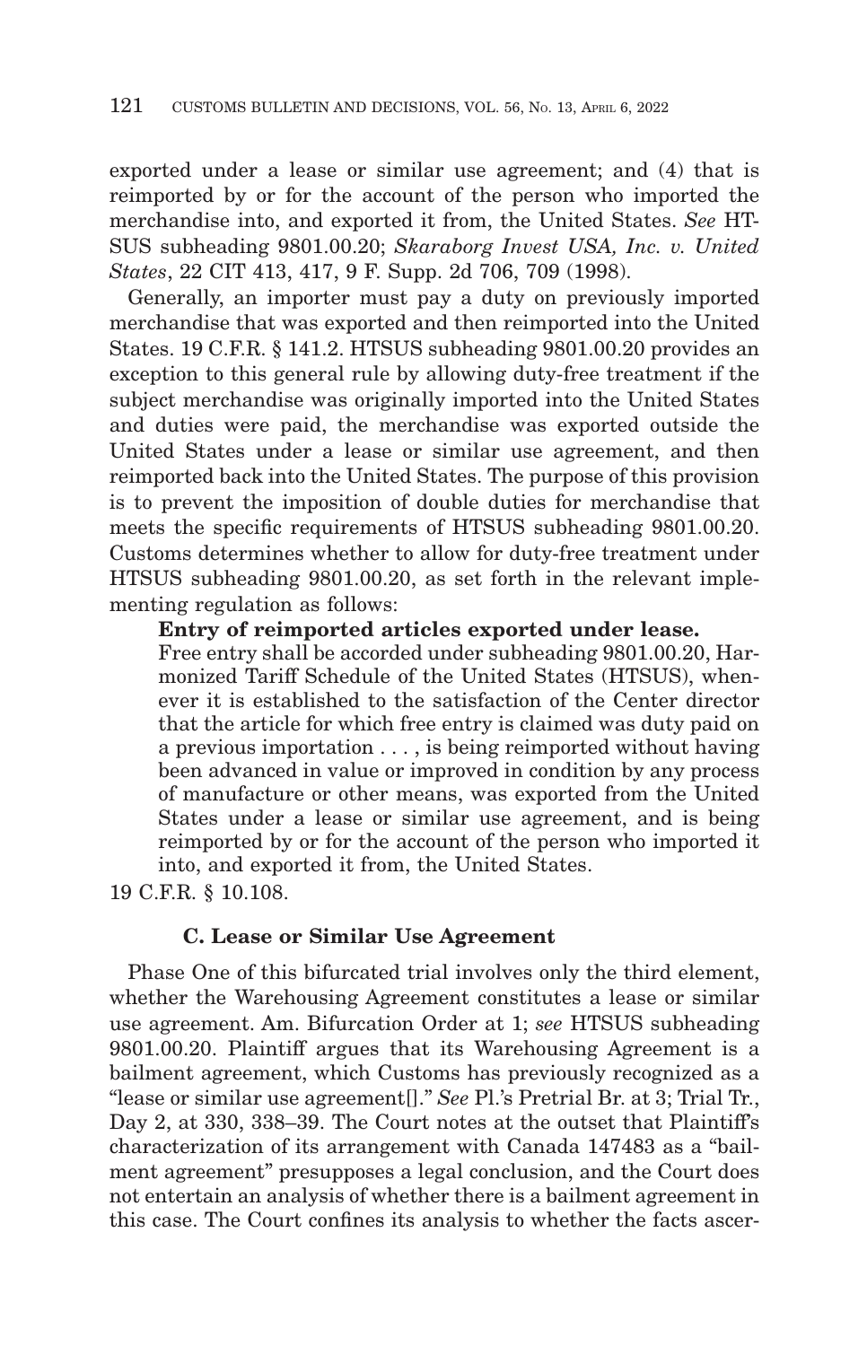exported under a lease or similar use agreement; and (4) that is reimported by or for the account of the person who imported the merchandise into, and exported it from, the United States. *See* HTSUS subheading 9801.00.20; *Skaraborg Invest USA, Inc. v. United States*, 22 CIT 413, 417, 9 F. Supp. 2d 706, 709 (1998).

Generally, an importer must pay a duty on previously imported merchandise that was exported and then reimported into the United States. 19 C.F.R. § 141.2. HTSUS subheading 9801.00.20 provides an exception to this general rule by allowing duty-free treatment if the subject merchandise was originally imported into the United States and duties were paid, the merchandise was exported outside the United States under a lease or similar use agreement, and then reimported back into the United States. The purpose of this provision is to prevent the imposition of double duties for merchandise that meets the specific requirements of HTSUS subheading 9801.00.20. Customs determines whether to allow for duty-free treatment under HTSUS subheading 9801.00.20, as set forth in the relevant implementing regulation as follows:

> **Entry of reimported articles exported under lease.**
> Free entry shall be accorded under subheading 9801.00.20, Harmonized Tariff Schedule of the United States (HTSUS), whenever it is established to the satisfaction of the Center director that the article for which free entry is claimed was duty paid on a previous importation . . . , is being reimported without having been advanced in value or improved in condition by any process of manufacture or other means, was exported from the United States under a lease or similar use agreement, and is being reimported by or for the account of the person who imported it into, and exported it from, the United States.

19 C.F.R. § 10.108.

### C. Lease or Similar Use Agreement

Phase One of this bifurcated trial involves only the third element, whether the Warehousing Agreement constitutes a lease or similar use agreement. Am. Bifurcation Order at 1; *see* HTSUS subheading 9801.00.20. Plaintiff argues that its Warehousing Agreement is a bailment agreement, which Customs has previously recognized as a "lease or similar use agreement[]." *See* Pl.'s Pretrial Br. at 3; Trial Tr., Day 2, at 330, 338–39. The Court notes at the outset that Plaintiff's characterization of its arrangement with Canada 147483 as a "bailment agreement" presupposes a legal conclusion, and the Court does not entertain an analysis of whether there is a bailment agreement in this case. The Court confines its analysis to whether the facts ascer-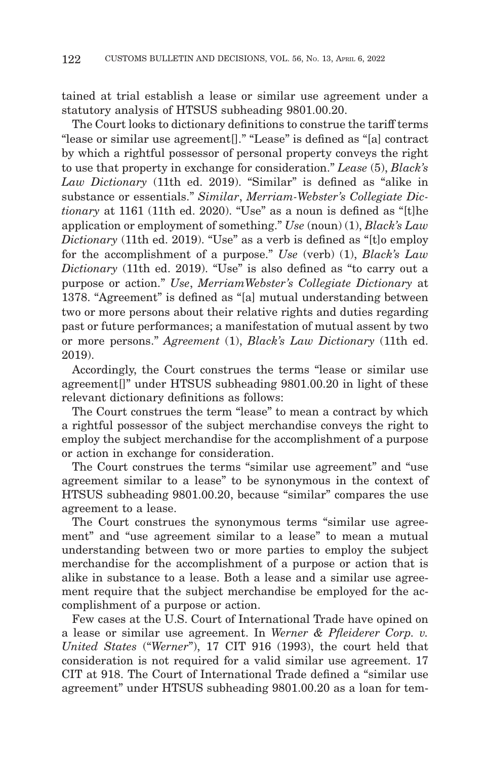tained at trial establish a lease or similar use agreement under a statutory analysis of HTSUS subheading 9801.00.20.

The Court looks to dictionary definitions to construe the tariff terms "lease or similar use agreement[]." "Lease" is defined as "[a] contract by which a rightful possessor of personal property conveys the right to use that property in exchange for consideration." *Lease* (5), *Black's Law Dictionary* (11th ed. 2019). "Similar" is defined as "alike in substance or essentials." *Similar*, *Merriam-Webster's Collegiate Dictionary* at 1161 (11th ed. 2020). "Use" as a noun is defined as "[t]he application or employment of something." *Use* (noun) (1), *Black's Law Dictionary* (11th ed. 2019). "Use" as a verb is defined as "[t]o employ for the accomplishment of a purpose." *Use* (verb) (1), *Black's Law Dictionary* (11th ed. 2019). "Use" is also defined as "to carry out a purpose or action." *Use*, *MerriamWebster's Collegiate Dictionary* at 1378. "Agreement" is defined as "[a] mutual understanding between two or more persons about their relative rights and duties regarding past or future performances; a manifestation of mutual assent by two or more persons." *Agreement* (1), *Black's Law Dictionary* (11th ed. 2019).

Accordingly, the Court construes the terms "lease or similar use agreement[]" under HTSUS subheading 9801.00.20 in light of these relevant dictionary definitions as follows:

The Court construes the term "lease" to mean a contract by which a rightful possessor of the subject merchandise conveys the right to employ the subject merchandise for the accomplishment of a purpose or action in exchange for consideration.

The Court construes the terms "similar use agreement" and "use agreement similar to a lease" to be synonymous in the context of HTSUS subheading 9801.00.20, because "similar" compares the use agreement to a lease.

The Court construes the synonymous terms "similar use agreement" and "use agreement similar to a lease" to mean a mutual understanding between two or more parties to employ the subject merchandise for the accomplishment of a purpose or action that is alike in substance to a lease. Both a lease and a similar use agreement require that the subject merchandise be employed for the accomplishment of a purpose or action.

Few cases at the U.S. Court of International Trade have opined on a lease or similar use agreement. In *Werner & Pfleiderer Corp. v. United States* ("*Werner*"), 17 CIT 916 (1993), the court held that consideration is not required for a valid similar use agreement. 17 CIT at 918. The Court of International Trade defined a "similar use agreement" under HTSUS subheading 9801.00.20 as a loan for tem-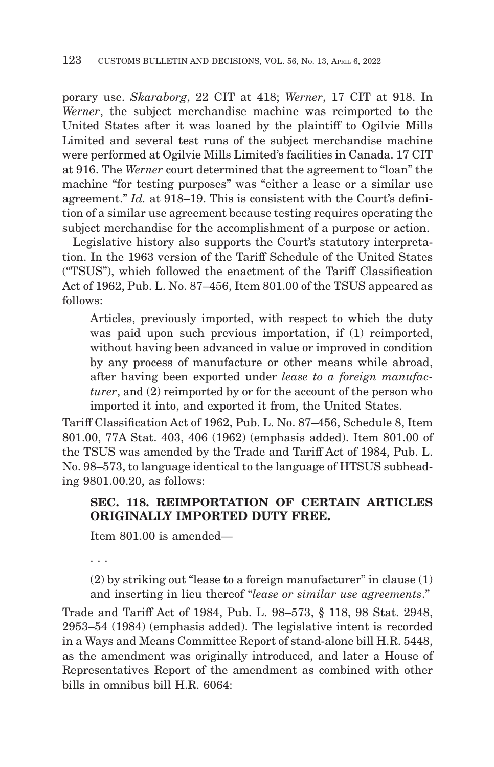porary use. *Skaraborg*, 22 CIT at 418; *Werner*, 17 CIT at 918. In *Werner*, the subject merchandise machine was reimported to the United States after it was loaned by the plaintiff to Ogilvie Mills Limited and several test runs of the subject merchandise machine were performed at Ogilvie Mills Limited's facilities in Canada. 17 CIT at 916. The *Werner* court determined that the agreement to "loan" the machine "for testing purposes" was "either a lease or a similar use agreement." *Id.* at 918–19. This is consistent with the Court's definition of a similar use agreement because testing requires operating the subject merchandise for the accomplishment of a purpose or action.

Legislative history also supports the Court's statutory interpretation. In the 1963 version of the Tariff Schedule of the United States ("TSUS"), which followed the enactment of the Tariff Classification Act of 1962, Pub. L. No. 87–456, Item 801.00 of the TSUS appeared as follows:

> Articles, previously imported, with respect to which the duty was paid upon such previous importation, if (1) reimported, without having been advanced in value or improved in condition by any process of manufacture or other means while abroad, after having been exported under *lease to a foreign manufacturer*, and (2) reimported by or for the account of the person who imported it into, and exported it from, the United States.

Tariff Classification Act of 1962, Pub. L. No. 87–456, Schedule 8, Item 801.00, 77A Stat. 403, 406 (1962) (emphasis added). Item 801.00 of the TSUS was amended by the Trade and Tariff Act of 1984, Pub. L. No. 98–573, to language identical to the language of HTSUS subheading 9801.00.20, as follows:

> **SEC. 118. REIMPORTATION OF CERTAIN ARTICLES ORIGINALLY IMPORTED DUTY FREE.**
>
> Item 801.00 is amended—
>
> . . .
>
> (2) by striking out "lease to a foreign manufacturer" in clause (1) and inserting in lieu thereof "*lease or similar use agreements*."

Trade and Tariff Act of 1984, Pub. L. 98–573, § 118, 98 Stat. 2948, 2953–54 (1984) (emphasis added). The legislative intent is recorded in a Ways and Means Committee Report of stand-alone bill H.R. 5448, as the amendment was originally introduced, and later a House of Representatives Report of the amendment as combined with other bills in omnibus bill H.R. 6064: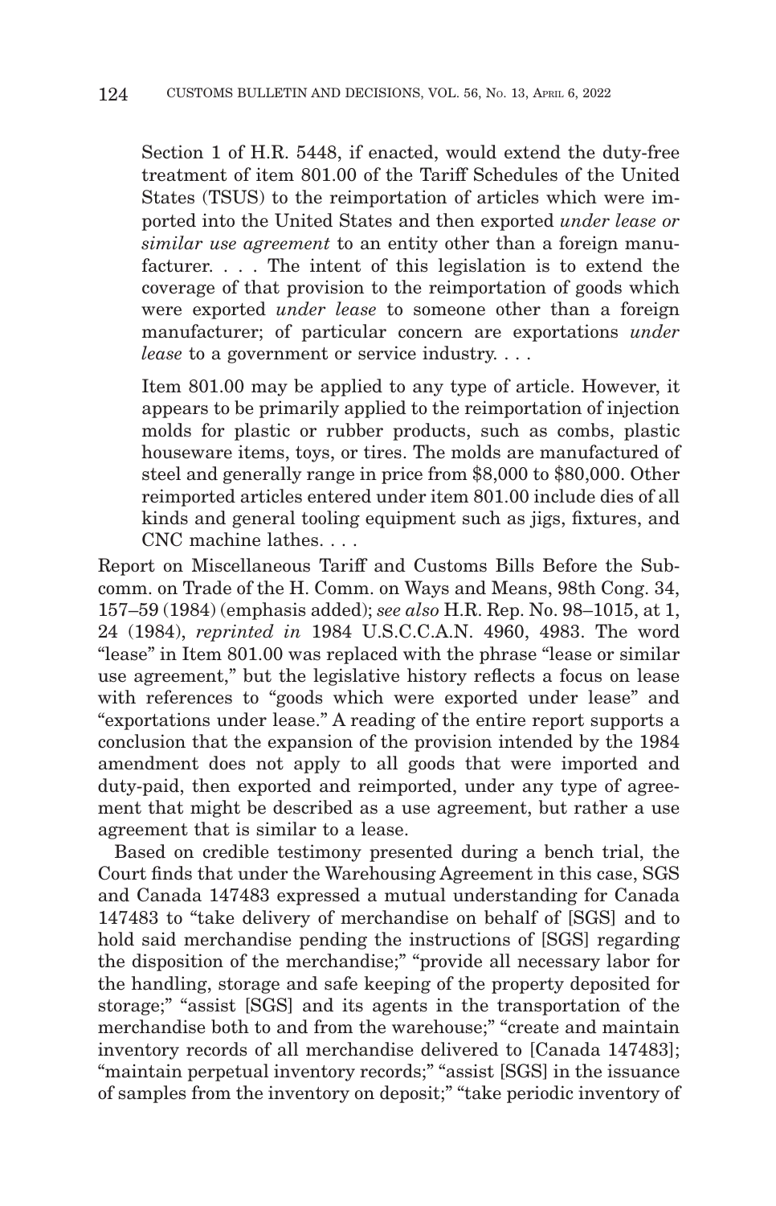Section 1 of H.R. 5448, if enacted, would extend the duty-free treatment of item 801.00 of the Tariff Schedules of the United States (TSUS) to the reimportation of articles which were imported into the United States and then exported *under lease or similar use agreement* to an entity other than a foreign manufacturer. . . . The intent of this legislation is to extend the coverage of that provision to the reimportation of goods which were exported *under lease* to someone other than a foreign manufacturer; of particular concern are exportations *under lease* to a government or service industry. . . .

> Item 801.00 may be applied to any type of article. However, it appears to be primarily applied to the reimportation of injection molds for plastic or rubber products, such as combs, plastic houseware items, toys, or tires. The molds are manufactured of steel and generally range in price from $8,000 to $80,000. Other reimported articles entered under item 801.00 include dies of all kinds and general tooling equipment such as jigs, fixtures, and CNC machine lathes. . . .

Report on Miscellaneous Tariff and Customs Bills Before the Subcomm. on Trade of the H. Comm. on Ways and Means, 98th Cong. 34, 157–59 (1984) (emphasis added); *see also* H.R. Rep. No. 98–1015, at 1, 24 (1984), *reprinted in* 1984 U.S.C.C.A.N. 4960, 4983. The word "lease" in Item 801.00 was replaced with the phrase "lease or similar use agreement," but the legislative history reflects a focus on lease with references to "goods which were exported under lease" and "exportations under lease." A reading of the entire report supports a conclusion that the expansion of the provision intended by the 1984 amendment does not apply to all goods that were imported and duty-paid, then exported and reimported, under any type of agreement that might be described as a use agreement, but rather a use agreement that is similar to a lease.

Based on credible testimony presented during a bench trial, the Court finds that under the Warehousing Agreement in this case, SGS and Canada 147483 expressed a mutual understanding for Canada 147483 to "take delivery of merchandise on behalf of [SGS] and to hold said merchandise pending the instructions of [SGS] regarding the disposition of the merchandise;" "provide all necessary labor for the handling, storage and safe keeping of the property deposited for storage;" "assist [SGS] and its agents in the transportation of the merchandise both to and from the warehouse;" "create and maintain inventory records of all merchandise delivered to [Canada 147483]; "maintain perpetual inventory records;" "assist [SGS] in the issuance of samples from the inventory on deposit;" "take periodic inventory of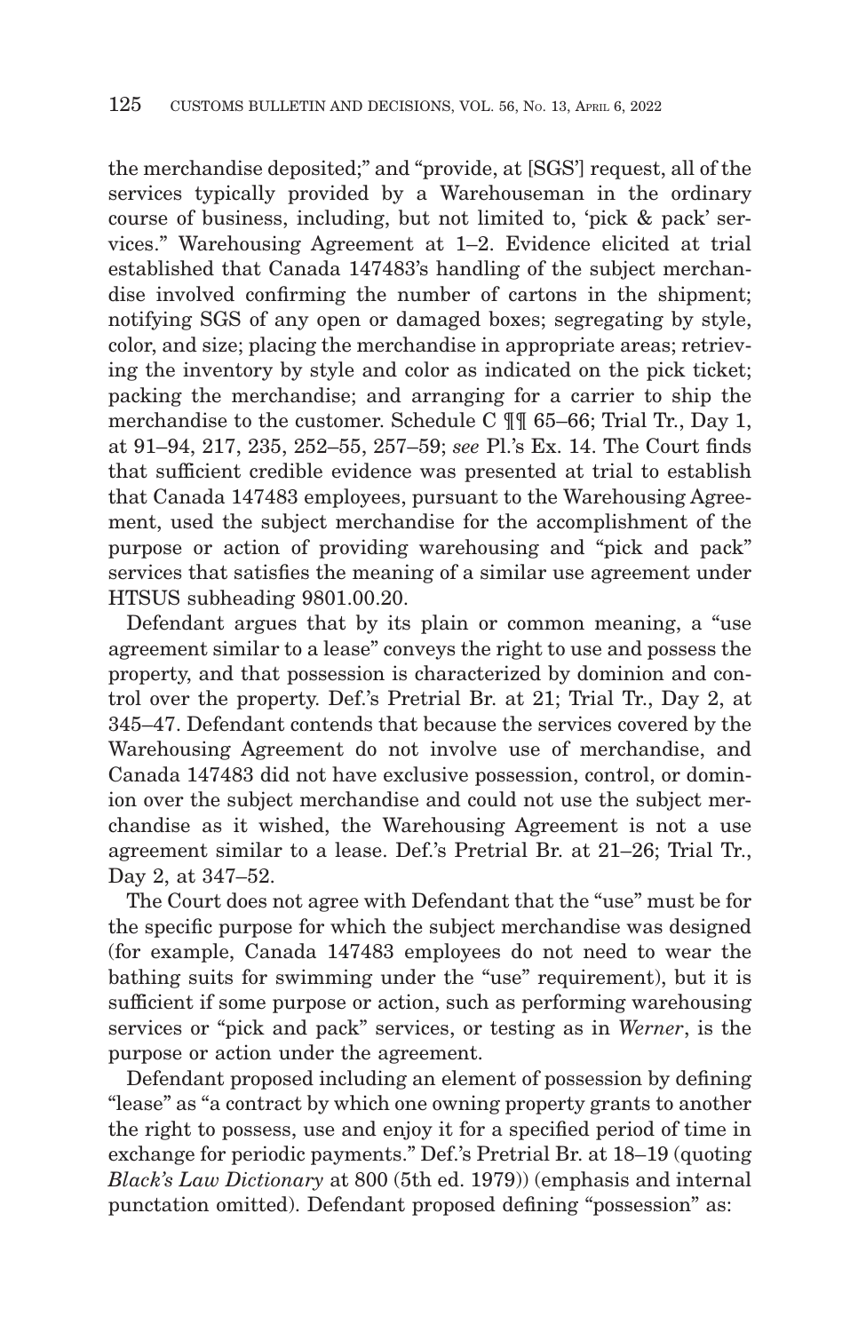the merchandise deposited;" and "provide, at [SGS'] request, all of the services typically provided by a Warehouseman in the ordinary course of business, including, but not limited to, 'pick & pack' services." Warehousing Agreement at 1–2. Evidence elicited at trial established that Canada 147483's handling of the subject merchandise involved confirming the number of cartons in the shipment; notifying SGS of any open or damaged boxes; segregating by style, color, and size; placing the merchandise in appropriate areas; retrieving the inventory by style and color as indicated on the pick ticket; packing the merchandise; and arranging for a carrier to ship the merchandise to the customer. Schedule C ¶¶ 65–66; Trial Tr., Day 1, at 91–94, 217, 235, 252–55, 257–59; *see* Pl.'s Ex. 14. The Court finds that sufficient credible evidence was presented at trial to establish that Canada 147483 employees, pursuant to the Warehousing Agreement, used the subject merchandise for the accomplishment of the purpose or action of providing warehousing and "pick and pack" services that satisfies the meaning of a similar use agreement under HTSUS subheading 9801.00.20.

Defendant argues that by its plain or common meaning, a "use agreement similar to a lease" conveys the right to use and possess the property, and that possession is characterized by dominion and control over the property. Def.'s Pretrial Br. at 21; Trial Tr., Day 2, at 345–47. Defendant contends that because the services covered by the Warehousing Agreement do not involve use of merchandise, and Canada 147483 did not have exclusive possession, control, or dominion over the subject merchandise and could not use the subject merchandise as it wished, the Warehousing Agreement is not a use agreement similar to a lease. Def.'s Pretrial Br. at 21–26; Trial Tr., Day 2, at 347–52.

The Court does not agree with Defendant that the "use" must be for the specific purpose for which the subject merchandise was designed (for example, Canada 147483 employees do not need to wear the bathing suits for swimming under the "use" requirement), but it is sufficient if some purpose or action, such as performing warehousing services or "pick and pack" services, or testing as in *Werner*, is the purpose or action under the agreement.

Defendant proposed including an element of possession by defining "lease" as "a contract by which one owning property grants to another the right to possess, use and enjoy it for a specified period of time in exchange for periodic payments." Def.'s Pretrial Br. at 18–19 (quoting *Black's Law Dictionary* at 800 (5th ed. 1979)) (emphasis and internal punctation omitted). Defendant proposed defining "possession" as: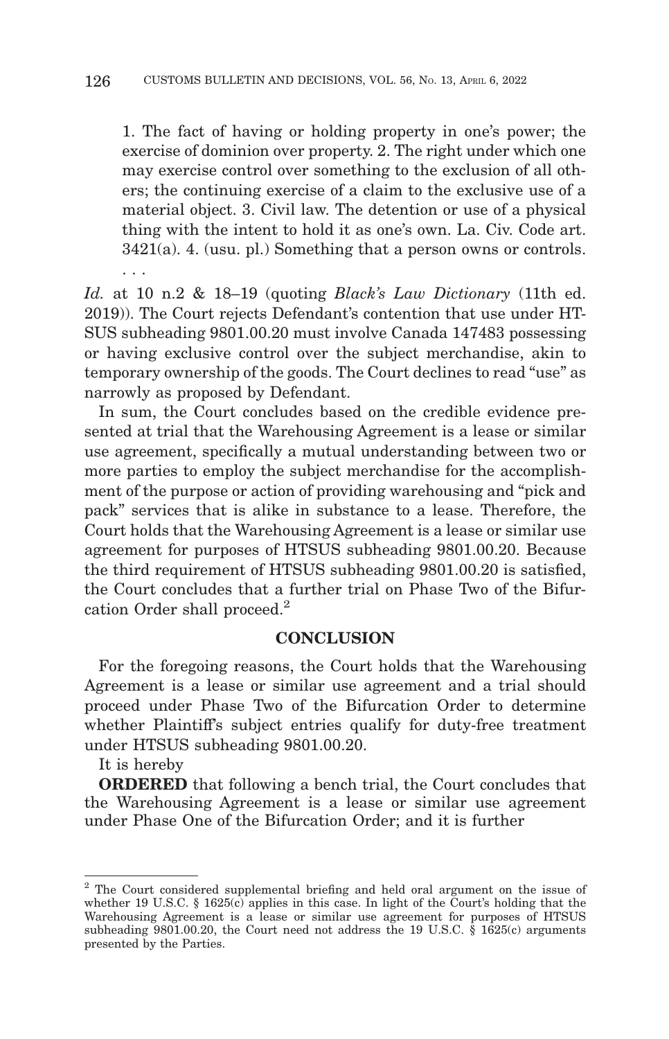1. The fact of having or holding property in one's power; the exercise of dominion over property. 2. The right under which one may exercise control over something to the exclusion of all others; the continuing exercise of a claim to the exclusive use of a material object. 3. Civil law. The detention or use of a physical thing with the intent to hold it as one's own. La. Civ. Code art. 3421(a). 4. (usu. pl.) Something that a person owns or controls. . . .

*Id.* at 10 n.2 & 18–19 (quoting *Black's Law Dictionary* (11th ed. 2019)). The Court rejects Defendant's contention that use under HTSUS subheading 9801.00.20 must involve Canada 147483 possessing or having exclusive control over the subject merchandise, akin to temporary ownership of the goods. The Court declines to read "use" as narrowly as proposed by Defendant.

In sum, the Court concludes based on the credible evidence presented at trial that the Warehousing Agreement is a lease or similar use agreement, specifically a mutual understanding between two or more parties to employ the subject merchandise for the accomplishment of the purpose or action of providing warehousing and "pick and pack" services that is alike in substance to a lease. Therefore, the Court holds that the Warehousing Agreement is a lease or similar use agreement for purposes of HTSUS subheading 9801.00.20. Because the third requirement of HTSUS subheading 9801.00.20 is satisfied, the Court concludes that a further trial on Phase Two of the Bifurcation Order shall proceed.[2]

## CONCLUSION

For the foregoing reasons, the Court holds that the Warehousing Agreement is a lease or similar use agreement and a trial should proceed under Phase Two of the Bifurcation Order to determine whether Plaintiff's subject entries qualify for duty-free treatment under HTSUS subheading 9801.00.20.

It is hereby

**ORDERED** that following a bench trial, the Court concludes that the Warehousing Agreement is a lease or similar use agreement under Phase One of the Bifurcation Order; and it is further

[2] The Court considered supplemental briefing and held oral argument on the issue of whether 19 U.S.C. § 1625(c) applies in this case. In light of the Court's holding that the Warehousing Agreement is a lease or similar use agreement for purposes of HTSUS subheading 9801.00.20, the Court need not address the 19 U.S.C. § 1625(c) arguments presented by the Parties.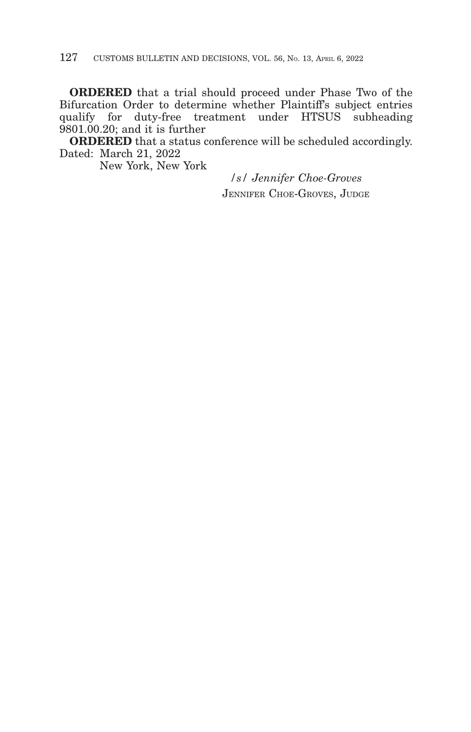**ORDERED** that a trial should proceed under Phase Two of the Bifurcation Order to determine whether Plaintiff's subject entries qualify for duty-free treatment under HTSUS subheading 9801.00.20; and it is further

**ORDERED** that a status conference will be scheduled accordingly.

Dated: March 21, 2022
New York, New York

/s/ *Jennifer Choe-Groves*
JENNIFER CHOE-GROVES, JUDGE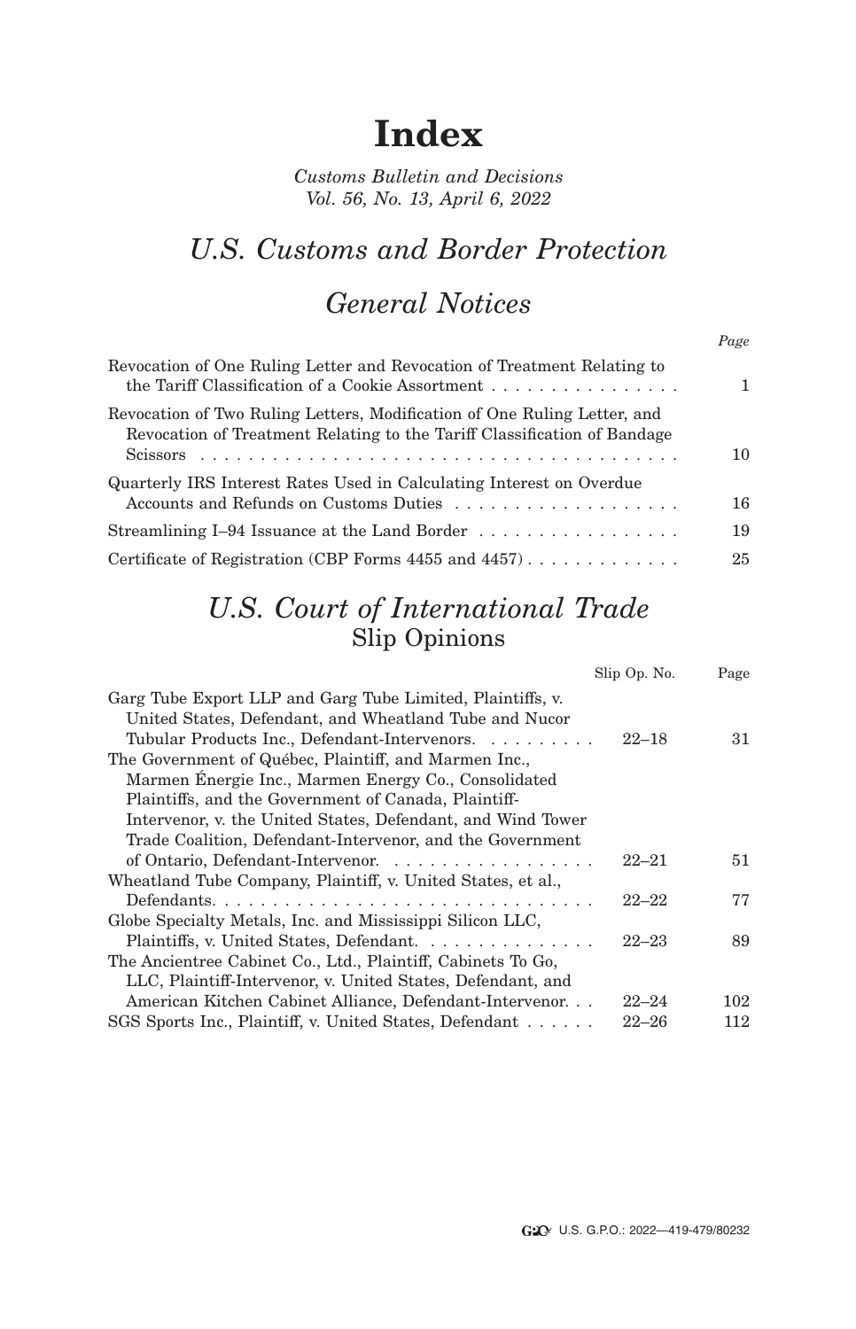# Index

*Customs Bulletin and Decisions*
*Vol. 56, No. 13, April 6, 2022*

## *U.S. Customs and Border Protection*

## *General Notices*

| | Page |
|---|---|
| Revocation of One Ruling Letter and Revocation of Treatment Relating to the Tariff Classification of a Cookie Assortment | 1 |
| Revocation of Two Ruling Letters, Modification of One Ruling Letter, and Revocation of Treatment Relating to the Tariff Classification of Bandage Scissors | 10 |
| Quarterly IRS Interest Rates Used in Calculating Interest on Overdue Accounts and Refunds on Customs Duties | 16 |
| Streamlining I–94 Issuance at the Land Border | 19 |
| Certificate of Registration (CBP Forms 4455 and 4457) | 25 |

## *U.S. Court of International Trade*
### Slip Opinions

| | Slip Op. No. | Page |
|---|---|---|
| Garg Tube Export LLP and Garg Tube Limited, Plaintiffs, v. United States, Defendant, and Wheatland Tube and Nucor Tubular Products Inc., Defendant-Intervenors. | 22–18 | 31 |
| The Government of Québec, Plaintiff, and Marmen Inc., Marmen Énergie Inc., Marmen Energy Co., Consolidated Plaintiffs, and the Government of Canada, Plaintiff-Intervenor, v. the United States, Defendant, and Wind Tower Trade Coalition, Defendant-Intervenor, and the Government of Ontario, Defendant-Intervenor. | 22–21 | 51 |
| Wheatland Tube Company, Plaintiff, v. United States, et al., Defendants. | 22–22 | 77 |
| Globe Specialty Metals, Inc. and Mississippi Silicon LLC, Plaintiffs, v. United States, Defendant. | 22–23 | 89 |
| The Ancientree Cabinet Co., Ltd., Plaintiff, Cabinets To Go, LLC, Plaintiff-Intervenor, v. United States, Defendant, and American Kitchen Cabinet Alliance, Defendant-Intervenor. | 22–24 | 102 |
| SGS Sports Inc., Plaintiff, v. United States, Defendant | 22–26 | 112 |

U.S. G.P.O.: 2022—419-479/80232